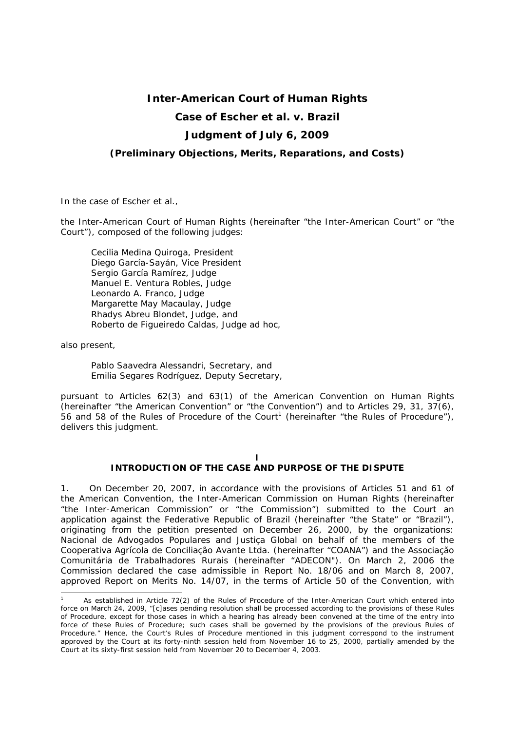# Inter-American Court of Human Rights

## Case of Escher et al. v. Brazil

## Judgment of July 6, 2009

### *(Preliminary Objections, Merits, Reparations, and Costs)*

In the case of Escher et al.,

the Inter-American Court of Human Rights (hereinafter "the Inter-American Court" or "the Court"), composed of the following judges:

> Cecilia Medina Quiroga, President
> Diego García-Sayán, Vice President
> Sergio García Ramírez, Judge
> Manuel E. Ventura Robles, Judge
> Leonardo A. Franco, Judge
> Margarette May Macaulay, Judge
> Rhadys Abreu Blondet, Judge, and
> Roberto de Figueiredo Caldas, Judge ad hoc,

also present,

> Pablo Saavedra Alessandri, Secretary, and
> Emilia Segares Rodríguez, Deputy Secretary,

pursuant to Articles 62(3) and 63(1) of the American Convention on Human Rights (hereinafter "the American Convention" or "the Convention") and to Articles 29, 31, 37(6), 56 and 58 of the Rules of Procedure of the Court[1] (hereinafter "the Rules of Procedure"), delivers this judgment.

## I
## INTRODUCTION OF THE CASE AND PURPOSE OF THE DISPUTE

1. On December 20, 2007, in accordance with the provisions of Articles 51 and 61 of the American Convention, the Inter-American Commission on Human Rights (hereinafter "the Inter-American Commission" or "the Commission") submitted to the Court an application against the Federative Republic of Brazil (hereinafter "the State" or "Brazil"), originating from the petition presented on December 26, 2000, by the organizations: Nacional de Advogados Populares and Justiça Global on behalf of the members of the Cooperativa Agrícola de Conciliação Avante Ltda. (hereinafter "COANA") and the Associação Comunitária de Trabalhadores Rurais (hereinafter "ADECON"). On March 2, 2006 the Commission declared the case admissible in Report No. 18/06 and on March 8, 2007, approved Report on Merits No. 14/07, in the terms of Article 50 of the Convention, with

---

[1] As established in Article 72(2) of the Rules of Procedure of the Inter-American Court which entered into force on March 24, 2009, "[c]ases pending resolution shall be processed according to the provisions of these Rules of Procedure, except for those cases in which a hearing has already been convened at the time of the entry into force of these Rules of Procedure; such cases shall be governed by the provisions of the previous Rules of Procedure." Hence, the Court's Rules of Procedure mentioned in this judgment correspond to the instrument approved by the Court at its forty-ninth session held from November 16 to 25, 2000, partially amended by the Court at its sixty-first session held from November 20 to December 4, 2003.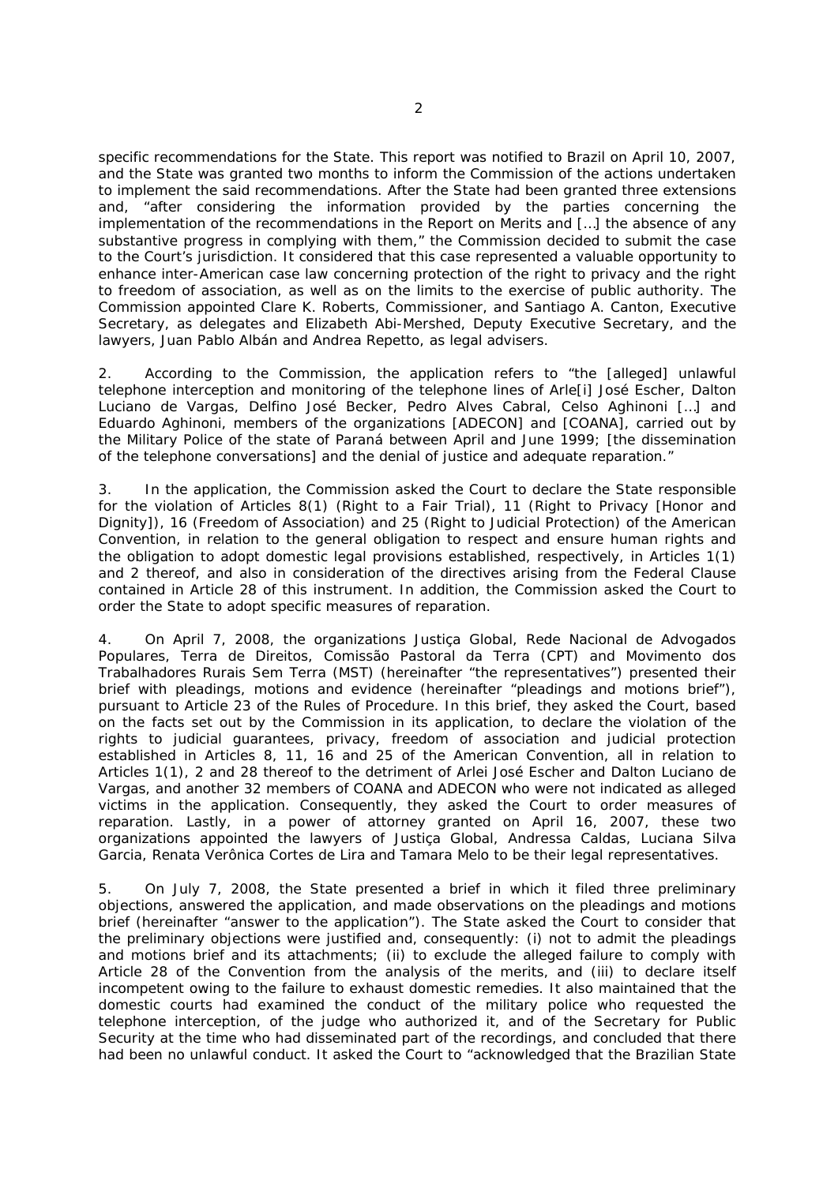specific recommendations for the State. This report was notified to Brazil on April 10, 2007, and the State was granted two months to inform the Commission of the actions undertaken to implement the said recommendations. After the State had been granted three extensions and, "after considering the information provided by the parties concerning the implementation of the recommendations in the Report on Merits and […] the absence of any substantive progress in complying with them," the Commission decided to submit the case to the Court's jurisdiction. It considered that this case represented a valuable opportunity to enhance inter-American case law concerning protection of the right to privacy and the right to freedom of association, as well as on the limits to the exercise of public authority. The Commission appointed Clare K. Roberts, Commissioner, and Santiago A. Canton, Executive Secretary, as delegates and Elizabeth Abi-Mershed, Deputy Executive Secretary, and the lawyers, Juan Pablo Albán and Andrea Repetto, as legal advisers.

2. According to the Commission, the application refers to "the [alleged] unlawful telephone interception and monitoring of the telephone lines of Arle[i] José Escher, Dalton Luciano de Vargas, Delfino José Becker, Pedro Alves Cabral, Celso Aghinoni […] and Eduardo Aghinoni, members of the organizations [ADECON] and [COANA], carried out by the Military Police of the state of Paraná between April and June 1999; [the dissemination of the telephone conversations] and the denial of justice and adequate reparation."

3. In the application, the Commission asked the Court to declare the State responsible for the violation of Articles 8(1) (Right to a Fair Trial), 11 (Right to Privacy [Honor and Dignity]), 16 (Freedom of Association) and 25 (Right to Judicial Protection) of the American Convention, in relation to the general obligation to respect and ensure human rights and the obligation to adopt domestic legal provisions established, respectively, in Articles 1(1) and 2 thereof, and also in consideration of the directives arising from the Federal Clause contained in Article 28 of this instrument. In addition, the Commission asked the Court to order the State to adopt specific measures of reparation.

4. On April 7, 2008, the organizations Justiça Global, Rede Nacional de Advogados Populares, Terra de Direitos, Comissão Pastoral da Terra (CPT) and Movimento dos Trabalhadores Rurais Sem Terra (MST) (hereinafter "the representatives") presented their brief with pleadings, motions and evidence (hereinafter "pleadings and motions brief"), pursuant to Article 23 of the Rules of Procedure. In this brief, they asked the Court, based on the facts set out by the Commission in its application, to declare the violation of the rights to judicial guarantees, privacy, freedom of association and judicial protection established in Articles 8, 11, 16 and 25 of the American Convention, all in relation to Articles 1(1), 2 and 28 thereof to the detriment of Arlei José Escher and Dalton Luciano de Vargas, and another 32 members of COANA and ADECON who were not indicated as alleged victims in the application. Consequently, they asked the Court to order measures of reparation. Lastly, in a power of attorney granted on April 16, 2007, these two organizations appointed the lawyers of Justiça Global, Andressa Caldas, Luciana Silva Garcia, Renata Verônica Cortes de Lira and Tamara Melo to be their legal representatives.

5. On July 7, 2008, the State presented a brief in which it filed three preliminary objections, answered the application, and made observations on the pleadings and motions brief (hereinafter "answer to the application"). The State asked the Court to consider that the preliminary objections were justified and, consequently: (i) not to admit the pleadings and motions brief and its attachments; (ii) to exclude the alleged failure to comply with Article 28 of the Convention from the analysis of the merits, and (iii) to declare itself incompetent owing to the failure to exhaust domestic remedies. It also maintained that the domestic courts had examined the conduct of the military police who requested the telephone interception, of the judge who authorized it, and of the Secretary for Public Security at the time who had disseminated part of the recordings, and concluded that there had been no unlawful conduct. It asked the Court to "acknowledged that the Brazilian State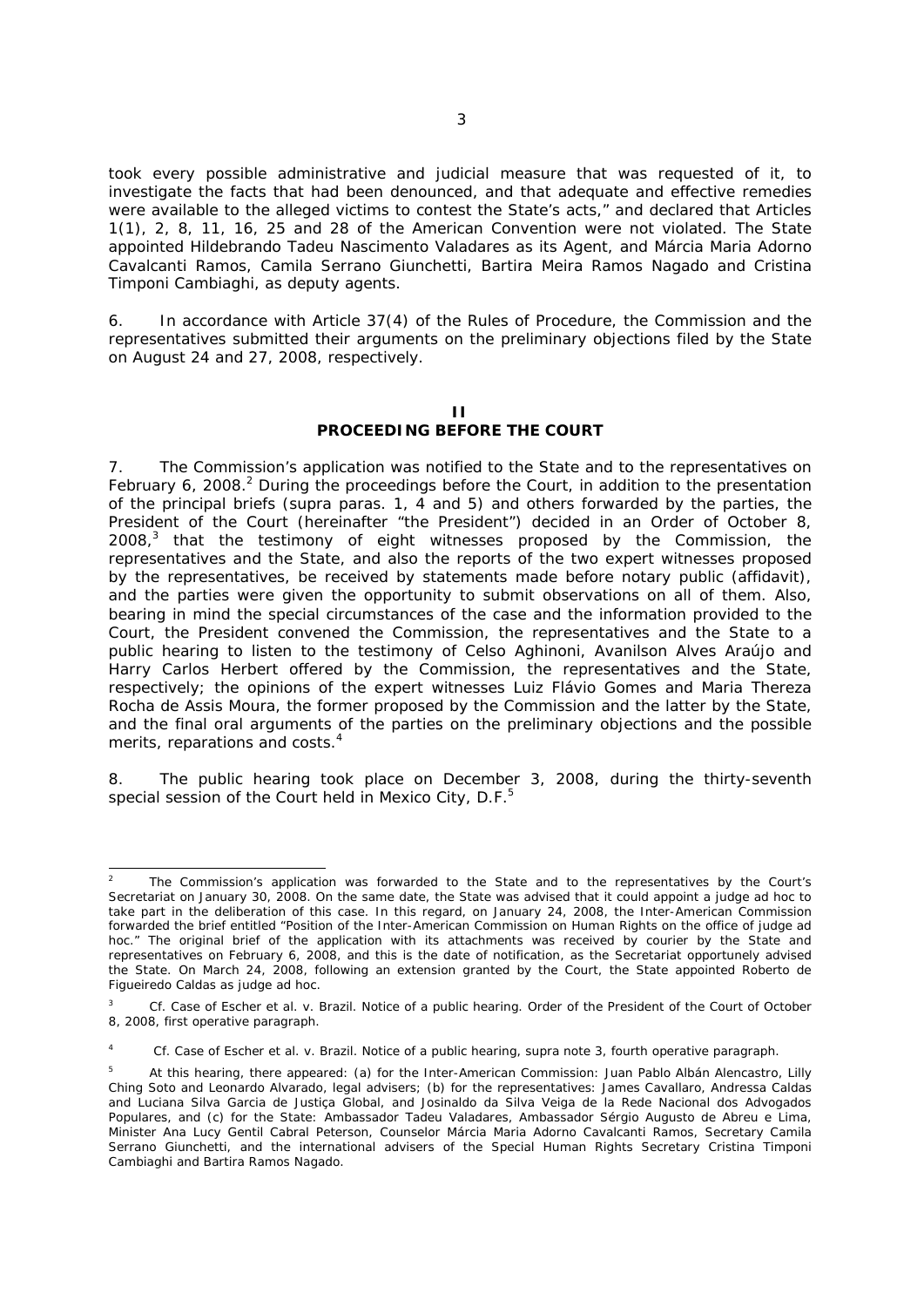took every possible administrative and judicial measure that was requested of it, to investigate the facts that had been denounced, and that adequate and effective remedies were available to the alleged victims to contest the State's acts," and declared that Articles 1(1), 2, 8, 11, 16, 25 and 28 of the American Convention were not violated. The State appointed Hildebrando Tadeu Nascimento Valadares as its Agent, and Márcia Maria Adorno Cavalcanti Ramos, Camila Serrano Giunchetti, Bartira Meira Ramos Nagado and Cristina Timponi Cambiaghi, as deputy agents.

6. In accordance with Article 37(4) of the Rules of Procedure, the Commission and the representatives submitted their arguments on the preliminary objections filed by the State on August 24 and 27, 2008, respectively.

## II
## PROCEEDING BEFORE THE COURT

7. The Commission's application was notified to the State and to the representatives on February 6, 2008.[2] During the proceedings before the Court, in addition to the presentation of the principal briefs (*supra* paras. 1, 4 and 5) and others forwarded by the parties, the President of the Court (hereinafter "the President") decided in an Order of October 8, 2008,[3] that the testimony of eight witnesses proposed by the Commission, the representatives and the State, and also the reports of the two expert witnesses proposed by the representatives, be received by statements made before notary public (affidavit), and the parties were given the opportunity to submit observations on all of them. Also, bearing in mind the special circumstances of the case and the information provided to the Court, the President convened the Commission, the representatives and the State to a public hearing to listen to the testimony of Celso Aghinoni, Avanilson Alves Araújo and Harry Carlos Herbert offered by the Commission, the representatives and the State, respectively; the opinions of the expert witnesses Luiz Flávio Gomes and Maria Thereza Rocha de Assis Moura, the former proposed by the Commission and the latter by the State, and the final oral arguments of the parties on the preliminary objections and the possible merits, reparations and costs.[4]

8. The public hearing took place on December 3, 2008, during the thirty-seventh special session of the Court held in Mexico City, D.F.[5]

---

[2] The Commission's application was forwarded to the State and to the representatives by the Court's Secretariat on January 30, 2008. On the same date, the State was advised that it could appoint a judge *ad hoc* to take part in the deliberation of this case. In this regard, on January 24, 2008, the Inter-American Commission forwarded the brief entitled "Position of the Inter-American Commission on Human Rights on the office of judge *ad hoc*." The original brief of the application with its attachments was received by courier by the State and representatives on February 6, 2008, and this is the date of notification, as the Secretariat opportunely advised the State. On March 24, 2008, following an extension granted by the Court, the State appointed Roberto de Figueiredo Caldas as judge *ad hoc*.

[3] *Cf. Case of Escher et al. v. Brazil*. Notice of a public hearing. Order of the President of the Court of October 8, 2008, first operative paragraph.

[4] *Cf. Case of Escher et al. v. Brazil*. Notice of a public hearing, *supra* note 3, fourth operative paragraph.

[5] At this hearing, there appeared: (a) for the Inter-American Commission: Juan Pablo Albán Alencastro, Lilly Ching Soto and Leonardo Alvarado, legal advisers; (b) for the representatives: James Cavallaro, Andressa Caldas and Luciana Silva Garcia de Justiça Global, and Josinaldo da Silva Veiga de la Rede Nacional dos Advogados Populares, and (c) for the State: Ambassador Tadeu Valadares, Ambassador Sérgio Augusto de Abreu e Lima, Minister Ana Lucy Gentil Cabral Peterson, Counselor Márcia Maria Adorno Cavalcanti Ramos, Secretary Camila Serrano Giunchetti, and the international advisers of the Special Human Rights Secretary Cristina Timponi Cambiaghi and Bartira Ramos Nagado.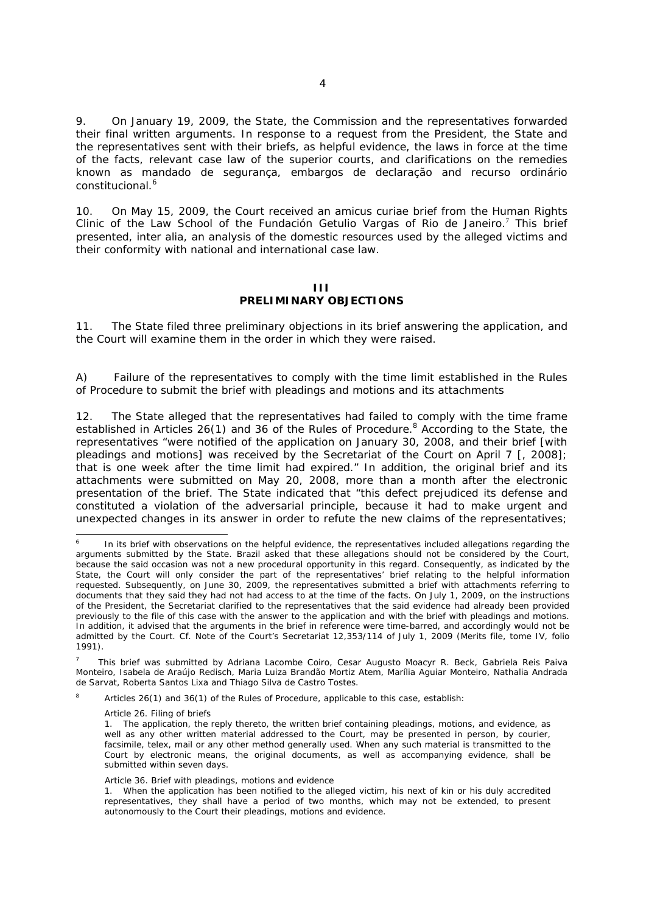9. On January 19, 2009, the State, the Commission and the representatives forwarded their final written arguments. In response to a request from the President, the State and the representatives sent with their briefs, as helpful evidence, the laws in force at the time of the facts, relevant case law of the superior courts, and clarifications on the remedies known as *mandado de segurança*, *embargos de declaração* and *recurso ordinário constitucional*.[6]

10. On May 15, 2009, the Court received an *amicus curiae* brief from the Human Rights Clinic of the Law School of the Fundación Getulio Vargas of Rio de Janeiro.[7] This brief presented, *inter alia*, an analysis of the domestic resources used by the alleged victims and their conformity with national and international case law.

## III
## PRELIMINARY OBJECTIONS

11. The State filed three preliminary objections in its brief answering the application, and the Court will examine them in the order in which they were raised.

*A) Failure of the representatives to comply with the time limit established in the Rules of Procedure to submit the brief with pleadings and motions and its attachments*

12. The State alleged that the representatives had failed to comply with the time frame established in Articles 26(1) and 36 of the Rules of Procedure.[8] According to the State, the representatives "were notified of the application on January 30, 2008, and their brief [with pleadings and motions] was received by the Secretariat of the Court on April 7 [, 2008]; that is one week after the time limit had expired." In addition, the original brief and its attachments were submitted on May 20, 2008, more than a month after the electronic presentation of the brief. The State indicated that "this defect prejudiced its defense and constituted a violation of the adversarial principle, because it had to make urgent and unexpected changes in its answer in order to refute the new claims of the representatives;

---

[6] In its brief with observations on the helpful evidence, the representatives included allegations regarding the arguments submitted by the State. Brazil asked that these allegations should not be considered by the Court, because the said occasion was not a new procedural opportunity in this regard. Consequently, as indicated by the State, the Court will only consider the part of the representatives' brief relating to the helpful information requested. Subsequently, on June 30, 2009, the representatives submitted a brief with attachments referring to documents that they said they had not had access to at the time of the facts. On July 1, 2009, on the instructions of the President, the Secretariat clarified to the representatives that the said evidence had already been provided previously to the file of this case with the answer to the application and with the brief with pleadings and motions. In addition, it advised that the arguments in the brief in reference were time-barred, and accordingly would not be admitted by the Court. *Cf.* Note of the Court's Secretariat 12,353/114 of July 1, 2009 (Merits file, tome IV, folio 1991).

[7] This brief was submitted by Adriana Lacombe Coiro, Cesar Augusto Moacyr R. Beck, Gabriela Reis Paiva Monteiro, Isabela de Araújo Redisch, Maria Luiza Brandão Mortiz Atem, Marília Aguiar Monteiro, Nathalia Andrada de Sarvat, Roberta Santos Lixa and Thiago Silva de Castro Tostes.

[8] Articles 26(1) and 36(1) of the Rules of Procedure, applicable to this case, establish:

*Article 26. Filing of briefs*

1. The application, the reply thereto, the written brief containing pleadings, motions, and evidence, as well as any other written material addressed to the Court, may be presented in person, by courier, facsimile, telex, mail or any other method generally used. When any such material is transmitted to the Court by electronic means, the original documents, as well as accompanying evidence, shall be submitted within seven days.

*Article 36. Brief with pleadings, motions and evidence*

1. When the application has been notified to the alleged victim, his next of kin or his duly accredited representatives, they shall have a period of two months, which may not be extended, to present autonomously to the Court their pleadings, motions and evidence.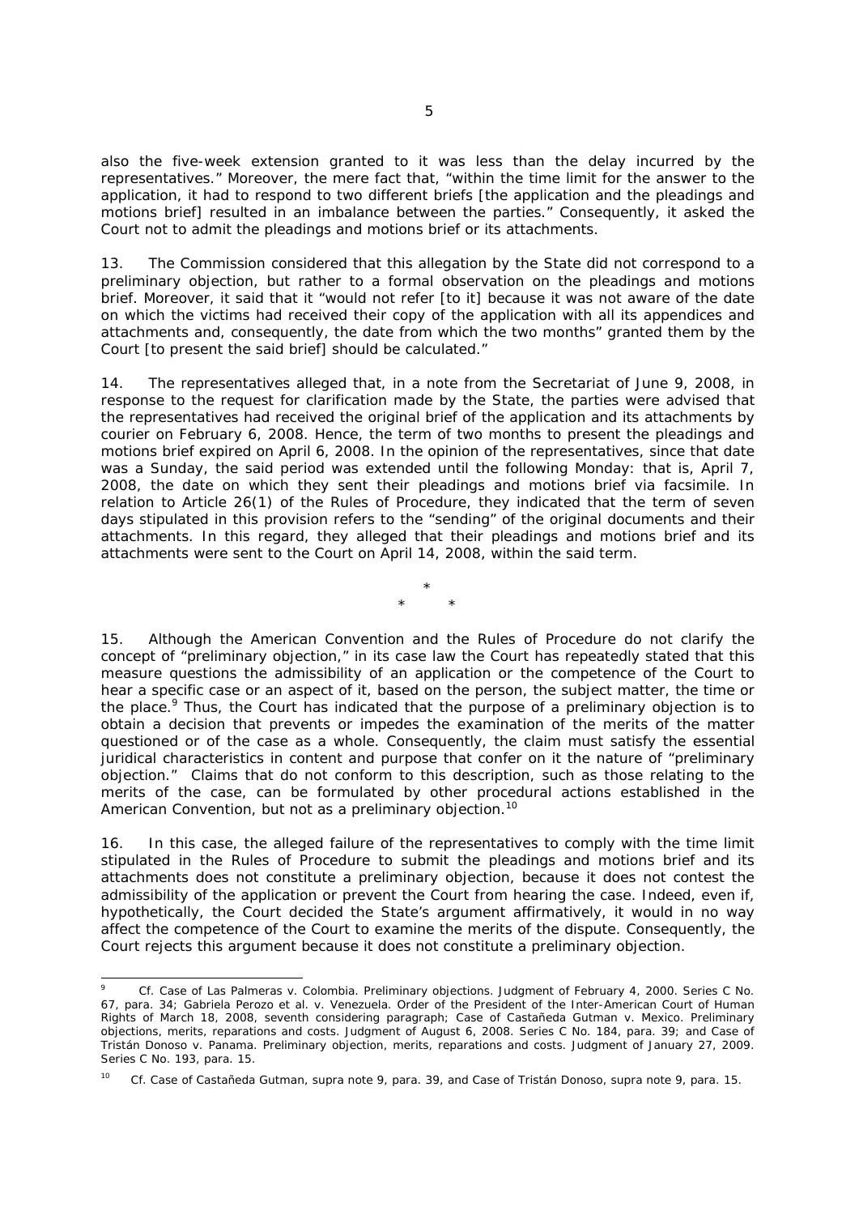also the five-week extension granted to it was less than the delay incurred by the representatives." Moreover, the mere fact that, "within the time limit for the answer to the application, it had to respond to two different briefs [the application and the pleadings and motions brief] resulted in an imbalance between the parties." Consequently, it asked the Court not to admit the pleadings and motions brief or its attachments.

13. The Commission considered that this allegation by the State did not correspond to a preliminary objection, but rather to a formal observation on the pleadings and motions brief. Moreover, it said that it "would not refer [to it] because it was not aware of the date on which the victims had received their copy of the application with all its appendices and attachments and, consequently, the date from which the two months" granted them by the Court [to present the said brief] should be calculated."

14. The representatives alleged that, in a note from the Secretariat of June 9, 2008, in response to the request for clarification made by the State, the parties were advised that the representatives had received the original brief of the application and its attachments by courier on February 6, 2008. Hence, the term of two months to present the pleadings and motions brief expired on April 6, 2008. In the opinion of the representatives, since that date was a Sunday, the said period was extended until the following Monday: that is, April 7, 2008, the date on which they sent their pleadings and motions brief via facsimile. In relation to Article 26(1) of the Rules of Procedure, they indicated that the term of seven days stipulated in this provision refers to the "sending" of the original documents and their attachments. In this regard, they alleged that their pleadings and motions brief and its attachments were sent to the Court on April 14, 2008, within the said term.

\*
\* \*

15. Although the American Convention and the Rules of Procedure do not clarify the concept of "preliminary objection," in its case law the Court has repeatedly stated that this measure questions the admissibility of an application or the competence of the Court to hear a specific case or an aspect of it, based on the person, the subject matter, the time or the place.[9] Thus, the Court has indicated that the purpose of a preliminary objection is to obtain a decision that prevents or impedes the examination of the merits of the matter questioned or of the case as a whole. Consequently, the claim must satisfy the essential juridical characteristics in content and purpose that confer on it the nature of "preliminary objection." Claims that do not conform to this description, such as those relating to the merits of the case, can be formulated by other procedural actions established in the American Convention, but not as a preliminary objection.[10]

16. In this case, the alleged failure of the representatives to comply with the time limit stipulated in the Rules of Procedure to submit the pleadings and motions brief and its attachments does not constitute a preliminary objection, because it does not contest the admissibility of the application or prevent the Court from hearing the case. Indeed, even if, hypothetically, the Court decided the State's argument affirmatively, it would in no way affect the competence of the Court to examine the merits of the dispute. Consequently, the Court rejects this argument because it does not constitute a preliminary objection.

---

[9] *Cf. Case of Las Palmeras v. Colombia. Preliminary objections*. Judgment of February 4, 2000. Series C No. 67, para. 34; *Gabriela Perozo et al. v. Venezuela*. Order of the President of the Inter-American Court of Human Rights of March 18, 2008, seventh considering paragraph; *Case of Castañeda Gutman v. Mexico. Preliminary objections, merits, reparations and costs*. Judgment of August 6, 2008. Series C No. 184, para. 39; and *Case of Tristán Donoso v. Panama. Preliminary objection, merits, reparations and costs*. Judgment of January 27, 2009. Series C No. 193, para. 15.

[10] *Cf. Case of Castañeda Gutman*, *supra* note 9, para. 39, and *Case of Tristán Donoso*, *supra* note 9, para. 15.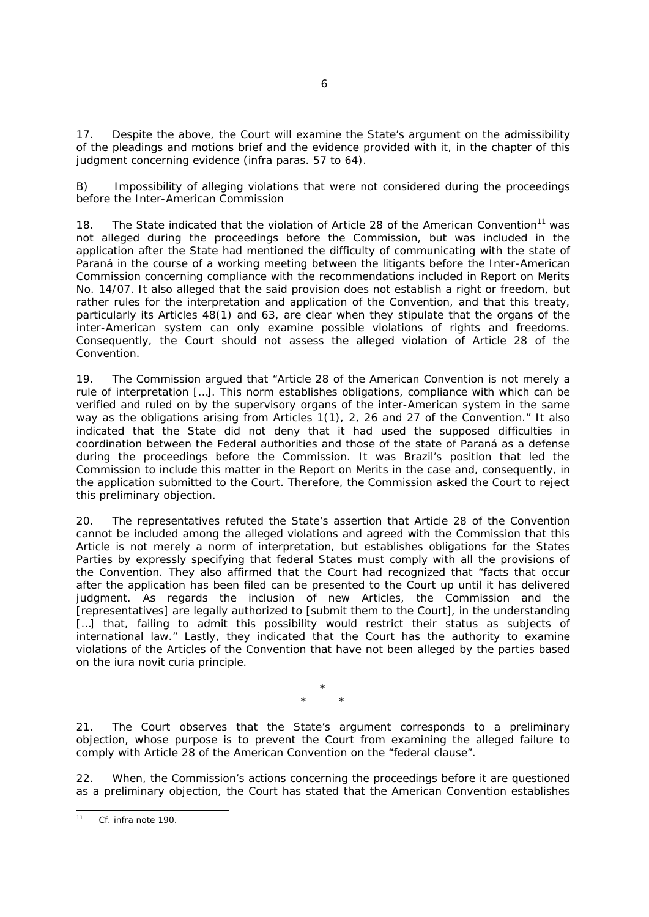17. Despite the above, the Court will examine the State's argument on the admissibility of the pleadings and motions brief and the evidence provided with it, in the chapter of this judgment concerning evidence (*infra* paras. 57 to 64).

B) Impossibility of alleging violations that were not considered during the proceedings before the Inter-American Commission

18. The State indicated that the violation of Article 28 of the American Convention[11] was not alleged during the proceedings before the Commission, but was included in the application after the State had mentioned the difficulty of communicating with the state of Paraná in the course of a working meeting between the litigants before the Inter-American Commission concerning compliance with the recommendations included in Report on Merits No. 14/07. It also alleged that the said provision does not establish a right or freedom, but rather rules for the interpretation and application of the Convention, and that this treaty, particularly its Articles 48(1) and 63, are clear when they stipulate that the organs of the inter-American system can only examine possible violations of rights and freedoms. Consequently, the Court should not assess the alleged violation of Article 28 of the Convention.

19. The Commission argued that "Article 28 of the American Convention is not merely a rule of interpretation […]. This norm establishes obligations, compliance with which can be verified and ruled on by the supervisory organs of the inter-American system in the same way as the obligations arising from Articles 1(1), 2, 26 and 27 of the Convention." It also indicated that the State did not deny that it had used the supposed difficulties in coordination between the Federal authorities and those of the state of Paraná as a defense during the proceedings before the Commission. It was Brazil's position that led the Commission to include this matter in the Report on Merits in the case and, consequently, in the application submitted to the Court. Therefore, the Commission asked the Court to reject this preliminary objection.

20. The representatives refuted the State's assertion that Article 28 of the Convention cannot be included among the alleged violations and agreed with the Commission that this Article is not merely a norm of interpretation, but establishes obligations for the States Parties by expressly specifying that federal States must comply with all the provisions of the Convention. They also affirmed that the Court had recognized that "facts that occur after the application has been filed can be presented to the Court up until it has delivered judgment. As regards the inclusion of new Articles, the Commission and the [representatives] are legally authorized to [submit them to the Court], in the understanding […] that, failing to admit this possibility would restrict their status as subjects of international law." Lastly, they indicated that the Court has the authority to examine violations of the Articles of the Convention that have not been alleged by the parties based on the *iura novit curia* principle.

\*
\* \*

21. The Court observes that the State's argument corresponds to a preliminary objection, whose purpose is to prevent the Court from examining the alleged failure to comply with Article 28 of the American Convention on the "federal clause".

22. When, the Commission's actions concerning the proceedings before it are questioned as a preliminary objection, the Court has stated that the American Convention establishes

---

[11] *Cf. infra* note 190.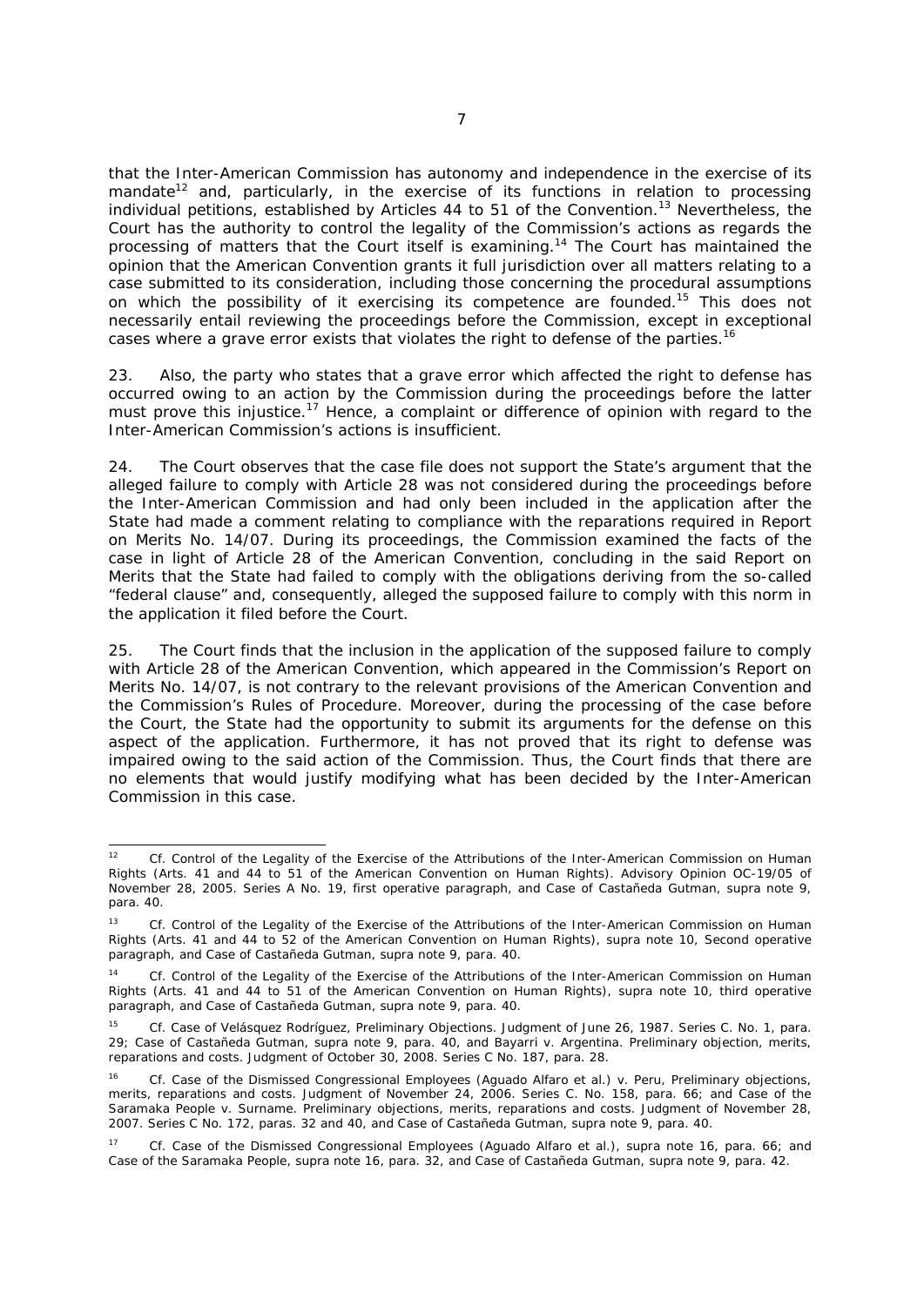that the Inter-American Commission has autonomy and independence in the exercise of its mandate[12] and, particularly, in the exercise of its functions in relation to processing individual petitions, established by Articles 44 to 51 of the Convention.[13] Nevertheless, the Court has the authority to control the legality of the Commission's actions as regards the processing of matters that the Court itself is examining.[14] The Court has maintained the opinion that the American Convention grants it full jurisdiction over all matters relating to a case submitted to its consideration, including those concerning the procedural assumptions on which the possibility of it exercising its competence are founded.[15] This does not necessarily entail reviewing the proceedings before the Commission, except in exceptional cases where a grave error exists that violates the right to defense of the parties.[16]

23. Also, the party who states that a grave error which affected the right to defense has occurred owing to an action by the Commission during the proceedings before the latter must prove this injustice.[17] Hence, a complaint or difference of opinion with regard to the Inter-American Commission's actions is insufficient.

24. The Court observes that the case file does not support the State's argument that the alleged failure to comply with Article 28 was not considered during the proceedings before the Inter-American Commission and had only been included in the application after the State had made a comment relating to compliance with the reparations required in Report on Merits No. 14/07. During its proceedings, the Commission examined the facts of the case in light of Article 28 of the American Convention, concluding in the said Report on Merits that the State had failed to comply with the obligations deriving from the so-called "federal clause" and, consequently, alleged the supposed failure to comply with this norm in the application it filed before the Court.

25. The Court finds that the inclusion in the application of the supposed failure to comply with Article 28 of the American Convention, which appeared in the Commission's Report on Merits No. 14/07, is not contrary to the relevant provisions of the American Convention and the Commission's Rules of Procedure. Moreover, during the processing of the case before the Court, the State had the opportunity to submit its arguments for the defense on this aspect of the application. Furthermore, it has not proved that its right to defense was impaired owing to the said action of the Commission. Thus, the Court finds that there are no elements that would justify modifying what has been decided by the Inter-American Commission in this case.

---

[12] *Cf. Control of the Legality of the Exercise of the Attributions of the Inter-American Commission on Human Rights (Arts. 41 and 44 to 51 of the American Convention on Human Rights)*. Advisory Opinion OC-19/05 of November 28, 2005. Series A No. 19, first operative paragraph, and *Case of Castañeda Gutman, supra* note 9, para. 40.

[13] *Cf. Control of the Legality of the Exercise of the Attributions of the Inter-American Commission on Human Rights (Arts. 41 and 44 to 52 of the American Convention on Human Rights), supra* note 10, Second operative paragraph, and *Case of Castañeda Gutman, supra* note 9, para. 40.

[14] *Cf. Control of the Legality of the Exercise of the Attributions of the Inter-American Commission on Human Rights (Arts. 41 and 44 to 51 of the American Convention on Human Rights), supra* note 10, third operative paragraph, and *Case of Castañeda Gutman, supra* note 9, para. 40.

[15] *Cf. Case of Velásquez Rodríguez, Preliminary Objections*. Judgment of June 26, 1987. Series C. No. 1, para. 29; *Case of Castañeda Gutman, supra* note 9, para. 40, and *Bayarri v. Argentina. Preliminary objection, merits, reparations and costs*. Judgment of October 30, 2008. Series C No. 187, para. 28.

[16] *Cf. Case of the Dismissed Congressional Employees (Aguado Alfaro et al.) v. Peru, Preliminary objections, merits, reparations and costs*. Judgment of November 24, 2006. Series C. No. 158, para. 66; and *Case of the Saramaka People v. Surname. Preliminary objections, merits, reparations and costs*. Judgment of November 28, 2007. Series C No. 172, paras. 32 and 40, and *Case of Castañeda Gutman, supra* note 9, para. 40.

[17] *Cf. Case of the Dismissed Congressional Employees (Aguado Alfaro et al.), supra* note 16, para. 66; and *Case of the Saramaka People, supra* note 16, para. 32, and *Case of Castañeda Gutman, supra* note 9, para. 42.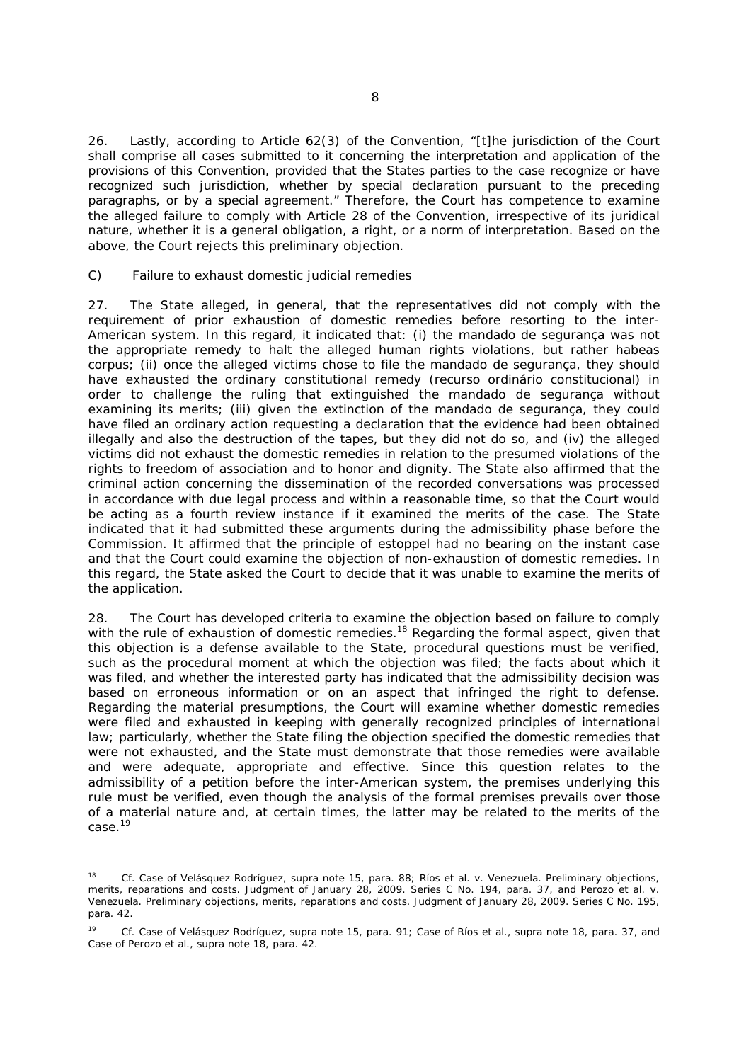26. Lastly, according to Article 62(3) of the Convention, "[t]he jurisdiction of the Court shall comprise all cases submitted to it concerning the interpretation and application of the provisions of this Convention, provided that the States parties to the case recognize or have recognized such jurisdiction, whether by special declaration pursuant to the preceding paragraphs, or by a special agreement." Therefore, the Court has competence to examine the alleged failure to comply with Article 28 of the Convention, irrespective of its juridical nature, whether it is a general obligation, a right, or a norm of interpretation. Based on the above, the Court rejects this preliminary objection.

C) *Failure to exhaust domestic judicial remedies*

27. The State alleged, in general, that the representatives did not comply with the requirement of prior exhaustion of domestic remedies before resorting to the inter-American system. In this regard, it indicated that: (i) the *mandado de segurança* was not the appropriate remedy to halt the alleged human rights violations, but rather habeas corpus; (ii) once the alleged victims chose to file the *mandado de segurança*, they should have exhausted the ordinary constitutional remedy (*recurso ordinário constitucional*) in order to challenge the ruling that extinguished the *mandado de segurança* without examining its merits; (iii) given the extinction of the *mandado de segurança*, they could have filed an ordinary action requesting a declaration that the evidence had been obtained illegally and also the destruction of the tapes, but they did not do so, and (iv) the alleged victims did not exhaust the domestic remedies in relation to the presumed violations of the rights to freedom of association and to honor and dignity. The State also affirmed that the criminal action concerning the dissemination of the recorded conversations was processed in accordance with due legal process and within a reasonable time, so that the Court would be acting as a fourth review instance if it examined the merits of the case. The State indicated that it had submitted these arguments during the admissibility phase before the Commission. It affirmed that the principle of estoppel had no bearing on the instant case and that the Court could examine the objection of non-exhaustion of domestic remedies. In this regard, the State asked the Court to decide that it was unable to examine the merits of the application.

28. The Court has developed criteria to examine the objection based on failure to comply with the rule of exhaustion of domestic remedies.[18] Regarding the formal aspect, given that this objection is a defense available to the State, procedural questions must be verified, such as the procedural moment at which the objection was filed; the facts about which it was filed, and whether the interested party has indicated that the admissibility decision was based on erroneous information or on an aspect that infringed the right to defense. Regarding the material presumptions, the Court will examine whether domestic remedies were filed and exhausted in keeping with generally recognized principles of international law; particularly, whether the State filing the objection specified the domestic remedies that were not exhausted, and the State must demonstrate that those remedies were available and were adequate, appropriate and effective. Since this question relates to the admissibility of a petition before the inter-American system, the premises underlying this rule must be verified, even though the analysis of the formal premises prevails over those of a material nature and, at certain times, the latter may be related to the merits of the case.[19]

---

[18] *Cf. Case of Velásquez Rodríguez, supra* note 15, para. 88; *Ríos et al. v. Venezuela. Preliminary objections, merits, reparations and costs.* Judgment of January 28, 2009. Series C No. 194, para. 37, and *Perozo et al. v. Venezuela. Preliminary objections, merits, reparations and costs.* Judgment of January 28, 2009. Series C No. 195, para. 42.

[19] *Cf. Case of Velásquez Rodríguez, supra* note 15, para. 91; *Case of Ríos et al., supra* note 18, para. 37, and *Case of Perozo et al., supra* note 18, para. 42.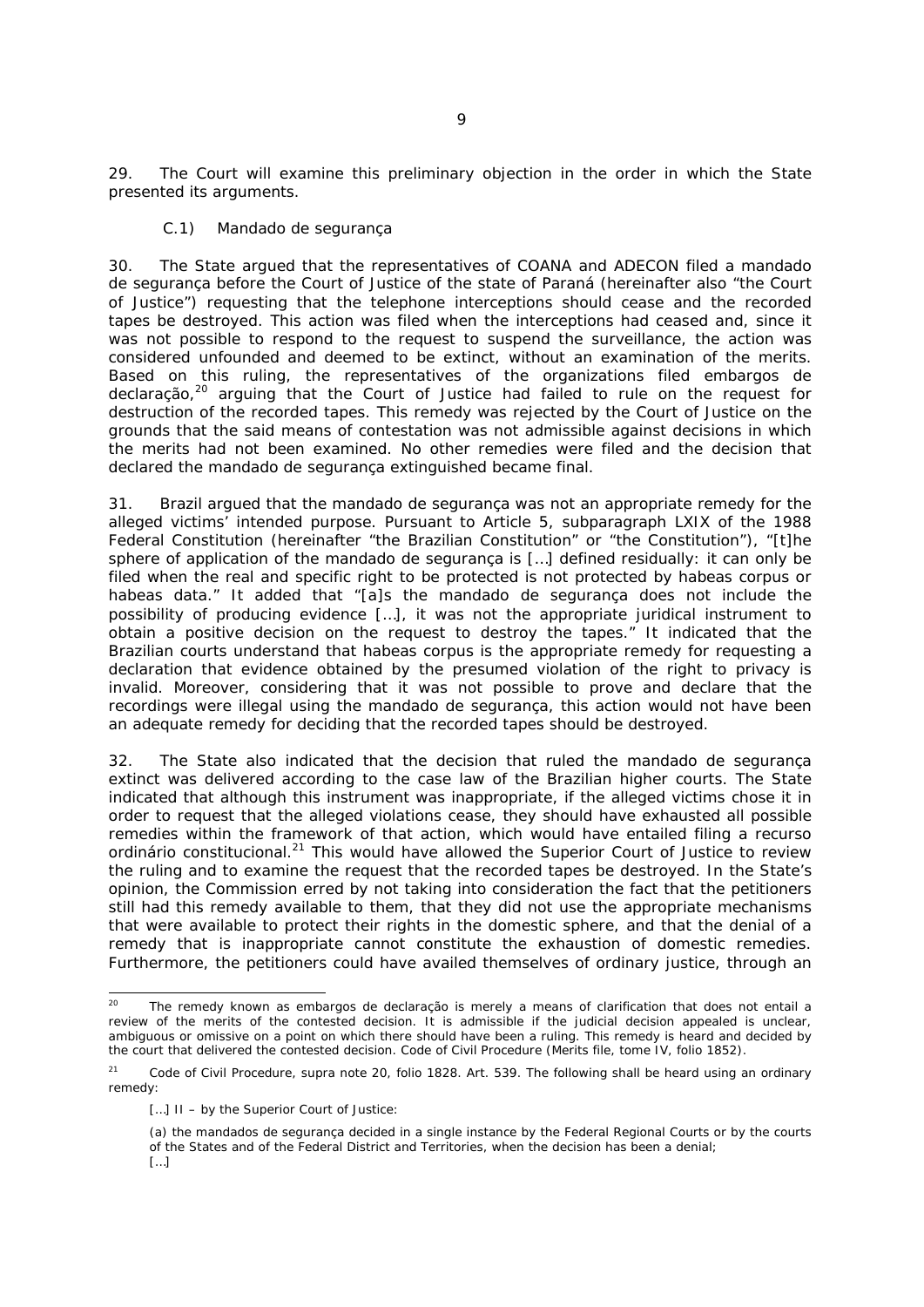29. The Court will examine this preliminary objection in the order in which the State presented its arguments.

### C.1) *Mandado de segurança*

30. The State argued that the representatives of COANA and ADECON filed a *mandado de segurança* before the Court of Justice of the state of Paraná (hereinafter also "the Court of Justice") requesting that the telephone interceptions should cease and the recorded tapes be destroyed. This action was filed when the interceptions had ceased and, since it was not possible to respond to the request to suspend the surveillance, the action was considered unfounded and deemed to be extinct, without an examination of the merits. Based on this ruling, the representatives of the organizations filed *embargos de declaração*,[20] arguing that the Court of Justice had failed to rule on the request for destruction of the recorded tapes. This remedy was rejected by the Court of Justice on the grounds that the said means of contestation was not admissible against decisions in which the merits had not been examined. No other remedies were filed and the decision that declared the *mandado de segurança* extinguished became final.

31. Brazil argued that the *mandado de segurança* was not an appropriate remedy for the alleged victims' intended purpose. Pursuant to Article 5, subparagraph LXIX of the 1988 Federal Constitution (hereinafter "the Brazilian Constitution" or "the Constitution"), "[t]he sphere of application of the *mandado de segurança* is [...] defined residually: it can only be filed when the real and specific right to be protected is not protected by *habeas corpus* or *habeas data*." It added that "[a]s the *mandado de segurança* does not include the possibility of producing evidence [...], it was not the appropriate juridical instrument to obtain a positive decision on the request to destroy the tapes." It indicated that the Brazilian courts understand that *habeas corpus* is the appropriate remedy for requesting a declaration that evidence obtained by the presumed violation of the right to privacy is invalid. Moreover, considering that it was not possible to prove and declare that the recordings were illegal using the *mandado de segurança*, this action would not have been an adequate remedy for deciding that the recorded tapes should be destroyed.

32. The State also indicated that the decision that ruled the *mandado de segurança* extinct was delivered according to the case law of the Brazilian higher courts. The State indicated that although this instrument was inappropriate, if the alleged victims chose it in order to request that the alleged violations cease, they should have exhausted all possible remedies within the framework of that action, which would have entailed filing a *recurso ordinário constitucional*.[21] This would have allowed the Superior Court of Justice to review the ruling and to examine the request that the recorded tapes be destroyed. In the State's opinion, the Commission erred by not taking into consideration the fact that the petitioners still had this remedy available to them, that they did not use the appropriate mechanisms that were available to protect their rights in the domestic sphere, and that the denial of a remedy that is inappropriate cannot constitute the exhaustion of domestic remedies. Furthermore, the petitioners could have availed themselves of ordinary justice, through an

---

[20] The remedy known as *embargos de declaração* is merely a means of clarification that does not entail a review of the merits of the contested decision. It is admissible if the judicial decision appealed is unclear, ambiguous or omissive on a point on which there should have been a ruling. This remedy is heard and decided by the court that delivered the contested decision. Code of Civil Procedure (Merits file, tome IV, folio 1852).

[21] Code of Civil Procedure, *supra* note 20, folio 1828. Art. 539. The following shall be heard using an ordinary remedy:

[...] II – by the Superior Court of Justice:

(a) the *mandados de segurança* decided in a single instance by the Federal Regional Courts or by the courts of the States and of the Federal District and Territories, when the decision has been a denial;
[...]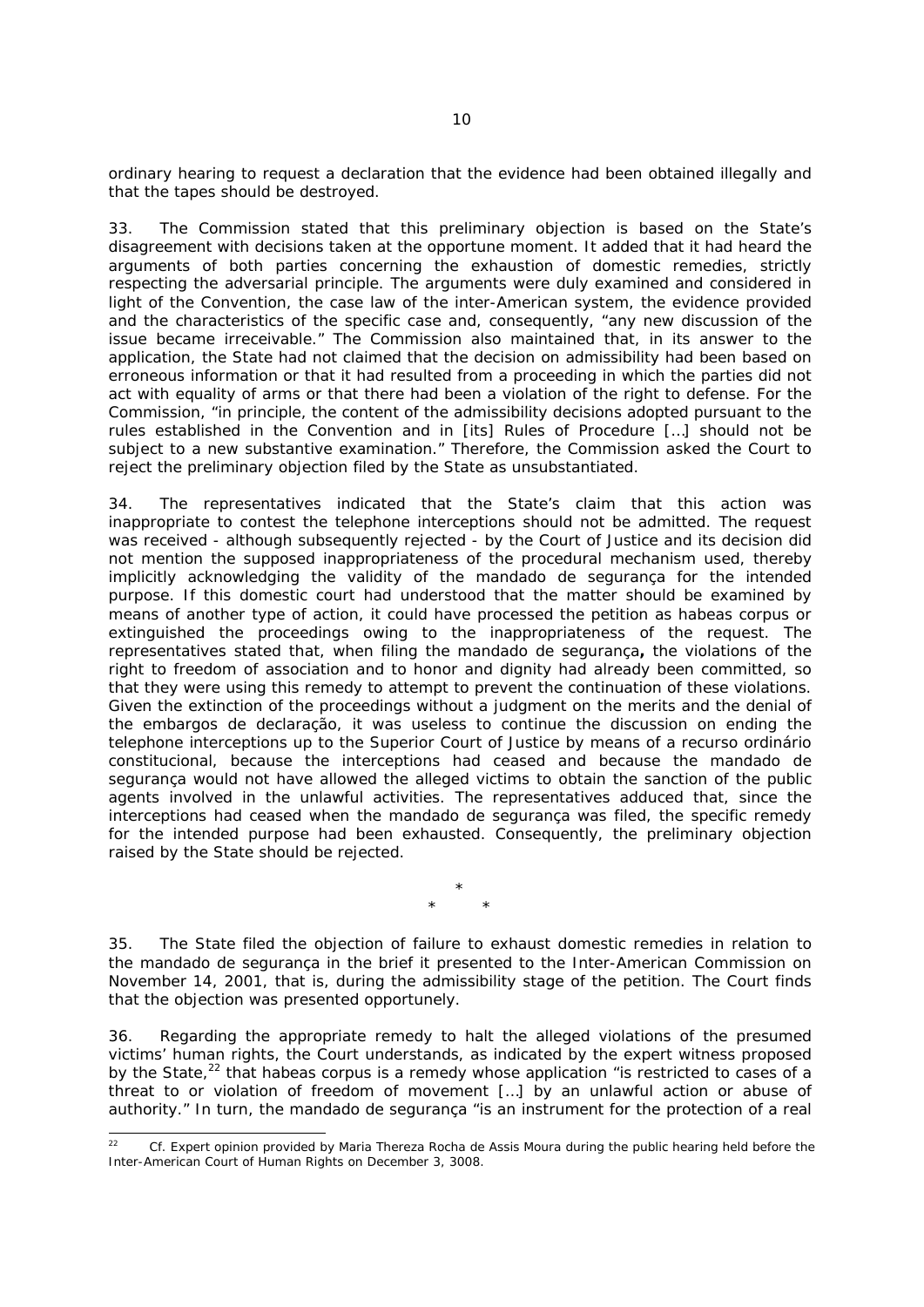ordinary hearing to request a declaration that the evidence had been obtained illegally and that the tapes should be destroyed.

33. The Commission stated that this preliminary objection is based on the State's disagreement with decisions taken at the opportune moment. It added that it had heard the arguments of both parties concerning the exhaustion of domestic remedies, strictly respecting the adversarial principle. The arguments were duly examined and considered in light of the Convention, the case law of the inter-American system, the evidence provided and the characteristics of the specific case and, consequently, "any new discussion of the issue became irreceivable." The Commission also maintained that, in its answer to the application, the State had not claimed that the decision on admissibility had been based on erroneous information or that it had resulted from a proceeding in which the parties did not act with equality of arms or that there had been a violation of the right to defense. For the Commission, "in principle, the content of the admissibility decisions adopted pursuant to the rules established in the Convention and in [its] Rules of Procedure […] should not be subject to a new substantive examination." Therefore, the Commission asked the Court to reject the preliminary objection filed by the State as unsubstantiated.

34. The representatives indicated that the State's claim that this action was inappropriate to contest the telephone interceptions should not be admitted. The request was received - although subsequently rejected - by the Court of Justice and its decision did not mention the supposed inappropriateness of the procedural mechanism used, thereby implicitly acknowledging the validity of the *mandado de segurança* for the intended purpose. If this domestic court had understood that the matter should be examined by means of another type of action, it could have processed the petition as *habeas corpus* or extinguished the proceedings owing to the inappropriateness of the request. The representatives stated that, when filing the *mandado de segurança***,** the violations of the right to freedom of association and to honor and dignity had already been committed, so that they were using this remedy to attempt to prevent the continuation of these violations. Given the extinction of the proceedings without a judgment on the merits and the denial of the *embargos de declaração*, it was useless to continue the discussion on ending the telephone interceptions up to the Superior Court of Justice by means of a *recurso ordinário constitucional*, because the interceptions had ceased and because the *mandado de segurança* would not have allowed the alleged victims to obtain the sanction of the public agents involved in the unlawful activities. The representatives adduced that, since the interceptions had ceased when the *mandado de segurança* was filed, the specific remedy for the intended purpose had been exhausted. Consequently, the preliminary objection raised by the State should be rejected.

\*
\* \*

35. The State filed the objection of failure to exhaust domestic remedies in relation to the *mandado de segurança* in the brief it presented to the Inter-American Commission on November 14, 2001, that is, during the admissibility stage of the petition. The Court finds that the objection was presented opportunely.

36. Regarding the appropriate remedy to halt the alleged violations of the presumed victims' human rights, the Court understands, as indicated by the expert witness proposed by the State,[22] that *habeas corpus* is a remedy whose application "is restricted to cases of a threat to or violation of freedom of movement […] by an unlawful action or abuse of authority." In turn, the *mandado de segurança* "is an instrument for the protection of a real

---

[22] *Cf.* Expert opinion provided by Maria Thereza Rocha de Assis Moura during the public hearing held before the Inter-American Court of Human Rights on December 3, 3008.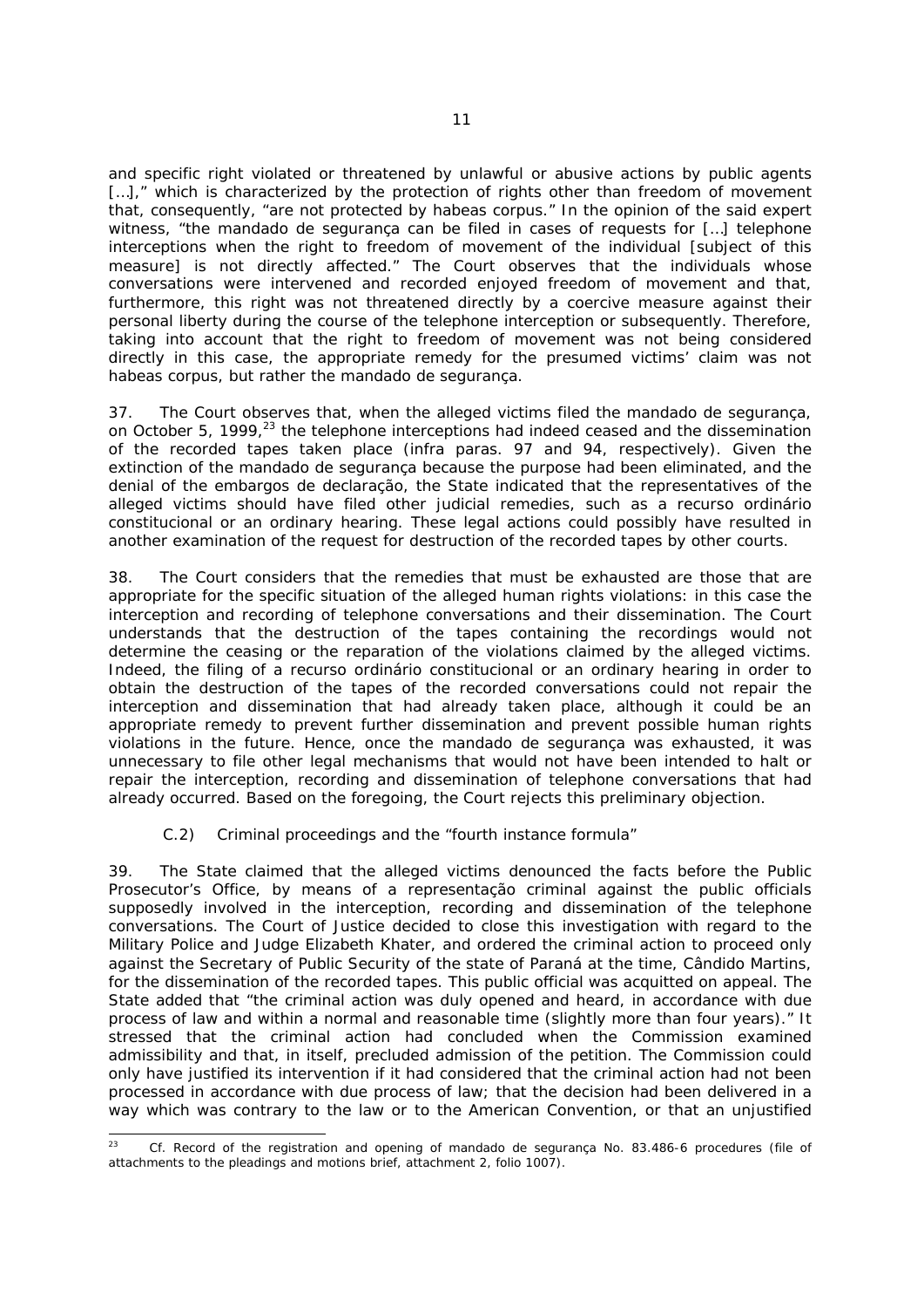and specific right violated or threatened by unlawful or abusive actions by public agents […]," which is characterized by the protection of rights other than freedom of movement that, consequently, "are not protected by habeas corpus." In the opinion of the said expert witness, "the *mandado de segurança* can be filed in cases of requests for […] telephone interceptions when the right to freedom of movement of the individual [subject of this measure] is not directly affected." The Court observes that the individuals whose conversations were intervened and recorded enjoyed freedom of movement and that, furthermore, this right was not threatened directly by a coercive measure against their personal liberty during the course of the telephone interception or subsequently. Therefore, taking into account that the right to freedom of movement was not being considered directly in this case, the appropriate remedy for the presumed victims' claim was not *habeas corpus*, but rather the *mandado de segurança*.

37. The Court observes that, when the alleged victims filed the *mandado de segurança*, on October 5, 1999,[23] the telephone interceptions had indeed ceased and the dissemination of the recorded tapes taken place (*infra* paras. 97 and 94, respectively). Given the extinction of the *mandado de segurança* because the purpose had been eliminated, and the denial of the *embargos de declaração*, the State indicated that the representatives of the alleged victims should have filed other judicial remedies, such as a *recurso ordinário constitucional* or an ordinary hearing. These legal actions could possibly have resulted in another examination of the request for destruction of the recorded tapes by other courts.

38. The Court considers that the remedies that must be exhausted are those that are appropriate for the specific situation of the alleged human rights violations: in this case the interception and recording of telephone conversations and their dissemination. The Court understands that the destruction of the tapes containing the recordings would not determine the ceasing or the reparation of the violations claimed by the alleged victims. Indeed, the filing of a *recurso ordinário constitucional* or an ordinary hearing in order to obtain the destruction of the tapes of the recorded conversations could not repair the interception and dissemination that had already taken place, although it could be an appropriate remedy to prevent further dissemination and prevent possible human rights violations in the future. Hence, once the *mandado de segurança* was exhausted, it was unnecessary to file other legal mechanisms that would not have been intended to halt or repair the interception, recording and dissemination of telephone conversations that had already occurred. Based on the foregoing, the Court rejects this preliminary objection.

*C.2) Criminal proceedings and the "fourth instance formula"*

39. The State claimed that the alleged victims denounced the facts before the Public Prosecutor's Office, by means of a *representação criminal* against the public officials supposedly involved in the interception, recording and dissemination of the telephone conversations. The Court of Justice decided to close this investigation with regard to the Military Police and Judge Elizabeth Khater, and ordered the criminal action to proceed only against the Secretary of Public Security of the state of Paraná at the time, Cândido Martins, for the dissemination of the recorded tapes. This public official was acquitted on appeal. The State added that "the criminal action was duly opened and heard, in accordance with due process of law and within a normal and reasonable time (slightly more than four years)." It stressed that the criminal action had concluded when the Commission examined admissibility and that, in itself, precluded admission of the petition. The Commission could only have justified its intervention if it had considered that the criminal action had not been processed in accordance with due process of law; that the decision had been delivered in a way which was contrary to the law or to the American Convention, or that an unjustified

---

[23] Cf. Record of the registration and opening of *mandado de segurança* No. 83.486-6 procedures (file of attachments to the pleadings and motions brief, attachment 2, folio 1007).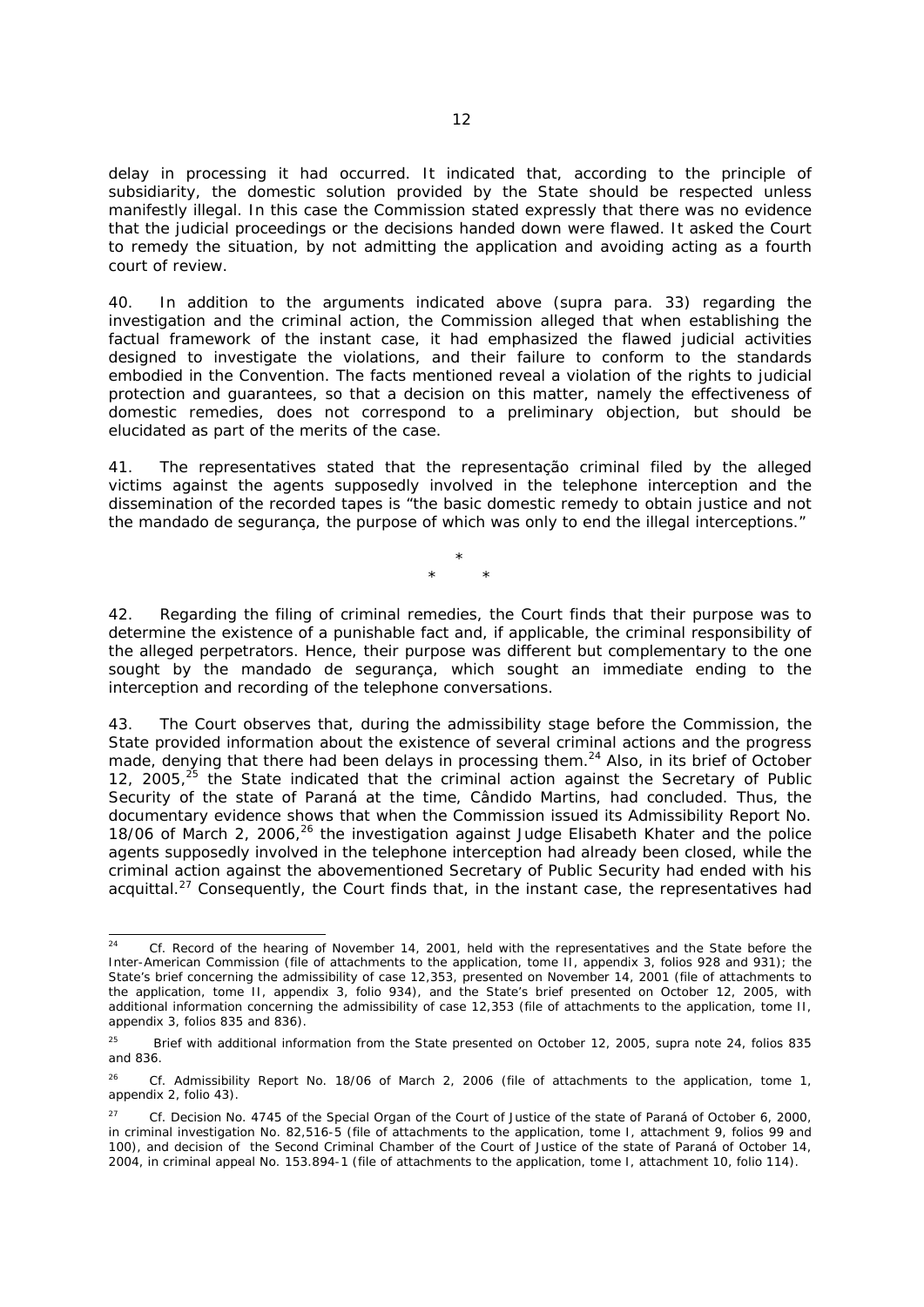delay in processing it had occurred. It indicated that, according to the principle of subsidiarity, the domestic solution provided by the State should be respected unless manifestly illegal. In this case the Commission stated expressly that there was no evidence that the judicial proceedings or the decisions handed down were flawed. It asked the Court to remedy the situation, by not admitting the application and avoiding acting as a fourth court of review.

40. In addition to the arguments indicated above (supra para. 33) regarding the investigation and the criminal action, the Commission alleged that when establishing the factual framework of the instant case, it had emphasized the flawed judicial activities designed to investigate the violations, and their failure to conform to the standards embodied in the Convention. The facts mentioned reveal a violation of the rights to judicial protection and guarantees, so that a decision on this matter, namely the effectiveness of domestic remedies, does not correspond to a preliminary objection, but should be elucidated as part of the merits of the case.

41. The representatives stated that the *representação criminal* filed by the alleged victims against the agents supposedly involved in the telephone interception and the dissemination of the recorded tapes is "the basic domestic remedy to obtain justice and not the *mandado de segurança*, the purpose of which was only to end the illegal interceptions."

\*

\* \*

42. Regarding the filing of criminal remedies, the Court finds that their purpose was to determine the existence of a punishable fact and, if applicable, the criminal responsibility of the alleged perpetrators. Hence, their purpose was different but complementary to the one sought by the *mandado de segurança*, which sought an immediate ending to the interception and recording of the telephone conversations.

43. The Court observes that, during the admissibility stage before the Commission, the State provided information about the existence of several criminal actions and the progress made, denying that there had been delays in processing them.[24] Also, in its brief of October 12, 2005,[25] the State indicated that the criminal action against the Secretary of Public Security of the state of Paraná at the time, Cândido Martins, had concluded. Thus, the documentary evidence shows that when the Commission issued its Admissibility Report No. 18/06 of March 2, 2006,[26] the investigation against Judge Elisabeth Khater and the police agents supposedly involved in the telephone interception had already been closed, while the criminal action against the abovementioned Secretary of Public Security had ended with his acquittal.[27] Consequently, the Court finds that, in the instant case, the representatives had

---

[24] Cf. Record of the hearing of November 14, 2001, held with the representatives and the State before the Inter-American Commission (file of attachments to the application, tome II, appendix 3, folios 928 and 931); the State's brief concerning the admissibility of case 12,353, presented on November 14, 2001 (file of attachments to the application, tome II, appendix 3, folio 934), and the State's brief presented on October 12, 2005, with additional information concerning the admissibility of case 12,353 (file of attachments to the application, tome II, appendix 3, folios 835 and 836).

[25] Brief with additional information from the State presented on October 12, 2005, supra note 24, folios 835 and 836.

[26] Cf. Admissibility Report No. 18/06 of March 2, 2006 (file of attachments to the application, tome 1, appendix 2, folio 43).

[27] Cf. Decision No. 4745 of the Special Organ of the Court of Justice of the state of Paraná of October 6, 2000, in criminal investigation No. 82,516-5 (file of attachments to the application, tome I, attachment 9, folios 99 and 100), and decision of the Second Criminal Chamber of the Court of Justice of the state of Paraná of October 14, 2004, in criminal appeal No. 153.894-1 (file of attachments to the application, tome I, attachment 10, folio 114).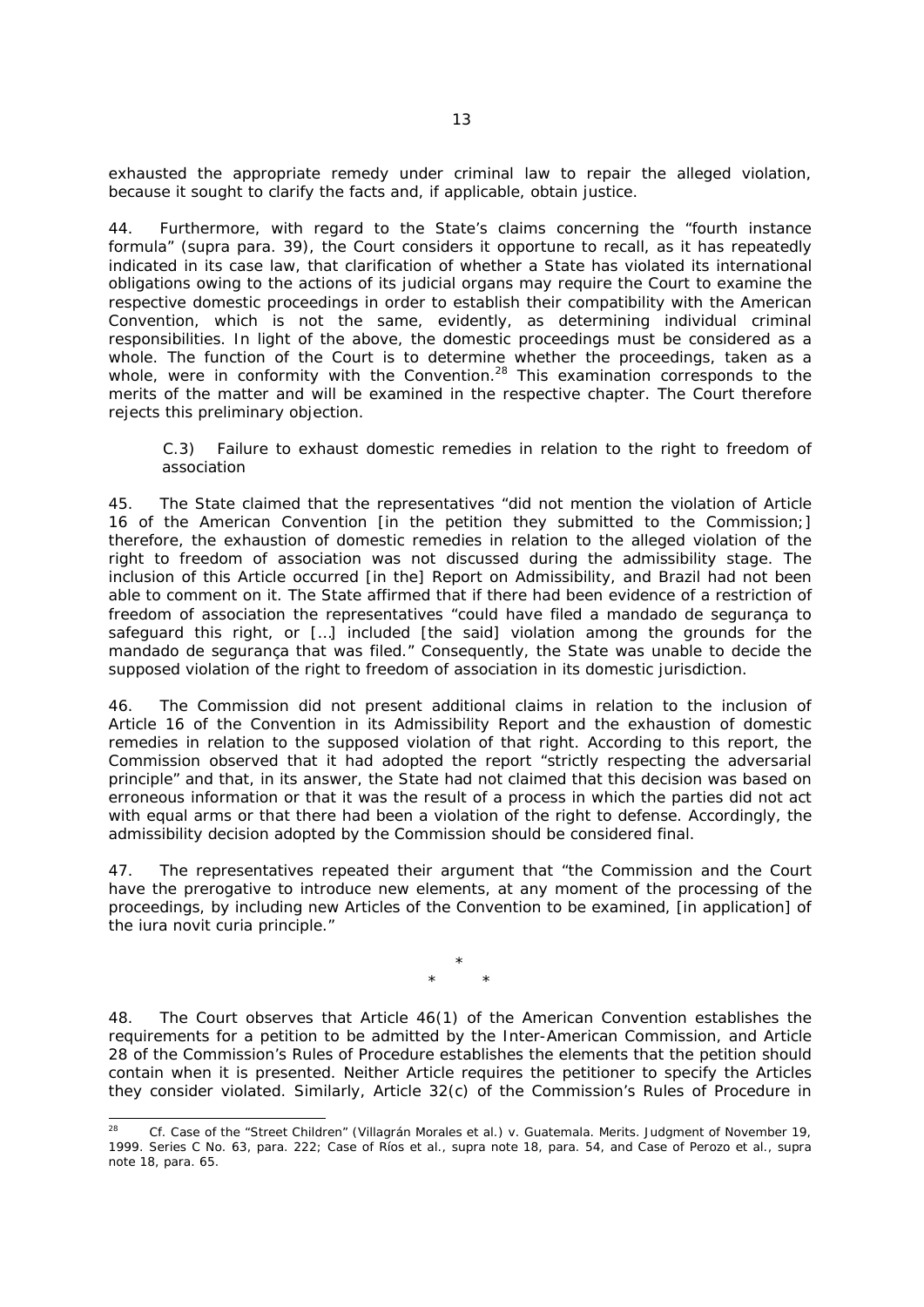exhausted the appropriate remedy under criminal law to repair the alleged violation, because it sought to clarify the facts and, if applicable, obtain justice.

44. Furthermore, with regard to the State's claims concerning the "fourth instance formula" (*supra* para. 39), the Court considers it opportune to recall, as it has repeatedly indicated in its case law, that clarification of whether a State has violated its international obligations owing to the actions of its judicial organs may require the Court to examine the respective domestic proceedings in order to establish their compatibility with the American Convention, which is not the same, evidently, as determining individual criminal responsibilities. In light of the above, the domestic proceedings must be considered as a whole. The function of the Court is to determine whether the proceedings, taken as a whole, were in conformity with the Convention.[28] This examination corresponds to the merits of the matter and will be examined in the respective chapter. The Court therefore rejects this preliminary objection.

C.3) Failure to exhaust domestic remedies in relation to the right to freedom of association

45. The State claimed that the representatives "did not mention the violation of Article 16 of the American Convention [in the petition they submitted to the Commission;] therefore, the exhaustion of domestic remedies in relation to the alleged violation of the right to freedom of association was not discussed during the admissibility stage. The inclusion of this Article occurred [in the] Report on Admissibility, and Brazil had not been able to comment on it. The State affirmed that if there had been evidence of a restriction of freedom of association the representatives "could have filed a *mandado de segurança* to safeguard this right, or […] included [the said] violation among the grounds for the *mandado de segurança* that was filed." Consequently, the State was unable to decide the supposed violation of the right to freedom of association in its domestic jurisdiction.

46. The Commission did not present additional claims in relation to the inclusion of Article 16 of the Convention in its Admissibility Report and the exhaustion of domestic remedies in relation to the supposed violation of that right. According to this report, the Commission observed that it had adopted the report "strictly respecting the adversarial principle" and that, in its answer, the State had not claimed that this decision was based on erroneous information or that it was the result of a process in which the parties did not act with equal arms or that there had been a violation of the right to defense. Accordingly, the admissibility decision adopted by the Commission should be considered final.

47. The representatives repeated their argument that "the Commission and the Court have the prerogative to introduce new elements, at any moment of the processing of the proceedings, by including new Articles of the Convention to be examined, [in application] of the *iura novit curia* principle."

\*
\* \*

48. The Court observes that Article 46(1) of the American Convention establishes the requirements for a petition to be admitted by the Inter-American Commission, and Article 28 of the Commission's Rules of Procedure establishes the elements that the petition should contain when it is presented. Neither Article requires the petitioner to specify the Articles they consider violated. Similarly, Article 32(c) of the Commission's Rules of Procedure in

---

[28] *Cf. Case of the "Street Children" (Villagrán Morales et al.) v. Guatemala. Merits*. Judgment of November 19, 1999. Series C No. 63, para. 222; *Case of Ríos et al., supra* note 18, para. 54, and *Case of Perozo et al., supra* note 18, para. 65.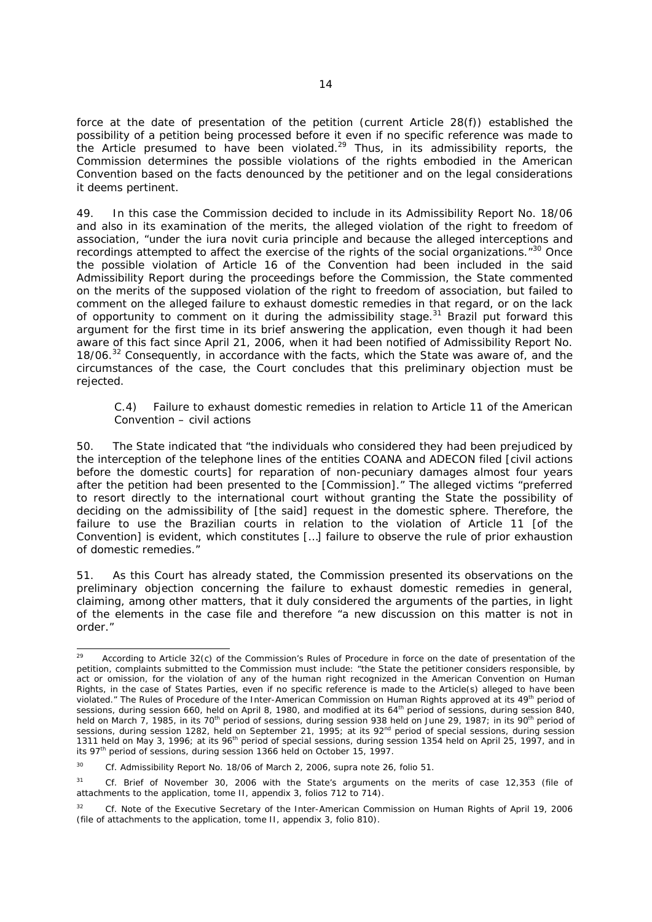force at the date of presentation of the petition (current Article 28(f)) established the possibility of a petition being processed before it even if no specific reference was made to the Article presumed to have been violated.[29] Thus, in its admissibility reports, the Commission determines the possible violations of the rights embodied in the American Convention based on the facts denounced by the petitioner and on the legal considerations it deems pertinent.

49. In this case the Commission decided to include in its Admissibility Report No. 18/06 and also in its examination of the merits, the alleged violation of the right to freedom of association, "under the iura novit curia principle and because the alleged interceptions and recordings attempted to affect the exercise of the rights of the social organizations."[30] Once the possible violation of Article 16 of the Convention had been included in the said Admissibility Report during the proceedings before the Commission, the State commented on the merits of the supposed violation of the right to freedom of association, but failed to comment on the alleged failure to exhaust domestic remedies in that regard, or on the lack of opportunity to comment on it during the admissibility stage.[31] Brazil put forward this argument for the first time in its brief answering the application, even though it had been aware of this fact since April 21, 2006, when it had been notified of Admissibility Report No. 18/06.[32] Consequently, in accordance with the facts, which the State was aware of, and the circumstances of the case, the Court concludes that this preliminary objection must be rejected.

*C.4) Failure to exhaust domestic remedies in relation to Article 11 of the American Convention – civil actions*

50. The State indicated that "the individuals who considered they had been prejudiced by the interception of the telephone lines of the entities COANA and ADECON filed [civil actions before the domestic courts] for reparation of non-pecuniary damages almost four years after the petition had been presented to the [Commission]." The alleged victims "preferred to resort directly to the international court without granting the State the possibility of deciding on the admissibility of [the said] request in the domestic sphere. Therefore, the failure to use the Brazilian courts in relation to the violation of Article 11 [of the Convention] is evident, which constitutes […] failure to observe the rule of prior exhaustion of domestic remedies."

51. As this Court has already stated, the Commission presented its observations on the preliminary objection concerning the failure to exhaust domestic remedies in general, claiming, among other matters, that it duly considered the arguments of the parties, in light of the elements in the case file and therefore "a new discussion on this matter is not in order."

---

[29] According to Article 32(c) of the Commission's Rules of Procedure in force on the date of presentation of the petition, complaints submitted to the Commission must include: "the State the petitioner considers responsible, by act or omission, for the violation of any of the human right recognized in the American Convention on Human Rights, in the case of States Parties, even if no specific reference is made to the Article(s) alleged to have been violated." The Rules of Procedure of the Inter-American Commission on Human Rights approved at its 49th period of sessions, during session 660, held on April 8, 1980, and modified at its 64th period of sessions, during session 840, held on March 7, 1985, in its 70th period of sessions, during session 938 held on June 29, 1987; in its 90th period of sessions, during session 1282, held on September 21, 1995; at its 92nd period of special sessions, during session 1311 held on May 3, 1996; at its 96th period of special sessions, during session 1354 held on April 25, 1997, and in its 97th period of sessions, during session 1366 held on October 15, 1997.

[30] *Cf.* Admissibility Report No. 18/06 of March 2, 2006, *supra* note 26, folio 51.

[31] *Cf.* Brief of November 30, 2006 with the State's arguments on the merits of case 12,353 (file of attachments to the application, tome II, appendix 3, folios 712 to 714).

[32] *Cf.* Note of the Executive Secretary of the Inter-American Commission on Human Rights of April 19, 2006 (file of attachments to the application, tome II, appendix 3, folio 810).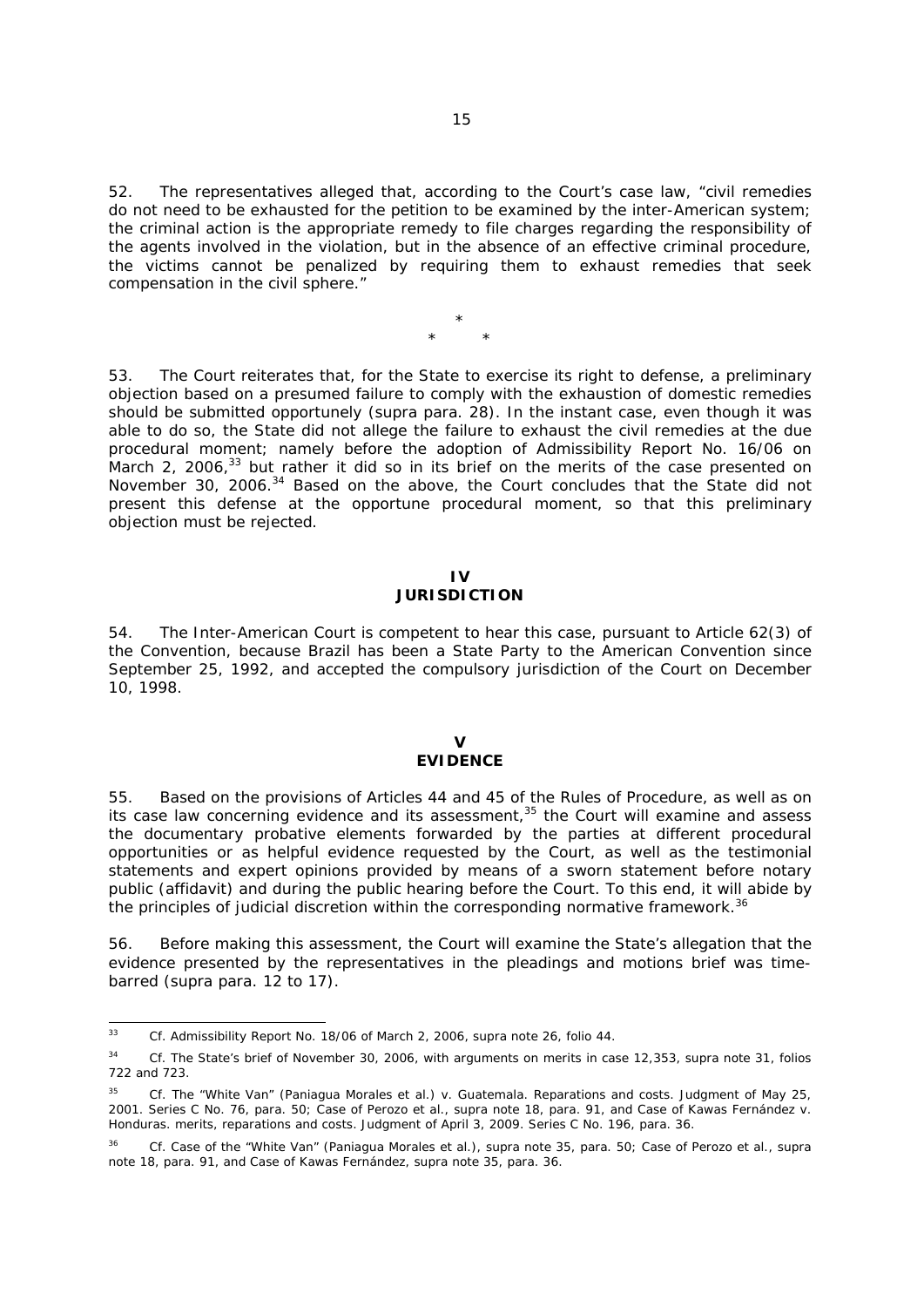52. The representatives alleged that, according to the Court's case law, "civil remedies do not need to be exhausted for the petition to be examined by the inter-American system; the criminal action is the appropriate remedy to file charges regarding the responsibility of the agents involved in the violation, but in the absence of an effective criminal procedure, the victims cannot be penalized by requiring them to exhaust remedies that seek compensation in the civil sphere."

*
\* \*

53. The Court reiterates that, for the State to exercise its right to defense, a preliminary objection based on a presumed failure to comply with the exhaustion of domestic remedies should be submitted opportunely (supra para. 28). In the instant case, even though it was able to do so, the State did not allege the failure to exhaust the civil remedies at the due procedural moment; namely before the adoption of Admissibility Report No. 16/06 on March 2, 2006,[33] but rather it did so in its brief on the merits of the case presented on November 30, 2006.[34] Based on the above, the Court concludes that the State did not present this defense at the opportune procedural moment, so that this preliminary objection must be rejected.

## IV
## JURISDICTION

54. The Inter-American Court is competent to hear this case, pursuant to Article 62(3) of the Convention, because Brazil has been a State Party to the American Convention since September 25, 1992, and accepted the compulsory jurisdiction of the Court on December 10, 1998.

## V
## EVIDENCE

55. Based on the provisions of Articles 44 and 45 of the Rules of Procedure, as well as on its case law concerning evidence and its assessment,[35] the Court will examine and assess the documentary probative elements forwarded by the parties at different procedural opportunities or as helpful evidence requested by the Court, as well as the testimonial statements and expert opinions provided by means of a sworn statement before notary public (affidavit) and during the public hearing before the Court. To this end, it will abide by the principles of judicial discretion within the corresponding normative framework.[36]

56. Before making this assessment, the Court will examine the State's allegation that the evidence presented by the representatives in the pleadings and motions brief was time-barred (supra para. 12 to 17).

---

[33] Cf. Admissibility Report No. 18/06 of March 2, 2006, supra note 26, folio 44.

[34] Cf. The State's brief of November 30, 2006, with arguments on merits in case 12,353, supra note 31, folios 722 and 723.

[35] Cf. The "White Van" (Paniagua Morales et al.) v. Guatemala. Reparations and costs. Judgment of May 25, 2001. Series C No. 76, para. 50; Case of Perozo et al., supra note 18, para. 91, and Case of Kawas Fernández v. Honduras. merits, reparations and costs. Judgment of April 3, 2009. Series C No. 196, para. 36.

[36] Cf. Case of the "White Van" (Paniagua Morales et al.), supra note 35, para. 50; Case of Perozo et al., supra note 18, para. 91, and Case of Kawas Fernández, supra note 35, para. 36.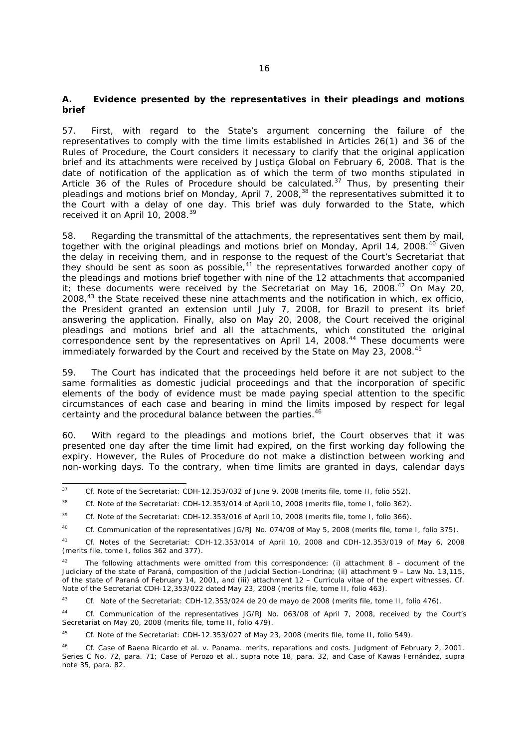### A. Evidence presented by the representatives in their pleadings and motions brief

57. First, with regard to the State's argument concerning the failure of the representatives to comply with the time limits established in Articles 26(1) and 36 of the Rules of Procedure, the Court considers it necessary to clarify that the original application brief and its attachments were received by Justiça Global on February 6, 2008. That is the date of notification of the application as of which the term of two months stipulated in Article 36 of the Rules of Procedure should be calculated.[37] Thus, by presenting their pleadings and motions brief on Monday, April 7, 2008,[38] the representatives submitted it to the Court with a delay of one day. This brief was duly forwarded to the State, which received it on April 10, 2008.[39]

58. Regarding the transmittal of the attachments, the representatives sent them by mail, together with the original pleadings and motions brief on Monday, April 14, 2008.[40] Given the delay in receiving them, and in response to the request of the Court's Secretariat that they should be sent as soon as possible,[41] the representatives forwarded another copy of the pleadings and motions brief together with nine of the 12 attachments that accompanied it; these documents were received by the Secretariat on May 16, 2008.[42] On May 20, 2008,[43] the State received these nine attachments and the notification in which, ex officio, the President granted an extension until July 7, 2008, for Brazil to present its brief answering the application. Finally, also on May 20, 2008, the Court received the original pleadings and motions brief and all the attachments, which constituted the original correspondence sent by the representatives on April 14, 2008.[44] These documents were immediately forwarded by the Court and received by the State on May 23, 2008.[45]

59. The Court has indicated that the proceedings held before it are not subject to the same formalities as domestic judicial proceedings and that the incorporation of specific elements of the body of evidence must be made paying special attention to the specific circumstances of each case and bearing in mind the limits imposed by respect for legal certainty and the procedural balance between the parties.[46]

60. With regard to the pleadings and motions brief, the Court observes that it was presented one day after the time limit had expired, on the first working day following the expiry. However, the Rules of Procedure do not make a distinction between working and non-working days. To the contrary, when time limits are granted in days, calendar days

---

[37] Cf. Note of the Secretariat: CDH-12.353/032 of June 9, 2008 (merits file, tome II, folio 552).

[38] Cf. Note of the Secretariat: CDH-12.353/014 of April 10, 2008 (merits file, tome I, folio 362).

[39] Cf. Note of the Secretariat: CDH-12.353/016 of April 10, 2008 (merits file, tome I, folio 366).

[40] Cf. Communication of the representatives JG/RJ No. 074/08 of May 5, 2008 (merits file, tome I, folio 375).

[41] Cf. Notes of the Secretariat: CDH-12.353/014 of April 10, 2008 and CDH-12.353/019 of May 6, 2008 (merits file, tome I, folios 362 and 377).

[42] The following attachments were omitted from this correspondence: (i) attachment 8 – document of the Judiciary of the state of Paraná, composition of the Judicial Section–Londrina; (ii) attachment 9 – Law No. 13,115, of the state of Paraná of February 14, 2001, and (iii) attachment 12 – Curricula vitae of the expert witnesses. Cf. Note of the Secretariat CDH-12,353/022 dated May 23, 2008 (merits file, tome II, folio 463).

[43] Cf. Note of the Secretariat: CDH-12.353/024 de 20 de mayo de 2008 (merits file, tome II, folio 476).

[44] Cf. Communication of the representatives JG/RJ No. 063/08 of April 7, 2008, received by the Court's Secretariat on May 20, 2008 (merits file, tome II, folio 479).

[45] Cf. Note of the Secretariat: CDH-12.353/027 of May 23, 2008 (merits file, tome II, folio 549).

[46] Cf. *Case of Baena Ricardo et al. v. Panama. merits, reparations and costs*. Judgment of February 2, 2001. Series C No. 72, para. 71; *Case of Perozo et al., supra* note 18, para. 32, and *Case of Kawas Fernández, supra* note 35, para. 82.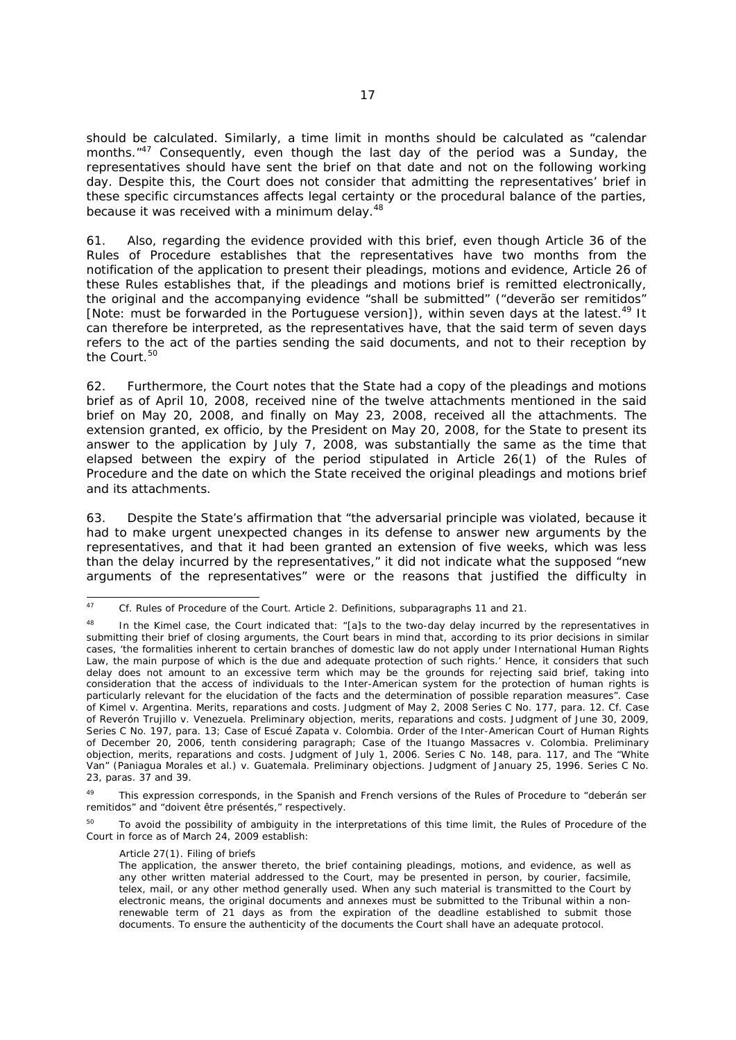should be calculated. Similarly, a time limit in months should be calculated as "calendar months."[47] Consequently, even though the last day of the period was a Sunday, the representatives should have sent the brief on that date and not on the following working day. Despite this, the Court does not consider that admitting the representatives' brief in these specific circumstances affects legal certainty or the procedural balance of the parties, because it was received with a minimum delay.[48]

61. Also, regarding the evidence provided with this brief, even though Article 36 of the Rules of Procedure establishes that the representatives have two months from the notification of the application to present their pleadings, motions and evidence, Article 26 of these Rules establishes that, if the pleadings and motions brief is remitted electronically, the original and the accompanying evidence "shall be submitted" ("*deverão ser remitidos*" [Note: must be forwarded in the Portuguese version]), within seven days at the latest.[49] It can therefore be interpreted, as the representatives have, that the said term of seven days refers to the act of the parties sending the said documents, and not to their reception by the Court.[50]

62. Furthermore, the Court notes that the State had a copy of the pleadings and motions brief as of April 10, 2008, received nine of the twelve attachments mentioned in the said brief on May 20, 2008, and finally on May 23, 2008, received all the attachments. The extension granted, *ex officio*, by the President on May 20, 2008, for the State to present its answer to the application by July 7, 2008, was substantially the same as the time that elapsed between the expiry of the period stipulated in Article 26(1) of the Rules of Procedure and the date on which the State received the original pleadings and motions brief and its attachments.

63. Despite the State's affirmation that "the adversarial principle was violated, because it had to make urgent unexpected changes in its defense to answer new arguments by the representatives, and that it had been granted an extension of five weeks, which was less than the delay incurred by the representatives," it did not indicate what the supposed "new arguments of the representatives" were or the reasons that justified the difficulty in

---

[47] *Cf.* Rules of Procedure of the Court. Article 2. Definitions, subparagraphs 11 and 21.

[48] In the Kimel case, the Court indicated that: "[a]s to the two-day delay incurred by the representatives in submitting their brief of closing arguments, the Court bears in mind that, according to its prior decisions in similar cases, 'the formalities inherent to certain branches of domestic law do not apply under International Human Rights Law, the main purpose of which is the due and adequate protection of such rights.' Hence, it considers that such delay does not amount to an excessive term which may be the grounds for rejecting said brief, taking into consideration that the access of individuals to the Inter-American system for the protection of human rights is particularly relevant for the elucidation of the facts and the determination of possible reparation measures". *Case of Kimel v. Argentina. Merits, reparations and costs.* Judgment of May 2, 2008 Series C No. 177, para. 12. *Cf. Case of Reverón Trujillo v. Venezuela. Preliminary objection, merits, reparations and costs.* Judgment of June 30, 2009, Series C No. 197, para. 13; *Case of Escué Zapata v. Colombia.* Order of the Inter-American Court of Human Rights of December 20, 2006, tenth considering paragraph; *Case of the Ituango Massacres v. Colombia. Preliminary objection, merits, reparations and costs.* Judgment of July 1, 2006. Series C No. 148, para. 117, and *The "White Van" (Paniagua Morales et al.) v. Guatemala. Preliminary objections.* Judgment of January 25, 1996. Series C No. 23, paras. 37 and 39.

[49] This expression corresponds, in the Spanish and French versions of the Rules of Procedure to "*deberán ser remitidos*" and "*doivent être présentés*," respectively.

[50] To avoid the possibility of ambiguity in the interpretations of this time limit, the Rules of Procedure of the Court in force as of March 24, 2009 establish:

Article 27(1). Filing of briefs

The application, the answer thereto, the brief containing pleadings, motions, and evidence, as well as any other written material addressed to the Court, may be presented in person, by courier, facsimile, telex, mail, or any other method generally used. When any such material is transmitted to the Court by electronic means, the original documents and annexes must be submitted to the Tribunal within a non-renewable term of 21 days as from the expiration of the deadline established to submit those documents. To ensure the authenticity of the documents the Court shall have an adequate protocol.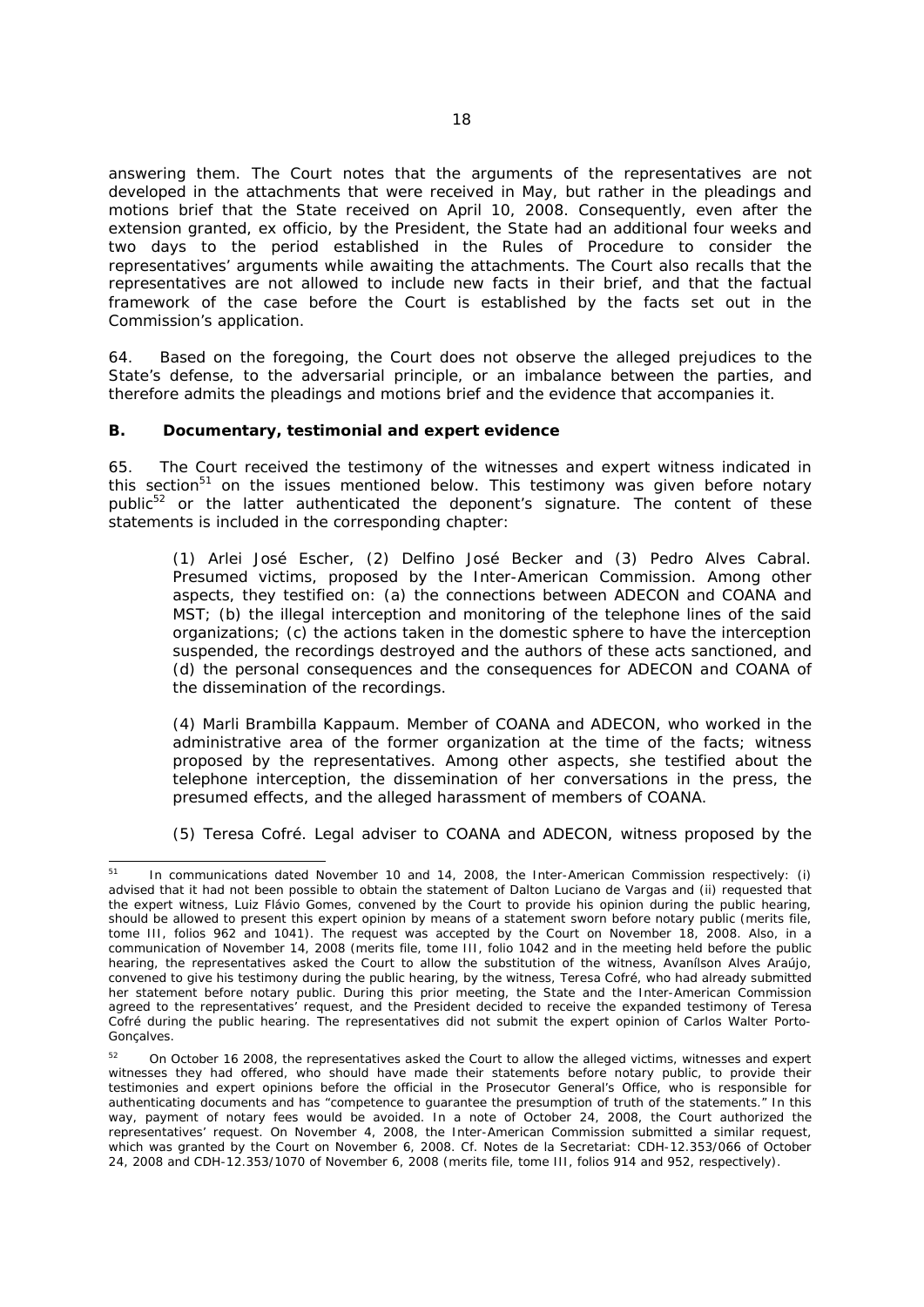answering them. The Court notes that the arguments of the representatives are not developed in the attachments that were received in May, but rather in the pleadings and motions brief that the State received on April 10, 2008. Consequently, even after the extension granted, ex officio, by the President, the State had an additional four weeks and two days to the period established in the Rules of Procedure to consider the representatives' arguments while awaiting the attachments. The Court also recalls that the representatives are not allowed to include new facts in their brief, and that the factual framework of the case before the Court is established by the facts set out in the Commission's application.

64. Based on the foregoing, the Court does not observe the alleged prejudices to the State's defense, to the adversarial principle, or an imbalance between the parties, and therefore admits the pleadings and motions brief and the evidence that accompanies it.

### B. Documentary, testimonial and expert evidence

65. The Court received the testimony of the witnesses and expert witness indicated in this section[51] on the issues mentioned below. This testimony was given before notary public[52] or the latter authenticated the deponent's signature. The content of these statements is included in the corresponding chapter:

> (1) Arlei José Escher, (2) Delfino José Becker and (3) Pedro Alves Cabral. Presumed victims, proposed by the Inter-American Commission. Among other aspects, they testified on: (a) the connections between ADECON and COANA and MST; (b) the illegal interception and monitoring of the telephone lines of the said organizations; (c) the actions taken in the domestic sphere to have the interception suspended, the recordings destroyed and the authors of these acts sanctioned, and (d) the personal consequences and the consequences for ADECON and COANA of the dissemination of the recordings.
>
> (4) Marli Brambilla Kappaum. Member of COANA and ADECON, who worked in the administrative area of the former organization at the time of the facts; witness proposed by the representatives. Among other aspects, she testified about the telephone interception, the dissemination of her conversations in the press, the presumed effects, and the alleged harassment of members of COANA.
>
> (5) Teresa Cofré. Legal adviser to COANA and ADECON, witness proposed by the

---

[51] In communications dated November 10 and 14, 2008, the Inter-American Commission respectively: (i) advised that it had not been possible to obtain the statement of Dalton Luciano de Vargas and (ii) requested that the expert witness, Luiz Flávio Gomes, convened by the Court to provide his opinion during the public hearing, should be allowed to present this expert opinion by means of a statement sworn before notary public (merits file, tome III, folios 962 and 1041). The request was accepted by the Court on November 18, 2008. Also, in a communication of November 14, 2008 (merits file, tome III, folio 1042 and in the meeting held before the public hearing, the representatives asked the Court to allow the substitution of the witness, Avanílson Alves Araújo, convened to give his testimony during the public hearing, by the witness, Teresa Cofré, who had already submitted her statement before notary public. During this prior meeting, the State and the Inter-American Commission agreed to the representatives' request, and the President decided to receive the expanded testimony of Teresa Cofré during the public hearing. The representatives did not submit the expert opinion of Carlos Walter Porto-Gonçalves.

[52] On October 16 2008, the representatives asked the Court to allow the alleged victims, witnesses and expert witnesses they had offered, who should have made their statements before notary public, to provide their testimonies and expert opinions before the official in the Prosecutor General's Office, who is responsible for authenticating documents and has "competence to guarantee the presumption of truth of the statements." In this way, payment of notary fees would be avoided. In a note of October 24, 2008, the Court authorized the representatives' request. On November 4, 2008, the Inter-American Commission submitted a similar request, which was granted by the Court on November 6, 2008. *Cf.* Notes de la Secretariat: CDH-12.353/066 of October 24, 2008 and CDH-12.353/1070 of November 6, 2008 (merits file, tome III, folios 914 and 952, respectively).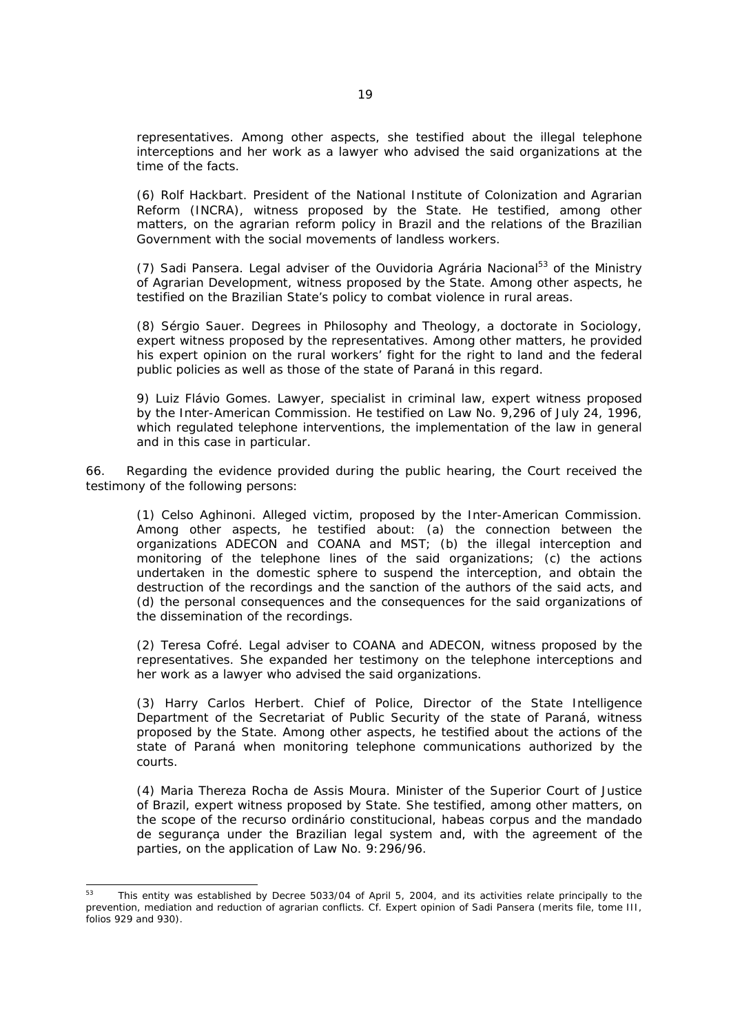representatives. Among other aspects, she testified about the illegal telephone interceptions and her work as a lawyer who advised the said organizations at the time of the facts.

(6) Rolf Hackbart. President of the National Institute of Colonization and Agrarian Reform (INCRA), witness proposed by the State. He testified, among other matters, on the agrarian reform policy in Brazil and the relations of the Brazilian Government with the social movements of landless workers.

(7) Sadi Pansera. Legal adviser of the Ouvidoria Agrária Nacional[53] of the Ministry of Agrarian Development, witness proposed by the State. Among other aspects, he testified on the Brazilian State's policy to combat violence in rural areas.

(8) Sérgio Sauer. Degrees in Philosophy and Theology, a doctorate in Sociology, expert witness proposed by the representatives. Among other matters, he provided his expert opinion on the rural workers' fight for the right to land and the federal public policies as well as those of the state of Paraná in this regard.

9) Luiz Flávio Gomes. Lawyer, specialist in criminal law, expert witness proposed by the Inter-American Commission. He testified on Law No. 9,296 of July 24, 1996, which regulated telephone interventions, the implementation of the law in general and in this case in particular.

66. Regarding the evidence provided during the public hearing, the Court received the testimony of the following persons:

(1) Celso Aghinoni. Alleged victim, proposed by the Inter-American Commission. Among other aspects, he testified about: (a) the connection between the organizations ADECON and COANA and MST; (b) the illegal interception and monitoring of the telephone lines of the said organizations; (c) the actions undertaken in the domestic sphere to suspend the interception, and obtain the destruction of the recordings and the sanction of the authors of the said acts, and (d) the personal consequences and the consequences for the said organizations of the dissemination of the recordings.

(2) Teresa Cofré. Legal adviser to COANA and ADECON, witness proposed by the representatives. She expanded her testimony on the telephone interceptions and her work as a lawyer who advised the said organizations.

(3) Harry Carlos Herbert. Chief of Police, Director of the State Intelligence Department of the Secretariat of Public Security of the state of Paraná, witness proposed by the State. Among other aspects, he testified about the actions of the state of Paraná when monitoring telephone communications authorized by the courts.

(4) Maria Thereza Rocha de Assis Moura. Minister of the Superior Court of Justice of Brazil, expert witness proposed by State. She testified, among other matters, on the scope of the recurso ordinário constitucional, habeas corpus and the mandado de segurança under the Brazilian legal system and, with the agreement of the parties, on the application of Law No. 9:296/96.

---

[53] This entity was established by Decree 5033/04 of April 5, 2004, and its activities relate principally to the prevention, mediation and reduction of agrarian conflicts. Cf. Expert opinion of Sadi Pansera (merits file, tome III, folios 929 and 930).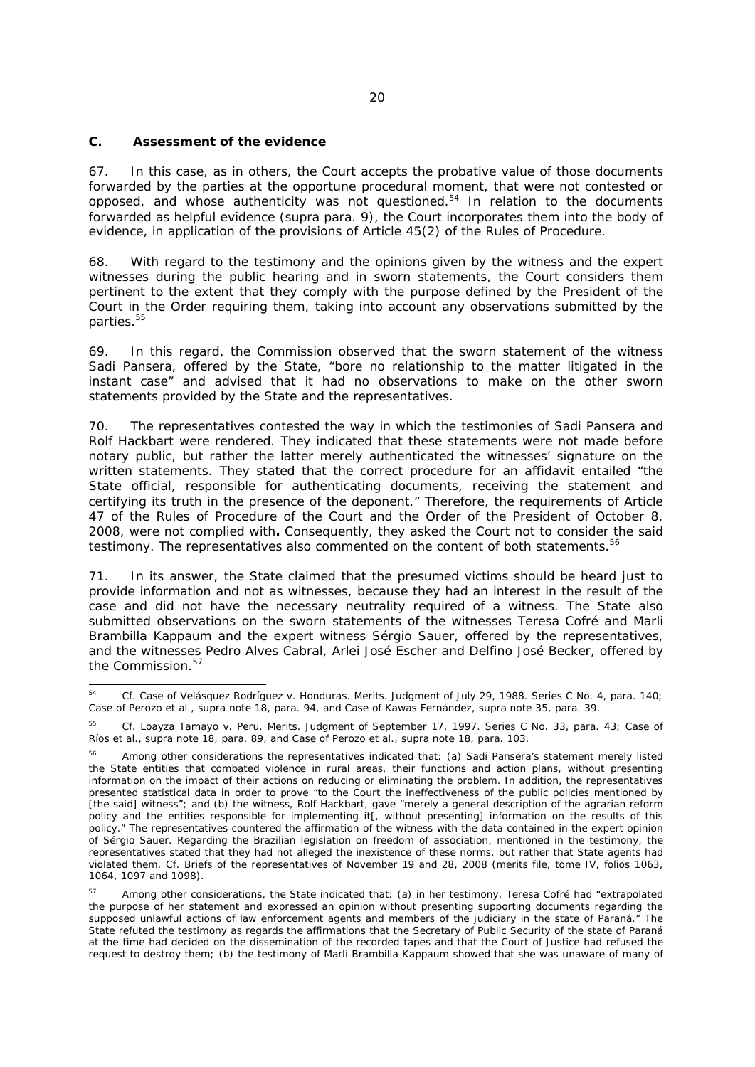### C. Assessment of the evidence

67. In this case, as in others, the Court accepts the probative value of those documents forwarded by the parties at the opportune procedural moment, that were not contested or opposed, and whose authenticity was not questioned.[54] In relation to the documents forwarded as helpful evidence (*supra* para. 9), the Court incorporates them into the body of evidence, in application of the provisions of Article 45(2) of the Rules of Procedure.

68. With regard to the testimony and the opinions given by the witness and the expert witnesses during the public hearing and in sworn statements, the Court considers them pertinent to the extent that they comply with the purpose defined by the President of the Court in the Order requiring them, taking into account any observations submitted by the parties.[55]

69. In this regard, the Commission observed that the sworn statement of the witness Sadi Pansera, offered by the State, "bore no relationship to the matter litigated in the instant case" and advised that it had no observations to make on the other sworn statements provided by the State and the representatives.

70. The representatives contested the way in which the testimonies of Sadi Pansera and Rolf Hackbart were rendered. They indicated that these statements were not made before notary public, but rather the latter merely authenticated the witnesses' signature on the written statements. They stated that the correct procedure for an affidavit entailed "the State official, responsible for authenticating documents, receiving the statement and certifying its truth in the presence of the deponent." Therefore, the requirements of Article 47 of the Rules of Procedure of the Court and the Order of the President of October 8, 2008, were not complied with**.** Consequently, they asked the Court not to consider the said testimony. The representatives also commented on the content of both statements.[56]

71. In its answer, the State claimed that the presumed victims should be heard just to provide information and not as witnesses, because they had an interest in the result of the case and did not have the necessary neutrality required of a witness. The State also submitted observations on the sworn statements of the witnesses Teresa Cofré and Marli Brambilla Kappaum and the expert witness Sérgio Sauer, offered by the representatives, and the witnesses Pedro Alves Cabral, Arlei José Escher and Delfino José Becker, offered by the Commission.[57]

---

[54] *Cf. Case of Velásquez Rodríguez v. Honduras. Merits.* Judgment of July 29, 1988. Series C No. 4, para. 140; *Case of Perozo et al.*, *supra* note 18, para. 94, and *Case of Kawas Fernández*, *supra* note 35, para. 39.

[55] *Cf. Loayza Tamayo v. Peru. Merits.* Judgment of September 17, 1997. Series C No. 33, para. 43; *Case of Ríos et al.*, *supra* note 18, para. 89, and *Case of Perozo et al.*, *supra* note 18, para. 103.

[56] Among other considerations the representatives indicated that: (a) Sadi Pansera's statement merely listed the State entities that combated violence in rural areas, their functions and action plans, without presenting information on the impact of their actions on reducing or eliminating the problem. In addition, the representatives presented statistical data in order to prove "to the Court the ineffectiveness of the public policies mentioned by [the said] witness"; and (b) the witness, Rolf Hackbart, gave "merely a general description of the agrarian reform policy and the entities responsible for implementing it[, without presenting] information on the results of this policy." The representatives countered the affirmation of the witness with the data contained in the expert opinion of Sérgio Sauer. Regarding the Brazilian legislation on freedom of association, mentioned in the testimony, the representatives stated that they had not alleged the inexistence of these norms, but rather that State agents had violated them. *Cf.* Briefs of the representatives of November 19 and 28, 2008 (merits file, tome IV, folios 1063, 1064, 1097 and 1098).

[57] Among other considerations, the State indicated that: (a) in her testimony, Teresa Cofré had "extrapolated the purpose of her statement and expressed an opinion without presenting supporting documents regarding the supposed unlawful actions of law enforcement agents and members of the judiciary in the state of Paraná." The State refuted the testimony as regards the affirmations that the Secretary of Public Security of the state of Paraná at the time had decided on the dissemination of the recorded tapes and that the Court of Justice had refused the request to destroy them; (b) the testimony of Marli Brambilla Kappaum showed that she was unaware of many of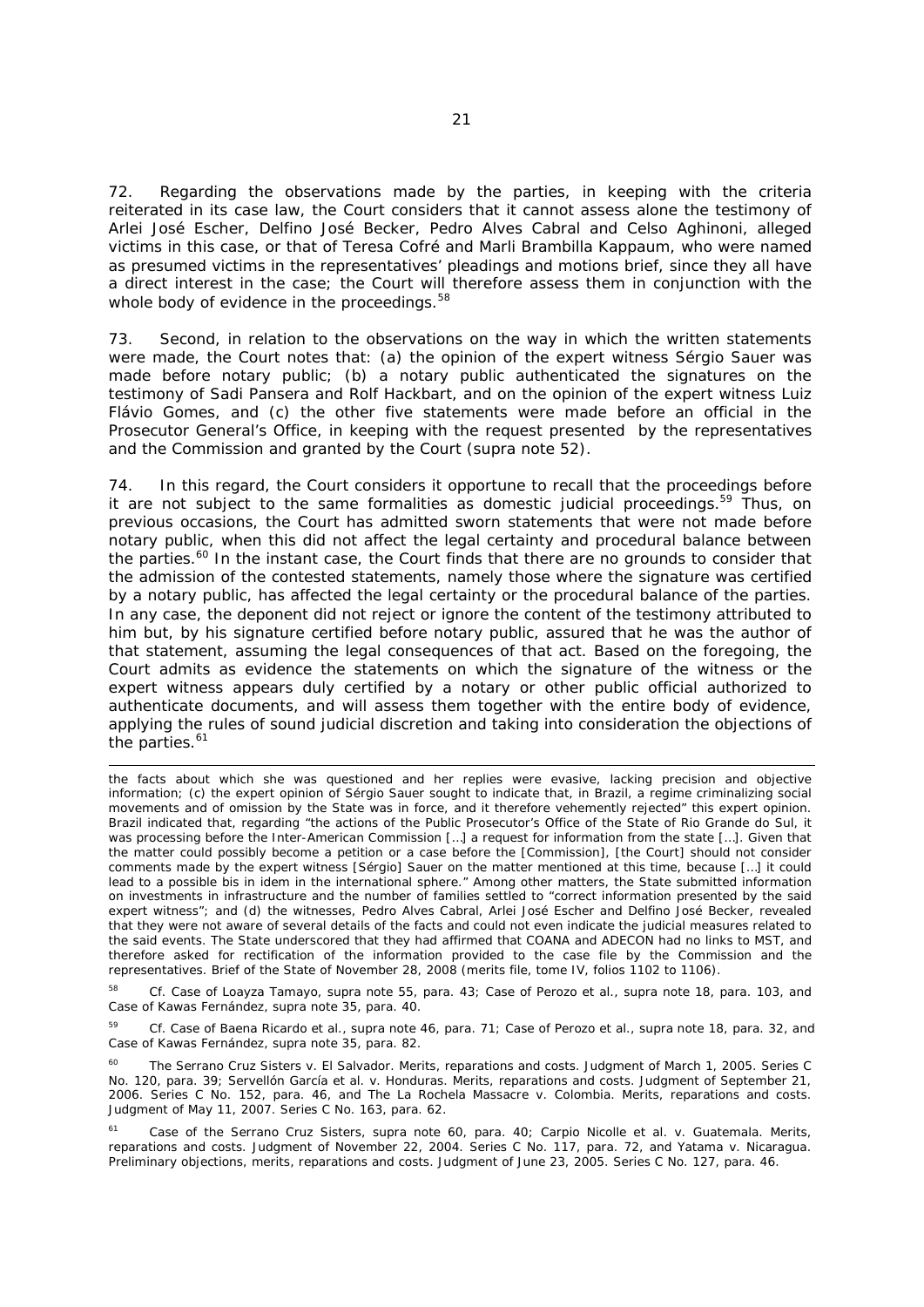72. Regarding the observations made by the parties, in keeping with the criteria reiterated in its case law, the Court considers that it cannot assess alone the testimony of Arlei José Escher, Delfino José Becker, Pedro Alves Cabral and Celso Aghinoni, alleged victims in this case, or that of Teresa Cofré and Marli Brambilla Kappaum, who were named as presumed victims in the representatives' pleadings and motions brief, since they all have a direct interest in the case; the Court will therefore assess them in conjunction with the whole body of evidence in the proceedings.[58]

73. Second, in relation to the observations on the way in which the written statements were made, the Court notes that: (a) the opinion of the expert witness Sérgio Sauer was made before notary public; (b) a notary public authenticated the signatures on the testimony of Sadi Pansera and Rolf Hackbart, and on the opinion of the expert witness Luiz Flávio Gomes, and (c) the other five statements were made before an official in the Prosecutor General's Office, in keeping with the request presented by the representatives and the Commission and granted by the Court (*supra* note 52).

74. In this regard, the Court considers it opportune to recall that the proceedings before it are not subject to the same formalities as domestic judicial proceedings.[59] Thus, on previous occasions, the Court has admitted sworn statements that were not made before notary public, when this did not affect the legal certainty and procedural balance between the parties.[60] In the instant case, the Court finds that there are no grounds to consider that the admission of the contested statements, namely those where the signature was certified by a notary public, has affected the legal certainty or the procedural balance of the parties. In any case, the deponent did not reject or ignore the content of the testimony attributed to him but, by his signature certified before notary public, assured that he was the author of that statement, assuming the legal consequences of that act. Based on the foregoing, the Court admits as evidence the statements on which the signature of the witness or the expert witness appears duly certified by a notary or other public official authorized to authenticate documents, and will assess them together with the entire body of evidence, applying the rules of sound judicial discretion and taking into consideration the objections of the parties.[61]

---

the facts about which she was questioned and her replies were evasive, lacking precision and objective information; (c) the expert opinion of Sérgio Sauer sought to indicate that, in Brazil, a regime criminalizing social movements and of omission by the State was in force, and it therefore vehemently rejected" this expert opinion. Brazil indicated that, regarding "the actions of the Public Prosecutor's Office of the State of Rio Grande do Sul, it was processing before the Inter-American Commission […] a request for information from the state […]. Given that the matter could possibly become a petition or a case before the [Commission], [the Court] should not consider comments made by the expert witness [Sérgio] Sauer on the matter mentioned at this time, because […] it could lead to a possible bis in idem in the international sphere." Among other matters, the State submitted information on investments in infrastructure and the number of families settled to "correct information presented by the said expert witness"; and (d) the witnesses, Pedro Alves Cabral, Arlei José Escher and Delfino José Becker, revealed that they were not aware of several details of the facts and could not even indicate the judicial measures related to the said events. The State underscored that they had affirmed that COANA and ADECON had no links to MST, and therefore asked for rectification of the information provided to the case file by the Commission and the representatives. Brief of the State of November 28, 2008 (merits file, tome IV, folios 1102 to 1106).

[58] *Cf. Case of Loayza Tamayo*, *supra* note 55, para. 43; *Case of Perozo et al.*, *supra* note 18, para. 103, and *Case of Kawas Fernández*, *supra* note 35, para. 40.

[59] *Cf. Case of Baena Ricardo et al.*, *supra* note 46, para. 71; *Case of Perozo et al.*, *supra* note 18, para. 32, and *Case of Kawas Fernández*, *supra* note 35, para. 82.

[60] *The Serrano Cruz Sisters v. El Salvador. Merits, reparations and costs.* Judgment of March 1, 2005. Series C No. 120, para. 39; *Servellón García et al. v. Honduras. Merits, reparations and costs.* Judgment of September 21, 2006. Series C No. 152, para. 46, and *The La Rochela Massacre v. Colombia. Merits, reparations and costs.* Judgment of May 11, 2007. Series C No. 163, para. 62.

[61] *Case of the Serrano Cruz Sisters*, *supra* note 60, para. 40; *Carpio Nicolle et al. v. Guatemala. Merits, reparations and costs.* Judgment of November 22, 2004. Series C No. 117, para. 72, and *Yatama v. Nicaragua. Preliminary objections, merits, reparations and costs.* Judgment of June 23, 2005. Series C No. 127, para. 46.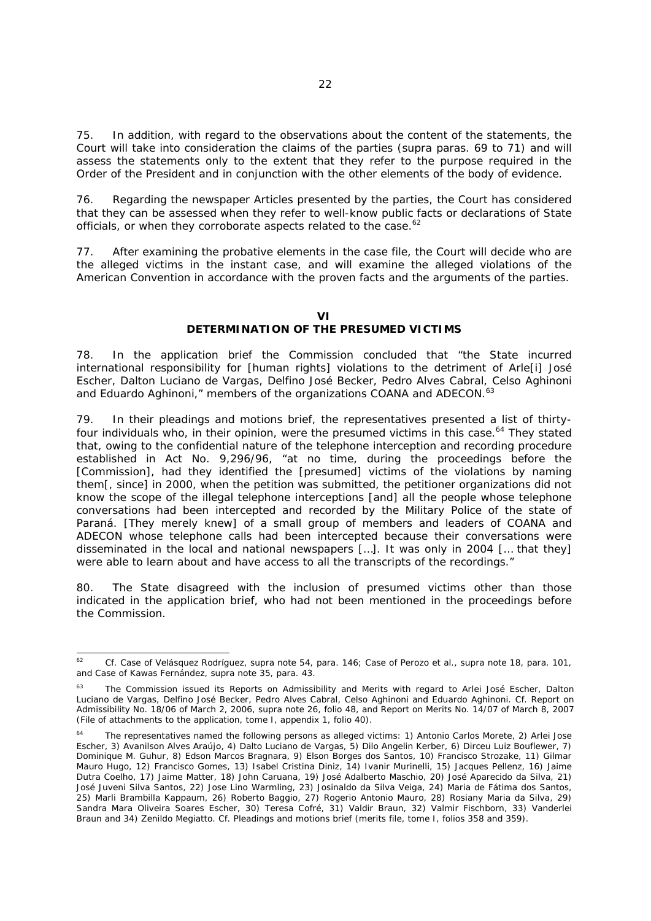75. In addition, with regard to the observations about the content of the statements, the Court will take into consideration the claims of the parties (supra paras. 69 to 71) and will assess the statements only to the extent that they refer to the purpose required in the Order of the President and in conjunction with the other elements of the body of evidence.

76. Regarding the newspaper Articles presented by the parties, the Court has considered that they can be assessed when they refer to well-know public facts or declarations of State officials, or when they corroborate aspects related to the case.[62]

77. After examining the probative elements in the case file, the Court will decide who are the alleged victims in the instant case, and will examine the alleged violations of the American Convention in accordance with the proven facts and the arguments of the parties.

## VI
## DETERMINATION OF THE PRESUMED VICTIMS

78. In the application brief the Commission concluded that "the State incurred international responsibility for [human rights] violations to the detriment of Arle[i] José Escher, Dalton Luciano de Vargas, Delfino José Becker, Pedro Alves Cabral, Celso Aghinoni and Eduardo Aghinoni," members of the organizations COANA and ADECON.[63]

79. In their pleadings and motions brief, the representatives presented a list of thirty-four individuals who, in their opinion, were the presumed victims in this case.[64] They stated that, owing to the confidential nature of the telephone interception and recording procedure established in Act No. 9,296/96, "at no time, during the proceedings before the [Commission], had they identified the [presumed] victims of the violations by naming them[, since] in 2000, when the petition was submitted, the petitioner organizations did not know the scope of the illegal telephone interceptions [and] all the people whose telephone conversations had been intercepted and recorded by the Military Police of the state of Paraná. [They merely knew] of a small group of members and leaders of COANA and ADECON whose telephone calls had been intercepted because their conversations were disseminated in the local and national newspapers […]. It was only in 2004 [… that they] were able to learn about and have access to all the transcripts of the recordings."

80. The State disagreed with the inclusion of presumed victims other than those indicated in the application brief, who had not been mentioned in the proceedings before the Commission.

---

[62] Cf. Case of Velásquez Rodríguez, supra note 54, para. 146; Case of Perozo et al., supra note 18, para. 101, and Case of Kawas Fernández, supra note 35, para. 43.

[63] The Commission issued its Reports on Admissibility and Merits with regard to Arlei José Escher, Dalton Luciano de Vargas, Delfino José Becker, Pedro Alves Cabral, Celso Aghinoni and Eduardo Aghinoni. Cf. Report on Admissibility No. 18/06 of March 2, 2006, supra note 26, folio 48, and Report on Merits No. 14/07 of March 8, 2007 (File of attachments to the application, tome I, appendix 1, folio 40).

[64] The representatives named the following persons as alleged victims: 1) Antonio Carlos Morete, 2) Arlei Jose Escher, 3) Avanilson Alves Araújo, 4) Dalto Luciano de Vargas, 5) Dilo Angelin Kerber, 6) Dirceu Luiz Bouflewer, 7) Dominique M. Guhur, 8) Edson Marcos Bragnara, 9) Elson Borges dos Santos, 10) Francisco Strozake, 11) Gilmar Mauro Hugo, 12) Francisco Gomes, 13) Isabel Cristina Diniz, 14) Ivanir Murinelli, 15) Jacques Pellenz, 16) Jaime Dutra Coelho, 17) Jaime Matter, 18) John Caruana, 19) José Adalberto Maschio, 20) José Aparecido da Silva, 21) José Juveni Silva Santos, 22) Jose Lino Warmling, 23) Josinaldo da Silva Veiga, 24) Maria de Fátima dos Santos, 25) Marli Brambilla Kappaum, 26) Roberto Baggio, 27) Rogerio Antonio Mauro, 28) Rosiany Maria da Silva, 29) Sandra Mara Oliveira Soares Escher, 30) Teresa Cofré, 31) Valdir Braun, 32) Valmir Fischborn, 33) Vanderlei Braun and 34) Zenildo Megiatto. Cf. Pleadings and motions brief (merits file, tome I, folios 358 and 359).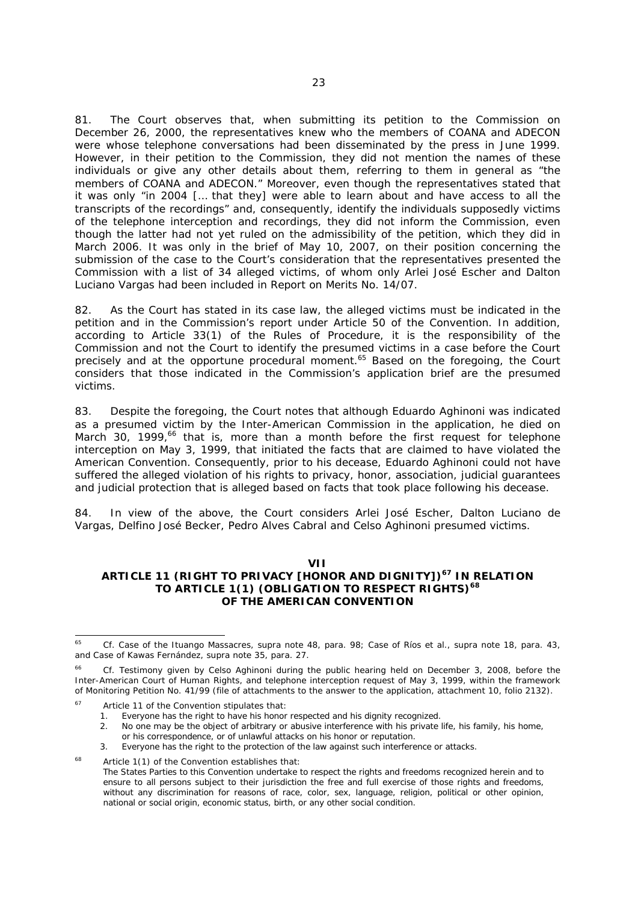81. The Court observes that, when submitting its petition to the Commission on December 26, 2000, the representatives knew who the members of COANA and ADECON were whose telephone conversations had been disseminated by the press in June 1999. However, in their petition to the Commission, they did not mention the names of these individuals or give any other details about them, referring to them in general as "the members of COANA and ADECON." Moreover, even though the representatives stated that it was only "in 2004 [... that they] were able to learn about and have access to all the transcripts of the recordings" and, consequently, identify the individuals supposedly victims of the telephone interception and recordings, they did not inform the Commission, even though the latter had not yet ruled on the admissibility of the petition, which they did in March 2006. It was only in the brief of May 10, 2007, on their position concerning the submission of the case to the Court's consideration that the representatives presented the Commission with a list of 34 alleged victims, of whom only Arlei José Escher and Dalton Luciano Vargas had been included in Report on Merits No. 14/07.

82. As the Court has stated in its case law, the alleged victims must be indicated in the petition and in the Commission's report under Article 50 of the Convention. In addition, according to Article 33(1) of the Rules of Procedure, it is the responsibility of the Commission and not the Court to identify the presumed victims in a case before the Court precisely and at the opportune procedural moment.[65] Based on the foregoing, the Court considers that those indicated in the Commission's application brief are the presumed victims.

83. Despite the foregoing, the Court notes that although Eduardo Aghinoni was indicated as a presumed victim by the Inter-American Commission in the application, he died on March 30, 1999,[66] that is, more than a month before the first request for telephone interception on May 3, 1999, that initiated the facts that are claimed to have violated the American Convention. Consequently, prior to his decease, Eduardo Aghinoni could not have suffered the alleged violation of his rights to privacy, honor, association, judicial guarantees and judicial protection that is alleged based on facts that took place following his decease.

84. In view of the above, the Court considers Arlei José Escher, Dalton Luciano de Vargas, Delfino José Becker, Pedro Alves Cabral and Celso Aghinoni presumed victims.

## VII
## ARTICLE 11 (RIGHT TO PRIVACY [HONOR AND DIGNITY])[67] IN RELATION TO ARTICLE 1(1) (OBLIGATION TO RESPECT RIGHTS)[68] OF THE AMERICAN CONVENTION

---

[65] *Cf. Case of the Ituango Massacres, supra* note 48, para. 98; *Case of Ríos et al., supra* note 18, para. 43, and *Case of Kawas Fernández, supra* note 35, para. 27.

[66] *Cf.* Testimony given by Celso Aghinoni during the public hearing held on December 3, 2008, before the Inter-American Court of Human Rights, and telephone interception request of May 3, 1999, within the framework of Monitoring Petition No. 41/99 (file of attachments to the answer to the application, attachment 10, folio 2132).

[67] Article 11 of the Convention stipulates that:

1. Everyone has the right to have his honor respected and his dignity recognized.
2. No one may be the object of arbitrary or abusive interference with his private life, his family, his home, or his correspondence, or of unlawful attacks on his honor or reputation.
3. Everyone has the right to the protection of the law against such interference or attacks.

[68] Article 1(1) of the Convention establishes that:
The States Parties to this Convention undertake to respect the rights and freedoms recognized herein and to ensure to all persons subject to their jurisdiction the free and full exercise of those rights and freedoms, without any discrimination for reasons of race, color, sex, language, religion, political or other opinion, national or social origin, economic status, birth, or any other social condition.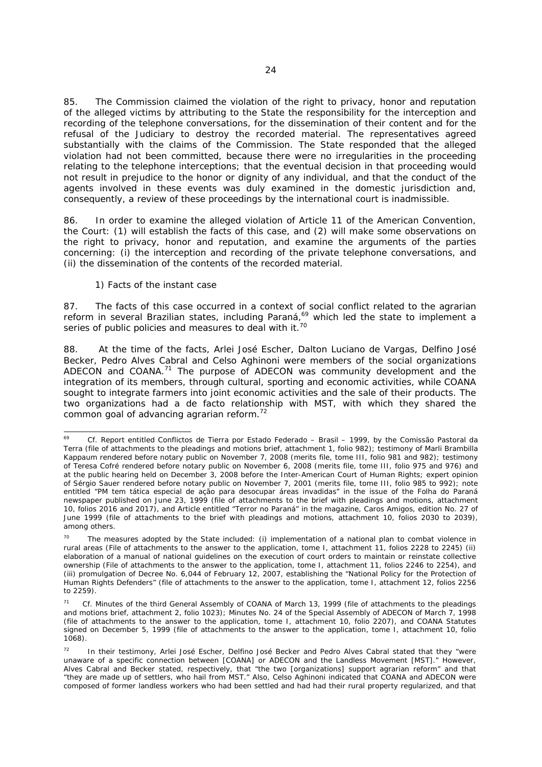85. The Commission claimed the violation of the right to privacy, honor and reputation of the alleged victims by attributing to the State the responsibility for the interception and recording of the telephone conversations, for the dissemination of their content and for the refusal of the Judiciary to destroy the recorded material. The representatives agreed substantially with the claims of the Commission. The State responded that the alleged violation had not been committed, because there were no irregularities in the proceeding relating to the telephone interceptions; that the eventual decision in that proceeding would not result in prejudice to the honor or dignity of any individual, and that the conduct of the agents involved in these events was duly examined in the domestic jurisdiction and, consequently, a review of these proceedings by the international court is inadmissible.

86. In order to examine the alleged violation of Article 11 of the American Convention, the Court: (1) will establish the facts of this case, and (2) will make some observations on the right to privacy, honor and reputation, and examine the arguments of the parties concerning: (i) the interception and recording of the private telephone conversations, and (ii) the dissemination of the contents of the recorded material.

*1) Facts of the instant case*

87. The facts of this case occurred in a context of social conflict related to the agrarian reform in several Brazilian states, including Paraná,[69] which led the state to implement a series of public policies and measures to deal with it.[70]

88. At the time of the facts, Arlei José Escher, Dalton Luciano de Vargas, Delfino José Becker, Pedro Alves Cabral and Celso Aghinoni were members of the social organizations ADECON and COANA.[71] The purpose of ADECON was community development and the integration of its members, through cultural, sporting and economic activities, while COANA sought to integrate farmers into joint economic activities and the sale of their products. The two organizations had a de facto relationship with MST, with which they shared the common goal of advancing agrarian reform.[72]

---

[69] Cf. Report entitled *Conflictos de Tierra por Estado Federado – Brasil – 1999*, by the Comissão Pastoral da Terra (file of attachments to the pleadings and motions brief, attachment 1, folio 982); testimony of Marli Brambilla Kappaum rendered before notary public on November 7, 2008 (merits file, tome III, folio 981 and 982); testimony of Teresa Cofré rendered before notary public on November 6, 2008 (merits file, tome III, folio 975 and 976) and at the public hearing held on December 3, 2008 before the Inter-American Court of Human Rights; expert opinion of Sérgio Sauer rendered before notary public on November 7, 2001 (merits file, tome III, folio 985 to 992); note entitled "PM tem tática especial de ação para desocupar áreas invadidas" in the issue of the Folha do Paraná newspaper published on June 23, 1999 (file of attachments to the brief with pleadings and motions, attachment 10, folios 2016 and 2017), and Article entitled "Terror no Paraná" in the magazine, Caros Amigos, edition No. 27 of June 1999 (file of attachments to the brief with pleadings and motions, attachment 10, folios 2030 to 2039), among others.

[70] The measures adopted by the State included: (i) implementation of a national plan to combat violence in rural areas (File of attachments to the answer to the application, tome I, attachment 11, folios 2228 to 2245) (ii) elaboration of a manual of national guidelines on the execution of court orders to maintain or reinstate collective ownership (File of attachments to the answer to the application, tome I, attachment 11, folios 2246 to 2254), and (iii) promulgation of Decree No. 6,044 of February 12, 2007, establishing the "National Policy for the Protection of Human Rights Defenders" (file of attachments to the answer to the application, tome I, attachment 12, folios 2256 to 2259).

[71] Cf. Minutes of the third General Assembly of COANA of March 13, 1999 (file of attachments to the pleadings and motions brief, attachment 2, folio 1023); Minutes No. 24 of the Special Assembly of ADECON of March 7, 1998 (file of attachments to the answer to the application, tome I, attachment 10, folio 2207), and COANA Statutes signed on December 5, 1999 (file of attachments to the answer to the application, tome I, attachment 10, folio 1068).

[72] In their testimony, Arlei José Escher, Delfino José Becker and Pedro Alves Cabral stated that they "were unaware of a specific connection between [COANA] or ADECON and the Landless Movement [MST]." However, Alves Cabral and Becker stated, respectively, that "the two [organizations] support agrarian reform" and that "they are made up of settlers, who hail from MST." Also, Celso Aghinoni indicated that COANA and ADECON were composed of former landless workers who had been settled and had had their rural property regularized, and that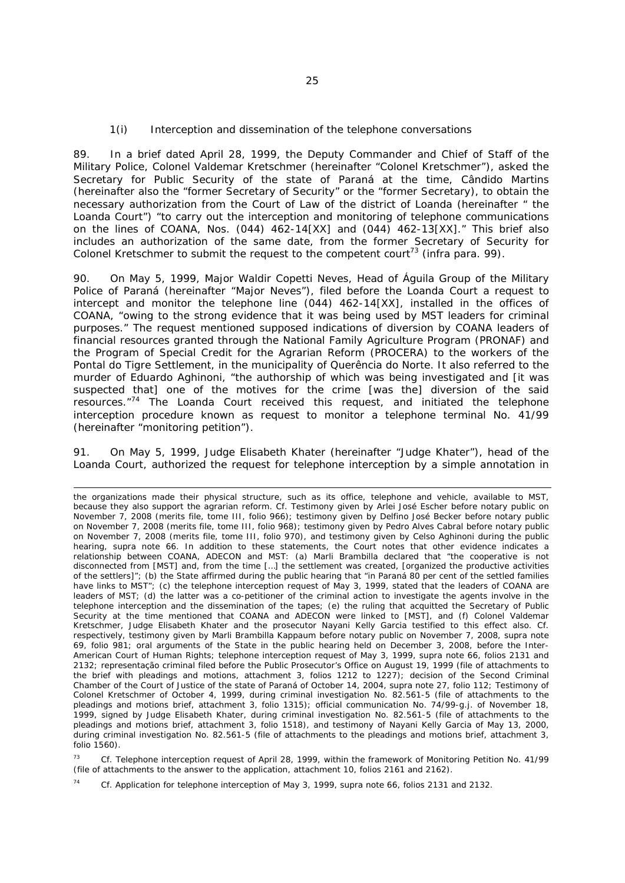### 1(i) Interception and dissemination of the telephone conversations

89. In a brief dated April 28, 1999, the Deputy Commander and Chief of Staff of the Military Police, Colonel Valdemar Kretschmer (hereinafter "Colonel Kretschmer"), asked the Secretary for Public Security of the state of Paraná at the time, Cândido Martins (hereinafter also the "former Secretary of Security" or the "former Secretary), to obtain the necessary authorization from the Court of Law of the district of Loanda (hereinafter " the Loanda Court") "to carry out the interception and monitoring of telephone communications on the lines of COANA, Nos. (044) 462-14[XX] and (044) 462-13[XX]." This brief also includes an authorization of the same date, from the former Secretary of Security for Colonel Kretschmer to submit the request to the competent court[73] (infra para. 99).

90. On May 5, 1999, Major Waldir Copetti Neves, Head of Águila Group of the Military Police of Paraná (hereinafter "Major Neves"), filed before the Loanda Court a request to intercept and monitor the telephone line (044) 462-14[XX], installed in the offices of COANA, "owing to the strong evidence that it was being used by MST leaders for criminal purposes." The request mentioned supposed indications of diversion by COANA leaders of financial resources granted through the National Family Agriculture Program (PRONAF) and the Program of Special Credit for the Agrarian Reform (PROCERA) to the workers of the Pontal do Tigre Settlement, in the municipality of Querência do Norte. It also referred to the murder of Eduardo Aghinoni, "the authorship of which was being investigated and [it was suspected that] one of the motives for the crime [was the] diversion of the said resources."[74] The Loanda Court received this request, and initiated the telephone interception procedure known as request to monitor a telephone terminal No. 41/99 (hereinafter "monitoring petition").

91. On May 5, 1999, Judge Elisabeth Khater (hereinafter "Judge Khater"), head of the Loanda Court, authorized the request for telephone interception by a simple annotation in

---

the organizations made their physical structure, such as its office, telephone and vehicle, available to MST, because they also support the agrarian reform. Cf. Testimony given by Arlei José Escher before notary public on November 7, 2008 (merits file, tome III, folio 966); testimony given by Delfino José Becker before notary public on November 7, 2008 (merits file, tome III, folio 968); testimony given by Pedro Alves Cabral before notary public on November 7, 2008 (merits file, tome III, folio 970), and testimony given by Celso Aghinoni during the public hearing, supra note 66. In addition to these statements, the Court notes that other evidence indicates a relationship between COANA, ADECON and MST: (a) Marli Brambilla declared that "the cooperative is not disconnected from [MST] and, from the time [...] the settlement was created, [organized the productive activities of the settlers]"; (b) the State affirmed during the public hearing that "in Paraná 80 per cent of the settled families have links to MST"; (c) the telephone interception request of May 3, 1999, stated that the leaders of COANA are leaders of MST; (d) the latter was a co-petitioner of the criminal action to investigate the agents involve in the telephone interception and the dissemination of the tapes; (e) the ruling that acquitted the Secretary of Public Security at the time mentioned that COANA and ADECON were linked to [MST], and (f) Colonel Valdemar Kretschmer, Judge Elisabeth Khater and the prosecutor Nayani Kelly Garcia testified to this effect also. Cf. respectively, testimony given by Marli Brambilla Kappaum before notary public on November 7, 2008, supra note 69, folio 981; oral arguments of the State in the public hearing held on December 3, 2008, before the Inter-American Court of Human Rights; telephone interception request of May 3, 1999, supra note 66, folios 2131 and 2132; representação criminal filed before the Public Prosecutor's Office on August 19, 1999 (file of attachments to the brief with pleadings and motions, attachment 3, folios 1212 to 1227); decision of the Second Criminal Chamber of the Court of Justice of the state of Paraná of October 14, 2004, supra note 27, folio 112; Testimony of Colonel Kretschmer of October 4, 1999, during criminal investigation No. 82.561-5 (file of attachments to the pleadings and motions brief, attachment 3, folio 1315); official communication No. 74/99-g.j. of November 18, 1999, signed by Judge Elisabeth Khater, during criminal investigation No. 82.561-5 (file of attachments to the pleadings and motions brief, attachment 3, folio 1518), and testimony of Nayani Kelly Garcia of May 13, 2000, during criminal investigation No. 82.561-5 (file of attachments to the pleadings and motions brief, attachment 3, folio 1560).

[73] Cf. Telephone interception request of April 28, 1999, within the framework of Monitoring Petition No. 41/99 (file of attachments to the answer to the application, attachment 10, folios 2161 and 2162).

[74] Cf. Application for telephone interception of May 3, 1999, supra note 66, folios 2131 and 2132.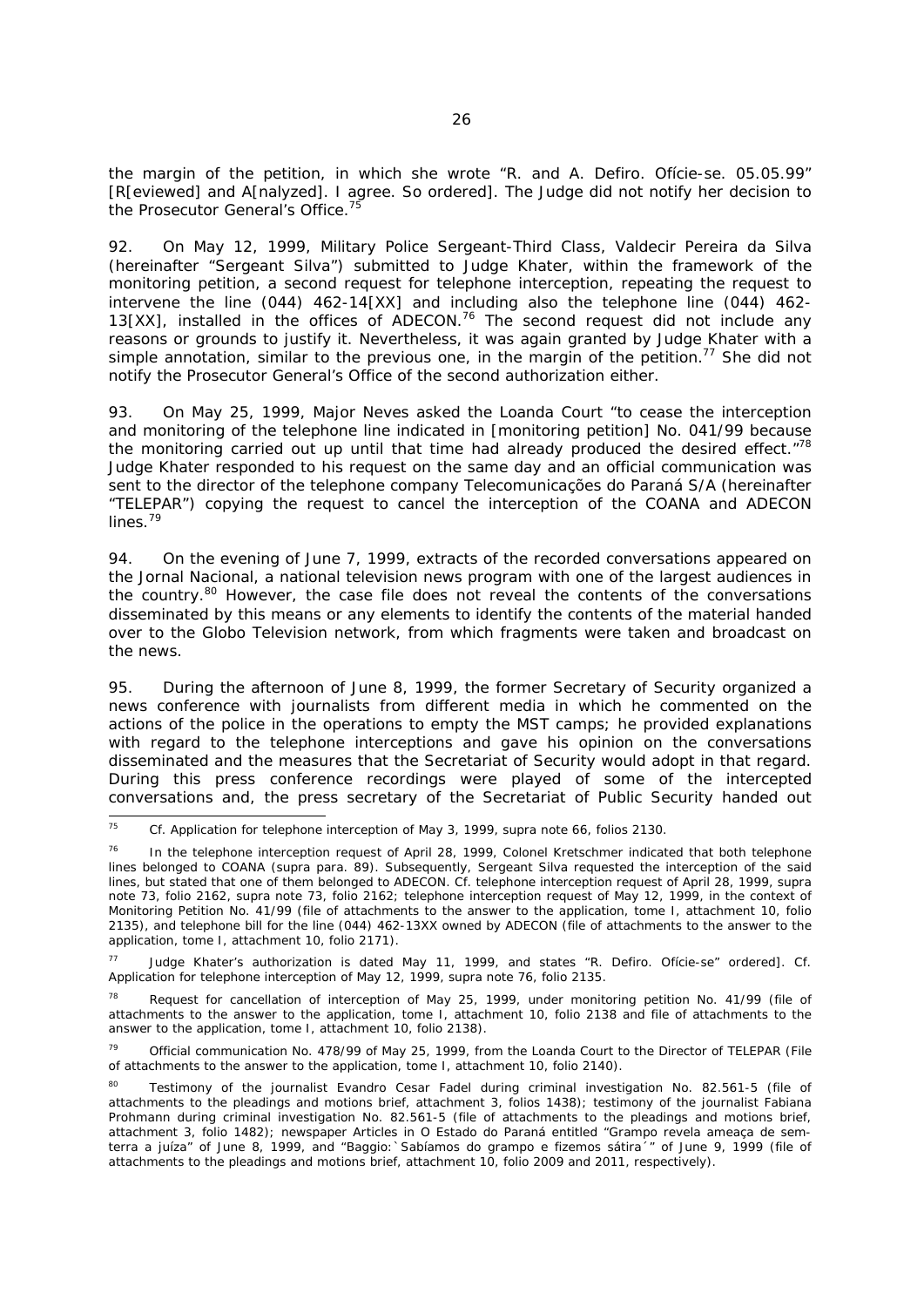the margin of the petition, in which she wrote "R. and A. Defiro. Ofície-se. 05.05.99" [R[eviewed] and A[nalyzed]. I agree. So ordered]. The Judge did not notify her decision to the Prosecutor General's Office.[75]

92. On May 12, 1999, Military Police Sergeant-Third Class, Valdecir Pereira da Silva (hereinafter "Sergeant Silva") submitted to Judge Khater, within the framework of the monitoring petition, a second request for telephone interception, repeating the request to intervene the line (044) 462-14[XX] and including also the telephone line (044) 462-13[XX], installed in the offices of ADECON.[76] The second request did not include any reasons or grounds to justify it. Nevertheless, it was again granted by Judge Khater with a simple annotation, similar to the previous one, in the margin of the petition.[77] She did not notify the Prosecutor General's Office of the second authorization either.

93. On May 25, 1999, Major Neves asked the Loanda Court "to cease the interception and monitoring of the telephone line indicated in [monitoring petition] No. 041/99 because the monitoring carried out up until that time had already produced the desired effect."[78] Judge Khater responded to his request on the same day and an official communication was sent to the director of the telephone company Telecomunicações do Paraná S/A (hereinafter "TELEPAR") copying the request to cancel the interception of the COANA and ADECON lines.[79]

94. On the evening of June 7, 1999, extracts of the recorded conversations appeared on the Jornal Nacional, a national television news program with one of the largest audiences in the country.[80] However, the case file does not reveal the contents of the conversations disseminated by this means or any elements to identify the contents of the material handed over to the Globo Television network, from which fragments were taken and broadcast on the news.

95. During the afternoon of June 8, 1999, the former Secretary of Security organized a news conference with journalists from different media in which he commented on the actions of the police in the operations to empty the MST camps; he provided explanations with regard to the telephone interceptions and gave his opinion on the conversations disseminated and the measures that the Secretariat of Security would adopt in that regard. During this press conference recordings were played of some of the intercepted conversations and, the press secretary of the Secretariat of Public Security handed out

---

[75] Cf. Application for telephone interception of May 3, 1999, supra note 66, folios 2130.

[76] In the telephone interception request of April 28, 1999, Colonel Kretschmer indicated that both telephone lines belonged to COANA (supra para. 89). Subsequently, Sergeant Silva requested the interception of the said lines, but stated that one of them belonged to ADECON. Cf. telephone interception request of April 28, 1999, supra note 73, folio 2162, supra note 73, folio 2162; telephone interception request of May 12, 1999, in the context of Monitoring Petition No. 41/99 (file of attachments to the answer to the application, tome I, attachment 10, folio 2135), and telephone bill for the line (044) 462-13XX owned by ADECON (file of attachments to the answer to the application, tome I, attachment 10, folio 2171).

[77] Judge Khater's authorization is dated May 11, 1999, and states "R. Defiro. Ofície-se" ordered]. Cf. Application for telephone interception of May 12, 1999, supra note 76, folio 2135.

[78] Request for cancellation of interception of May 25, 1999, under monitoring petition No. 41/99 (file of attachments to the answer to the application, tome I, attachment 10, folio 2138 and file of attachments to the answer to the application, tome I, attachment 10, folio 2138).

[79] Official communication No. 478/99 of May 25, 1999, from the Loanda Court to the Director of TELEPAR (File of attachments to the answer to the application, tome I, attachment 10, folio 2140).

[80] Testimony of the journalist Evandro Cesar Fadel during criminal investigation No. 82.561-5 (file of attachments to the pleadings and motions brief, attachment 3, folios 1438); testimony of the journalist Fabiana Prohmann during criminal investigation No. 82.561-5 (file of attachments to the pleadings and motions brief, attachment 3, folio 1482); newspaper Articles in O Estado do Paraná entitled "Grampo revela ameaça de sem-terra a juíza" of June 8, 1999, and "Baggio:`Sabíamos do grampo e fizemos sátira´" of June 9, 1999 (file of attachments to the pleadings and motions brief, attachment 10, folio 2009 and 2011, respectively).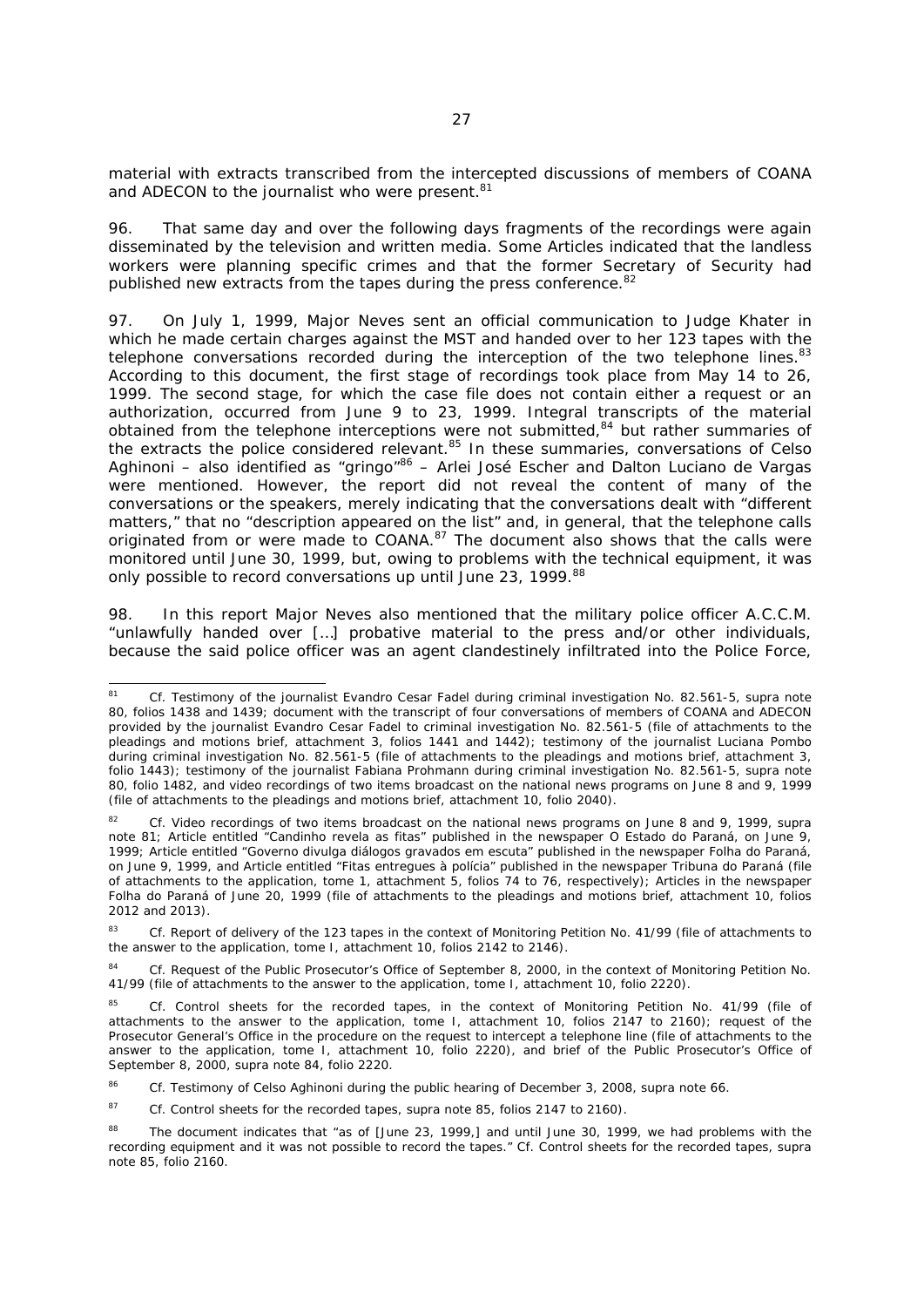material with extracts transcribed from the intercepted discussions of members of COANA and ADECON to the journalist who were present.[81]

96. That same day and over the following days fragments of the recordings were again disseminated by the television and written media. Some Articles indicated that the landless workers were planning specific crimes and that the former Secretary of Security had published new extracts from the tapes during the press conference.[82]

97. On July 1, 1999, Major Neves sent an official communication to Judge Khater in which he made certain charges against the MST and handed over to her 123 tapes with the telephone conversations recorded during the interception of the two telephone lines.[83] According to this document, the first stage of recordings took place from May 14 to 26, 1999. The second stage, for which the case file does not contain either a request or an authorization, occurred from June 9 to 23, 1999. Integral transcripts of the material obtained from the telephone interceptions were not submitted,[84] but rather summaries of the extracts the police considered relevant.[85] In these summaries, conversations of Celso Aghinoni – also identified as "gringo"[86] – Arlei José Escher and Dalton Luciano de Vargas were mentioned. However, the report did not reveal the content of many of the conversations or the speakers, merely indicating that the conversations dealt with "different matters," that no "description appeared on the list" and, in general, that the telephone calls originated from or were made to COANA.[87] The document also shows that the calls were monitored until June 30, 1999, but, owing to problems with the technical equipment, it was only possible to record conversations up until June 23, 1999.[88]

98. In this report Major Neves also mentioned that the military police officer A.C.C.M. "unlawfully handed over […] probative material to the press and/or other individuals, because the said police officer was an agent clandestinely infiltrated into the Police Force,

---

[81] Cf. Testimony of the journalist Evandro Cesar Fadel during criminal investigation No. 82.561-5, *supra* note 80, folios 1438 and 1439; document with the transcript of four conversations of members of COANA and ADECON provided by the journalist Evandro Cesar Fadel to criminal investigation No. 82.561-5 (file of attachments to the pleadings and motions brief, attachment 3, folios 1441 and 1442); testimony of the journalist Luciana Pombo during criminal investigation No. 82.561-5 (file of attachments to the pleadings and motions brief, attachment 3, folio 1443); testimony of the journalist Fabiana Prohmann during criminal investigation No. 82.561-5, *supra* note 80, folio 1482, and video recordings of two items broadcast on the national news programs on June 8 and 9, 1999 (file of attachments to the pleadings and motions brief, attachment 10, folio 2040).

[82] Cf. Video recordings of two items broadcast on the national news programs on June 8 and 9, 1999, *supra* note 81; Article entitled "Candinho revela as fitas" published in the newspaper O Estado do Paraná, on June 9, 1999; Article entitled "Governo divulga diálogos gravados em escuta" published in the newspaper Folha do Paraná, on June 9, 1999, and Article entitled "Fitas entregues à polícia" published in the newspaper Tribuna do Paraná (file of attachments to the application, tome 1, attachment 5, folios 74 to 76, respectively); Articles in the newspaper Folha do Paraná of June 20, 1999 (file of attachments to the pleadings and motions brief, attachment 10, folios 2012 and 2013).

[83] Cf. Report of delivery of the 123 tapes in the context of Monitoring Petition No. 41/99 (file of attachments to the answer to the application, tome I, attachment 10, folios 2142 to 2146).

[84] Cf. Request of the Public Prosecutor's Office of September 8, 2000, in the context of Monitoring Petition No. 41/99 (file of attachments to the answer to the application, tome I, attachment 10, folio 2220).

[85] Cf. Control sheets for the recorded tapes, in the context of Monitoring Petition No. 41/99 (file of attachments to the answer to the application, tome I, attachment 10, folios 2147 to 2160); request of the Prosecutor General's Office in the procedure on the request to intercept a telephone line (file of attachments to the answer to the application, tome I, attachment 10, folio 2220), and brief of the Public Prosecutor's Office of September 8, 2000, *supra* note 84, folio 2220.

[86] Cf. Testimony of Celso Aghinoni during the public hearing of December 3, 2008, *supra* note 66.

[87] Cf. Control sheets for the recorded tapes, *supra* note 85, folios 2147 to 2160).

[88] The document indicates that "as of [June 23, 1999,] and until June 30, 1999, we had problems with the recording equipment and it was not possible to record the tapes." Cf. Control sheets for the recorded tapes, *supra* note 85, folio 2160.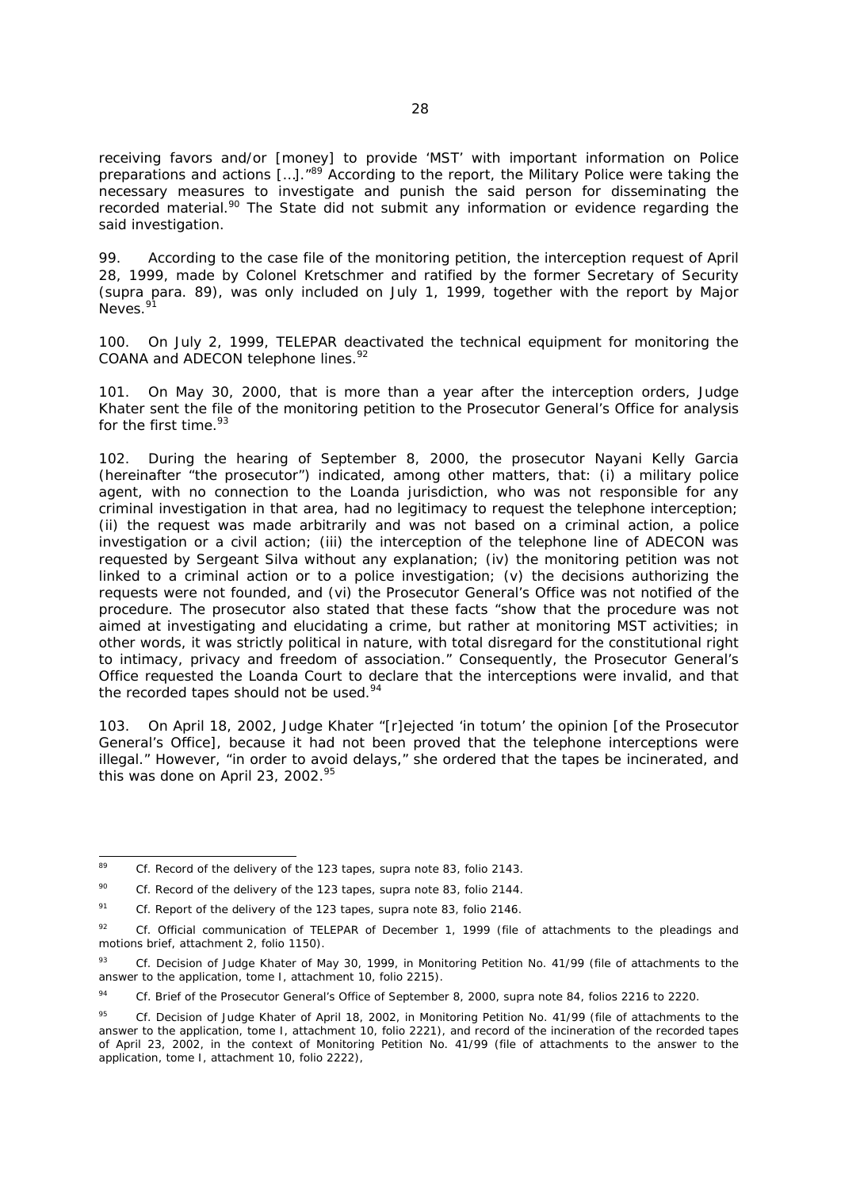receiving favors and/or [money] to provide 'MST' with important information on Police preparations and actions […]."[89] According to the report, the Military Police were taking the necessary measures to investigate and punish the said person for disseminating the recorded material.[90] The State did not submit any information or evidence regarding the said investigation.

99. According to the case file of the monitoring petition, the interception request of April 28, 1999, made by Colonel Kretschmer and ratified by the former Secretary of Security (*supra* para. 89), was only included on July 1, 1999, together with the report by Major Neves.[91]

100. On July 2, 1999, TELEPAR deactivated the technical equipment for monitoring the COANA and ADECON telephone lines.[92]

101. On May 30, 2000, that is more than a year after the interception orders, Judge Khater sent the file of the monitoring petition to the Prosecutor General's Office for analysis for the first time.[93]

102. During the hearing of September 8, 2000, the prosecutor Nayani Kelly Garcia (hereinafter "the prosecutor") indicated, among other matters, that: (i) a military police agent, with no connection to the Loanda jurisdiction, who was not responsible for any criminal investigation in that area, had no legitimacy to request the telephone interception; (ii) the request was made arbitrarily and was not based on a criminal action, a police investigation or a civil action; (iii) the interception of the telephone line of ADECON was requested by Sergeant Silva without any explanation; (iv) the monitoring petition was not linked to a criminal action or to a police investigation; (v) the decisions authorizing the requests were not founded, and (vi) the Prosecutor General's Office was not notified of the procedure. The prosecutor also stated that these facts "show that the procedure was not aimed at investigating and elucidating a crime, but rather at monitoring MST activities; in other words, it was strictly political in nature, with total disregard for the constitutional right to intimacy, privacy and freedom of association." Consequently, the Prosecutor General's Office requested the Loanda Court to declare that the interceptions were invalid, and that the recorded tapes should not be used.[94]

103. On April 18, 2002, Judge Khater "[r]ejected 'in totum' the opinion [of the Prosecutor General's Office], because it had not been proved that the telephone interceptions were illegal." However, "in order to avoid delays," she ordered that the tapes be incinerated, and this was done on April 23, 2002.[95]

---

[89] *Cf.* Record of the delivery of the 123 tapes, *supra* note 83, folio 2143.

[90] *Cf.* Record of the delivery of the 123 tapes, *supra* note 83, folio 2144.

[91] *Cf.* Report of the delivery of the 123 tapes, *supra* note 83, folio 2146.

[92] *Cf.* Official communication of TELEPAR of December 1, 1999 (file of attachments to the pleadings and motions brief, attachment 2, folio 1150).

[93] *Cf.* Decision of Judge Khater of May 30, 1999, in Monitoring Petition No. 41/99 (file of attachments to the answer to the application, tome I, attachment 10, folio 2215).

[94] *Cf.* Brief of the Prosecutor General's Office of September 8, 2000, *supra* note 84, folios 2216 to 2220.

[95] *Cf.* Decision of Judge Khater of April 18, 2002, in Monitoring Petition No. 41/99 (file of attachments to the answer to the application, tome I, attachment 10, folio 2221), and record of the incineration of the recorded tapes of April 23, 2002, in the context of Monitoring Petition No. 41/99 (file of attachments to the answer to the application, tome I, attachment 10, folio 2222),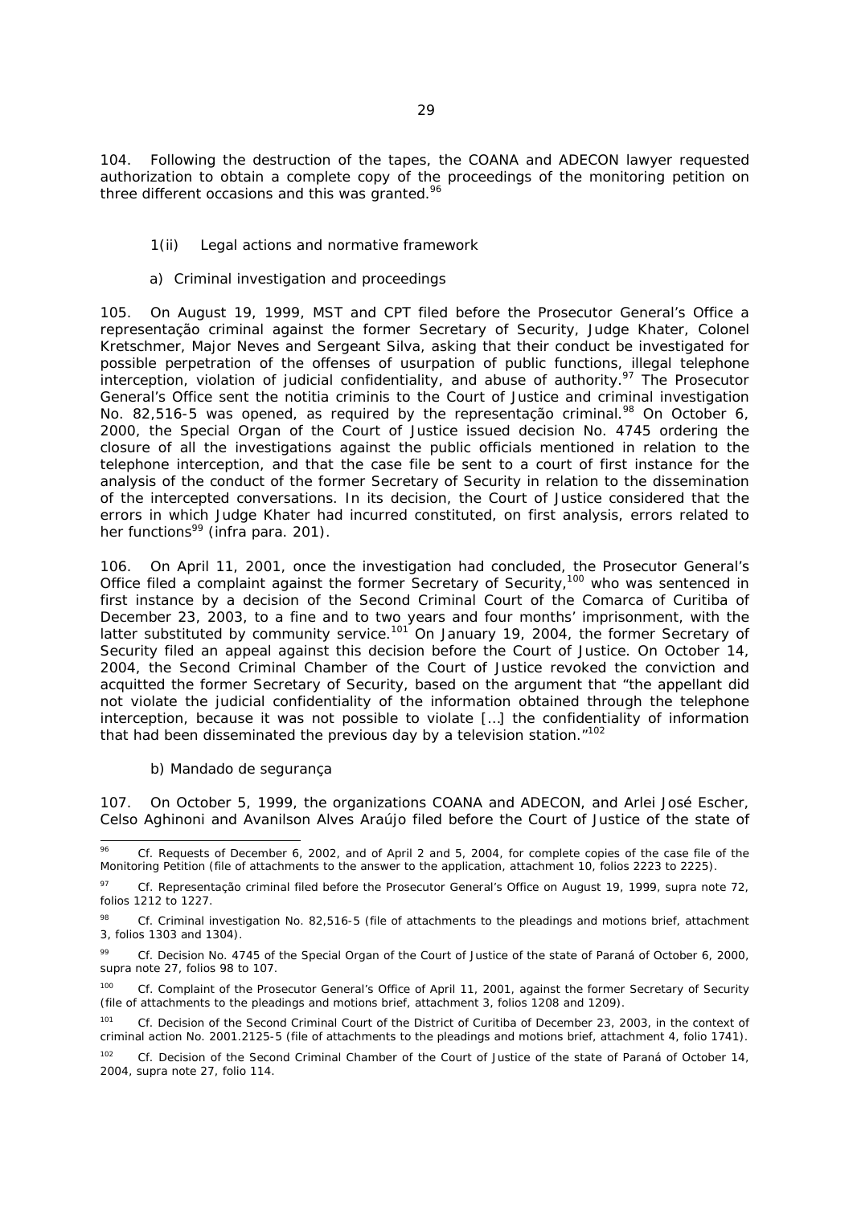104. Following the destruction of the tapes, the COANA and ADECON lawyer requested authorization to obtain a complete copy of the proceedings of the monitoring petition on three different occasions and this was granted.[96]

1(ii) Legal actions and normative framework

*a) Criminal investigation and proceedings*

105. On August 19, 1999, MST and CPT filed before the Prosecutor General's Office a *representação criminal* against the former Secretary of Security, Judge Khater, Colonel Kretschmer, Major Neves and Sergeant Silva, asking that their conduct be investigated for possible perpetration of the offenses of usurpation of public functions, illegal telephone interception, violation of judicial confidentiality, and abuse of authority.[97] The Prosecutor General's Office sent the *notitia criminis* to the Court of Justice and criminal investigation No. 82,516-5 was opened, as required by the *representação criminal*.[98] On October 6, 2000, the Special Organ of the Court of Justice issued decision No. 4745 ordering the closure of all the investigations against the public officials mentioned in relation to the telephone interception, and that the case file be sent to a court of first instance for the analysis of the conduct of the former Secretary of Security in relation to the dissemination of the intercepted conversations. In its decision, the Court of Justice considered that the errors in which Judge Khater had incurred constituted, on first analysis, errors related to her functions[99] (*infra* para. 201).

106. On April 11, 2001, once the investigation had concluded, the Prosecutor General's Office filed a complaint against the former Secretary of Security,[100] who was sentenced in first instance by a decision of the Second Criminal Court of the Comarca of Curitiba of December 23, 2003, to a fine and to two years and four months' imprisonment, with the latter substituted by community service.[101] On January 19, 2004, the former Secretary of Security filed an appeal against this decision before the Court of Justice. On October 14, 2004, the Second Criminal Chamber of the Court of Justice revoked the conviction and acquitted the former Secretary of Security, based on the argument that "the appellant did not violate the judicial confidentiality of the information obtained through the telephone interception, because it was not possible to violate […] the confidentiality of information that had been disseminated the previous day by a television station."[102]

*b) Mandado de segurança*

107. On October 5, 1999, the organizations COANA and ADECON, and Arlei José Escher, Celso Aghinoni and Avanilson Alves Araújo filed before the Court of Justice of the state of

---

[96] *Cf.* Requests of December 6, 2002, and of April 2 and 5, 2004, for complete copies of the case file of the Monitoring Petition (file of attachments to the answer to the application, attachment 10, folios 2223 to 2225).

[97] *Cf.* Representação criminal filed before the Prosecutor General's Office on August 19, 1999, *supra* note 72, folios 1212 to 1227.

[98] *Cf.* Criminal investigation No. 82,516-5 (file of attachments to the pleadings and motions brief, attachment 3, folios 1303 and 1304).

[99] *Cf.* Decision No. 4745 of the Special Organ of the Court of Justice of the state of Paraná of October 6, 2000, *supra* note 27, folios 98 to 107.

[100] *Cf.* Complaint of the Prosecutor General's Office of April 11, 2001, against the former Secretary of Security (file of attachments to the pleadings and motions brief, attachment 3, folios 1208 and 1209).

[101] *Cf.* Decision of the Second Criminal Court of the District of Curitiba of December 23, 2003, in the context of criminal action No. 2001.2125-5 (file of attachments to the pleadings and motions brief, attachment 4, folio 1741).

[102] *Cf.* Decision of the Second Criminal Chamber of the Court of Justice of the state of Paraná of October 14, 2004, *supra* note 27, folio 114.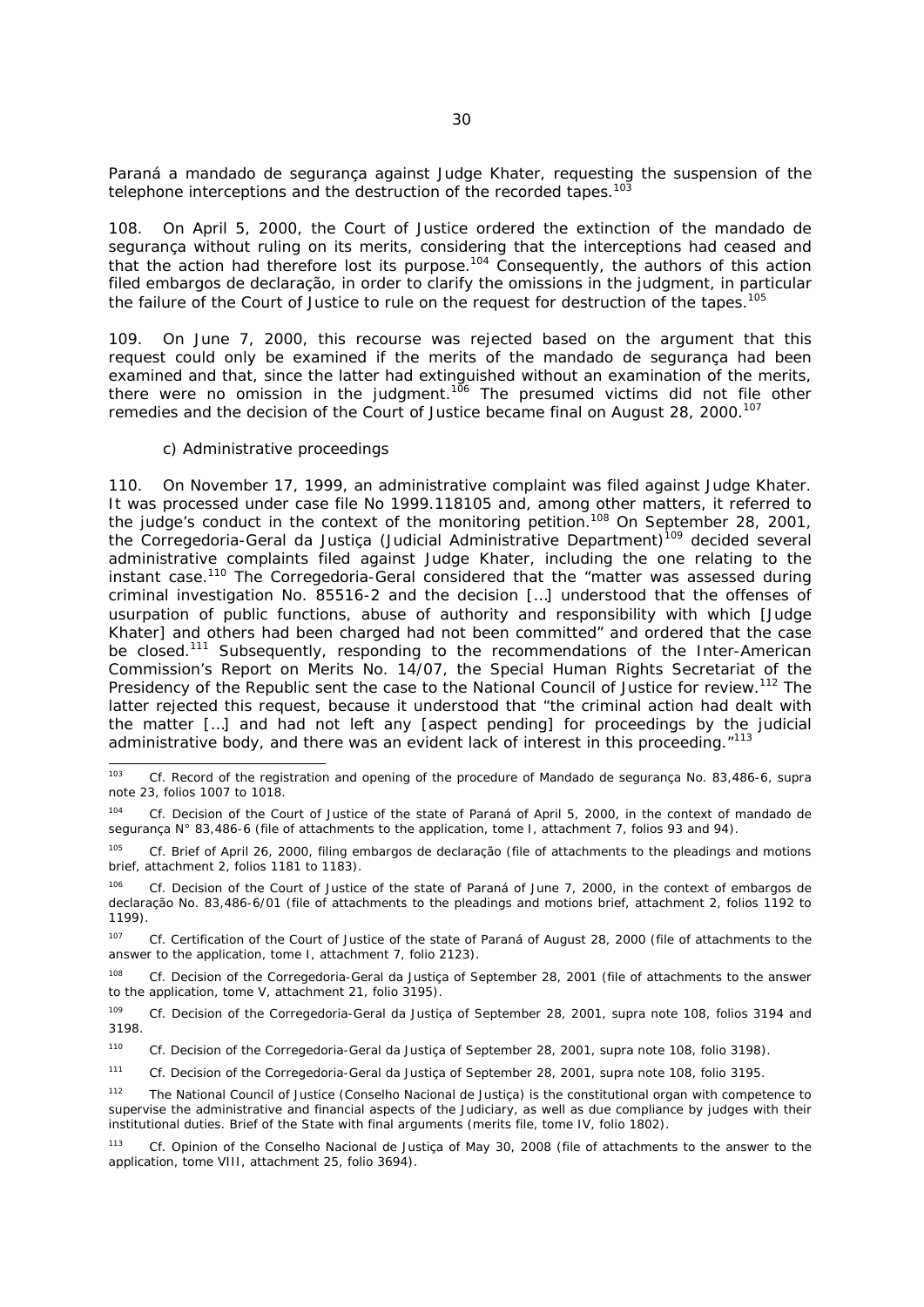Paraná a *mandado de segurança* against Judge Khater, requesting the suspension of the telephone interceptions and the destruction of the recorded tapes.[103]

108. On April 5, 2000, the Court of Justice ordered the extinction of the *mandado de segurança* without ruling on its merits, considering that the interceptions had ceased and that the action had therefore lost its purpose.[104] Consequently, the authors of this action filed *embargos de declaração*, in order to clarify the omissions in the judgment, in particular the failure of the Court of Justice to rule on the request for destruction of the tapes.[105]

109. On June 7, 2000, this recourse was rejected based on the argument that this request could only be examined if the merits of the *mandado de segurança* had been examined and that, since the latter had extinguished without an examination of the merits, there were no omission in the judgment.[106] The presumed victims did not file other remedies and the decision of the Court of Justice became final on August 28, 2000.[107]

*c) Administrative proceedings*

110. On November 17, 1999, an administrative complaint was filed against Judge Khater. It was processed under case file No 1999.118105 and, among other matters, it referred to the judge's conduct in the context of the monitoring petition.[108] On September 28, 2001, the *Corregedoria-Geral da Justiça* (Judicial Administrative Department)[109] decided several administrative complaints filed against Judge Khater, including the one relating to the instant case.[110] The *Corregedoria-Geral* considered that the "matter was assessed during criminal investigation No. 85516-2 and the decision […] understood that the offenses of usurpation of public functions, abuse of authority and responsibility with which [Judge Khater] and others had been charged had not been committed" and ordered that the case be closed.[111] Subsequently, responding to the recommendations of the Inter-American Commission's Report on Merits No. 14/07, the Special Human Rights Secretariat of the Presidency of the Republic sent the case to the National Council of Justice for review.[112] The latter rejected this request, because it understood that "the criminal action had dealt with the matter […] and had not left any [aspect pending] for proceedings by the judicial administrative body, and there was an evident lack of interest in this proceeding."[113]

---

[103] Cf. Record of the registration and opening of the procedure of *Mandado de segurança* No. 83,486-6, *supra* note 23, folios 1007 to 1018.

[104] Cf. Decision of the Court of Justice of the state of Paraná of April 5, 2000, in the context of *mandado de segurança* N° 83,486-6 (file of attachments to the application, tome I, attachment 7, folios 93 and 94).

[105] Cf. Brief of April 26, 2000, filing *embargos de declaração* (file of attachments to the pleadings and motions brief, attachment 2, folios 1181 to 1183).

[106] Cf. Decision of the Court of Justice of the state of Paraná of June 7, 2000, in the context of *embargos de declaração* No. 83,486-6/01 (file of attachments to the pleadings and motions brief, attachment 2, folios 1192 to 1199).

[107] Cf. Certification of the Court of Justice of the state of Paraná of August 28, 2000 (file of attachments to the answer to the application, tome I, attachment 7, folio 2123).

[108] Cf. Decision of the *Corregedoria-Geral da Justiça* of September 28, 2001 (file of attachments to the answer to the application, tome V, attachment 21, folio 3195).

[109] Cf. Decision of the *Corregedoria-Geral da Justiça* of September 28, 2001, *supra* note 108, folios 3194 and 3198.

[110] Cf. Decision of the *Corregedoria-Geral da Justiça* of September 28, 2001, *supra* note 108, folio 3198).

[111] Cf. Decision of the *Corregedoria-Geral da Justiça* of September 28, 2001, *supra* note 108, folio 3195.

[112] The National Council of Justice (*Conselho Nacional de Justiça*) is the constitutional organ with competence to supervise the administrative and financial aspects of the Judiciary, as well as due compliance by judges with their institutional duties. Brief of the State with final arguments (merits file, tome IV, folio 1802).

[113] Cf. Opinion of the *Conselho Nacional de Justiça* of May 30, 2008 (file of attachments to the answer to the application, tome VIII, attachment 25, folio 3694).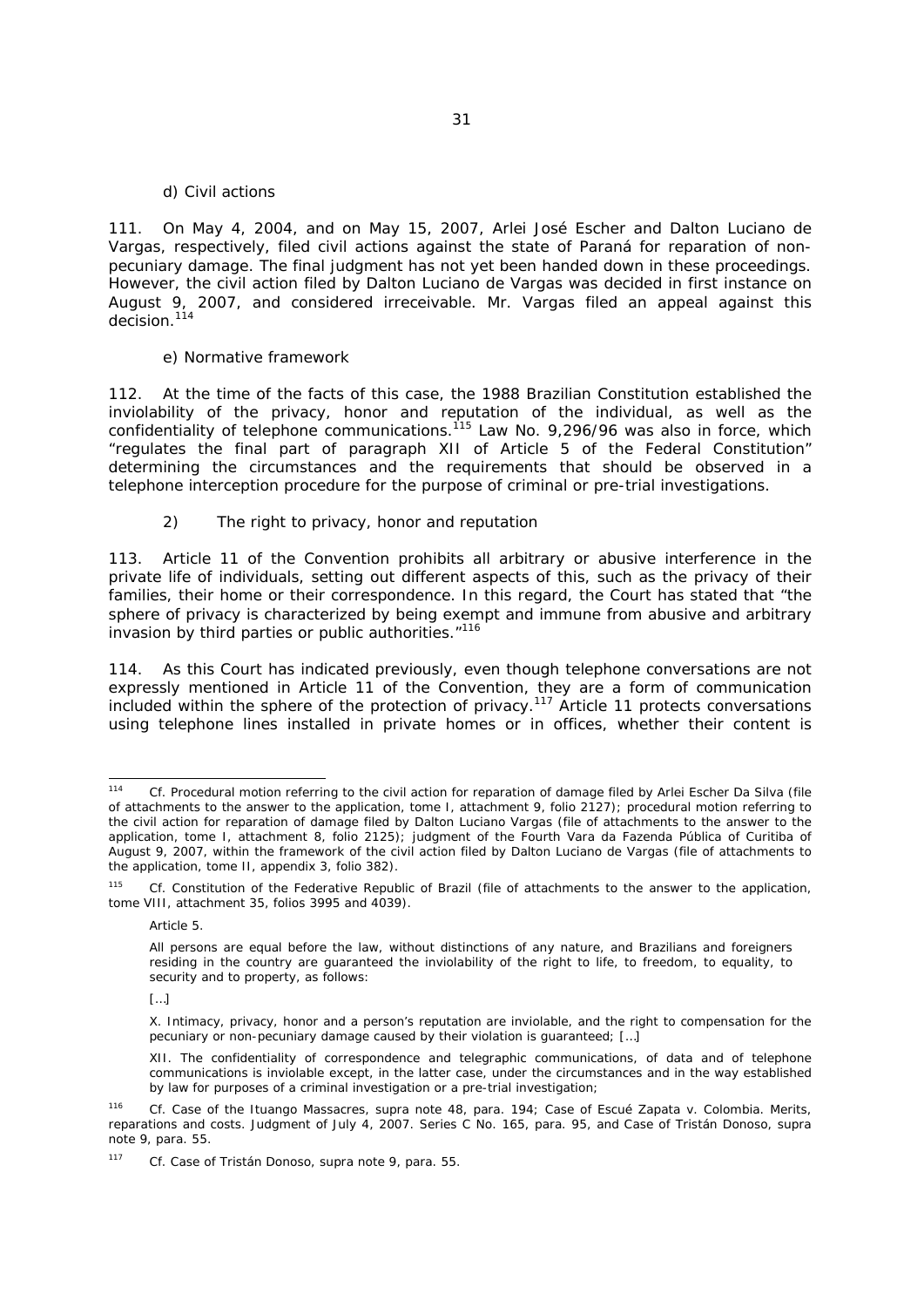d) Civil actions

111. On May 4, 2004, and on May 15, 2007, Arlei José Escher and Dalton Luciano de Vargas, respectively, filed civil actions against the state of Paraná for reparation of non-pecuniary damage. The final judgment has not yet been handed down in these proceedings. However, the civil action filed by Dalton Luciano de Vargas was decided in first instance on August 9, 2007, and considered irreceivable. Mr. Vargas filed an appeal against this decision.[114]

e) Normative framework

112. At the time of the facts of this case, the 1988 Brazilian Constitution established the inviolability of the privacy, honor and reputation of the individual, as well as the confidentiality of telephone communications.[115] Law No. 9,296/96 was also in force, which "regulates the final part of paragraph XII of Article 5 of the Federal Constitution" determining the circumstances and the requirements that should be observed in a telephone interception procedure for the purpose of criminal or pre-trial investigations.

2) The right to privacy, honor and reputation

113. Article 11 of the Convention prohibits all arbitrary or abusive interference in the private life of individuals, setting out different aspects of this, such as the privacy of their families, their home or their correspondence. In this regard, the Court has stated that "the sphere of privacy is characterized by being exempt and immune from abusive and arbitrary invasion by third parties or public authorities."[116]

114. As this Court has indicated previously, even though telephone conversations are not expressly mentioned in Article 11 of the Convention, they are a form of communication included within the sphere of the protection of privacy.[117] Article 11 protects conversations using telephone lines installed in private homes or in offices, whether their content is

---

[114] Cf. Procedural motion referring to the civil action for reparation of damage filed by Arlei Escher Da Silva (file of attachments to the answer to the application, tome I, attachment 9, folio 2127); procedural motion referring to the civil action for reparation of damage filed by Dalton Luciano Vargas (file of attachments to the answer to the application, tome I, attachment 8, folio 2125); judgment of the Fourth Vara da Fazenda Pública of Curitiba of August 9, 2007, within the framework of the civil action filed by Dalton Luciano de Vargas (file of attachments to the application, tome II, appendix 3, folio 382).

[115] Cf. Constitution of the Federative Republic of Brazil (file of attachments to the answer to the application, tome VIII, attachment 35, folios 3995 and 4039).

> Article 5.
>
> All persons are equal before the law, without distinctions of any nature, and Brazilians and foreigners residing in the country are guaranteed the inviolability of the right to life, to freedom, to equality, to security and to property, as follows:
>
> […]
>
> X. Intimacy, privacy, honor and a person's reputation are inviolable, and the right to compensation for the pecuniary or non-pecuniary damage caused by their violation is guaranteed; […]
>
> XII. The confidentiality of correspondence and telegraphic communications, of data and of telephone communications is inviolable except, in the latter case, under the circumstances and in the way established by law for purposes of a criminal investigation or a pre-trial investigation;

[116] Cf. Case of the Ituango Massacres, supra note 48, para. 194; Case of Escué Zapata v. Colombia. Merits, reparations and costs. Judgment of July 4, 2007. Series C No. 165, para. 95, and Case of Tristán Donoso, supra note 9, para. 55.

[117] Cf. Case of Tristán Donoso, supra note 9, para. 55.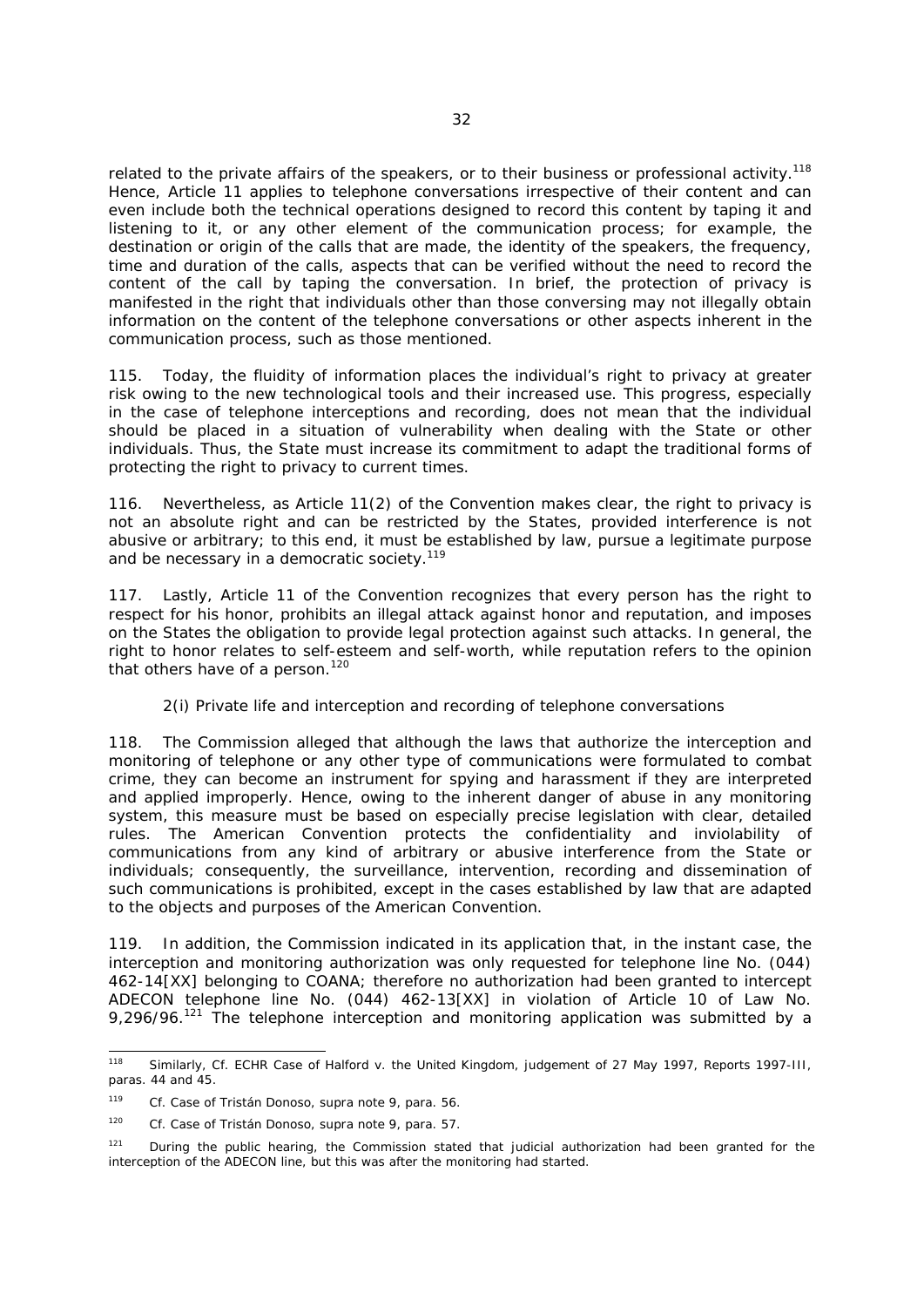related to the private affairs of the speakers, or to their business or professional activity.[118] Hence, Article 11 applies to telephone conversations irrespective of their content and can even include both the technical operations designed to record this content by taping it and listening to it, or any other element of the communication process; for example, the destination or origin of the calls that are made, the identity of the speakers, the frequency, time and duration of the calls, aspects that can be verified without the need to record the content of the call by taping the conversation. In brief, the protection of privacy is manifested in the right that individuals other than those conversing may not illegally obtain information on the content of the telephone conversations or other aspects inherent in the communication process, such as those mentioned.

115. Today, the fluidity of information places the individual's right to privacy at greater risk owing to the new technological tools and their increased use. This progress, especially in the case of telephone interceptions and recording, does not mean that the individual should be placed in a situation of vulnerability when dealing with the State or other individuals. Thus, the State must increase its commitment to adapt the traditional forms of protecting the right to privacy to current times.

116. Nevertheless, as Article 11(2) of the Convention makes clear, the right to privacy is not an absolute right and can be restricted by the States, provided interference is not abusive or arbitrary; to this end, it must be established by law, pursue a legitimate purpose and be necessary in a democratic society.[119]

117. Lastly, Article 11 of the Convention recognizes that every person has the right to respect for his honor, prohibits an illegal attack against honor and reputation, and imposes on the States the obligation to provide legal protection against such attacks. In general, the right to honor relates to self-esteem and self-worth, while reputation refers to the opinion that others have of a person.[120]

2(i) Private life and interception and recording of telephone conversations

118. The Commission alleged that although the laws that authorize the interception and monitoring of telephone or any other type of communications were formulated to combat crime, they can become an instrument for spying and harassment if they are interpreted and applied improperly. Hence, owing to the inherent danger of abuse in any monitoring system, this measure must be based on especially precise legislation with clear, detailed rules. The American Convention protects the confidentiality and inviolability of communications from any kind of arbitrary or abusive interference from the State or individuals; consequently, the surveillance, intervention, recording and dissemination of such communications is prohibited, except in the cases established by law that are adapted to the objects and purposes of the American Convention.

119. In addition, the Commission indicated in its application that, in the instant case, the interception and monitoring authorization was only requested for telephone line No. (044) 462-14[XX] belonging to COANA; therefore no authorization had been granted to intercept ADECON telephone line No. (044) 462-13[XX] in violation of Article 10 of Law No. 9,296/96.[121] The telephone interception and monitoring application was submitted by a

---

[118] Similarly, Cf. ECHR Case of Halford v. the United Kingdom, judgement of 27 May 1997, Reports 1997-III, paras. 44 and 45.

[119] Cf. *Case of Tristán Donoso, supra* note 9, para. 56.

[120] Cf. *Case of Tristán Donoso, supra* note 9, para. 57.

[121] During the public hearing, the Commission stated that judicial authorization had been granted for the interception of the ADECON line, but this was after the monitoring had started.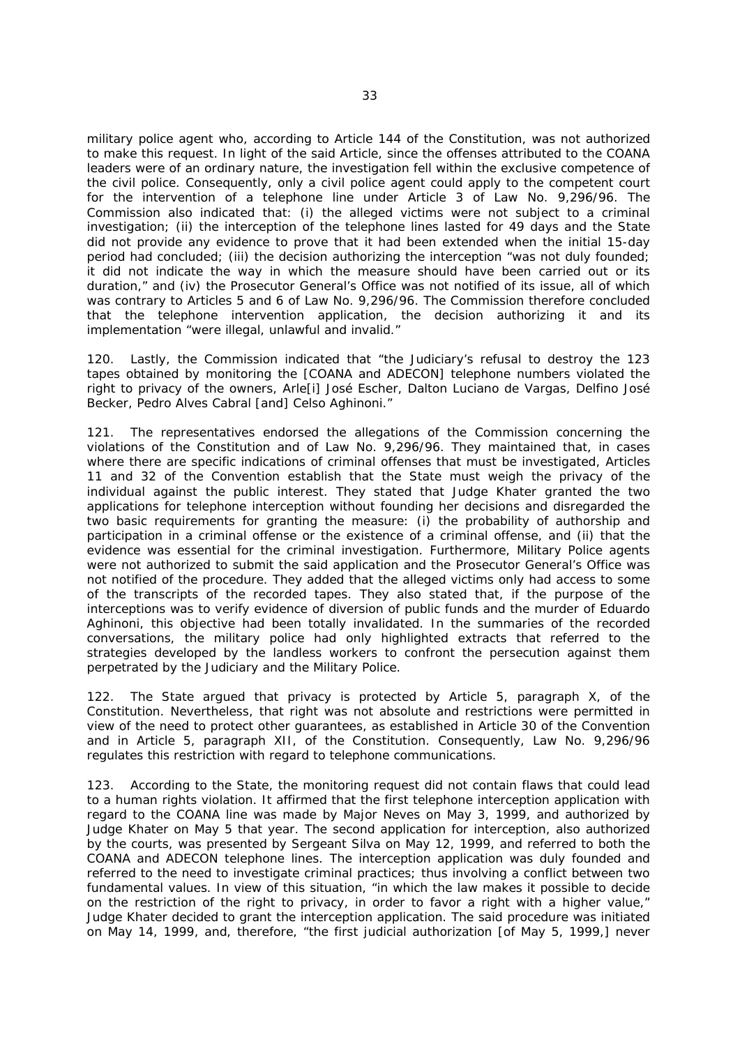military police agent who, according to Article 144 of the Constitution, was not authorized to make this request. In light of the said Article, since the offenses attributed to the COANA leaders were of an ordinary nature, the investigation fell within the exclusive competence of the civil police. Consequently, only a civil police agent could apply to the competent court for the intervention of a telephone line under Article 3 of Law No. 9,296/96. The Commission also indicated that: (i) the alleged victims were not subject to a criminal investigation; (ii) the interception of the telephone lines lasted for 49 days and the State did not provide any evidence to prove that it had been extended when the initial 15-day period had concluded; (iii) the decision authorizing the interception "was not duly founded; it did not indicate the way in which the measure should have been carried out or its duration," and (iv) the Prosecutor General's Office was not notified of its issue, all of which was contrary to Articles 5 and 6 of Law No. 9,296/96. The Commission therefore concluded that the telephone intervention application, the decision authorizing it and its implementation "were illegal, unlawful and invalid."

120. Lastly, the Commission indicated that "the Judiciary's refusal to destroy the 123 tapes obtained by monitoring the [COANA and ADECON] telephone numbers violated the right to privacy of the owners, Arle[i] José Escher, Dalton Luciano de Vargas, Delfino José Becker, Pedro Alves Cabral [and] Celso Aghinoni."

121. The representatives endorsed the allegations of the Commission concerning the violations of the Constitution and of Law No. 9,296/96. They maintained that, in cases where there are specific indications of criminal offenses that must be investigated, Articles 11 and 32 of the Convention establish that the State must weigh the privacy of the individual against the public interest. They stated that Judge Khater granted the two applications for telephone interception without founding her decisions and disregarded the two basic requirements for granting the measure: (i) the probability of authorship and participation in a criminal offense or the existence of a criminal offense, and (ii) that the evidence was essential for the criminal investigation. Furthermore, Military Police agents were not authorized to submit the said application and the Prosecutor General's Office was not notified of the procedure. They added that the alleged victims only had access to some of the transcripts of the recorded tapes. They also stated that, if the purpose of the interceptions was to verify evidence of diversion of public funds and the murder of Eduardo Aghinoni, this objective had been totally invalidated. In the summaries of the recorded conversations, the military police had only highlighted extracts that referred to the strategies developed by the landless workers to confront the persecution against them perpetrated by the Judiciary and the Military Police.

122. The State argued that privacy is protected by Article 5, paragraph X, of the Constitution. Nevertheless, that right was not absolute and restrictions were permitted in view of the need to protect other guarantees, as established in Article 30 of the Convention and in Article 5, paragraph XII, of the Constitution. Consequently, Law No. 9,296/96 regulates this restriction with regard to telephone communications.

123. According to the State, the monitoring request did not contain flaws that could lead to a human rights violation. It affirmed that the first telephone interception application with regard to the COANA line was made by Major Neves on May 3, 1999, and authorized by Judge Khater on May 5 that year. The second application for interception, also authorized by the courts, was presented by Sergeant Silva on May 12, 1999, and referred to both the COANA and ADECON telephone lines. The interception application was duly founded and referred to the need to investigate criminal practices; thus involving a conflict between two fundamental values. In view of this situation, "in which the law makes it possible to decide on the restriction of the right to privacy, in order to favor a right with a higher value," Judge Khater decided to grant the interception application. The said procedure was initiated on May 14, 1999, and, therefore, "the first judicial authorization [of May 5, 1999,] never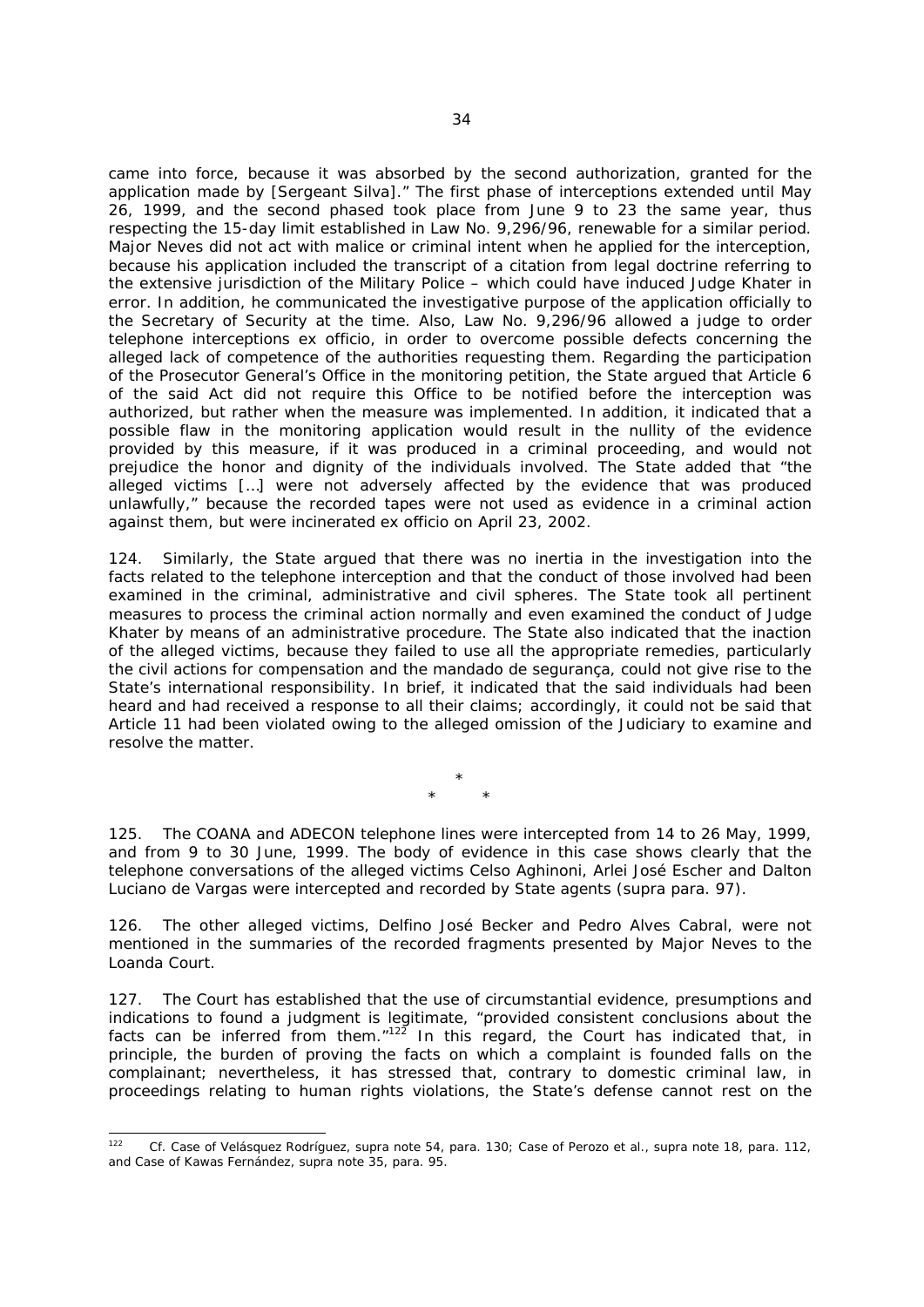came into force, because it was absorbed by the second authorization, granted for the application made by [Sergeant Silva].” The first phase of interceptions extended until May 26, 1999, and the second phased took place from June 9 to 23 the same year, thus respecting the 15-day limit established in Law No. 9,296/96, renewable for a similar period. Major Neves did not act with malice or criminal intent when he applied for the interception, because his application included the transcript of a citation from legal doctrine referring to the extensive jurisdiction of the Military Police – which could have induced Judge Khater in error. In addition, he communicated the investigative purpose of the application officially to the Secretary of Security at the time. Also, Law No. 9,296/96 allowed a judge to order telephone interceptions *ex officio*, in order to overcome possible defects concerning the alleged lack of competence of the authorities requesting them. Regarding the participation of the Prosecutor General’s Office in the monitoring petition, the State argued that Article 6 of the said Act did not require this Office to be notified before the interception was authorized, but rather when the measure was implemented. In addition, it indicated that a possible flaw in the monitoring application would result in the nullity of the evidence provided by this measure, if it was produced in a criminal proceeding, and would not prejudice the honor and dignity of the individuals involved. The State added that “the alleged victims […] were not adversely affected by the evidence that was produced unlawfully,” because the recorded tapes were not used as evidence in a criminal action against them, but were incinerated *ex officio* on April 23, 2002.

124. Similarly, the State argued that there was no inertia in the investigation into the facts related to the telephone interception and that the conduct of those involved had been examined in the criminal, administrative and civil spheres. The State took all pertinent measures to process the criminal action normally and even examined the conduct of Judge Khater by means of an administrative procedure. The State also indicated that the inaction of the alleged victims, because they failed to use all the appropriate remedies, particularly the civil actions for compensation and the *mandado de segurança*, could not give rise to the State’s international responsibility. In brief, it indicated that the said individuals had been heard and had received a response to all their claims; accordingly, it could not be said that Article 11 had been violated owing to the alleged omission of the Judiciary to examine and resolve the matter.

\*
\* \*

125. The COANA and ADECON telephone lines were intercepted from 14 to 26 May, 1999, and from 9 to 30 June, 1999. The body of evidence in this case shows clearly that the telephone conversations of the alleged victims Celso Aghinoni, Arlei José Escher and Dalton Luciano de Vargas were intercepted and recorded by State agents (*supra* para. 97).

126. The other alleged victims, Delfino José Becker and Pedro Alves Cabral, were not mentioned in the summaries of the recorded fragments presented by Major Neves to the Loanda Court.

127. The Court has established that the use of circumstantial evidence, presumptions and indications to found a judgment is legitimate, “provided consistent conclusions about the facts can be inferred from them.”[122] In this regard, the Court has indicated that, in principle, the burden of proving the facts on which a complaint is founded falls on the complainant; nevertheless, it has stressed that, contrary to domestic criminal law, in proceedings relating to human rights violations, the State’s defense cannot rest on the

[122] *Cf. Case of Velásquez Rodríguez, supra* note 54, para. 130; *Case of Perozo et al., supra* note 18, para. 112, and *Case of Kawas Fernández, supra* note 35, para. 95.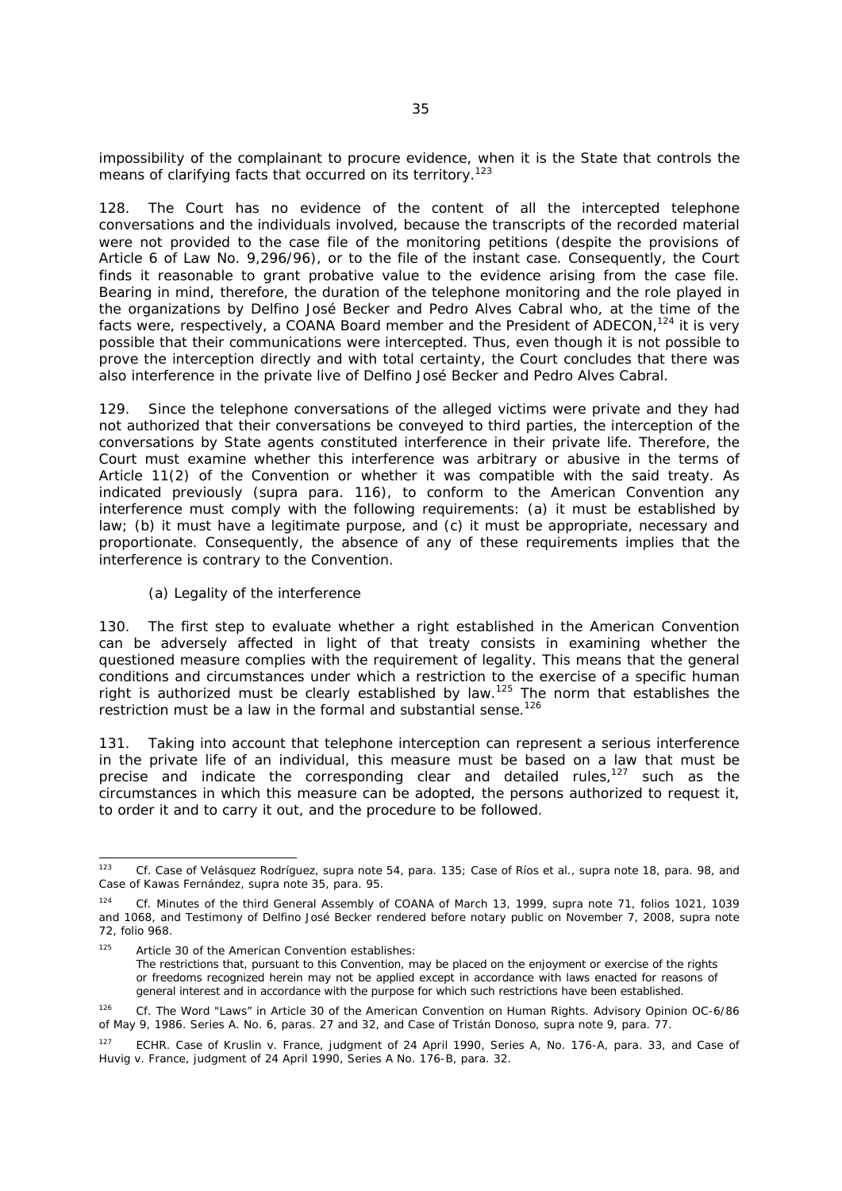impossibility of the complainant to procure evidence, when it is the State that controls the means of clarifying facts that occurred on its territory.[123]

128. The Court has no evidence of the content of all the intercepted telephone conversations and the individuals involved, because the transcripts of the recorded material were not provided to the case file of the monitoring petitions (despite the provisions of Article 6 of Law No. 9,296/96), or to the file of the instant case. Consequently, the Court finds it reasonable to grant probative value to the evidence arising from the case file. Bearing in mind, therefore, the duration of the telephone monitoring and the role played in the organizations by Delfino José Becker and Pedro Alves Cabral who, at the time of the facts were, respectively, a COANA Board member and the President of ADECON,[124] it is very possible that their communications were intercepted. Thus, even though it is not possible to prove the interception directly and with total certainty, the Court concludes that there was also interference in the private live of Delfino José Becker and Pedro Alves Cabral.

129. Since the telephone conversations of the alleged victims were private and they had not authorized that their conversations be conveyed to third parties, the interception of the conversations by State agents constituted interference in their private life. Therefore, the Court must examine whether this interference was arbitrary or abusive in the terms of Article 11(2) of the Convention or whether it was compatible with the said treaty. As indicated previously (*supra* para. 116), to conform to the American Convention any interference must comply with the following requirements: (a) it must be established by law; (b) it must have a legitimate purpose, and (c) it must be appropriate, necessary and proportionate. Consequently, the absence of any of these requirements implies that the interference is contrary to the Convention.

(a) Legality of the interference

130. The first step to evaluate whether a right established in the American Convention can be adversely affected in light of that treaty consists in examining whether the questioned measure complies with the requirement of legality. This means that the general conditions and circumstances under which a restriction to the exercise of a specific human right is authorized must be clearly established by law.[125] The norm that establishes the restriction must be a law in the formal and substantial sense.[126]

131. Taking into account that telephone interception can represent a serious interference in the private life of an individual, this measure must be based on a law that must be precise and indicate the corresponding clear and detailed rules,[127] such as the circumstances in which this measure can be adopted, the persons authorized to request it, to order it and to carry it out, and the procedure to be followed.

---

[123] Cf. Case of Velásquez Rodríguez, *supra* note 54, para. 135; Case of Ríos et al., *supra* note 18, para. 98, and Case of Kawas Fernández, *supra* note 35, para. 95.

[124] Cf. Minutes of the third General Assembly of COANA of March 13, 1999, *supra* note 71, folios 1021, 1039 and 1068, and Testimony of Delfino José Becker rendered before notary public on November 7, 2008, *supra* note 72, folio 968.

[125] Article 30 of the American Convention establishes:
The restrictions that, pursuant to this Convention, may be placed on the enjoyment or exercise of the rights or freedoms recognized herein may not be applied except in accordance with laws enacted for reasons of general interest and in accordance with the purpose for which such restrictions have been established.

[126] Cf. The Word "Laws" in Article 30 of the American Convention on Human Rights. Advisory Opinion OC-6/86 of May 9, 1986. Series A. No. 6, paras. 27 and 32, and Case of Tristán Donoso, *supra* note 9, para. 77.

[127] ECHR. Case of Kruslin v. France, judgment of 24 April 1990, Series A, No. 176-A, para. 33, and Case of Huvig v. France, judgment of 24 April 1990, Series A No. 176-B, para. 32.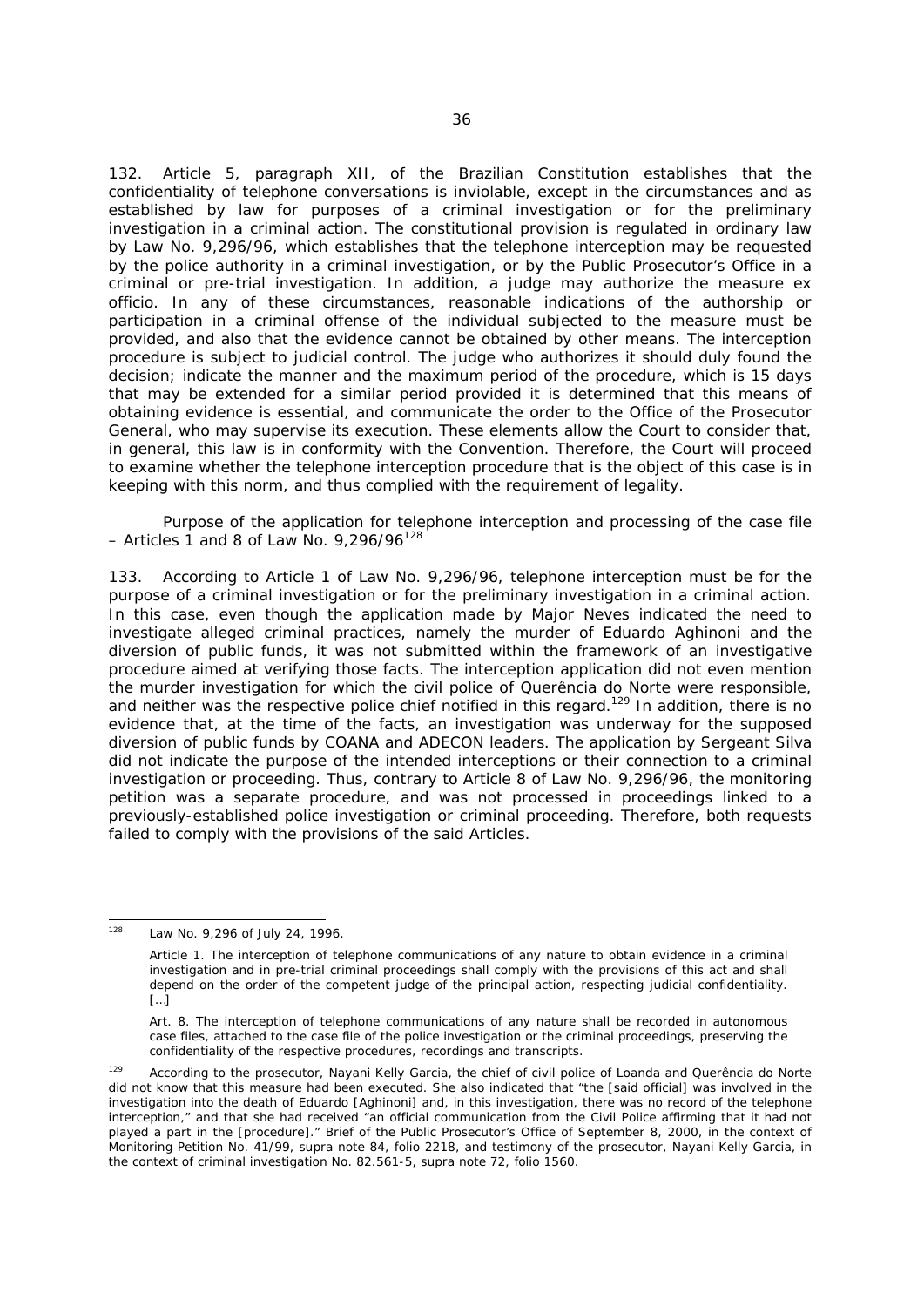132. Article 5, paragraph XII, of the Brazilian Constitution establishes that the confidentiality of telephone conversations is inviolable, except in the circumstances and as established by law for purposes of a criminal investigation or for the preliminary investigation in a criminal action. The constitutional provision is regulated in ordinary law by Law No. 9,296/96, which establishes that the telephone interception may be requested by the police authority in a criminal investigation, or by the Public Prosecutor's Office in a criminal or pre-trial investigation. In addition, a judge may authorize the measure *ex officio*. In any of these circumstances, reasonable indications of the authorship or participation in a criminal offense of the individual subjected to the measure must be provided, and also that the evidence cannot be obtained by other means. The interception procedure is subject to judicial control. The judge who authorizes it should duly found the decision; indicate the manner and the maximum period of the procedure, which is 15 days that may be extended for a similar period provided it is determined that this means of obtaining evidence is essential, and communicate the order to the Office of the Prosecutor General, who may supervise its execution. These elements allow the Court to consider that, in general, this law is in conformity with the Convention. Therefore, the Court will proceed to examine whether the telephone interception procedure that is the object of this case is in keeping with this norm, and thus complied with the requirement of legality.

*Purpose of the application for telephone interception and processing of the case file – Articles 1 and 8 of Law No. 9,296/96*[128]

133. According to Article 1 of Law No. 9,296/96, telephone interception must be for the purpose of a criminal investigation or for the preliminary investigation in a criminal action. In this case, even though the application made by Major Neves indicated the need to investigate alleged criminal practices, namely the murder of Eduardo Aghinoni and the diversion of public funds, it was not submitted within the framework of an investigative procedure aimed at verifying those facts. The interception application did not even mention the murder investigation for which the civil police of Querência do Norte were responsible, and neither was the respective police chief notified in this regard.[129] In addition, there is no evidence that, at the time of the facts, an investigation was underway for the supposed diversion of public funds by COANA and ADECON leaders. The application by Sergeant Silva did not indicate the purpose of the intended interceptions or their connection to a criminal investigation or proceeding. Thus, contrary to Article 8 of Law No. 9,296/96, the monitoring petition was a separate procedure, and was not processed in proceedings linked to a previously-established police investigation or criminal proceeding. Therefore, both requests failed to comply with the provisions of the said Articles.

---

[128] Law No. 9,296 of July 24, 1996.

Article 1. The interception of telephone communications of any nature to obtain evidence in a criminal investigation and in pre-trial criminal proceedings shall comply with the provisions of this act and shall depend on the order of the competent judge of the principal action, respecting judicial confidentiality. […]

Art. 8. The interception of telephone communications of any nature shall be recorded in autonomous case files, attached to the case file of the police investigation or the criminal proceedings, preserving the confidentiality of the respective procedures, recordings and transcripts.

[129] According to the prosecutor, Nayani Kelly Garcia, the chief of civil police of Loanda and Querência do Norte did not know that this measure had been executed. She also indicated that "the [said official] was involved in the investigation into the death of Eduardo [Aghinoni] and, in this investigation, there was no record of the telephone interception," and that she had received "an official communication from the Civil Police affirming that it had not played a part in the [procedure]." Brief of the Public Prosecutor's Office of September 8, 2000, in the context of Monitoring Petition No. 41/99, *supra* note 84, folio 2218, and testimony of the prosecutor, Nayani Kelly Garcia, in the context of criminal investigation No. 82.561-5, *supra* note 72, folio 1560.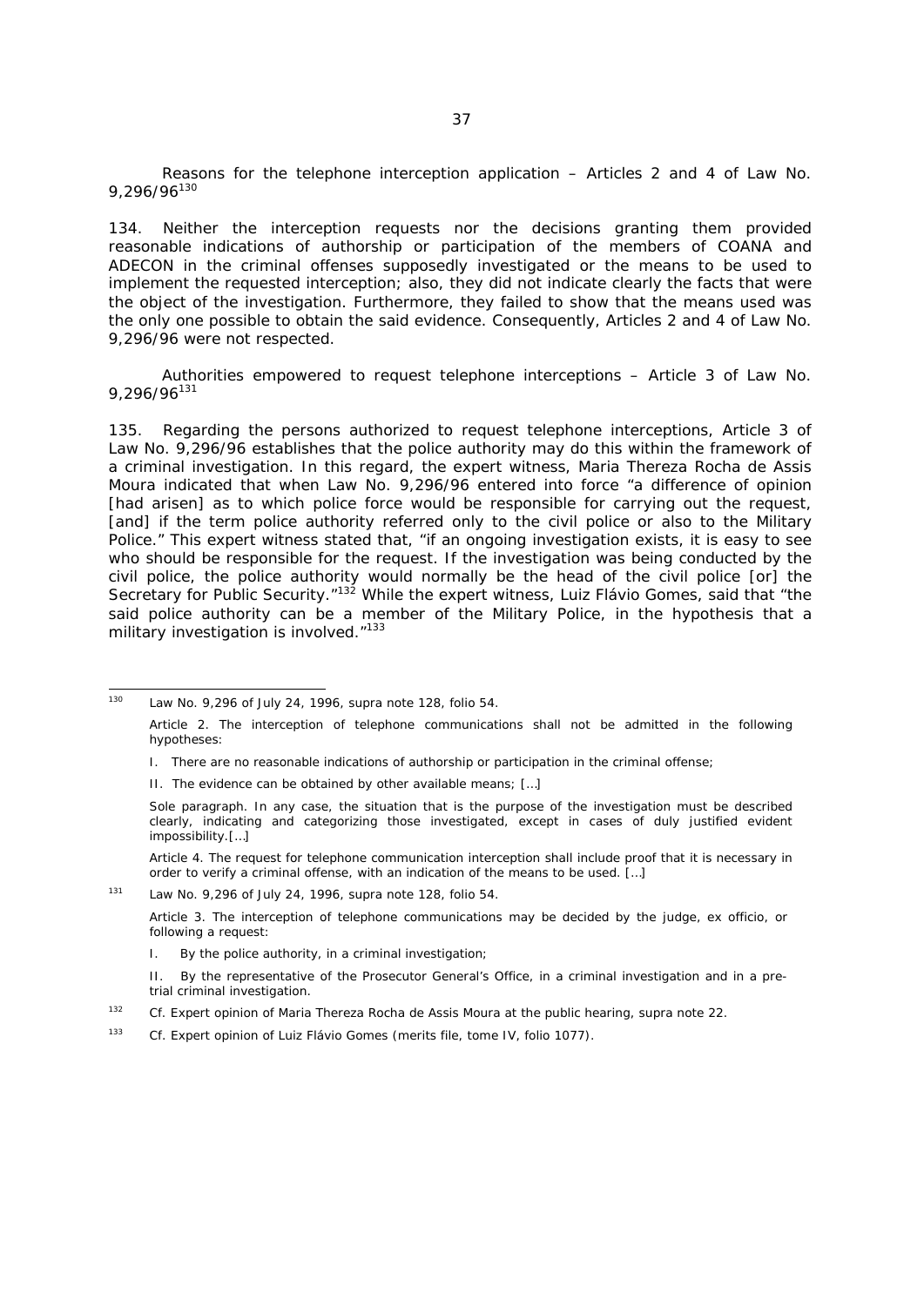*Reasons for the telephone interception application – Articles 2 and 4 of Law No. 9,296/96*[130]

134. Neither the interception requests nor the decisions granting them provided reasonable indications of authorship or participation of the members of COANA and ADECON in the criminal offenses supposedly investigated or the means to be used to implement the requested interception; also, they did not indicate clearly the facts that were the object of the investigation. Furthermore, they failed to show that the means used was the only one possible to obtain the said evidence. Consequently, Articles 2 and 4 of Law No. 9,296/96 were not respected.

*Authorities empowered to request telephone interceptions – Article 3 of Law No. 9,296/96*[131]

135. Regarding the persons authorized to request telephone interceptions, Article 3 of Law No. 9,296/96 establishes that the police authority may do this within the framework of a criminal investigation. In this regard, the expert witness, Maria Thereza Rocha de Assis Moura indicated that when Law No. 9,296/96 entered into force "a difference of opinion [had arisen] as to which police force would be responsible for carrying out the request, [and] if the term police authority referred only to the civil police or also to the Military Police." This expert witness stated that, "if an ongoing investigation exists, it is easy to see who should be responsible for the request. If the investigation was being conducted by the civil police, the police authority would normally be the head of the civil police [or] the Secretary for Public Security."[132] While the expert witness, Luiz Flávio Gomes, said that "the said police authority can be a member of the Military Police, in the hypothesis that a military investigation is involved."[133]

---

[130] Law No. 9,296 of July 24, 1996, *supra* note 128, folio 54.

Article 2. The interception of telephone communications shall not be admitted in the following hypotheses:

I. There are no reasonable indications of authorship or participation in the criminal offense;

II. The evidence can be obtained by other available means; […]

Sole paragraph. In any case, the situation that is the purpose of the investigation must be described clearly, indicating and categorizing those investigated, except in cases of duly justified evident impossibility.[…]

Article 4. The request for telephone communication interception shall include proof that it is necessary in order to verify a criminal offense, with an indication of the means to be used. […]

[131] Law No. 9,296 of July 24, 1996, *supra* note 128, folio 54.

Article 3. The interception of telephone communications may be decided by the judge, ex officio, or following a request:

I. By the police authority, in a criminal investigation;

II. By the representative of the Prosecutor General's Office, in a criminal investigation and in a pre-trial criminal investigation.

[132] *Cf.* Expert opinion of Maria Thereza Rocha de Assis Moura at the public hearing, *supra* note 22.

[133] *Cf.* Expert opinion of Luiz Flávio Gomes (merits file, tome IV, folio 1077).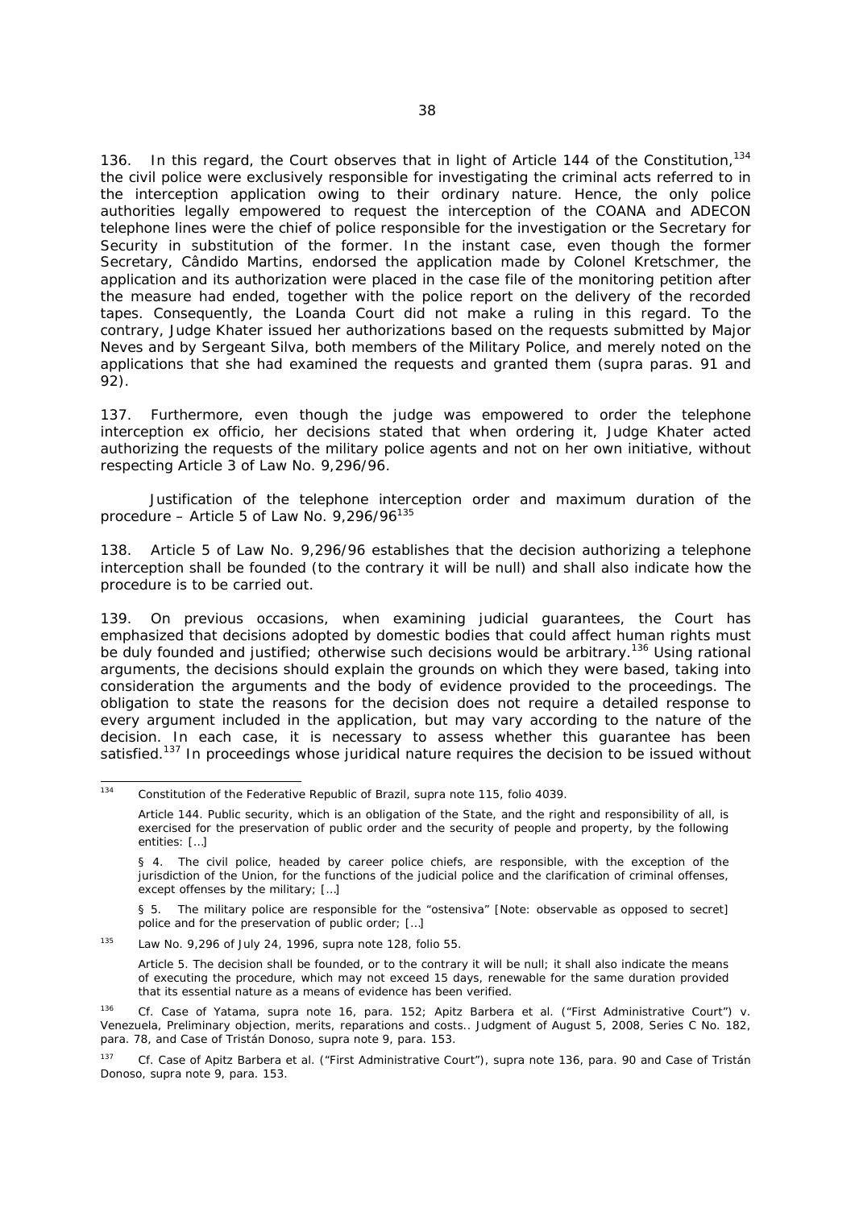136. In this regard, the Court observes that in light of Article 144 of the Constitution,[134] the civil police were exclusively responsible for investigating the criminal acts referred to in the interception application owing to their ordinary nature. Hence, the only police authorities legally empowered to request the interception of the COANA and ADECON telephone lines were the chief of police responsible for the investigation or the Secretary for Security in substitution of the former. In the instant case, even though the former Secretary, Cândido Martins, endorsed the application made by Colonel Kretschmer, the application and its authorization were placed in the case file of the monitoring petition after the measure had ended, together with the police report on the delivery of the recorded tapes. Consequently, the Loanda Court did not make a ruling in this regard. To the contrary, Judge Khater issued her authorizations based on the requests submitted by Major Neves and by Sergeant Silva, both members of the Military Police, and merely noted on the applications that she had examined the requests and granted them (*supra* paras. 91 and 92).

137. Furthermore, even though the judge was empowered to order the telephone interception *ex officio*, her decisions stated that when ordering it, Judge Khater acted authorizing the requests of the military police agents and not on her own initiative, without respecting Article 3 of Law No. 9,296/96.

*Justification of the telephone interception order and maximum duration of the procedure – Article 5 of Law No. 9,296/96*[135]

138. Article 5 of Law No. 9,296/96 establishes that the decision authorizing a telephone interception shall be founded (to the contrary it will be null) and shall also indicate how the procedure is to be carried out.

139. On previous occasions, when examining judicial guarantees, the Court has emphasized that decisions adopted by domestic bodies that could affect human rights must be duly founded and justified; otherwise such decisions would be arbitrary.[136] Using rational arguments, the decisions should explain the grounds on which they were based, taking into consideration the arguments and the body of evidence provided to the proceedings. The obligation to state the reasons for the decision does not require a detailed response to every argument included in the application, but may vary according to the nature of the decision. In each case, it is necessary to assess whether this guarantee has been satisfied.[137] In proceedings whose juridical nature requires the decision to be issued without

---

[134] Constitution of the Federative Republic of Brazil, *supra* note 115, folio 4039.

Article 144. Public security, which is an obligation of the State, and the right and responsibility of all, is exercised for the preservation of public order and the security of people and property, by the following entities: […]

§ 4. The civil police, headed by career police chiefs, are responsible, with the exception of the jurisdiction of the Union, for the functions of the judicial police and the clarification of criminal offenses, except offenses by the military; […]

§ 5. The military police are responsible for the "ostensiva" [Note: observable as opposed to secret] police and for the preservation of public order; […]

[135] Law No. 9,296 of July 24, 1996, *supra* note 128, folio 55.

Article 5. The decision shall be founded, or to the contrary it will be null; it shall also indicate the means of executing the procedure, which may not exceed 15 days, renewable for the same duration provided that its essential nature as a means of evidence has been verified.

[136] *Cf. Case of Yatama, supra* note 16, para. 152; *Apitz Barbera et al. ("First Administrative Court") v. Venezuela, Preliminary objection, merits, reparations and costs.*. Judgment of August 5, 2008, Series C No. 182, para. 78, and *Case of Tristán Donoso, supra* note 9, para. 153.

[137] *Cf. Case of Apitz Barbera et al. ("First Administrative Court"), supra* note 136, para. 90 and *Case of Tristán Donoso, supra* note 9, para. 153.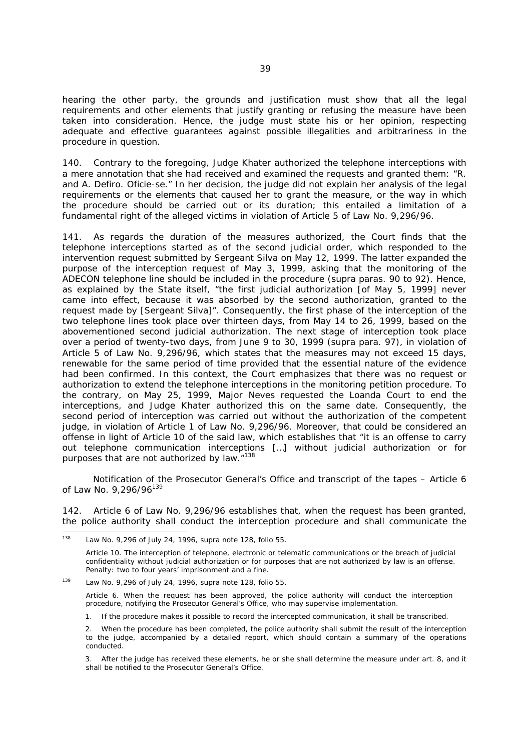hearing the other party, the grounds and justification must show that all the legal requirements and other elements that justify granting or refusing the measure have been taken into consideration. Hence, the judge must state his or her opinion, respecting adequate and effective guarantees against possible illegalities and arbitrariness in the procedure in question.

140. Contrary to the foregoing, Judge Khater authorized the telephone interceptions with a mere annotation that she had received and examined the requests and granted them: "R. and A. Defiro. Oficie-se." In her decision, the judge did not explain her analysis of the legal requirements or the elements that caused her to grant the measure, or the way in which the procedure should be carried out or its duration; this entailed a limitation of a fundamental right of the alleged victims in violation of Article 5 of Law No. 9,296/96.

141. As regards the duration of the measures authorized, the Court finds that the telephone interceptions started as of the second judicial order, which responded to the intervention request submitted by Sergeant Silva on May 12, 1999. The latter expanded the purpose of the interception request of May 3, 1999, asking that the monitoring of the ADECON telephone line should be included in the procedure (*supra* paras. 90 to 92). Hence, as explained by the State itself, "the first judicial authorization [of May 5, 1999] never came into effect, because it was absorbed by the second authorization, granted to the request made by [Sergeant Silva]". Consequently, the first phase of the interception of the two telephone lines took place over thirteen days, from May 14 to 26, 1999, based on the abovementioned second judicial authorization. The next stage of interception took place over a period of twenty-two days, from June 9 to 30, 1999 (*supra* para. 97), in violation of Article 5 of Law No. 9,296/96, which states that the measures may not exceed 15 days, renewable for the same period of time provided that the essential nature of the evidence had been confirmed. In this context, the Court emphasizes that there was no request or authorization to extend the telephone interceptions in the monitoring petition procedure. To the contrary, on May 25, 1999, Major Neves requested the Loanda Court to end the interceptions, and Judge Khater authorized this on the same date. Consequently, the second period of interception was carried out without the authorization of the competent judge, in violation of Article 1 of Law No. 9,296/96. Moreover, that could be considered an offense in light of Article 10 of the said law, which establishes that "it is an offense to carry out telephone communication interceptions […] without judicial authorization or for purposes that are not authorized by law."[138]

*Notification of the Prosecutor General's Office and transcript of the tapes – Article 6 of Law No. 9,296/96*[139]

142. Article 6 of Law No. 9,296/96 establishes that, when the request has been granted, the police authority shall conduct the interception procedure and shall communicate the

---

[138] Law No. 9,296 of July 24, 1996, *supra* note 128, folio 55.

Article 10. The interception of telephone, electronic or telematic communications or the breach of judicial confidentiality without judicial authorization or for purposes that are not authorized by law is an offense. Penalty: two to four years' imprisonment and a fine.

[139] Law No. 9,296 of July 24, 1996, *supra* note 128, folio 55.

Article 6. When the request has been approved, the police authority will conduct the interception procedure, notifying the Prosecutor General's Office, who may supervise implementation.

1. If the procedure makes it possible to record the intercepted communication, it shall be transcribed.

2. When the procedure has been completed, the police authority shall submit the result of the interception to the judge, accompanied by a detailed report, which should contain a summary of the operations conducted.

3. After the judge has received these elements, he or she shall determine the measure under art. 8, and it shall be notified to the Prosecutor General's Office.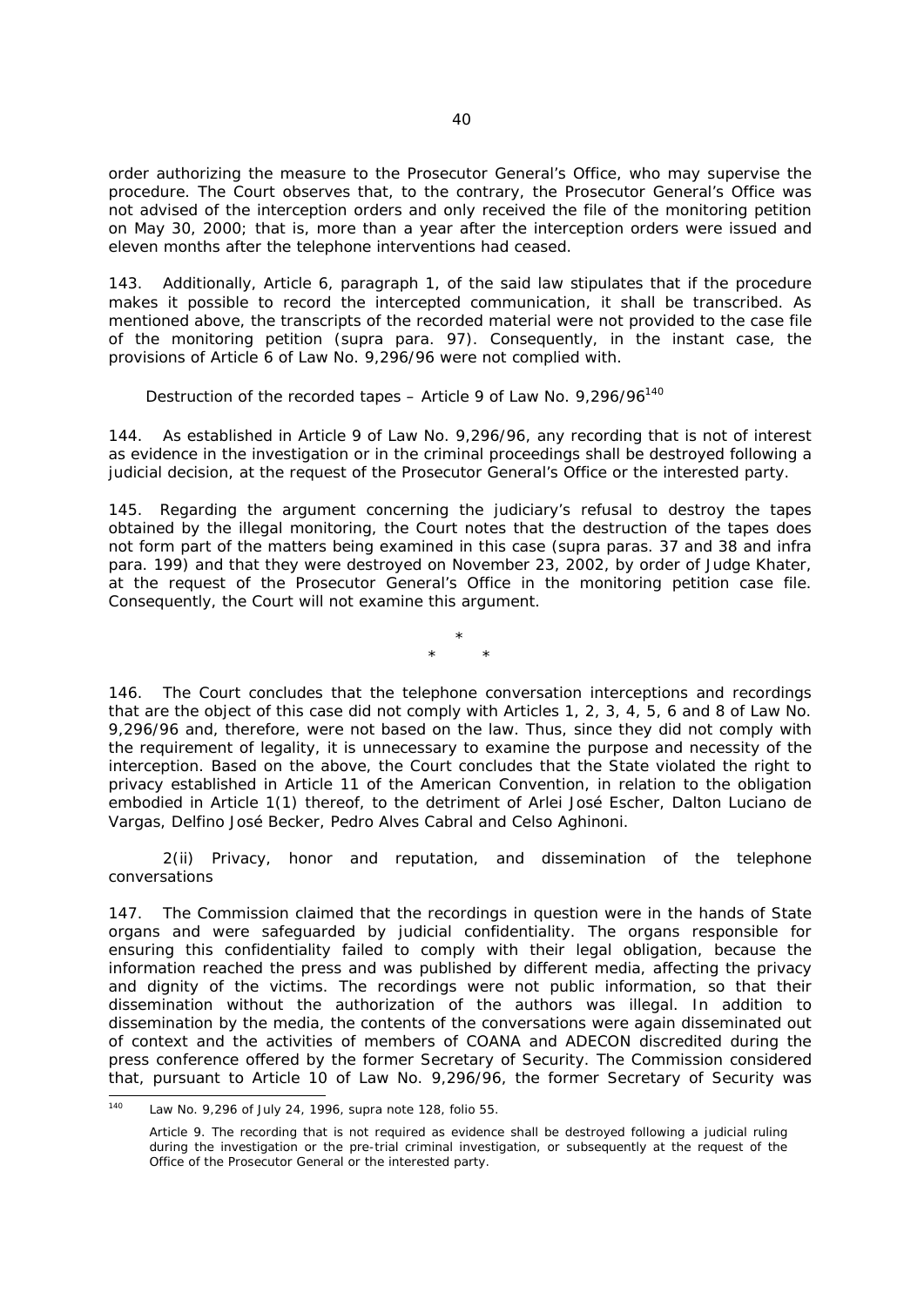order authorizing the measure to the Prosecutor General's Office, who may supervise the procedure. The Court observes that, to the contrary, the Prosecutor General's Office was not advised of the interception orders and only received the file of the monitoring petition on May 30, 2000; that is, more than a year after the interception orders were issued and eleven months after the telephone interventions had ceased.

143. Additionally, Article 6, paragraph 1, of the said law stipulates that if the procedure makes it possible to record the intercepted communication, it shall be transcribed. As mentioned above, the transcripts of the recorded material were not provided to the case file of the monitoring petition (supra para. 97). Consequently, in the instant case, the provisions of Article 6 of Law No. 9,296/96 were not complied with.

*Destruction of the recorded tapes – Article 9 of Law No. 9,296/96*[140]

144. As established in Article 9 of Law No. 9,296/96, any recording that is not of interest as evidence in the investigation or in the criminal proceedings shall be destroyed following a judicial decision, at the request of the Prosecutor General's Office or the interested party.

145. Regarding the argument concerning the judiciary's refusal to destroy the tapes obtained by the illegal monitoring, the Court notes that the destruction of the tapes does not form part of the matters being examined in this case (supra paras. 37 and 38 and infra para. 199) and that they were destroyed on November 23, 2002, by order of Judge Khater, at the request of the Prosecutor General's Office in the monitoring petition case file. Consequently, the Court will not examine this argument.

\*

\* \*

146. The Court concludes that the telephone conversation interceptions and recordings that are the object of this case did not comply with Articles 1, 2, 3, 4, 5, 6 and 8 of Law No. 9,296/96 and, therefore, were not based on the law. Thus, since they did not comply with the requirement of legality, it is unnecessary to examine the purpose and necessity of the interception. Based on the above, the Court concludes that the State violated the right to privacy established in Article 11 of the American Convention, in relation to the obligation embodied in Article 1(1) thereof, to the detriment of Arlei José Escher, Dalton Luciano de Vargas, Delfino José Becker, Pedro Alves Cabral and Celso Aghinoni.

*2(ii) Privacy, honor and reputation, and dissemination of the telephone conversations*

147. The Commission claimed that the recordings in question were in the hands of State organs and were safeguarded by judicial confidentiality. The organs responsible for ensuring this confidentiality failed to comply with their legal obligation, because the information reached the press and was published by different media, affecting the privacy and dignity of the victims. The recordings were not public information, so that their dissemination without the authorization of the authors was illegal. In addition to dissemination by the media, the contents of the conversations were again disseminated out of context and the activities of members of COANA and ADECON discredited during the press conference offered by the former Secretary of Security. The Commission considered that, pursuant to Article 10 of Law No. 9,296/96, the former Secretary of Security was

---

[140] Law No. 9,296 of July 24, 1996, supra note 128, folio 55.

Article 9. The recording that is not required as evidence shall be destroyed following a judicial ruling during the investigation or the pre-trial criminal investigation, or subsequently at the request of the Office of the Prosecutor General or the interested party.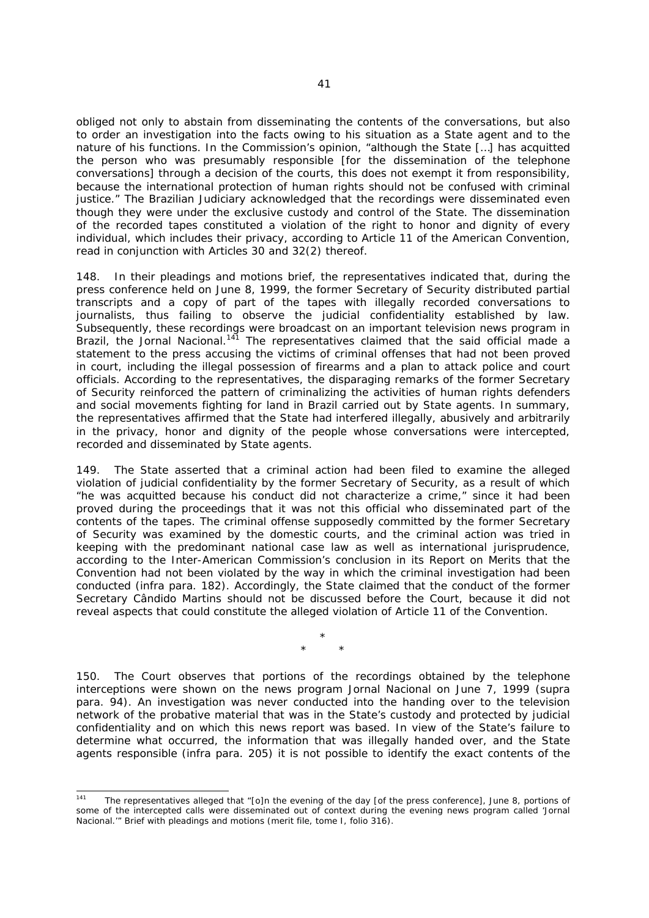obliged not only to abstain from disseminating the contents of the conversations, but also to order an investigation into the facts owing to his situation as a State agent and to the nature of his functions. In the Commission's opinion, "although the State […] has acquitted the person who was presumably responsible [for the dissemination of the telephone conversations] through a decision of the courts, this does not exempt it from responsibility, because the international protection of human rights should not be confused with criminal justice." The Brazilian Judiciary acknowledged that the recordings were disseminated even though they were under the exclusive custody and control of the State. The dissemination of the recorded tapes constituted a violation of the right to honor and dignity of every individual, which includes their privacy, according to Article 11 of the American Convention, read in conjunction with Articles 30 and 32(2) thereof.

148. In their pleadings and motions brief, the representatives indicated that, during the press conference held on June 8, 1999, the former Secretary of Security distributed partial transcripts and a copy of part of the tapes with illegally recorded conversations to journalists, thus failing to observe the judicial confidentiality established by law. Subsequently, these recordings were broadcast on an important television news program in Brazil, the Jornal Nacional.[141] The representatives claimed that the said official made a statement to the press accusing the victims of criminal offenses that had not been proved in court, including the illegal possession of firearms and a plan to attack police and court officials. According to the representatives, the disparaging remarks of the former Secretary of Security reinforced the pattern of criminalizing the activities of human rights defenders and social movements fighting for land in Brazil carried out by State agents. In summary, the representatives affirmed that the State had interfered illegally, abusively and arbitrarily in the privacy, honor and dignity of the people whose conversations were intercepted, recorded and disseminated by State agents.

149. The State asserted that a criminal action had been filed to examine the alleged violation of judicial confidentiality by the former Secretary of Security, as a result of which "he was acquitted because his conduct did not characterize a crime," since it had been proved during the proceedings that it was not this official who disseminated part of the contents of the tapes. The criminal offense supposedly committed by the former Secretary of Security was examined by the domestic courts, and the criminal action was tried in keeping with the predominant national case law as well as international jurisprudence, according to the Inter-American Commission's conclusion in its Report on Merits that the Convention had not been violated by the way in which the criminal investigation had been conducted (*infra* para. 182). Accordingly, the State claimed that the conduct of the former Secretary Cândido Martins should not be discussed before the Court, because it did not reveal aspects that could constitute the alleged violation of Article 11 of the Convention.

\*

\* \*

150. The Court observes that portions of the recordings obtained by the telephone interceptions were shown on the news program Jornal Nacional on June 7, 1999 (*supra* para. 94). An investigation was never conducted into the handing over to the television network of the probative material that was in the State's custody and protected by judicial confidentiality and on which this news report was based. In view of the State's failure to determine what occurred, the information that was illegally handed over, and the State agents responsible (*infra* para. 205) it is not possible to identify the exact contents of the

---

[141] The representatives alleged that "[o]n the evening of the day [of the press conference], June 8, portions of some of the intercepted calls were disseminated out of context during the evening news program called 'Jornal Nacional.'" Brief with pleadings and motions (merit file, tome I, folio 316).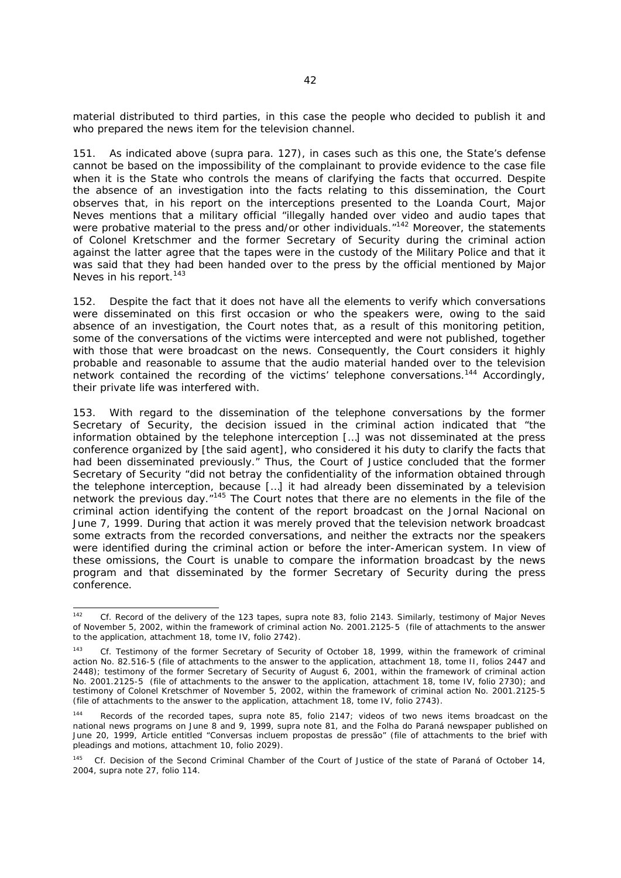material distributed to third parties, in this case the people who decided to publish it and who prepared the news item for the television channel.

151. As indicated above (*supra* para. 127), in cases such as this one, the State's defense cannot be based on the impossibility of the complainant to provide evidence to the case file when it is the State who controls the means of clarifying the facts that occurred. Despite the absence of an investigation into the facts relating to this dissemination, the Court observes that, in his report on the interceptions presented to the Loanda Court, Major Neves mentions that a military official "illegally handed over video and audio tapes that were probative material to the press and/or other individuals."[142] Moreover, the statements of Colonel Kretschmer and the former Secretary of Security during the criminal action against the latter agree that the tapes were in the custody of the Military Police and that it was said that they had been handed over to the press by the official mentioned by Major Neves in his report.[143]

152. Despite the fact that it does not have all the elements to verify which conversations were disseminated on this first occasion or who the speakers were, owing to the said absence of an investigation, the Court notes that, as a result of this monitoring petition, some of the conversations of the victims were intercepted and were not published, together with those that were broadcast on the news. Consequently, the Court considers it highly probable and reasonable to assume that the audio material handed over to the television network contained the recording of the victims' telephone conversations.[144] Accordingly, their private life was interfered with.

153. With regard to the dissemination of the telephone conversations by the former Secretary of Security, the decision issued in the criminal action indicated that "the information obtained by the telephone interception […] was not disseminated at the press conference organized by [the said agent], who considered it his duty to clarify the facts that had been disseminated previously." Thus, the Court of Justice concluded that the former Secretary of Security "did not betray the confidentiality of the information obtained through the telephone interception, because […] it had already been disseminated by a television network the previous day."[145] The Court notes that there are no elements in the file of the criminal action identifying the content of the report broadcast on the Jornal Nacional on June 7, 1999. During that action it was merely proved that the television network broadcast some extracts from the recorded conversations, and neither the extracts nor the speakers were identified during the criminal action or before the inter-American system. In view of these omissions, the Court is unable to compare the information broadcast by the news program and that disseminated by the former Secretary of Security during the press conference.

---

[142] *Cf.* Record of the delivery of the 123 tapes, *supra* note 83, folio 2143. Similarly, testimony of Major Neves of November 5, 2002, within the framework of criminal action No. 2001.2125-5 (file of attachments to the answer to the application, attachment 18, tome IV, folio 2742).

[143] *Cf.* Testimony of the former Secretary of Security of October 18, 1999, within the framework of criminal action No. 82.516-5 (file of attachments to the answer to the application, attachment 18, tome II, folios 2447 and 2448); testimony of the former Secretary of Security of August 6, 2001, within the framework of criminal action No. 2001.2125-5 (file of attachments to the answer to the application, attachment 18, tome IV, folio 2730); and testimony of Colonel Kretschmer of November 5, 2002, within the framework of criminal action No. 2001.2125-5 (file of attachments to the answer to the application, attachment 18, tome IV, folio 2743).

[144] Records of the recorded tapes, *supra* note 85, folio 2147; videos of two news items broadcast on the national news programs on June 8 and 9, 1999, *supra* note 81, and the Folha do Paraná newspaper published on June 20, 1999, Article entitled "Conversas incluem propostas de pressão" (file of attachments to the brief with pleadings and motions, attachment 10, folio 2029).

[145] *Cf.* Decision of the Second Criminal Chamber of the Court of Justice of the state of Paraná of October 14, 2004, *supra* note 27, folio 114.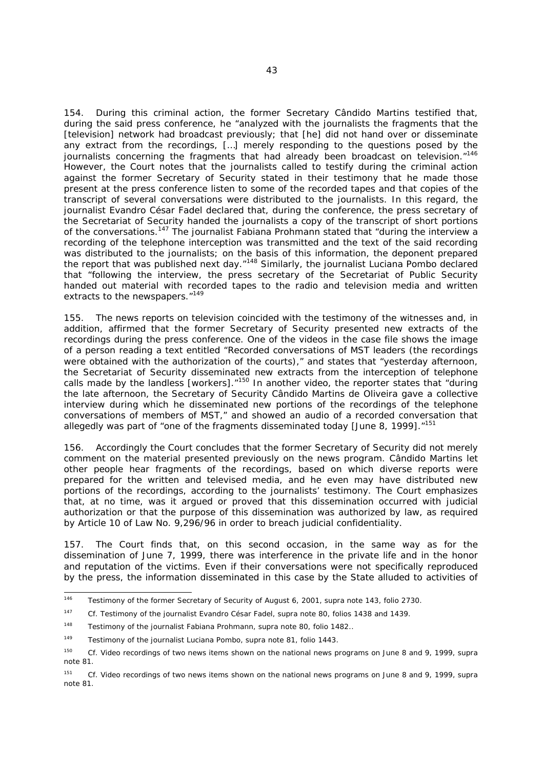154. During this criminal action, the former Secretary Cândido Martins testified that, during the said press conference, he "analyzed with the journalists the fragments that the [television] network had broadcast previously; that [he] did not hand over or disseminate any extract from the recordings, […] merely responding to the questions posed by the journalists concerning the fragments that had already been broadcast on television."[146] However, the Court notes that the journalists called to testify during the criminal action against the former Secretary of Security stated in their testimony that he made those present at the press conference listen to some of the recorded tapes and that copies of the transcript of several conversations were distributed to the journalists. In this regard, the journalist Evandro César Fadel declared that, during the conference, the press secretary of the Secretariat of Security handed the journalists a copy of the transcript of short portions of the conversations.[147] The journalist Fabiana Prohmann stated that "during the interview a recording of the telephone interception was transmitted and the text of the said recording was distributed to the journalists; on the basis of this information, the deponent prepared the report that was published next day."[148] Similarly, the journalist Luciana Pombo declared that "following the interview, the press secretary of the Secretariat of Public Security handed out material with recorded tapes to the radio and television media and written extracts to the newspapers."[149]

155. The news reports on television coincided with the testimony of the witnesses and, in addition, affirmed that the former Secretary of Security presented new extracts of the recordings during the press conference. One of the videos in the case file shows the image of a person reading a text entitled "Recorded conversations of MST leaders (the recordings were obtained with the authorization of the courts)," and states that "yesterday afternoon, the Secretariat of Security disseminated new extracts from the interception of telephone calls made by the landless [workers]."[150] In another video, the reporter states that "during the late afternoon, the Secretary of Security Cândido Martins de Oliveira gave a collective interview during which he disseminated new portions of the recordings of the telephone conversations of members of MST," and showed an audio of a recorded conversation that allegedly was part of "one of the fragments disseminated today [June 8, 1999]."[151]

156. Accordingly the Court concludes that the former Secretary of Security did not merely comment on the material presented previously on the news program. Cândido Martins let other people hear fragments of the recordings, based on which diverse reports were prepared for the written and televised media, and he even may have distributed new portions of the recordings, according to the journalists' testimony. The Court emphasizes that, at no time, was it argued or proved that this dissemination occurred with judicial authorization or that the purpose of this dissemination was authorized by law, as required by Article 10 of Law No. 9,296/96 in order to breach judicial confidentiality.

157. The Court finds that, on this second occasion, in the same way as for the dissemination of June 7, 1999, there was interference in the private life and in the honor and reputation of the victims. Even if their conversations were not specifically reproduced by the press, the information disseminated in this case by the State alluded to activities of

---

[146] Testimony of the former Secretary of Security of August 6, 2001, *supra* note 143, folio 2730.

[147] *Cf.* Testimony of the journalist Evandro César Fadel, *supra* note 80, folios 1438 and 1439.

[148] Testimony of the journalist Fabiana Prohmann, *supra* note 80, folio 1482..

[149] Testimony of the journalist Luciana Pombo, *supra* note 81, folio 1443.

[150] *Cf.* Video recordings of two news items shown on the national news programs on June 8 and 9, 1999, *supra* note 81.

[151] *Cf.* Video recordings of two news items shown on the national news programs on June 8 and 9, 1999, *supra* note 81.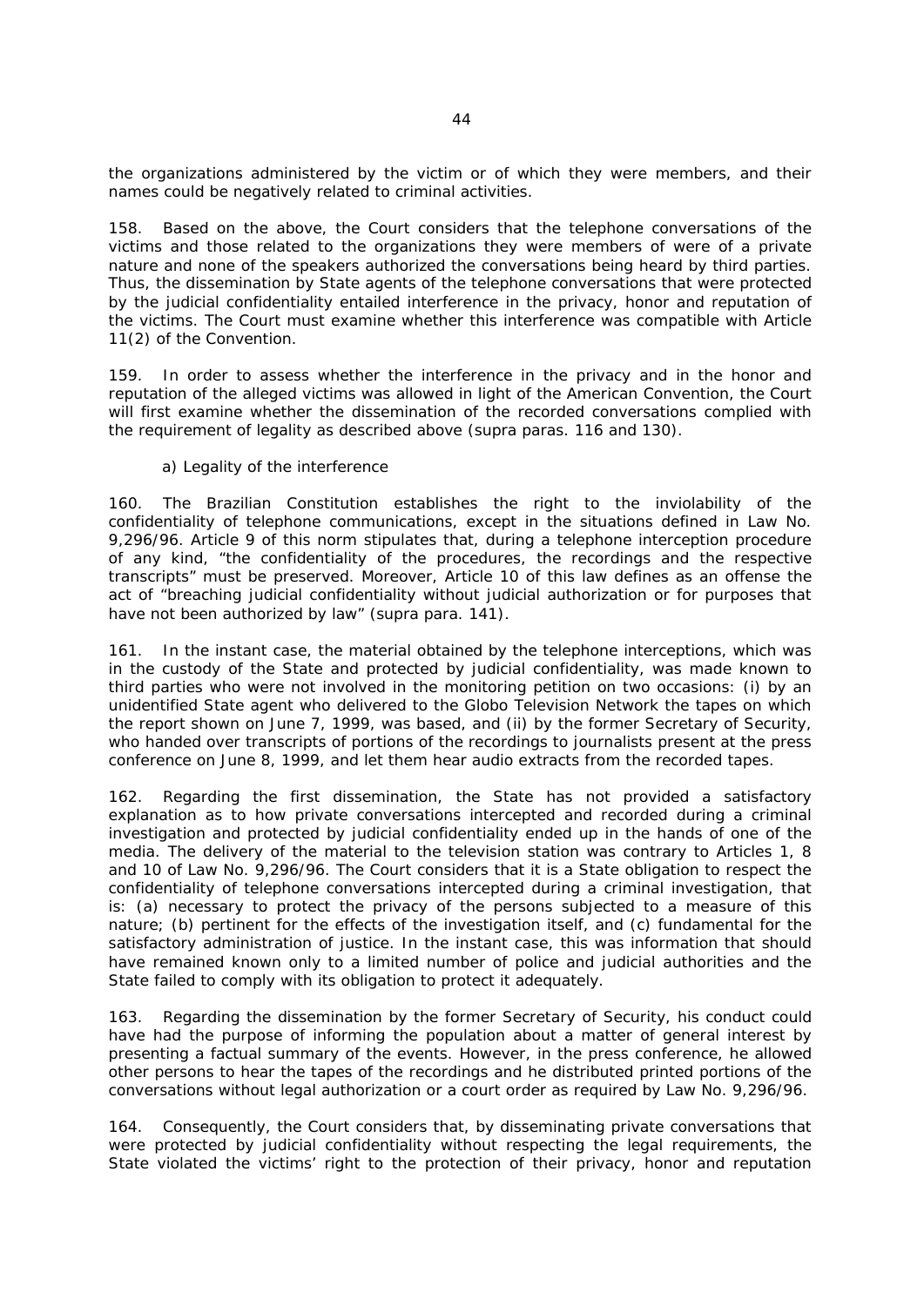the organizations administered by the victim or of which they were members, and their names could be negatively related to criminal activities.

158. Based on the above, the Court considers that the telephone conversations of the victims and those related to the organizations they were members of were of a private nature and none of the speakers authorized the conversations being heard by third parties. Thus, the dissemination by State agents of the telephone conversations that were protected by the judicial confidentiality entailed interference in the privacy, honor and reputation of the victims. The Court must examine whether this interference was compatible with Article 11(2) of the Convention.

159. In order to assess whether the interference in the privacy and in the honor and reputation of the alleged victims was allowed in light of the American Convention, the Court will first examine whether the dissemination of the recorded conversations complied with the requirement of legality as described above (supra paras. 116 and 130).

a) Legality of the interference

160. The Brazilian Constitution establishes the right to the inviolability of the confidentiality of telephone communications, except in the situations defined in Law No. 9,296/96. Article 9 of this norm stipulates that, during a telephone interception procedure of any kind, "the confidentiality of the procedures, the recordings and the respective transcripts" must be preserved. Moreover, Article 10 of this law defines as an offense the act of "breaching judicial confidentiality without judicial authorization or for purposes that have not been authorized by law" (supra para. 141).

161. In the instant case, the material obtained by the telephone interceptions, which was in the custody of the State and protected by judicial confidentiality, was made known to third parties who were not involved in the monitoring petition on two occasions: (i) by an unidentified State agent who delivered to the Globo Television Network the tapes on which the report shown on June 7, 1999, was based, and (ii) by the former Secretary of Security, who handed over transcripts of portions of the recordings to journalists present at the press conference on June 8, 1999, and let them hear audio extracts from the recorded tapes.

162. Regarding the first dissemination, the State has not provided a satisfactory explanation as to how private conversations intercepted and recorded during a criminal investigation and protected by judicial confidentiality ended up in the hands of one of the media. The delivery of the material to the television station was contrary to Articles 1, 8 and 10 of Law No. 9,296/96. The Court considers that it is a State obligation to respect the confidentiality of telephone conversations intercepted during a criminal investigation, that is: (a) necessary to protect the privacy of the persons subjected to a measure of this nature; (b) pertinent for the effects of the investigation itself, and (c) fundamental for the satisfactory administration of justice. In the instant case, this was information that should have remained known only to a limited number of police and judicial authorities and the State failed to comply with its obligation to protect it adequately.

163. Regarding the dissemination by the former Secretary of Security, his conduct could have had the purpose of informing the population about a matter of general interest by presenting a factual summary of the events. However, in the press conference, he allowed other persons to hear the tapes of the recordings and he distributed printed portions of the conversations without legal authorization or a court order as required by Law No. 9,296/96.

164. Consequently, the Court considers that, by disseminating private conversations that were protected by judicial confidentiality without respecting the legal requirements, the State violated the victims' right to the protection of their privacy, honor and reputation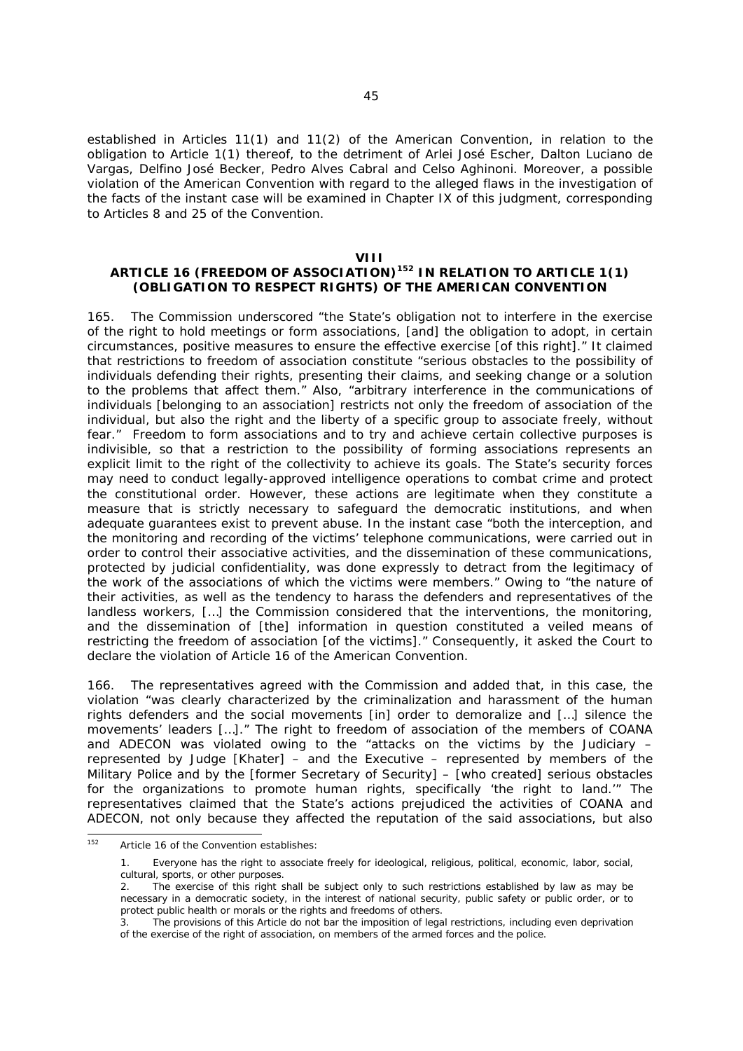established in Articles 11(1) and 11(2) of the American Convention, in relation to the obligation to Article 1(1) thereof, to the detriment of Arlei José Escher, Dalton Luciano de Vargas, Delfino José Becker, Pedro Alves Cabral and Celso Aghinoni. Moreover, a possible violation of the American Convention with regard to the alleged flaws in the investigation of the facts of the instant case will be examined in Chapter IX of this judgment, corresponding to Articles 8 and 25 of the Convention.

## VIII
## ARTICLE 16 (FREEDOM OF ASSOCIATION)[152] IN RELATION TO ARTICLE 1(1) (OBLIGATION TO RESPECT RIGHTS) OF THE AMERICAN CONVENTION

165. The Commission underscored "the State's obligation not to interfere in the exercise of the right to hold meetings or form associations, [and] the obligation to adopt, in certain circumstances, positive measures to ensure the effective exercise [of this right]." It claimed that restrictions to freedom of association constitute "serious obstacles to the possibility of individuals defending their rights, presenting their claims, and seeking change or a solution to the problems that affect them." Also, "arbitrary interference in the communications of individuals [belonging to an association] restricts not only the freedom of association of the individual, but also the right and the liberty of a specific group to associate freely, without fear." Freedom to form associations and to try and achieve certain collective purposes is indivisible, so that a restriction to the possibility of forming associations represents an explicit limit to the right of the collectivity to achieve its goals. The State's security forces may need to conduct legally-approved intelligence operations to combat crime and protect the constitutional order. However, these actions are legitimate when they constitute a measure that is strictly necessary to safeguard the democratic institutions, and when adequate guarantees exist to prevent abuse. In the instant case "both the interception, and the monitoring and recording of the victims' telephone communications, were carried out in order to control their associative activities, and the dissemination of these communications, protected by judicial confidentiality, was done expressly to detract from the legitimacy of the work of the associations of which the victims were members." Owing to "the nature of their activities, as well as the tendency to harass the defenders and representatives of the landless workers, […] the Commission considered that the interventions, the monitoring, and the dissemination of [the] information in question constituted a veiled means of restricting the freedom of association [of the victims]." Consequently, it asked the Court to declare the violation of Article 16 of the American Convention.

166. The representatives agreed with the Commission and added that, in this case, the violation "was clearly characterized by the criminalization and harassment of the human rights defenders and the social movements [in] order to demoralize and […] silence the movements' leaders […]." The right to freedom of association of the members of COANA and ADECON was violated owing to the "attacks on the victims by the Judiciary – represented by Judge [Khater] – and the Executive – represented by members of the Military Police and by the [former Secretary of Security] – [who created] serious obstacles for the organizations to promote human rights, specifically 'the right to land.'" The representatives claimed that the State's actions prejudiced the activities of COANA and ADECON, not only because they affected the reputation of the said associations, but also

---

[152] Article 16 of the Convention establishes:

1. Everyone has the right to associate freely for ideological, religious, political, economic, labor, social, cultural, sports, or other purposes.
2. The exercise of this right shall be subject only to such restrictions established by law as may be necessary in a democratic society, in the interest of national security, public safety or public order, or to protect public health or morals or the rights and freedoms of others.
3. The provisions of this Article do not bar the imposition of legal restrictions, including even deprivation of the exercise of the right of association, on members of the armed forces and the police.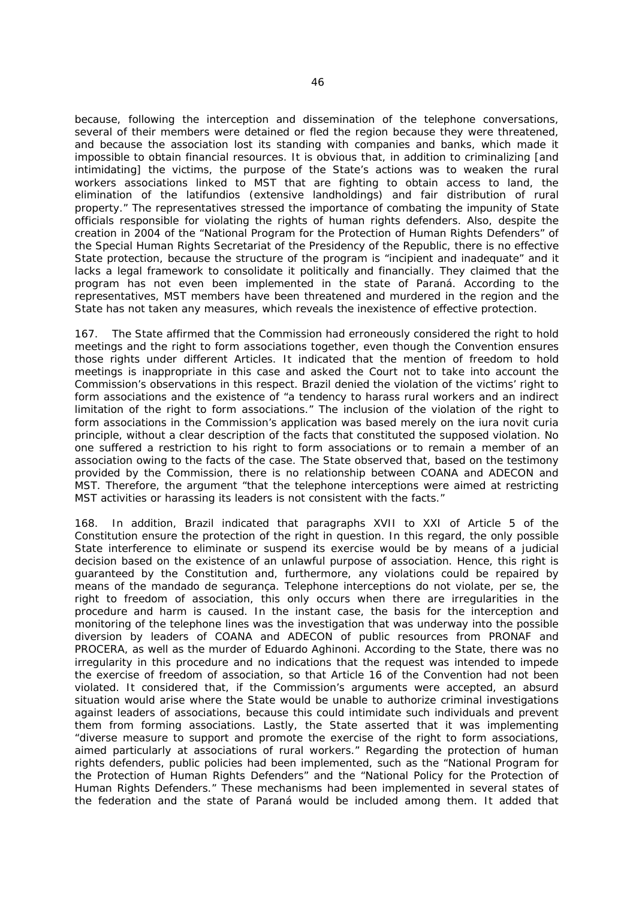because, following the interception and dissemination of the telephone conversations, several of their members were detained or fled the region because they were threatened, and because the association lost its standing with companies and banks, which made it impossible to obtain financial resources. It is obvious that, in addition to criminalizing [and intimidating] the victims, the purpose of the State's actions was to weaken the rural workers associations linked to MST that are fighting to obtain access to land, the elimination of the latifundios (extensive landholdings) and fair distribution of rural property." The representatives stressed the importance of combating the impunity of State officials responsible for violating the rights of human rights defenders. Also, despite the creation in 2004 of the "National Program for the Protection of Human Rights Defenders" of the Special Human Rights Secretariat of the Presidency of the Republic, there is no effective State protection, because the structure of the program is "incipient and inadequate" and it lacks a legal framework to consolidate it politically and financially. They claimed that the program has not even been implemented in the state of Paraná. According to the representatives, MST members have been threatened and murdered in the region and the State has not taken any measures, which reveals the inexistence of effective protection.

167. The State affirmed that the Commission had erroneously considered the right to hold meetings and the right to form associations together, even though the Convention ensures those rights under different Articles. It indicated that the mention of freedom to hold meetings is inappropriate in this case and asked the Court not to take into account the Commission's observations in this respect. Brazil denied the violation of the victims' right to form associations and the existence of "a tendency to harass rural workers and an indirect limitation of the right to form associations." The inclusion of the violation of the right to form associations in the Commission's application was based merely on the *iura novit curia* principle, without a clear description of the facts that constituted the supposed violation. No one suffered a restriction to his right to form associations or to remain a member of an association owing to the facts of the case. The State observed that, based on the testimony provided by the Commission, there is no relationship between COANA and ADECON and MST. Therefore, the argument "that the telephone interceptions were aimed at restricting MST activities or harassing its leaders is not consistent with the facts."

168. In addition, Brazil indicated that paragraphs XVII to XXI of Article 5 of the Constitution ensure the protection of the right in question. In this regard, the only possible State interference to eliminate or suspend its exercise would be by means of a judicial decision based on the existence of an unlawful purpose of association. Hence, this right is guaranteed by the Constitution and, furthermore, any violations could be repaired by means of the *mandado de segurança*. Telephone interceptions do not violate, *per se*, the right to freedom of association, this only occurs when there are irregularities in the procedure and harm is caused. In the instant case, the basis for the interception and monitoring of the telephone lines was the investigation that was underway into the possible diversion by leaders of COANA and ADECON of public resources from PRONAF and PROCERA, as well as the murder of Eduardo Aghinoni. According to the State, there was no irregularity in this procedure and no indications that the request was intended to impede the exercise of freedom of association, so that Article 16 of the Convention had not been violated. It considered that, if the Commission's arguments were accepted, an absurd situation would arise where the State would be unable to authorize criminal investigations against leaders of associations, because this could intimidate such individuals and prevent them from forming associations. Lastly, the State asserted that it was implementing "diverse measure to support and promote the exercise of the right to form associations, aimed particularly at associations of rural workers." Regarding the protection of human rights defenders, public policies had been implemented, such as the "National Program for the Protection of Human Rights Defenders" and the "National Policy for the Protection of Human Rights Defenders." These mechanisms had been implemented in several states of the federation and the state of Paraná would be included among them. It added that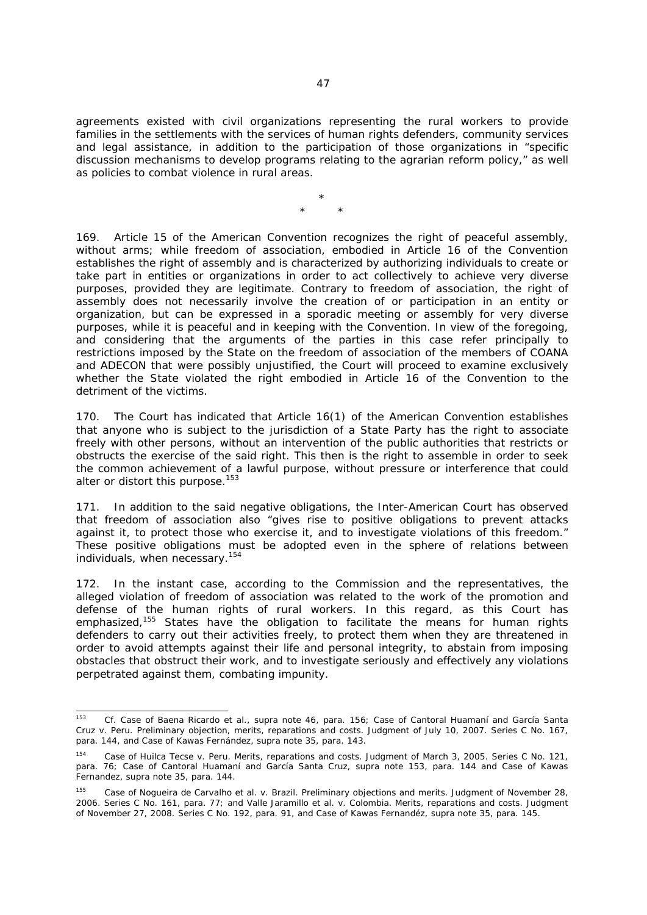agreements existed with civil organizations representing the rural workers to provide families in the settlements with the services of human rights defenders, community services and legal assistance, in addition to the participation of those organizations in "specific discussion mechanisms to develop programs relating to the agrarian reform policy," as well as policies to combat violence in rural areas.

\*
\* \*

169. Article 15 of the American Convention recognizes the right of peaceful assembly, without arms; while freedom of association, embodied in Article 16 of the Convention establishes the right of assembly and is characterized by authorizing individuals to create or take part in entities or organizations in order to act collectively to achieve very diverse purposes, provided they are legitimate. Contrary to freedom of association, the right of assembly does not necessarily involve the creation of or participation in an entity or organization, but can be expressed in a sporadic meeting or assembly for very diverse purposes, while it is peaceful and in keeping with the Convention. In view of the foregoing, and considering that the arguments of the parties in this case refer principally to restrictions imposed by the State on the freedom of association of the members of COANA and ADECON that were possibly unjustified, the Court will proceed to examine exclusively whether the State violated the right embodied in Article 16 of the Convention to the detriment of the victims.

170. The Court has indicated that Article 16(1) of the American Convention establishes that anyone who is subject to the jurisdiction of a State Party has the right to associate freely with other persons, without an intervention of the public authorities that restricts or obstructs the exercise of the said right. This then is the right to assemble in order to seek the common achievement of a lawful purpose, without pressure or interference that could alter or distort this purpose.[153]

171. In addition to the said negative obligations, the Inter-American Court has observed that freedom of association also "gives rise to positive obligations to prevent attacks against it, to protect those who exercise it, and to investigate violations of this freedom." These positive obligations must be adopted even in the sphere of relations between individuals, when necessary.[154]

172. In the instant case, according to the Commission and the representatives, the alleged violation of freedom of association was related to the work of the promotion and defense of the human rights of rural workers. In this regard, as this Court has emphasized,[155] States have the obligation to facilitate the means for human rights defenders to carry out their activities freely, to protect them when they are threatened in order to avoid attempts against their life and personal integrity, to abstain from imposing obstacles that obstruct their work, and to investigate seriously and effectively any violations perpetrated against them, combating impunity.

---

[153] Cf. *Case of Baena Ricardo et al., supra* note 46, para. 156; *Case of Cantoral Huamaní and García Santa Cruz v. Peru. Preliminary objection, merits, reparations and costs*. Judgment of July 10, 2007. Series C No. 167, para. 144, and *Case of Kawas Fernández, supra* note 35, para. 143.

[154] *Case of Huilca Tecse v. Peru. Merits, reparations and costs*. Judgment of March 3, 2005. Series C No. 121, para. 76; *Case of Cantoral Huamaní and García Santa Cruz, supra* note 153, para. 144 and *Case of Kawas Fernandez, supra* note 35, para. 144.

[155] *Case of Nogueira de Carvalho et al. v. Brazil. Preliminary objections and merits*. Judgment of November 28, 2006. Series C No. 161, para. 77; and *Valle Jaramillo et al. v. Colombia. Merits, reparations and costs*. Judgment of November 27, 2008. Series C No. 192, para. 91, and *Case of Kawas Fernandéz, supra* note 35, para. 145.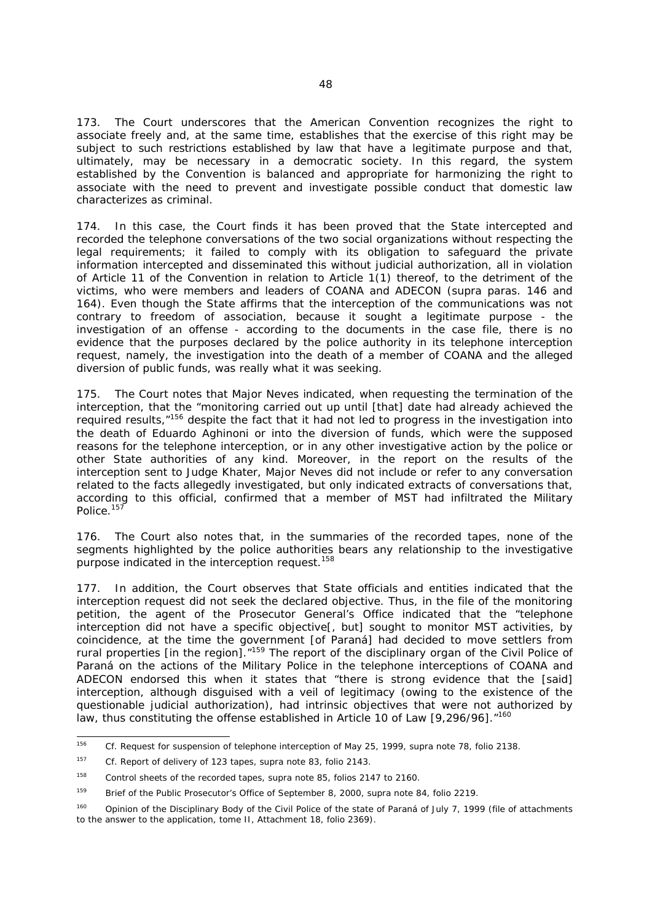173. The Court underscores that the American Convention recognizes the right to associate freely and, at the same time, establishes that the exercise of this right may be subject to such restrictions established by law that have a legitimate purpose and that, ultimately, may be necessary in a democratic society. In this regard, the system established by the Convention is balanced and appropriate for harmonizing the right to associate with the need to prevent and investigate possible conduct that domestic law characterizes as criminal.

174. In this case, the Court finds it has been proved that the State intercepted and recorded the telephone conversations of the two social organizations without respecting the legal requirements; it failed to comply with its obligation to safeguard the private information intercepted and disseminated this without judicial authorization, all in violation of Article 11 of the Convention in relation to Article 1(1) thereof, to the detriment of the victims, who were members and leaders of COANA and ADECON (*supra* paras. 146 and 164). Even though the State affirms that the interception of the communications was not contrary to freedom of association, because it sought a legitimate purpose - the investigation of an offense - according to the documents in the case file, there is no evidence that the purposes declared by the police authority in its telephone interception request, namely, the investigation into the death of a member of COANA and the alleged diversion of public funds, was really what it was seeking.

175. The Court notes that Major Neves indicated, when requesting the termination of the interception, that the "monitoring carried out up until [that] date had already achieved the required results,"[156] despite the fact that it had not led to progress in the investigation into the death of Eduardo Aghinoni or into the diversion of funds, which were the supposed reasons for the telephone interception, or in any other investigative action by the police or other State authorities of any kind. Moreover, in the report on the results of the interception sent to Judge Khater, Major Neves did not include or refer to any conversation related to the facts allegedly investigated, but only indicated extracts of conversations that, according to this official, confirmed that a member of MST had infiltrated the Military Police.[157]

176. The Court also notes that, in the summaries of the recorded tapes, none of the segments highlighted by the police authorities bears any relationship to the investigative purpose indicated in the interception request.[158]

177. In addition, the Court observes that State officials and entities indicated that the interception request did not seek the declared objective. Thus, in the file of the monitoring petition, the agent of the Prosecutor General's Office indicated that the "telephone interception did not have a specific objective[, but] sought to monitor MST activities, by coincidence, at the time the government [of Paraná] had decided to move settlers from rural properties [in the region]."[159] The report of the disciplinary organ of the Civil Police of Paraná on the actions of the Military Police in the telephone interceptions of COANA and ADECON endorsed this when it states that "there is strong evidence that the [said] interception, although disguised with a veil of legitimacy (owing to the existence of the questionable judicial authorization), had intrinsic objectives that were not authorized by law, thus constituting the offense established in Article 10 of Law [9,296/96]."[160]

---

[156] *Cf.* Request for suspension of telephone interception of May 25, 1999, *supra* note 78, folio 2138.

[157] *Cf.* Report of delivery of 123 tapes, *supra* note 83, folio 2143.

[158] Control sheets of the recorded tapes, *supra* note 85, folios 2147 to 2160.

[159] Brief of the Public Prosecutor's Office of September 8, 2000, *supra* note 84, folio 2219.

[160] Opinion of the Disciplinary Body of the Civil Police of the state of Paraná of July 7, 1999 (file of attachments to the answer to the application, tome II, Attachment 18, folio 2369).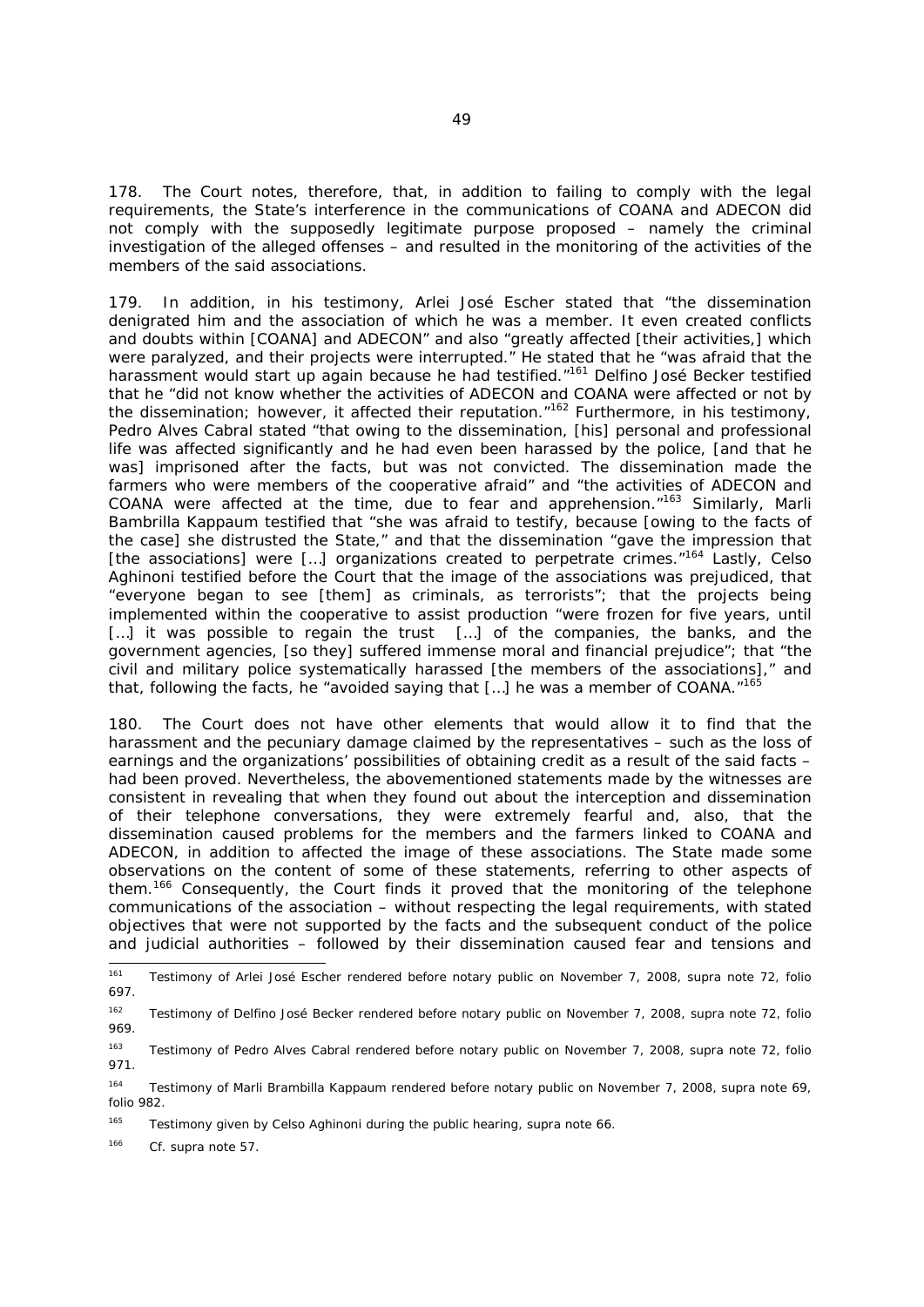178. The Court notes, therefore, that, in addition to failing to comply with the legal requirements, the State's interference in the communications of COANA and ADECON did not comply with the supposedly legitimate purpose proposed – namely the criminal investigation of the alleged offenses – and resulted in the monitoring of the activities of the members of the said associations.

179. In addition, in his testimony, Arlei José Escher stated that "the dissemination denigrated him and the association of which he was a member. It even created conflicts and doubts within [COANA] and ADECON" and also "greatly affected [their activities,] which were paralyzed, and their projects were interrupted." He stated that he "was afraid that the harassment would start up again because he had testified."[161] Delfino José Becker testified that he "did not know whether the activities of ADECON and COANA were affected or not by the dissemination; however, it affected their reputation."[162] Furthermore, in his testimony, Pedro Alves Cabral stated "that owing to the dissemination, [his] personal and professional life was affected significantly and he had even been harassed by the police, [and that he was] imprisoned after the facts, but was not convicted. The dissemination made the farmers who were members of the cooperative afraid" and "the activities of ADECON and COANA were affected at the time, due to fear and apprehension."[163] Similarly, Marli Bambrilla Kappaum testified that "she was afraid to testify, because [owing to the facts of the case] she distrusted the State," and that the dissemination "gave the impression that [the associations] were […] organizations created to perpetrate crimes."[164] Lastly, Celso Aghinoni testified before the Court that the image of the associations was prejudiced, that "everyone began to see [them] as criminals, as terrorists"; that the projects being implemented within the cooperative to assist production "were frozen for five years, until […] it was possible to regain the trust […] of the companies, the banks, and the government agencies, [so they] suffered immense moral and financial prejudice"; that "the civil and military police systematically harassed [the members of the associations]," and that, following the facts, he "avoided saying that […] he was a member of COANA."[165]

180. The Court does not have other elements that would allow it to find that the harassment and the pecuniary damage claimed by the representatives – such as the loss of earnings and the organizations' possibilities of obtaining credit as a result of the said facts – had been proved. Nevertheless, the abovementioned statements made by the witnesses are consistent in revealing that when they found out about the interception and dissemination of their telephone conversations, they were extremely fearful and, also, that the dissemination caused problems for the members and the farmers linked to COANA and ADECON, in addition to affected the image of these associations. The State made some observations on the content of some of these statements, referring to other aspects of them.[166] Consequently, the Court finds it proved that the monitoring of the telephone communications of the association – without respecting the legal requirements, with stated objectives that were not supported by the facts and the subsequent conduct of the police and judicial authorities – followed by their dissemination caused fear and tensions and

---

[161] Testimony of Arlei José Escher rendered before notary public on November 7, 2008, *supra* note 72, folio 697.

[162] Testimony of Delfino José Becker rendered before notary public on November 7, 2008, *supra* note 72, folio 969.

[163] Testimony of Pedro Alves Cabral rendered before notary public on November 7, 2008, *supra* note 72, folio 971.

[164] Testimony of Marli Brambilla Kappaum rendered before notary public on November 7, 2008, *supra* note 69, folio 982.

[165] Testimony given by Celso Aghinoni during the public hearing, *supra* note 66.

[166] *Cf. supra* note 57.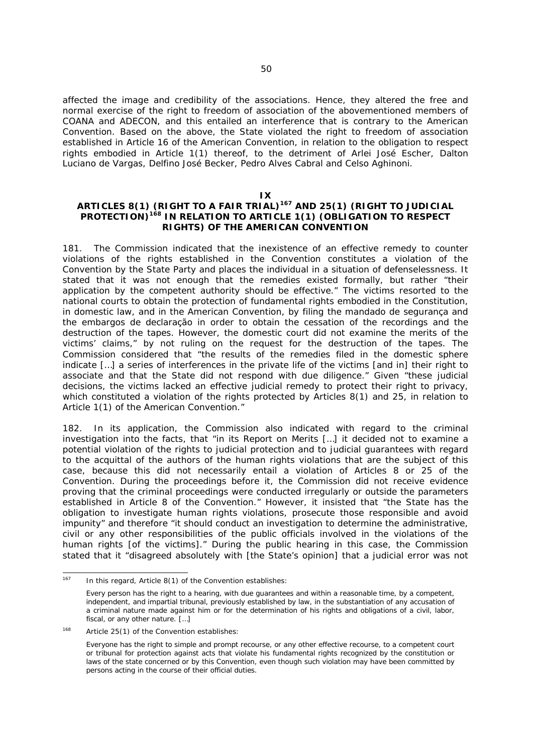affected the image and credibility of the associations. Hence, they altered the free and normal exercise of the right to freedom of association of the abovementioned members of COANA and ADECON, and this entailed an interference that is contrary to the American Convention. Based on the above, the State violated the right to freedom of association established in Article 16 of the American Convention, in relation to the obligation to respect rights embodied in Article 1(1) thereof, to the detriment of Arlei José Escher, Dalton Luciano de Vargas, Delfino José Becker, Pedro Alves Cabral and Celso Aghinoni.

## IX
## ARTICLES 8(1) (RIGHT TO A FAIR TRIAL)[167] AND 25(1) (RIGHT TO JUDICIAL PROTECTION)[168] IN RELATION TO ARTICLE 1(1) (OBLIGATION TO RESPECT RIGHTS) OF THE AMERICAN CONVENTION

181. The Commission indicated that the inexistence of an effective remedy to counter violations of the rights established in the Convention constitutes a violation of the Convention by the State Party and places the individual in a situation of defenselessness. It stated that it was not enough that the remedies existed formally, but rather "their application by the competent authority should be effective." The victims resorted to the national courts to obtain the protection of fundamental rights embodied in the Constitution, in domestic law, and in the American Convention, by filing the *mandado de segurança* and the *embargos de declaração* in order to obtain the cessation of the recordings and the destruction of the tapes. However, the domestic court did not examine the merits of the victims' claims," by not ruling on the request for the destruction of the tapes. The Commission considered that "the results of the remedies filed in the domestic sphere indicate […] a series of interferences in the private life of the victims [and in] their right to associate and that the State did not respond with due diligence." Given "these judicial decisions, the victims lacked an effective judicial remedy to protect their right to privacy, which constituted a violation of the rights protected by Articles 8(1) and 25, in relation to Article 1(1) of the American Convention."

182. In its application, the Commission also indicated with regard to the criminal investigation into the facts, that "in its Report on Merits […] it decided not to examine a potential violation of the rights to judicial protection and to judicial guarantees with regard to the acquittal of the authors of the human rights violations that are the subject of this case, because this did not necessarily entail a violation of Articles 8 or 25 of the Convention. During the proceedings before it, the Commission did not receive evidence proving that the criminal proceedings were conducted irregularly or outside the parameters established in Article 8 of the Convention." However, it insisted that "the State has the obligation to investigate human rights violations, prosecute those responsible and avoid impunity" and therefore "it should conduct an investigation to determine the administrative, civil or any other responsibilities of the public officials involved in the violations of the human rights [of the victims]." During the public hearing in this case, the Commission stated that it "disagreed absolutely with [the State's opinion] that a judicial error was not

---

[167] In this regard, Article 8(1) of the Convention establishes:

Every person has the right to a hearing, with due guarantees and within a reasonable time, by a competent, independent, and impartial tribunal, previously established by law, in the substantiation of any accusation of a criminal nature made against him or for the determination of his rights and obligations of a civil, labor, fiscal, or any other nature. […]

[168] Article 25(1) of the Convention establishes:

Everyone has the right to simple and prompt recourse, or any other effective recourse, to a competent court or tribunal for protection against acts that violate his fundamental rights recognized by the constitution or laws of the state concerned or by this Convention, even though such violation may have been committed by persons acting in the course of their official duties.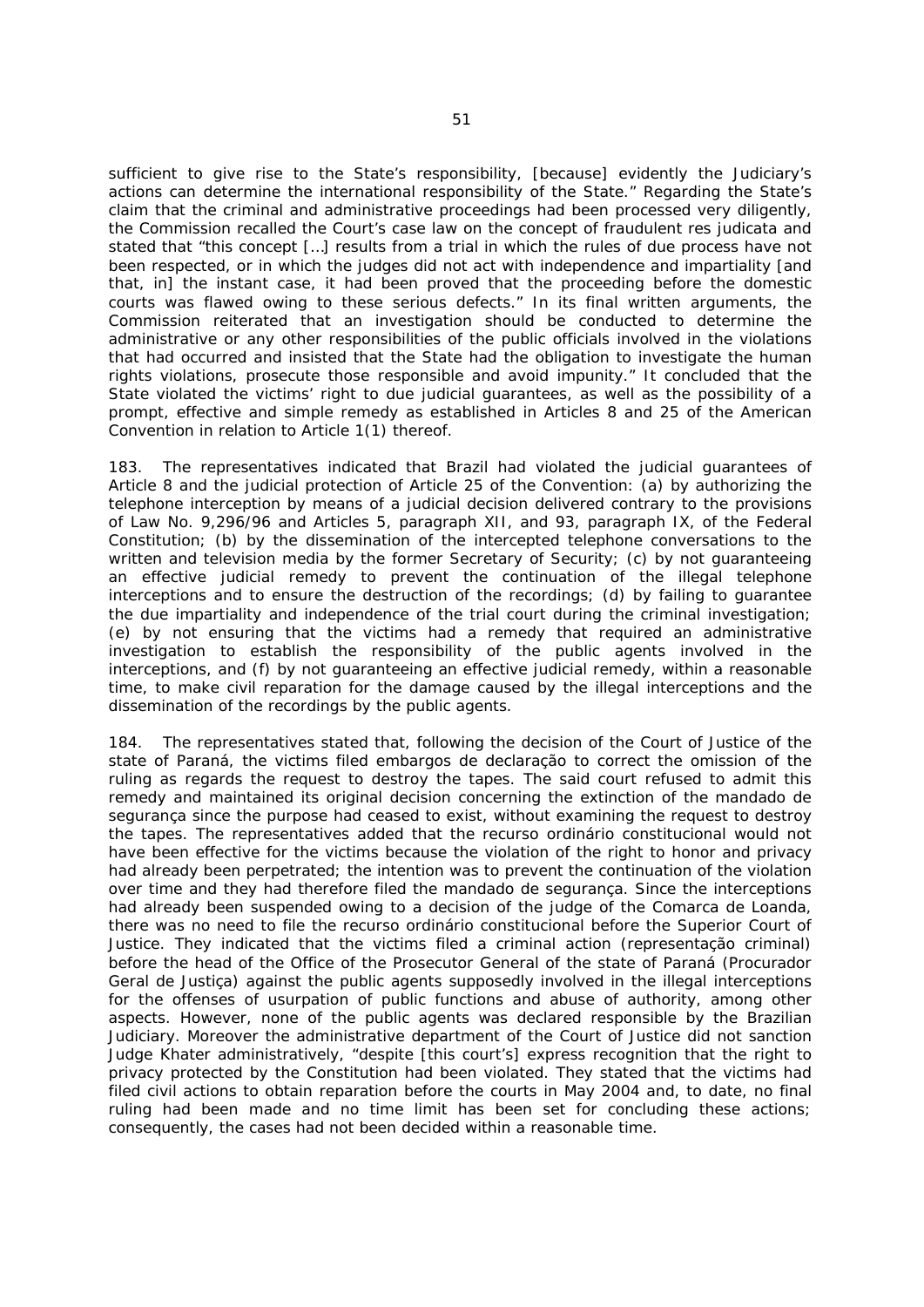sufficient to give rise to the State's responsibility, [because] evidently the Judiciary's actions can determine the international responsibility of the State." Regarding the State's claim that the criminal and administrative proceedings had been processed very diligently, the Commission recalled the Court's case law on the concept of fraudulent res judicata and stated that "this concept […] results from a trial in which the rules of due process have not been respected, or in which the judges did not act with independence and impartiality [and that, in] the instant case, it had been proved that the proceeding before the domestic courts was flawed owing to these serious defects." In its final written arguments, the Commission reiterated that an investigation should be conducted to determine the administrative or any other responsibilities of the public officials involved in the violations that had occurred and insisted that the State had the obligation to investigate the human rights violations, prosecute those responsible and avoid impunity." It concluded that the State violated the victims' right to due judicial guarantees, as well as the possibility of a prompt, effective and simple remedy as established in Articles 8 and 25 of the American Convention in relation to Article 1(1) thereof.

183. The representatives indicated that Brazil had violated the judicial guarantees of Article 8 and the judicial protection of Article 25 of the Convention: (a) by authorizing the telephone interception by means of a judicial decision delivered contrary to the provisions of Law No. 9,296/96 and Articles 5, paragraph XII, and 93, paragraph IX, of the Federal Constitution; (b) by the dissemination of the intercepted telephone conversations to the written and television media by the former Secretary of Security; (c) by not guaranteeing an effective judicial remedy to prevent the continuation of the illegal telephone interceptions and to ensure the destruction of the recordings; (d) by failing to guarantee the due impartiality and independence of the trial court during the criminal investigation; (e) by not ensuring that the victims had a remedy that required an administrative investigation to establish the responsibility of the public agents involved in the interceptions, and (f) by not guaranteeing an effective judicial remedy, within a reasonable time, to make civil reparation for the damage caused by the illegal interceptions and the dissemination of the recordings by the public agents.

184. The representatives stated that, following the decision of the Court of Justice of the state of Paraná, the victims filed *embargos de declaração* to correct the omission of the ruling as regards the request to destroy the tapes. The said court refused to admit this remedy and maintained its original decision concerning the extinction of the *mandado de segurança* since the purpose had ceased to exist, without examining the request to destroy the tapes. The representatives added that the *recurso ordinário constitucional* would not have been effective for the victims because the violation of the right to honor and privacy had already been perpetrated; the intention was to prevent the continuation of the violation over time and they had therefore filed the *mandado de segurança*. Since the interceptions had already been suspended owing to a decision of the judge of the Comarca de Loanda, there was no need to file the *recurso ordinário constitucional* before the Superior Court of Justice. They indicated that the victims filed a criminal action (*representação criminal*) before the head of the Office of the Prosecutor General of the state of Paraná (*Procurador Geral de Justiça*) against the public agents supposedly involved in the illegal interceptions for the offenses of usurpation of public functions and abuse of authority, among other aspects. However, none of the public agents was declared responsible by the Brazilian Judiciary. Moreover the administrative department of the Court of Justice did not sanction Judge Khater administratively, "despite [this court's] express recognition that the right to privacy protected by the Constitution had been violated. They stated that the victims had filed civil actions to obtain reparation before the courts in May 2004 and, to date, no final ruling had been made and no time limit has been set for concluding these actions; consequently, the cases had not been decided within a reasonable time.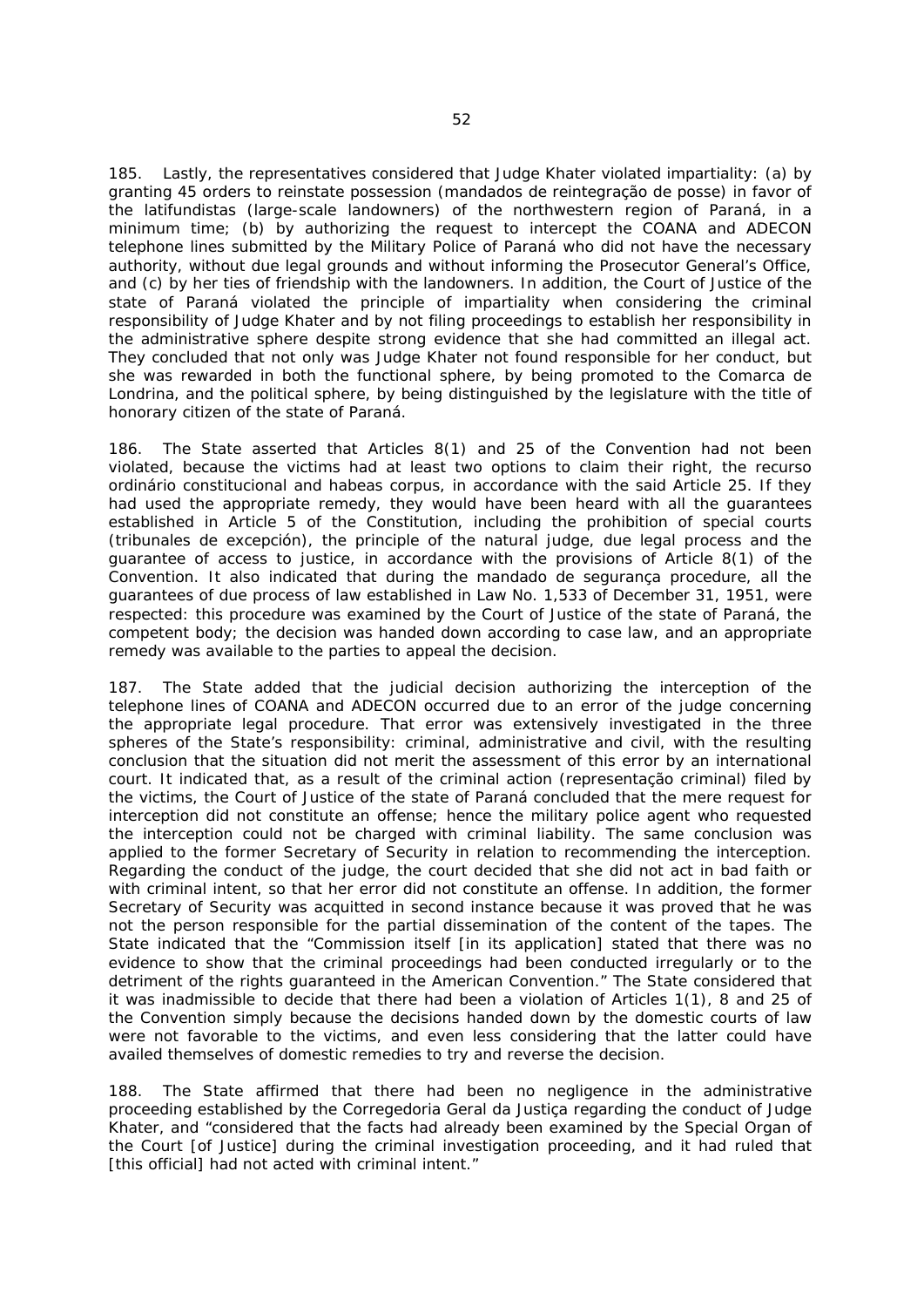185. Lastly, the representatives considered that Judge Khater violated impartiality: (a) by granting 45 orders to reinstate possession (*mandados de reintegração de posse*) in favor of the *latifundistas* (large-scale landowners) of the northwestern region of Paraná, in a minimum time; (b) by authorizing the request to intercept the COANA and ADECON telephone lines submitted by the Military Police of Paraná who did not have the necessary authority, without due legal grounds and without informing the Prosecutor General's Office, and (c) by her ties of friendship with the landowners. In addition, the Court of Justice of the state of Paraná violated the principle of impartiality when considering the criminal responsibility of Judge Khater and by not filing proceedings to establish her responsibility in the administrative sphere despite strong evidence that she had committed an illegal act. They concluded that not only was Judge Khater not found responsible for her conduct, but she was rewarded in both the functional sphere, by being promoted to the *Comarca* de Londrina, and the political sphere, by being distinguished by the legislature with the title of honorary citizen of the state of Paraná.

186. The State asserted that Articles 8(1) and 25 of the Convention had not been violated, because the victims had at least two options to claim their right, the *recurso ordinário constitucional* and *habeas corpus*, in accordance with the said Article 25. If they had used the appropriate remedy, they would have been heard with all the guarantees established in Article 5 of the Constitution, including the prohibition of special courts (*tribunales de excepción*), the principle of the natural judge, due legal process and the guarantee of access to justice, in accordance with the provisions of Article 8(1) of the Convention. It also indicated that during the *mandado de segurança* procedure, all the guarantees of due process of law established in Law No. 1,533 of December 31, 1951, were respected: this procedure was examined by the Court of Justice of the state of Paraná, the competent body; the decision was handed down according to case law, and an appropriate remedy was available to the parties to appeal the decision.

187. The State added that the judicial decision authorizing the interception of the telephone lines of COANA and ADECON occurred due to an error of the judge concerning the appropriate legal procedure. That error was extensively investigated in the three spheres of the State's responsibility: criminal, administrative and civil, with the resulting conclusion that the situation did not merit the assessment of this error by an international court. It indicated that, as a result of the criminal action (*representação criminal*) filed by the victims, the Court of Justice of the state of Paraná concluded that the mere request for interception did not constitute an offense; hence the military police agent who requested the interception could not be charged with criminal liability. The same conclusion was applied to the former Secretary of Security in relation to recommending the interception. Regarding the conduct of the judge, the court decided that she did not act in bad faith or with criminal intent, so that her error did not constitute an offense. In addition, the former Secretary of Security was acquitted in second instance because it was proved that he was not the person responsible for the partial dissemination of the content of the tapes. The State indicated that the "Commission itself [in its application] stated that there was no evidence to show that the criminal proceedings had been conducted irregularly or to the detriment of the rights guaranteed in the American Convention." The State considered that it was inadmissible to decide that there had been a violation of Articles 1(1), 8 and 25 of the Convention simply because the decisions handed down by the domestic courts of law were not favorable to the victims, and even less considering that the latter could have availed themselves of domestic remedies to try and reverse the decision.

188. The State affirmed that there had been no negligence in the administrative proceeding established by the *Corregedoria Geral da Justiça* regarding the conduct of Judge Khater, and "considered that the facts had already been examined by the Special Organ of the Court [of Justice] during the criminal investigation proceeding, and it had ruled that [this official] had not acted with criminal intent."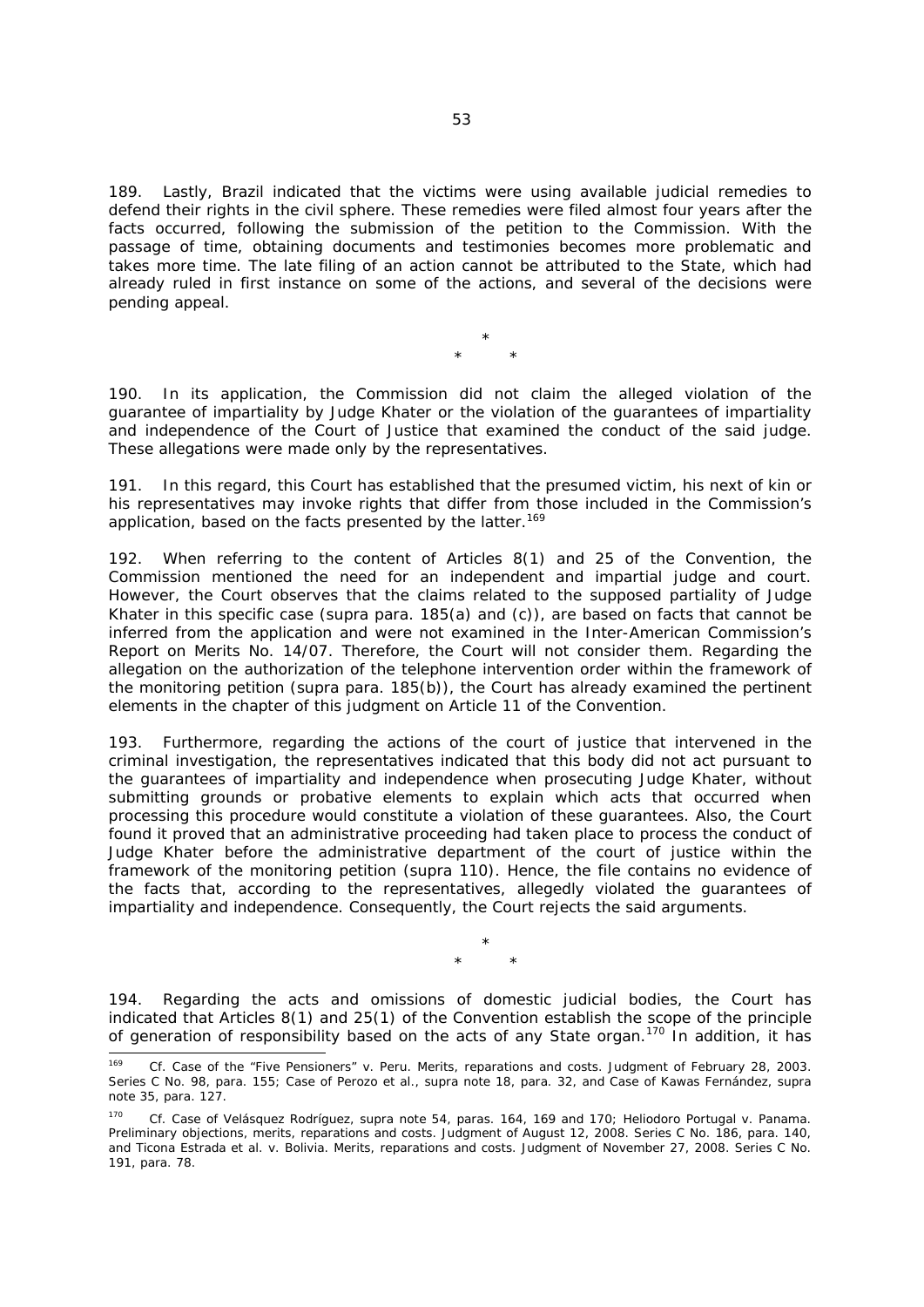189. Lastly, Brazil indicated that the victims were using available judicial remedies to defend their rights in the civil sphere. These remedies were filed almost four years after the facts occurred, following the submission of the petition to the Commission. With the passage of time, obtaining documents and testimonies becomes more problematic and takes more time. The late filing of an action cannot be attributed to the State, which had already ruled in first instance on some of the actions, and several of the decisions were pending appeal.

\*
\* \*

190. In its application, the Commission did not claim the alleged violation of the guarantee of impartiality by Judge Khater or the violation of the guarantees of impartiality and independence of the Court of Justice that examined the conduct of the said judge. These allegations were made only by the representatives.

191. In this regard, this Court has established that the presumed victim, his next of kin or his representatives may invoke rights that differ from those included in the Commission's application, based on the facts presented by the latter.[169]

192. When referring to the content of Articles 8(1) and 25 of the Convention, the Commission mentioned the need for an independent and impartial judge and court. However, the Court observes that the claims related to the supposed partiality of Judge Khater in this specific case (*supra* para. 185(a) and (c)), are based on facts that cannot be inferred from the application and were not examined in the Inter-American Commission's Report on Merits No. 14/07. Therefore, the Court will not consider them. Regarding the allegation on the authorization of the telephone intervention order within the framework of the monitoring petition (*supra* para. 185(b)), the Court has already examined the pertinent elements in the chapter of this judgment on Article 11 of the Convention.

193. Furthermore, regarding the actions of the court of justice that intervened in the criminal investigation, the representatives indicated that this body did not act pursuant to the guarantees of impartiality and independence when prosecuting Judge Khater, without submitting grounds or probative elements to explain which acts that occurred when processing this procedure would constitute a violation of these guarantees. Also, the Court found it proved that an administrative proceeding had taken place to process the conduct of Judge Khater before the administrative department of the court of justice within the framework of the monitoring petition (*supra* 110). Hence, the file contains no evidence of the facts that, according to the representatives, allegedly violated the guarantees of impartiality and independence. Consequently, the Court rejects the said arguments.

\*
\* \*

194. Regarding the acts and omissions of domestic judicial bodies, the Court has indicated that Articles 8(1) and 25(1) of the Convention establish the scope of the principle of generation of responsibility based on the acts of any State organ.[170] In addition, it has

---

[169] *Cf. Case of the "Five Pensioners" v. Peru. Merits, reparations and costs.* Judgment of February 28, 2003. Series C No. 98, para. 155; *Case of Perozo et al., supra* note 18, para. 32, and *Case of Kawas Fernández, supra* note 35, para. 127.

[170] *Cf. Case of Velásquez Rodríguez, supra* note 54, paras. 164, 169 and 170; *Heliodoro Portugal v. Panama. Preliminary objections, merits, reparations and costs.* Judgment of August 12, 2008. Series C No. 186, para. 140, and *Ticona Estrada et al. v. Bolivia. Merits, reparations and costs.* Judgment of November 27, 2008. Series C No. 191, para. 78.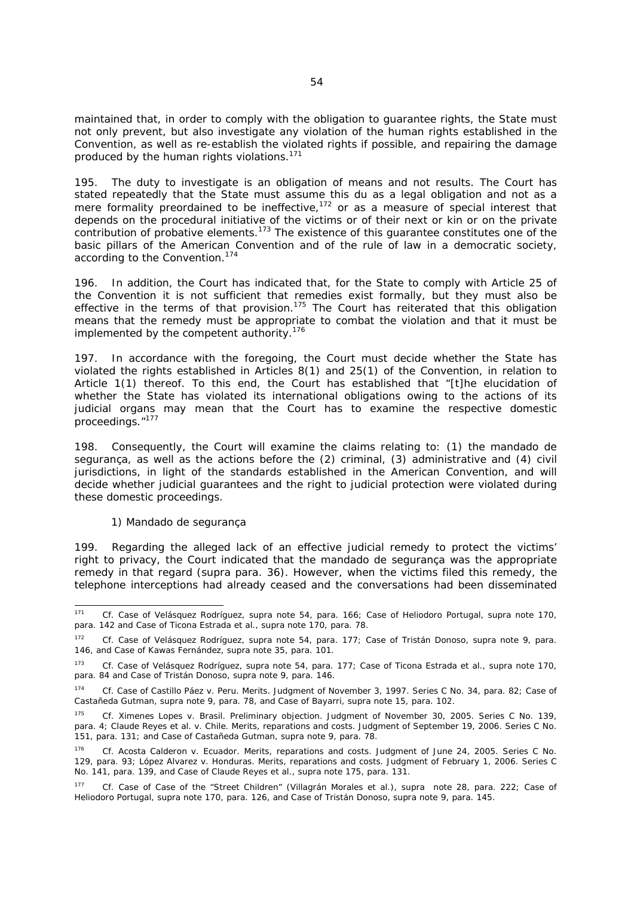maintained that, in order to comply with the obligation to guarantee rights, the State must not only prevent, but also investigate any violation of the human rights established in the Convention, as well as re-establish the violated rights if possible, and repairing the damage produced by the human rights violations.[171]

195. The duty to investigate is an obligation of means and not results. The Court has stated repeatedly that the State must assume this du as a legal obligation and not as a mere formality preordained to be ineffective,[172] or as a measure of special interest that depends on the procedural initiative of the victims or of their next or kin or on the private contribution of probative elements.[173] The existence of this guarantee constitutes one of the basic pillars of the American Convention and of the rule of law in a democratic society, according to the Convention.[174]

196. In addition, the Court has indicated that, for the State to comply with Article 25 of the Convention it is not sufficient that remedies exist formally, but they must also be effective in the terms of that provision.[175] The Court has reiterated that this obligation means that the remedy must be appropriate to combat the violation and that it must be implemented by the competent authority.[176]

197. In accordance with the foregoing, the Court must decide whether the State has violated the rights established in Articles 8(1) and 25(1) of the Convention, in relation to Article 1(1) thereof. To this end, the Court has established that "[t]he elucidation of whether the State has violated its international obligations owing to the actions of its judicial organs may mean that the Court has to examine the respective domestic proceedings."[177]

198. Consequently, the Court will examine the claims relating to: (1) the mandado de segurança, as well as the actions before the (2) criminal, (3) administrative and (4) civil jurisdictions, in light of the standards established in the American Convention, and will decide whether judicial guarantees and the right to judicial protection were violated during these domestic proceedings.

1) Mandado de segurança

199. Regarding the alleged lack of an effective judicial remedy to protect the victims' right to privacy, the Court indicated that the mandado de segurança was the appropriate remedy in that regard (*supra* para. 36). However, when the victims filed this remedy, the telephone interceptions had already ceased and the conversations had been disseminated

---

[171] Cf. *Case of Velásquez Rodríguez*, *supra* note 54, para. 166; *Case of Heliodoro Portugal*, *supra* note 170, para. 142 and *Case of Ticona Estrada et al.*, *supra* note 170, para. 78.

[172] Cf. *Case of Velásquez Rodríguez*, *supra* note 54, para. 177; *Case of Tristán Donoso*, *supra* note 9, para. 146, and *Case of Kawas Fernández*, *supra* note 35, para. 101.

[173] Cf. *Case of Velásquez Rodríguez*, *supra* note 54, para. 177; *Case of Ticona Estrada et al.*, *supra* note 170, para. 84 and *Case of Tristán Donoso*, *supra* note 9, para. 146.

[174] Cf. *Case of Castillo Páez v. Peru. Merits*. Judgment of November 3, 1997. Series C No. 34, para. 82; *Case of Castañeda Gutman*, *supra* note 9, para. 78, and *Case of Bayarri*, *supra* note 15, para. 102.

[175] Cf. *Ximenes Lopes v. Brasil. Preliminary objection*. Judgment of November 30, 2005. Series C No. 139, para. 4; *Claude Reyes et al. v. Chile. Merits, reparations and costs*. Judgment of September 19, 2006. Series C No. 151, para. 131; and *Case of Castañeda Gutman*, *supra* note 9, para. 78.

[176] Cf. *Acosta Calderon v. Ecuador. Merits, reparations and costs*. Judgment of June 24, 2005. Series C No. 129, para. 93; *López Alvarez v. Honduras. Merits, reparations and costs*. Judgment of February 1, 2006. Series C No. 141, para. 139, and *Case of Claude Reyes et al.*, *supra* note 175, para. 131.

[177] Cf. *Case of Case of the "Street Children" (Villagrán Morales et al.)*, *supra* note 28, para. 222; *Case of Heliodoro Portugal*, *supra* note 170, para. 126, and *Case of Tristán Donoso*, *supra* note 9, para. 145.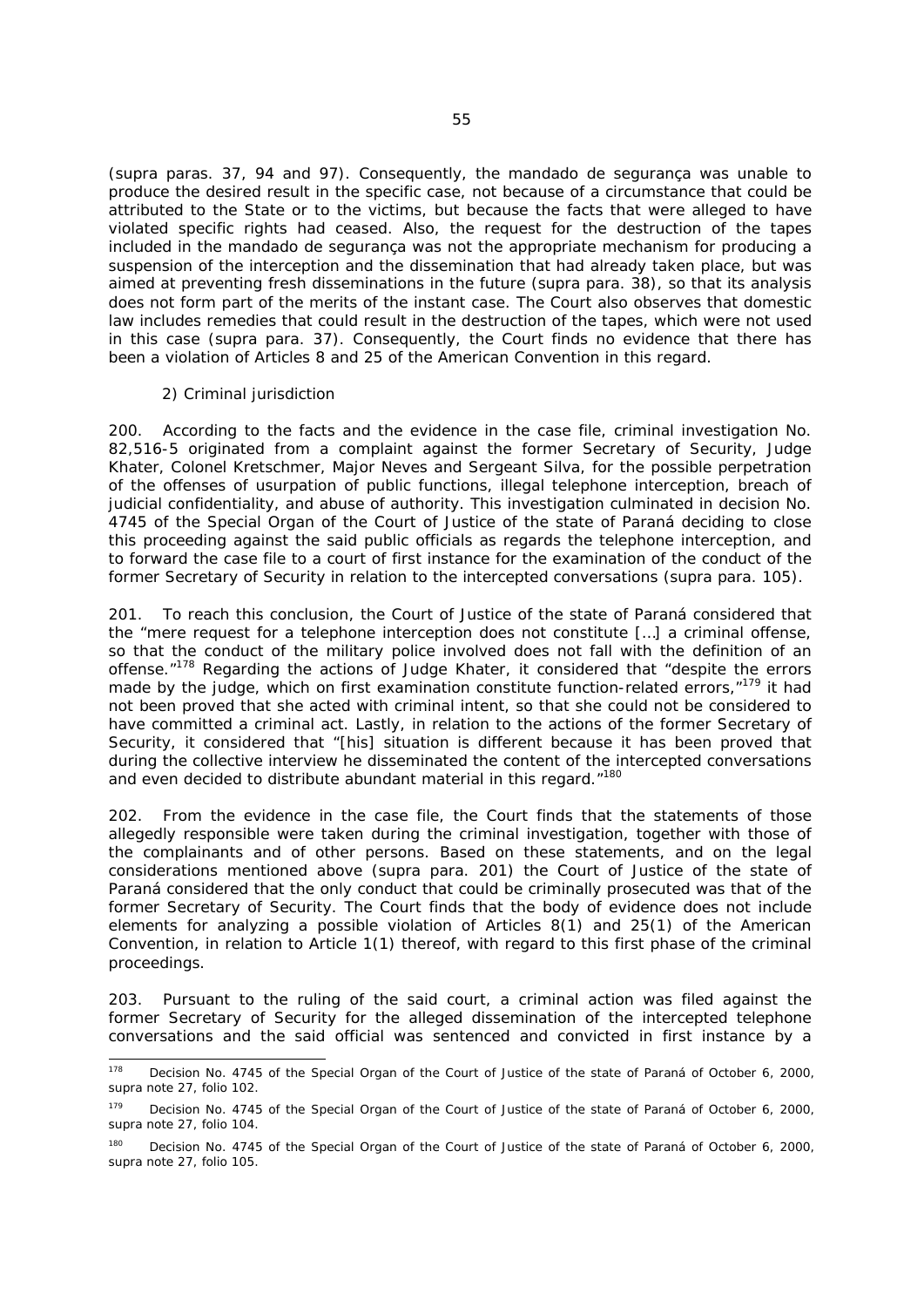(*supra* paras. 37, 94 and 97). Consequently, the *mandado de segurança* was unable to produce the desired result in the specific case, not because of a circumstance that could be attributed to the State or to the victims, but because the facts that were alleged to have violated specific rights had ceased. Also, the request for the destruction of the tapes included in the *mandado de segurança* was not the appropriate mechanism for producing a suspension of the interception and the dissemination that had already taken place, but was aimed at preventing fresh disseminations in the future (*supra* para. 38), so that its analysis does not form part of the merits of the instant case. The Court also observes that domestic law includes remedies that could result in the destruction of the tapes, which were not used in this case (*supra* para. 37). Consequently, the Court finds no evidence that there has been a violation of Articles 8 and 25 of the American Convention in this regard.

*2) Criminal jurisdiction*

200. According to the facts and the evidence in the case file, criminal investigation No. 82,516-5 originated from a complaint against the former Secretary of Security, Judge Khater, Colonel Kretschmer, Major Neves and Sergeant Silva, for the possible perpetration of the offenses of usurpation of public functions, illegal telephone interception, breach of judicial confidentiality, and abuse of authority. This investigation culminated in decision No. 4745 of the Special Organ of the Court of Justice of the state of Paraná deciding to close this proceeding against the said public officials as regards the telephone interception, and to forward the case file to a court of first instance for the examination of the conduct of the former Secretary of Security in relation to the intercepted conversations (*supra* para. 105).

201. To reach this conclusion, the Court of Justice of the state of Paraná considered that the "mere request for a telephone interception does not constitute […] a criminal offense, so that the conduct of the military police involved does not fall with the definition of an offense."[178] Regarding the actions of Judge Khater, it considered that "despite the errors made by the judge, which on first examination constitute function-related errors,"[179] it had not been proved that she acted with criminal intent, so that she could not be considered to have committed a criminal act. Lastly, in relation to the actions of the former Secretary of Security, it considered that "[his] situation is different because it has been proved that during the collective interview he disseminated the content of the intercepted conversations and even decided to distribute abundant material in this regard."[180]

202. From the evidence in the case file, the Court finds that the statements of those allegedly responsible were taken during the criminal investigation, together with those of the complainants and of other persons. Based on these statements, and on the legal considerations mentioned above (*supra* para. 201) the Court of Justice of the state of Paraná considered that the only conduct that could be criminally prosecuted was that of the former Secretary of Security. The Court finds that the body of evidence does not include elements for analyzing a possible violation of Articles 8(1) and 25(1) of the American Convention, in relation to Article 1(1) thereof, with regard to this first phase of the criminal proceedings.

203. Pursuant to the ruling of the said court, a criminal action was filed against the former Secretary of Security for the alleged dissemination of the intercepted telephone conversations and the said official was sentenced and convicted in first instance by a

---

[178] Decision No. 4745 of the Special Organ of the Court of Justice of the state of Paraná of October 6, 2000, *supra* note 27, folio 102.

[179] Decision No. 4745 of the Special Organ of the Court of Justice of the state of Paraná of October 6, 2000, *supra* note 27, folio 104.

[180] Decision No. 4745 of the Special Organ of the Court of Justice of the state of Paraná of October 6, 2000, *supra* note 27, folio 105.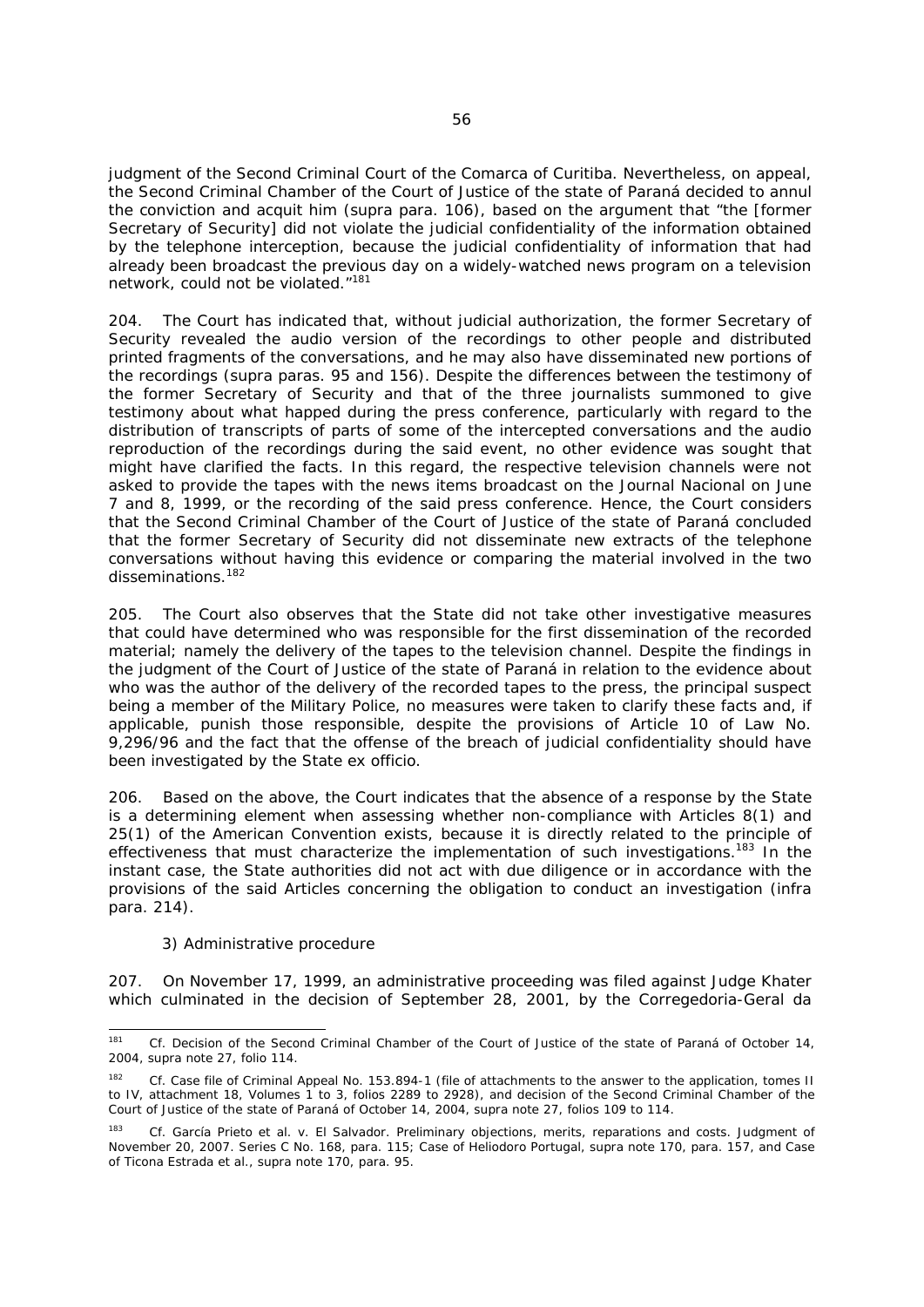judgment of the Second Criminal Court of the Comarca of Curitiba. Nevertheless, on appeal, the Second Criminal Chamber of the Court of Justice of the state of Paraná decided to annul the conviction and acquit him (*supra* para. 106), based on the argument that "the [former Secretary of Security] did not violate the judicial confidentiality of the information obtained by the telephone interception, because the judicial confidentiality of information that had already been broadcast the previous day on a widely-watched news program on a television network, could not be violated."[181]

204. The Court has indicated that, without judicial authorization, the former Secretary of Security revealed the audio version of the recordings to other people and distributed printed fragments of the conversations, and he may also have disseminated new portions of the recordings (*supra* paras. 95 and 156). Despite the differences between the testimony of the former Secretary of Security and that of the three journalists summoned to give testimony about what happed during the press conference, particularly with regard to the distribution of transcripts of parts of some of the intercepted conversations and the audio reproduction of the recordings during the said event, no other evidence was sought that might have clarified the facts. In this regard, the respective television channels were not asked to provide the tapes with the news items broadcast on the *Journal Nacional* on June 7 and 8, 1999, or the recording of the said press conference. Hence, the Court considers that the Second Criminal Chamber of the Court of Justice of the state of Paraná concluded that the former Secretary of Security did not disseminate new extracts of the telephone conversations without having this evidence or comparing the material involved in the two disseminations.[182]

205. The Court also observes that the State did not take other investigative measures that could have determined who was responsible for the first dissemination of the recorded material; namely the delivery of the tapes to the television channel. Despite the findings in the judgment of the Court of Justice of the state of Paraná in relation to the evidence about who was the author of the delivery of the recorded tapes to the press, the principal suspect being a member of the Military Police, no measures were taken to clarify these facts and, if applicable, punish those responsible, despite the provisions of Article 10 of Law No. 9,296/96 and the fact that the offense of the breach of judicial confidentiality should have been investigated by the State *ex officio*.

206. Based on the above, the Court indicates that the absence of a response by the State is a determining element when assessing whether non-compliance with Articles 8(1) and 25(1) of the American Convention exists, because it is directly related to the principle of effectiveness that must characterize the implementation of such investigations.[183] In the instant case, the State authorities did not act with due diligence or in accordance with the provisions of the said Articles concerning the obligation to conduct an investigation (*infra* para. 214).

*3) Administrative procedure*

207. On November 17, 1999, an administrative proceeding was filed against Judge Khater which culminated in the decision of September 28, 2001, by the *Corregedoria-Geral da*

---

[181] *Cf.* Decision of the Second Criminal Chamber of the Court of Justice of the state of Paraná of October 14, 2004, *supra* note 27, folio 114.

[182] *Cf.* Case file of Criminal Appeal No. 153.894-1 (file of attachments to the answer to the application, tomes II to IV, attachment 18, Volumes 1 to 3, folios 2289 to 2928), and decision of the Second Criminal Chamber of the Court of Justice of the state of Paraná of October 14, 2004, *supra* note 27, folios 109 to 114.

[183] *Cf. García Prieto et al. v. El Salvador. Preliminary objections, merits, reparations and costs.* Judgment of November 20, 2007. Series C No. 168, para. 115; *Case of Heliodoro Portugal, supra* note 170, para. 157, and *Case of Ticona Estrada et al., supra* note 170, para. 95.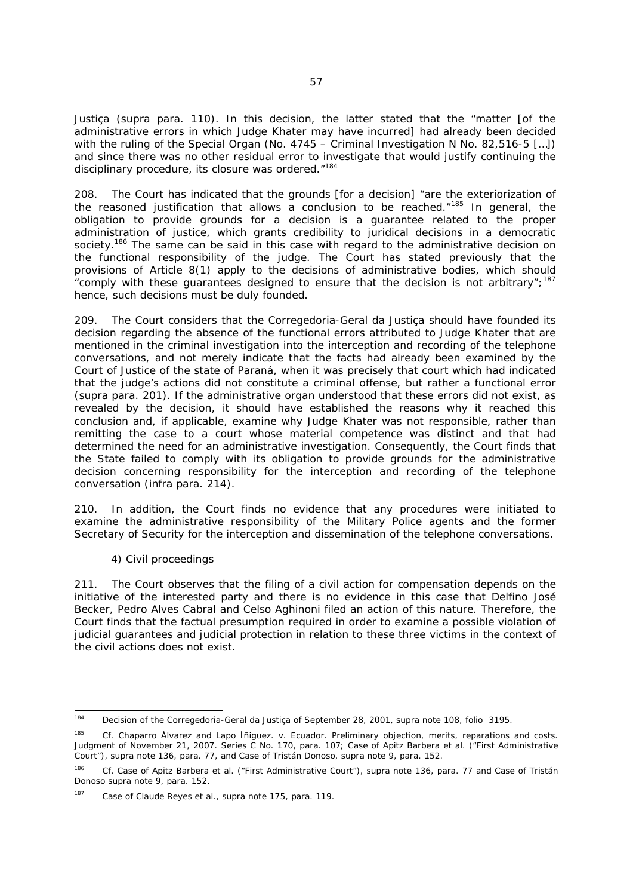Justiça (supra para. 110). In this decision, the latter stated that the "matter [of the administrative errors in which Judge Khater may have incurred] had already been decided with the ruling of the Special Organ (No. 4745 – Criminal Investigation N No. 82,516-5 […]) and since there was no other residual error to investigate that would justify continuing the disciplinary procedure, its closure was ordered."[184]

208. The Court has indicated that the grounds [for a decision] "are the exteriorization of the reasoned justification that allows a conclusion to be reached."[185] In general, the obligation to provide grounds for a decision is a guarantee related to the proper administration of justice, which grants credibility to juridical decisions in a democratic society.[186] The same can be said in this case with regard to the administrative decision on the functional responsibility of the judge. The Court has stated previously that the provisions of Article 8(1) apply to the decisions of administrative bodies, which should "comply with these guarantees designed to ensure that the decision is not arbitrary";[187] hence, such decisions must be duly founded.

209. The Court considers that the Corregedoria-Geral da Justiça should have founded its decision regarding the absence of the functional errors attributed to Judge Khater that are mentioned in the criminal investigation into the interception and recording of the telephone conversations, and not merely indicate that the facts had already been examined by the Court of Justice of the state of Paraná, when it was precisely that court which had indicated that the judge's actions did not constitute a criminal offense, but rather a functional error (supra para. 201). If the administrative organ understood that these errors did not exist, as revealed by the decision, it should have established the reasons why it reached this conclusion and, if applicable, examine why Judge Khater was not responsible, rather than remitting the case to a court whose material competence was distinct and that had determined the need for an administrative investigation. Consequently, the Court finds that the State failed to comply with its obligation to provide grounds for the administrative decision concerning responsibility for the interception and recording of the telephone conversation (infra para. 214).

210. In addition, the Court finds no evidence that any procedures were initiated to examine the administrative responsibility of the Military Police agents and the former Secretary of Security for the interception and dissemination of the telephone conversations.

*4) Civil proceedings*

211. The Court observes that the filing of a civil action for compensation depends on the initiative of the interested party and there is no evidence in this case that Delfino José Becker, Pedro Alves Cabral and Celso Aghinoni filed an action of this nature. Therefore, the Court finds that the factual presumption required in order to examine a possible violation of judicial guarantees and judicial protection in relation to these three victims in the context of the civil actions does not exist.

---

[184] Decision of the Corregedoria-Geral da Justiça of September 28, 2001, supra note 108, folio 3195.

[185] Cf. *Chaparro Álvarez and Lapo Íñiguez. v. Ecuador. Preliminary objection, merits, reparations and costs.* Judgment of November 21, 2007. Series C No. 170, para. 107; *Case of Apitz Barbera et al. ("First Administrative Court")*, supra note 136, para. 77, and *Case of Tristán Donoso*, supra note 9, para. 152.

[186] Cf. *Case of Apitz Barbera et al. ("First Administrative Court")*, supra note 136, para. 77 and *Case of Tristán Donoso* supra note 9, para. 152.

[187] *Case of Claude Reyes et al.*, supra note 175, para. 119.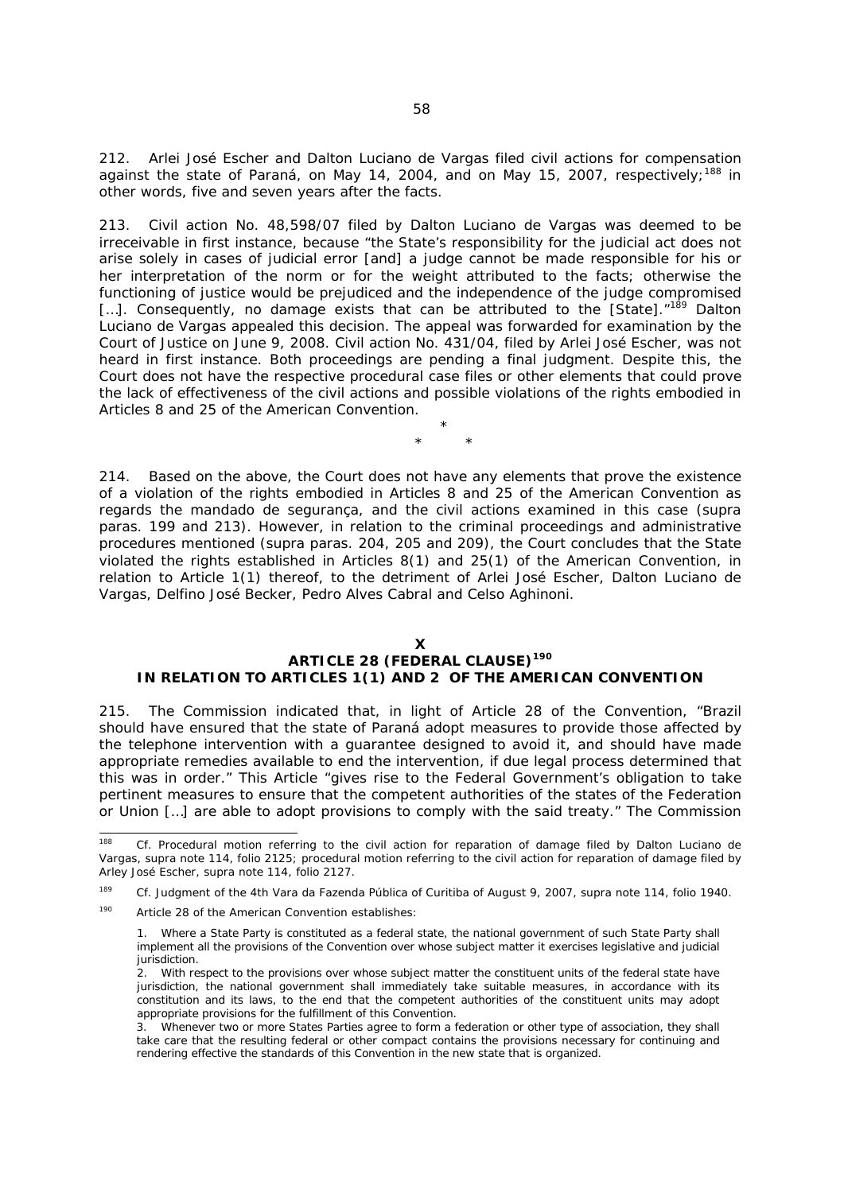212. Arlei José Escher and Dalton Luciano de Vargas filed civil actions for compensation against the state of Paraná, on May 14, 2004, and on May 15, 2007, respectively;[188] in other words, five and seven years after the facts.

213. Civil action No. 48,598/07 filed by Dalton Luciano de Vargas was deemed to be irreceivable in first instance, because "the State's responsibility for the judicial act does not arise solely in cases of judicial error [and] a judge cannot be made responsible for his or her interpretation of the norm or for the weight attributed to the facts; otherwise the functioning of justice would be prejudiced and the independence of the judge compromised […]. Consequently, no damage exists that can be attributed to the [State]."[189] Dalton Luciano de Vargas appealed this decision. The appeal was forwarded for examination by the Court of Justice on June 9, 2008. Civil action No. 431/04, filed by Arlei José Escher, was not heard in first instance. Both proceedings are pending a final judgment. Despite this, the Court does not have the respective procedural case files or other elements that could prove the lack of effectiveness of the civil actions and possible violations of the rights embodied in Articles 8 and 25 of the American Convention.

\*

\* \*

214. Based on the above, the Court does not have any elements that prove the existence of a violation of the rights embodied in Articles 8 and 25 of the American Convention as regards the mandado de segurança, and the civil actions examined in this case (supra paras. 199 and 213). However, in relation to the criminal proceedings and administrative procedures mentioned (supra paras. 204, 205 and 209), the Court concludes that the State violated the rights established in Articles 8(1) and 25(1) of the American Convention, in relation to Article 1(1) thereof, to the detriment of Arlei José Escher, Dalton Luciano de Vargas, Delfino José Becker, Pedro Alves Cabral and Celso Aghinoni.

## X
## ARTICLE 28 (FEDERAL CLAUSE)[190] IN RELATION TO ARTICLES 1(1) AND 2 OF THE AMERICAN CONVENTION

215. The Commission indicated that, in light of Article 28 of the Convention, "Brazil should have ensured that the state of Paraná adopt measures to provide those affected by the telephone intervention with a guarantee designed to avoid it, and should have made appropriate remedies available to end the intervention, if due legal process determined that this was in order." This Article "gives rise to the Federal Government's obligation to take pertinent measures to ensure that the competent authorities of the states of the Federation or Union […] are able to adopt provisions to comply with the said treaty." The Commission

---

[188] Cf. Procedural motion referring to the civil action for reparation of damage filed by Dalton Luciano de Vargas, supra note 114, folio 2125; procedural motion referring to the civil action for reparation of damage filed by Arley José Escher, supra note 114, folio 2127.

[189] Cf. Judgment of the 4th Vara da Fazenda Pública of Curitiba of August 9, 2007, supra note 114, folio 1940.

[190] Article 28 of the American Convention establishes:

1. Where a State Party is constituted as a federal state, the national government of such State Party shall implement all the provisions of the Convention over whose subject matter it exercises legislative and judicial jurisdiction.
2. With respect to the provisions over whose subject matter the constituent units of the federal state have jurisdiction, the national government shall immediately take suitable measures, in accordance with its constitution and its laws, to the end that the competent authorities of the constituent units may adopt appropriate provisions for the fulfillment of this Convention.
3. Whenever two or more States Parties agree to form a federation or other type of association, they shall take care that the resulting federal or other compact contains the provisions necessary for continuing and rendering effective the standards of this Convention in the new state that is organized.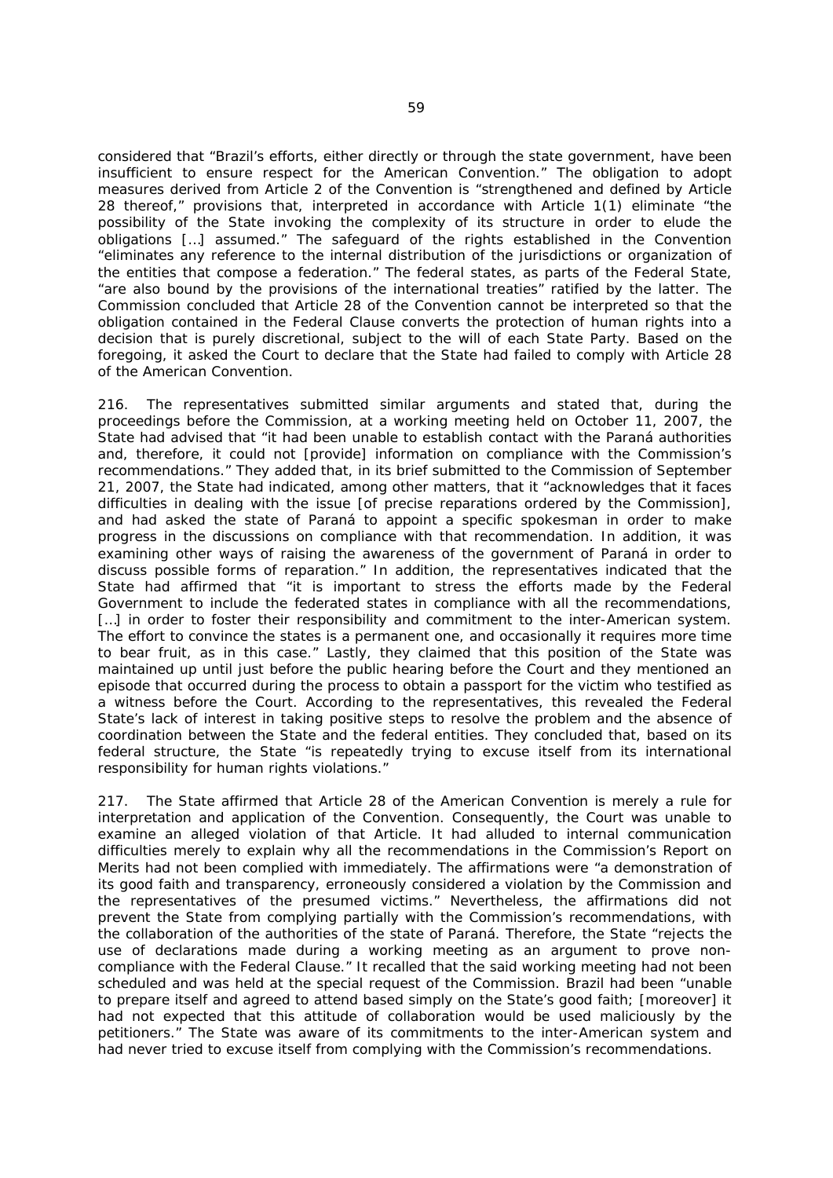considered that "Brazil's efforts, either directly or through the state government, have been insufficient to ensure respect for the American Convention." The obligation to adopt measures derived from Article 2 of the Convention is "strengthened and defined by Article 28 thereof," provisions that, interpreted in accordance with Article 1(1) eliminate "the possibility of the State invoking the complexity of its structure in order to elude the obligations […] assumed." The safeguard of the rights established in the Convention "eliminates any reference to the internal distribution of the jurisdictions or organization of the entities that compose a federation." The federal states, as parts of the Federal State, "are also bound by the provisions of the international treaties" ratified by the latter. The Commission concluded that Article 28 of the Convention cannot be interpreted so that the obligation contained in the Federal Clause converts the protection of human rights into a decision that is purely discretional, subject to the will of each State Party. Based on the foregoing, it asked the Court to declare that the State had failed to comply with Article 28 of the American Convention.

216. The representatives submitted similar arguments and stated that, during the proceedings before the Commission, at a working meeting held on October 11, 2007, the State had advised that "it had been unable to establish contact with the Paraná authorities and, therefore, it could not [provide] information on compliance with the Commission's recommendations." They added that, in its brief submitted to the Commission of September 21, 2007, the State had indicated, among other matters, that it "acknowledges that it faces difficulties in dealing with the issue [of precise reparations ordered by the Commission], and had asked the state of Paraná to appoint a specific spokesman in order to make progress in the discussions on compliance with that recommendation. In addition, it was examining other ways of raising the awareness of the government of Paraná in order to discuss possible forms of reparation." In addition, the representatives indicated that the State had affirmed that "it is important to stress the efforts made by the Federal Government to include the federated states in compliance with all the recommendations, […] in order to foster their responsibility and commitment to the inter-American system. The effort to convince the states is a permanent one, and occasionally it requires more time to bear fruit, as in this case." Lastly, they claimed that this position of the State was maintained up until just before the public hearing before the Court and they mentioned an episode that occurred during the process to obtain a passport for the victim who testified as a witness before the Court. According to the representatives, this revealed the Federal State's lack of interest in taking positive steps to resolve the problem and the absence of coordination between the State and the federal entities. They concluded that, based on its federal structure, the State "is repeatedly trying to excuse itself from its international responsibility for human rights violations."

217. The State affirmed that Article 28 of the American Convention is merely a rule for interpretation and application of the Convention. Consequently, the Court was unable to examine an alleged violation of that Article. It had alluded to internal communication difficulties merely to explain why all the recommendations in the Commission's Report on Merits had not been complied with immediately. The affirmations were "a demonstration of its good faith and transparency, erroneously considered a violation by the Commission and the representatives of the presumed victims." Nevertheless, the affirmations did not prevent the State from complying partially with the Commission's recommendations, with the collaboration of the authorities of the state of Paraná. Therefore, the State "rejects the use of declarations made during a working meeting as an argument to prove non-compliance with the Federal Clause." It recalled that the said working meeting had not been scheduled and was held at the special request of the Commission. Brazil had been "unable to prepare itself and agreed to attend based simply on the State's good faith; [moreover] it had not expected that this attitude of collaboration would be used maliciously by the petitioners." The State was aware of its commitments to the inter-American system and had never tried to excuse itself from complying with the Commission's recommendations.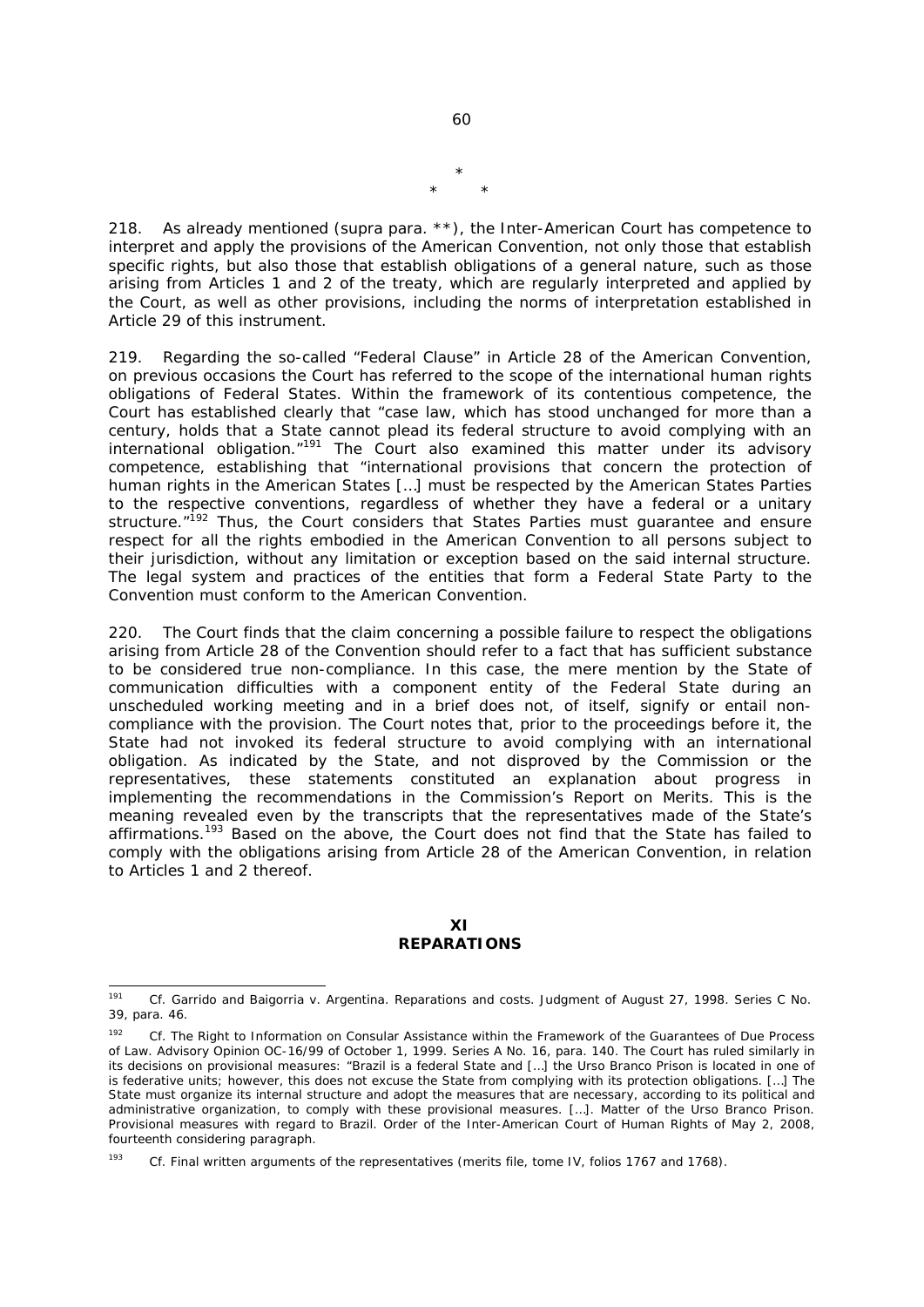\*
\* \*

218. As already mentioned (supra para. **), the Inter-American Court has competence to interpret and apply the provisions of the American Convention, not only those that establish specific rights, but also those that establish obligations of a general nature, such as those arising from Articles 1 and 2 of the treaty, which are regularly interpreted and applied by the Court, as well as other provisions, including the norms of interpretation established in Article 29 of this instrument.

219. Regarding the so-called "Federal Clause" in Article 28 of the American Convention, on previous occasions the Court has referred to the scope of the international human rights obligations of Federal States. Within the framework of its contentious competence, the Court has established clearly that "case law, which has stood unchanged for more than a century, holds that a State cannot plead its federal structure to avoid complying with an international obligation."[191] The Court also examined this matter under its advisory competence, establishing that "international provisions that concern the protection of human rights in the American States […] must be respected by the American States Parties to the respective conventions, regardless of whether they have a federal or a unitary structure."[192] Thus, the Court considers that States Parties must guarantee and ensure respect for all the rights embodied in the American Convention to all persons subject to their jurisdiction, without any limitation or exception based on the said internal structure. The legal system and practices of the entities that form a Federal State Party to the Convention must conform to the American Convention.

220. The Court finds that the claim concerning a possible failure to respect the obligations arising from Article 28 of the Convention should refer to a fact that has sufficient substance to be considered true non-compliance. In this case, the mere mention by the State of communication difficulties with a component entity of the Federal State during an unscheduled working meeting and in a brief does not, of itself, signify or entail non-compliance with the provision. The Court notes that, prior to the proceedings before it, the State had not invoked its federal structure to avoid complying with an international obligation. As indicated by the State, and not disproved by the Commission or the representatives, these statements constituted an explanation about progress in implementing the recommendations in the Commission's Report on Merits. This is the meaning revealed even by the transcripts that the representatives made of the State's affirmations.[193] Based on the above, the Court does not find that the State has failed to comply with the obligations arising from Article 28 of the American Convention, in relation to Articles 1 and 2 thereof.

## XI
## REPARATIONS

---

[191] Cf. *Garrido and Baigorria v. Argentina. Reparations and costs*. Judgment of August 27, 1998. Series C No. 39, para. 46.

[192] Cf. *The Right to Information on Consular Assistance within the Framework of the Guarantees of Due Process of Law*. Advisory Opinion OC-16/99 of October 1, 1999. Series A No. 16, para. 140. The Court has ruled similarly in its decisions on provisional measures: "Brazil is a federal State and […] the Urso Branco Prison is located in one of is federative units; however, this does not excuse the State from complying with its protection obligations. […] The State must organize its internal structure and adopt the measures that are necessary, according to its political and administrative organization, to comply with these provisional measures. […]. *Matter of the Urso Branco Prison*. Provisional measures with regard to Brazil. Order of the Inter-American Court of Human Rights of May 2, 2008, fourteenth considering paragraph.

[193] Cf. Final written arguments of the representatives (merits file, tome IV, folios 1767 and 1768).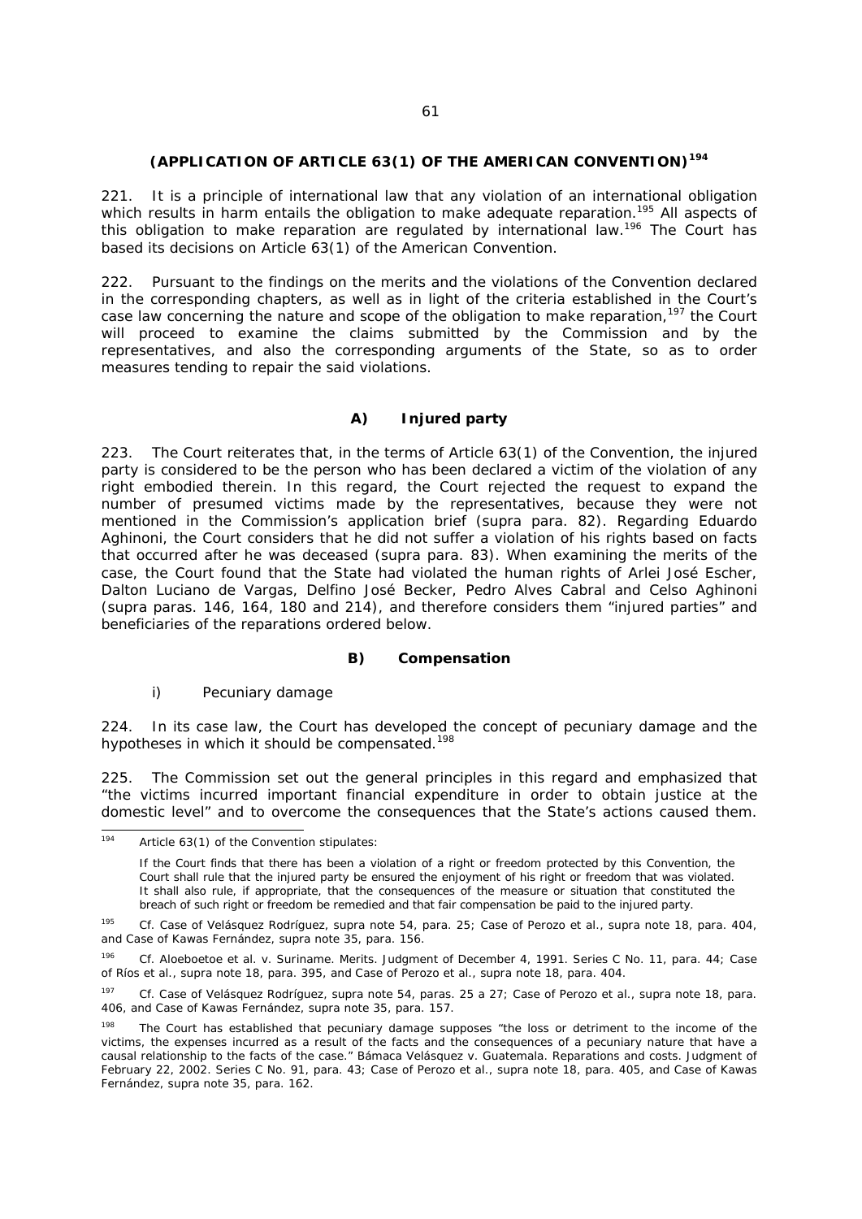## (APPLICATION OF ARTICLE 63(1) OF THE AMERICAN CONVENTION)[194]

221. It is a principle of international law that any violation of an international obligation which results in harm entails the obligation to make adequate reparation.[195] All aspects of this obligation to make reparation are regulated by international law.[196] The Court has based its decisions on Article 63(1) of the American Convention.

222. Pursuant to the findings on the merits and the violations of the Convention declared in the corresponding chapters, as well as in light of the criteria established in the Court's case law concerning the nature and scope of the obligation to make reparation,[197] the Court will proceed to examine the claims submitted by the Commission and by the representatives, and also the corresponding arguments of the State, so as to order measures tending to repair the said violations.

### A) Injured party

223. The Court reiterates that, in the terms of Article 63(1) of the Convention, the injured party is considered to be the person who has been declared a victim of the violation of any right embodied therein. In this regard, the Court rejected the request to expand the number of presumed victims made by the representatives, because they were not mentioned in the Commission's application brief (*supra* para. 82). Regarding Eduardo Aghinoni, the Court considers that he did not suffer a violation of his rights based on facts that occurred after he was deceased (*supra* para. 83). When examining the merits of the case, the Court found that the State had violated the human rights of Arlei José Escher, Dalton Luciano de Vargas, Delfino José Becker, Pedro Alves Cabral and Celso Aghinoni (*supra* paras. 146, 164, 180 and 214), and therefore considers them "injured parties" and beneficiaries of the reparations ordered below.

### B) Compensation

#### i) Pecuniary damage

224. In its case law, the Court has developed the concept of pecuniary damage and the hypotheses in which it should be compensated.[198]

225. The Commission set out the general principles in this regard and emphasized that "the victims incurred important financial expenditure in order to obtain justice at the domestic level" and to overcome the consequences that the State's actions caused them.

---

[194] Article 63(1) of the Convention stipulates:

> If the Court finds that there has been a violation of a right or freedom protected by this Convention, the Court shall rule that the injured party be ensured the enjoyment of his right or freedom that was violated. It shall also rule, if appropriate, that the consequences of the measure or situation that constituted the breach of such right or freedom be remedied and that fair compensation be paid to the injured party.

[195] *Cf. Case of Velásquez Rodríguez, supra* note 54, para. 25; *Case of Perozo et al., supra* note 18, para. 404, and *Case of Kawas Fernández, supra* note 35, para. 156.

[196] *Cf. Aloeboetoe et al. v. Suriname. Merits.* Judgment of December 4, 1991. Series C No. 11, para. 44; *Case of Ríos et al., supra* note 18, para. 395, and *Case of Perozo et al., supra* note 18, para. 404.

[197] *Cf. Case of Velásquez Rodríguez, supra* note 54, paras. 25 a 27; *Case of Perozo et al., supra* note 18, para. 406, and *Case of Kawas Fernández, supra* note 35, para. 157.

[198] The Court has established that pecuniary damage supposes "the loss or detriment to the income of the victims, the expenses incurred as a result of the facts and the consequences of a pecuniary nature that have a causal relationship to the facts of the case." *Bámaca Velásquez v. Guatemala. Reparations and costs.* Judgment of February 22, 2002. Series C No. 91, para. 43; *Case of Perozo et al., supra* note 18, para. 405, and *Case of Kawas Fernández, supra* note 35, para. 162.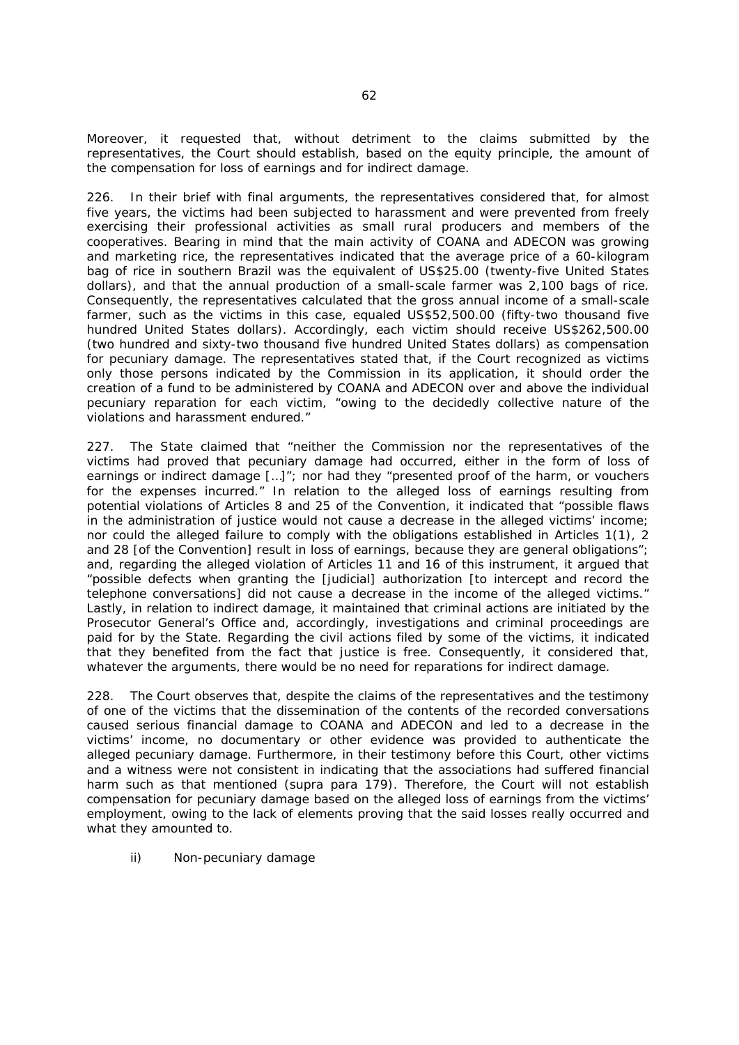Moreover, it requested that, without detriment to the claims submitted by the representatives, the Court should establish, based on the equity principle, the amount of the compensation for loss of earnings and for indirect damage.

226. In their brief with final arguments, the representatives considered that, for almost five years, the victims had been subjected to harassment and were prevented from freely exercising their professional activities as small rural producers and members of the cooperatives. Bearing in mind that the main activity of COANA and ADECON was growing and marketing rice, the representatives indicated that the average price of a 60-kilogram bag of rice in southern Brazil was the equivalent of US$25.00 (twenty-five United States dollars), and that the annual production of a small-scale farmer was 2,100 bags of rice. Consequently, the representatives calculated that the gross annual income of a small-scale farmer, such as the victims in this case, equaled US$52,500.00 (fifty-two thousand five hundred United States dollars). Accordingly, each victim should receive US$262,500.00 (two hundred and sixty-two thousand five hundred United States dollars) as compensation for pecuniary damage. The representatives stated that, if the Court recognized as victims only those persons indicated by the Commission in its application, it should order the creation of a fund to be administered by COANA and ADECON over and above the individual pecuniary reparation for each victim, "owing to the decidedly collective nature of the violations and harassment endured."

227. The State claimed that "neither the Commission nor the representatives of the victims had proved that pecuniary damage had occurred, either in the form of loss of earnings or indirect damage […]"; nor had they "presented proof of the harm, or vouchers for the expenses incurred." In relation to the alleged loss of earnings resulting from potential violations of Articles 8 and 25 of the Convention, it indicated that "possible flaws in the administration of justice would not cause a decrease in the alleged victims' income; nor could the alleged failure to comply with the obligations established in Articles 1(1), 2 and 28 [of the Convention] result in loss of earnings, because they are general obligations"; and, regarding the alleged violation of Articles 11 and 16 of this instrument, it argued that "possible defects when granting the [judicial] authorization [to intercept and record the telephone conversations] did not cause a decrease in the income of the alleged victims." Lastly, in relation to indirect damage, it maintained that criminal actions are initiated by the Prosecutor General's Office and, accordingly, investigations and criminal proceedings are paid for by the State. Regarding the civil actions filed by some of the victims, it indicated that they benefited from the fact that justice is free. Consequently, it considered that, whatever the arguments, there would be no need for reparations for indirect damage.

228. The Court observes that, despite the claims of the representatives and the testimony of one of the victims that the dissemination of the contents of the recorded conversations caused serious financial damage to COANA and ADECON and led to a decrease in the victims' income, no documentary or other evidence was provided to authenticate the alleged pecuniary damage. Furthermore, in their testimony before this Court, other victims and a witness were not consistent in indicating that the associations had suffered financial harm such as that mentioned (*supra* para 179). Therefore, the Court will not establish compensation for pecuniary damage based on the alleged loss of earnings from the victims' employment, owing to the lack of elements proving that the said losses really occurred and what they amounted to.

ii) Non-pecuniary damage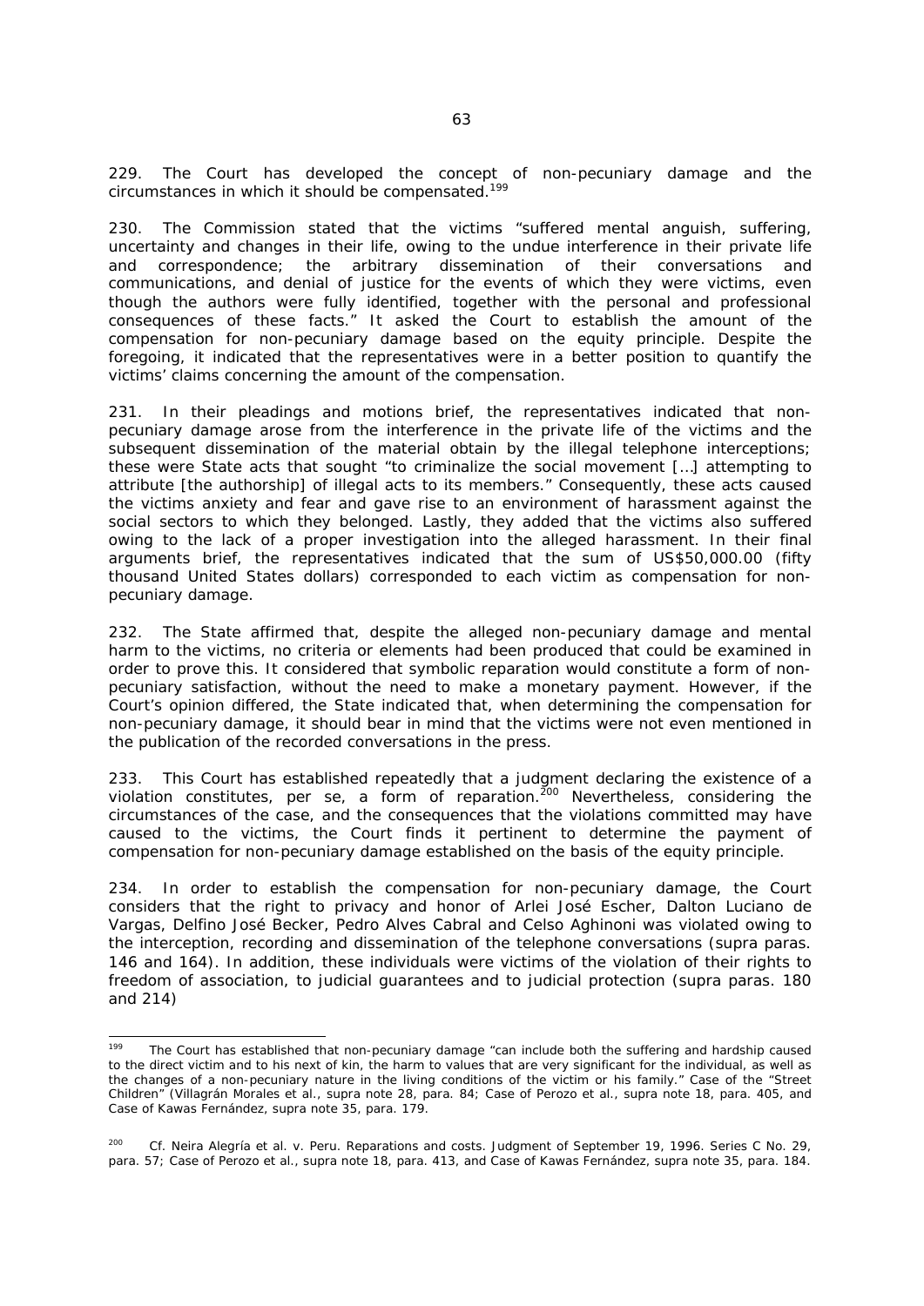229. The Court has developed the concept of non-pecuniary damage and the circumstances in which it should be compensated.[199]

230. The Commission stated that the victims "suffered mental anguish, suffering, uncertainty and changes in their life, owing to the undue interference in their private life and correspondence; the arbitrary dissemination of their conversations and communications, and denial of justice for the events of which they were victims, even though the authors were fully identified, together with the personal and professional consequences of these facts." It asked the Court to establish the amount of the compensation for non-pecuniary damage based on the equity principle. Despite the foregoing, it indicated that the representatives were in a better position to quantify the victims' claims concerning the amount of the compensation.

231. In their pleadings and motions brief, the representatives indicated that non-pecuniary damage arose from the interference in the private life of the victims and the subsequent dissemination of the material obtain by the illegal telephone interceptions; these were State acts that sought "to criminalize the social movement […] attempting to attribute [the authorship] of illegal acts to its members." Consequently, these acts caused the victims anxiety and fear and gave rise to an environment of harassment against the social sectors to which they belonged. Lastly, they added that the victims also suffered owing to the lack of a proper investigation into the alleged harassment. In their final arguments brief, the representatives indicated that the sum of US$50,000.00 (fifty thousand United States dollars) corresponded to each victim as compensation for non-pecuniary damage.

232. The State affirmed that, despite the alleged non-pecuniary damage and mental harm to the victims, no criteria or elements had been produced that could be examined in order to prove this. It considered that symbolic reparation would constitute a form of non-pecuniary satisfaction, without the need to make a monetary payment. However, if the Court's opinion differed, the State indicated that, when determining the compensation for non-pecuniary damage, it should bear in mind that the victims were not even mentioned in the publication of the recorded conversations in the press.

233. This Court has established repeatedly that a judgment declaring the existence of a violation constitutes, per se, a form of reparation.[200] Nevertheless, considering the circumstances of the case, and the consequences that the violations committed may have caused to the victims, the Court finds it pertinent to determine the payment of compensation for non-pecuniary damage established on the basis of the equity principle.

234. In order to establish the compensation for non-pecuniary damage, the Court considers that the right to privacy and honor of Arlei José Escher, Dalton Luciano de Vargas, Delfino José Becker, Pedro Alves Cabral and Celso Aghinoni was violated owing to the interception, recording and dissemination of the telephone conversations (supra paras. 146 and 164). In addition, these individuals were victims of the violation of their rights to freedom of association, to judicial guarantees and to judicial protection (supra paras. 180 and 214)

---

[199] The Court has established that non-pecuniary damage "can include both the suffering and hardship caused to the direct victim and to his next of kin, the harm to values that are very significant for the individual, as well as the changes of a non-pecuniary nature in the living conditions of the victim or his family." *Case of the "Street Children" (Villagrán Morales et al., supra* note 28, para. 84; *Case of Perozo et al., supra* note 18, para. 405, and *Case of Kawas Fernández, supra* note 35, para. 179.

[200] *Cf. Neira Alegría et al. v. Peru. Reparations and costs.* Judgment of September 19, 1996. Series C No. 29, para. 57; *Case of Perozo et al., supra* note 18, para. 413, and *Case of Kawas Fernández, supra* note 35, para. 184.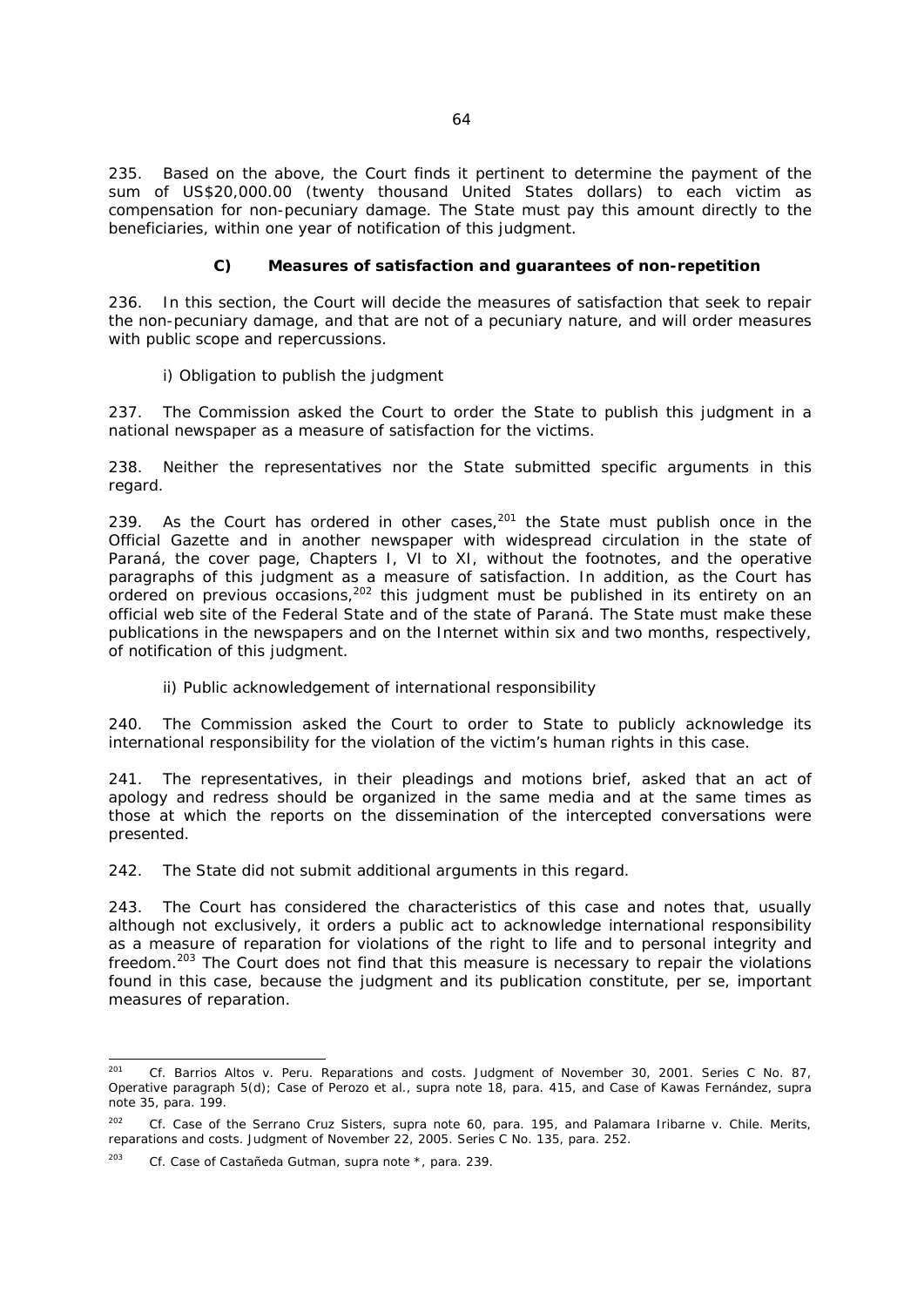235. Based on the above, the Court finds it pertinent to determine the payment of the sum of US$20,000.00 (twenty thousand United States dollars) to each victim as compensation for non-pecuniary damage. The State must pay this amount directly to the beneficiaries, within one year of notification of this judgment.

### C) Measures of satisfaction and guarantees of non-repetition

236. In this section, the Court will decide the measures of satisfaction that seek to repair the non-pecuniary damage, and that are not of a pecuniary nature, and will order measures with public scope and repercussions.

i) Obligation to publish the judgment

237. The Commission asked the Court to order the State to publish this judgment in a national newspaper as a measure of satisfaction for the victims.

238. Neither the representatives nor the State submitted specific arguments in this regard.

239. As the Court has ordered in other cases,[201] the State must publish once in the Official Gazette and in another newspaper with widespread circulation in the state of Paraná, the cover page, Chapters I, VI to XI, without the footnotes, and the operative paragraphs of this judgment as a measure of satisfaction. In addition, as the Court has ordered on previous occasions,[202] this judgment must be published in its entirety on an official web site of the Federal State and of the state of Paraná. The State must make these publications in the newspapers and on the Internet within six and two months, respectively, of notification of this judgment.

ii) Public acknowledgement of international responsibility

240. The Commission asked the Court to order to State to publicly acknowledge its international responsibility for the violation of the victim's human rights in this case.

241. The representatives, in their pleadings and motions brief, asked that an act of apology and redress should be organized in the same media and at the same times as those at which the reports on the dissemination of the intercepted conversations were presented.

242. The State did not submit additional arguments in this regard.

243. The Court has considered the characteristics of this case and notes that, usually although not exclusively, it orders a public act to acknowledge international responsibility as a measure of reparation for violations of the right to life and to personal integrity and freedom.[203] The Court does not find that this measure is necessary to repair the violations found in this case, because the judgment and its publication constitute, per se, important measures of reparation.

---

[201] *Cf. Barrios Altos v. Peru. Reparations and costs.* Judgment of November 30, 2001. Series C No. 87, Operative paragraph 5(d); *Case of Perozo et al., supra* note 18, para. 415, and *Case of Kawas Fernández, supra* note 35, para. 199.

[202] *Cf. Case of the Serrano Cruz Sisters, supra* note 60, para. 195, and *Palamara Iribarne v. Chile. Merits, reparations and costs.* Judgment of November 22, 2005. Series C No. 135, para. 252.

[203] *Cf. Case of Castañeda Gutman, supra* note *, para. 239.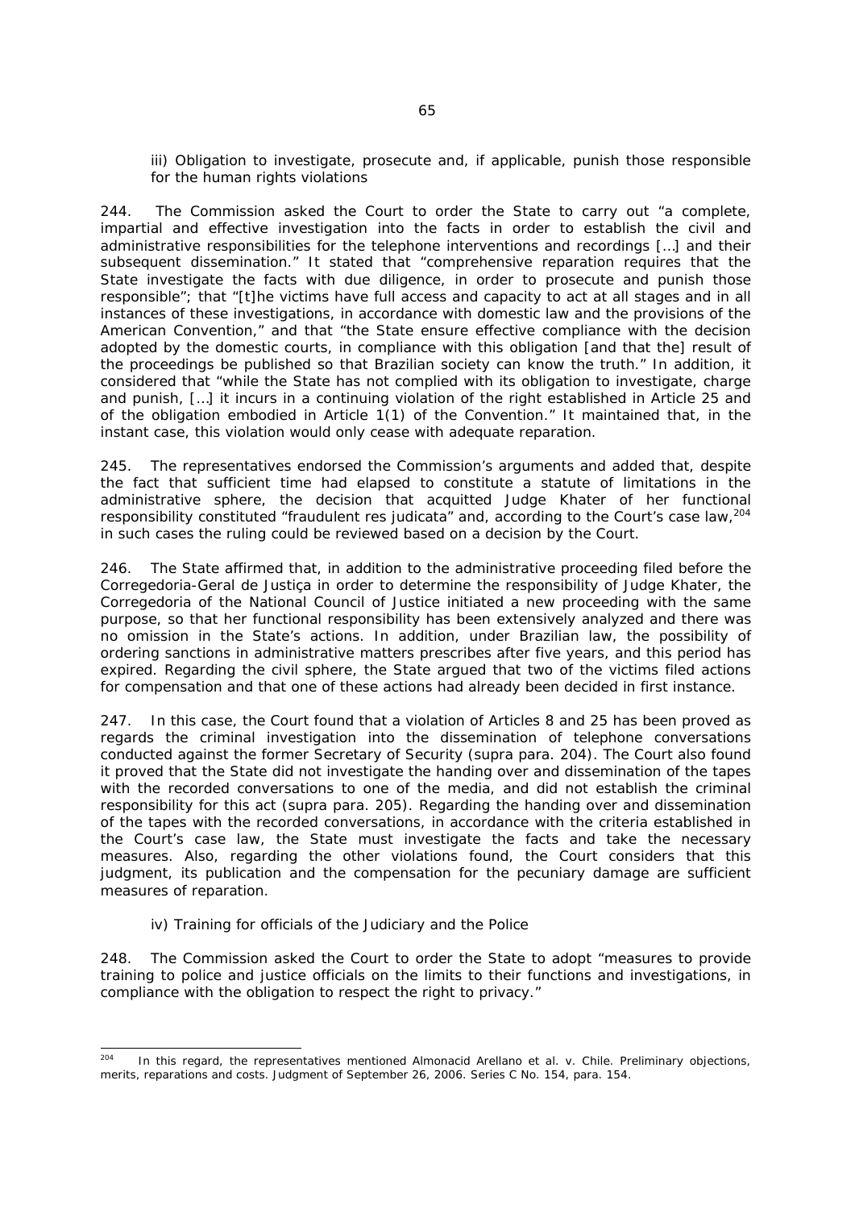iii) Obligation to investigate, prosecute and, if applicable, punish those responsible for the human rights violations

244. The Commission asked the Court to order the State to carry out "a complete, impartial and effective investigation into the facts in order to establish the civil and administrative responsibilities for the telephone interventions and recordings […] and their subsequent dissemination." It stated that "comprehensive reparation requires that the State investigate the facts with due diligence, in order to prosecute and punish those responsible"; that "[t]he victims have full access and capacity to act at all stages and in all instances of these investigations, in accordance with domestic law and the provisions of the American Convention," and that "the State ensure effective compliance with the decision adopted by the domestic courts, in compliance with this obligation [and that the] result of the proceedings be published so that Brazilian society can know the truth." In addition, it considered that "while the State has not complied with its obligation to investigate, charge and punish, […] it incurs in a continuing violation of the right established in Article 25 and of the obligation embodied in Article 1(1) of the Convention." It maintained that, in the instant case, this violation would only cease with adequate reparation.

245. The representatives endorsed the Commission's arguments and added that, despite the fact that sufficient time had elapsed to constitute a statute of limitations in the administrative sphere, the decision that acquitted Judge Khater of her functional responsibility constituted "fraudulent res judicata" and, according to the Court's case law,[204] in such cases the ruling could be reviewed based on a decision by the Court.

246. The State affirmed that, in addition to the administrative proceeding filed before the Corregedoria-Geral de Justiça in order to determine the responsibility of Judge Khater, the Corregedoria of the National Council of Justice initiated a new proceeding with the same purpose, so that her functional responsibility has been extensively analyzed and there was no omission in the State's actions. In addition, under Brazilian law, the possibility of ordering sanctions in administrative matters prescribes after five years, and this period has expired. Regarding the civil sphere, the State argued that two of the victims filed actions for compensation and that one of these actions had already been decided in first instance.

247. In this case, the Court found that a violation of Articles 8 and 25 has been proved as regards the criminal investigation into the dissemination of telephone conversations conducted against the former Secretary of Security (supra para. 204). The Court also found it proved that the State did not investigate the handing over and dissemination of the tapes with the recorded conversations to one of the media, and did not establish the criminal responsibility for this act (supra para. 205). Regarding the handing over and dissemination of the tapes with the recorded conversations, in accordance with the criteria established in the Court's case law, the State must investigate the facts and take the necessary measures. Also, regarding the other violations found, the Court considers that this judgment, its publication and the compensation for the pecuniary damage are sufficient measures of reparation.

iv) Training for officials of the Judiciary and the Police

248. The Commission asked the Court to order the State to adopt "measures to provide training to police and justice officials on the limits to their functions and investigations, in compliance with the obligation to respect the right to privacy."

---

[204] In this regard, the representatives mentioned *Almonacid Arellano et al. v. Chile. Preliminary objections, merits, reparations and costs*. Judgment of September 26, 2006. Series C No. 154, para. 154.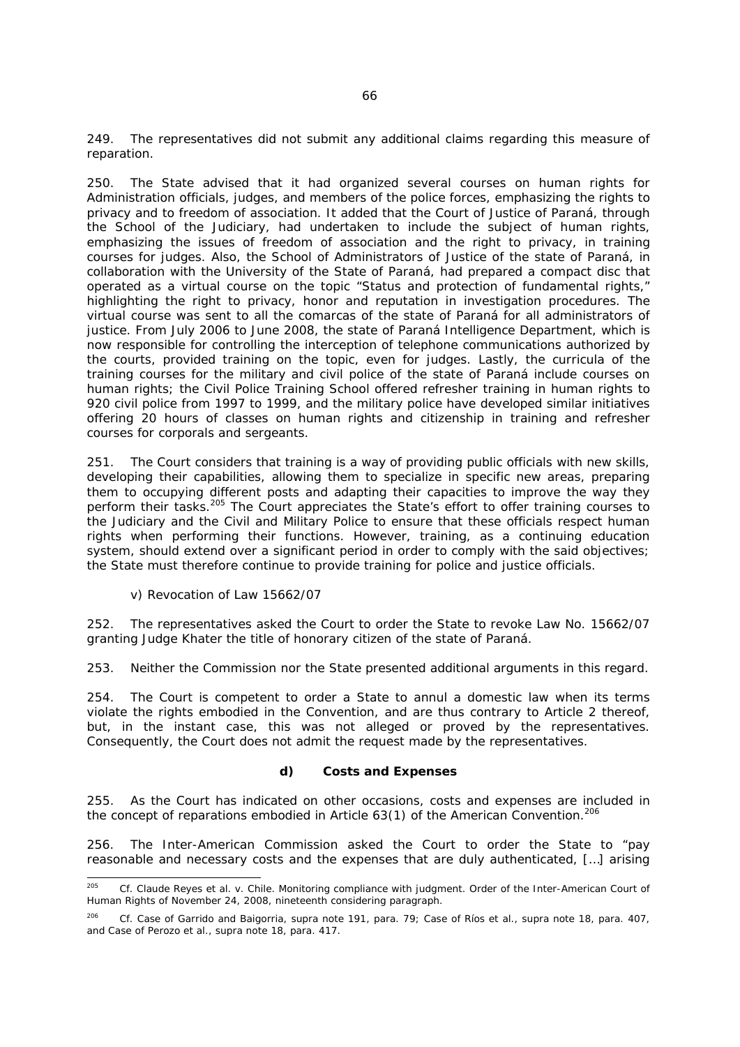249. The representatives did not submit any additional claims regarding this measure of reparation.

250. The State advised that it had organized several courses on human rights for Administration officials, judges, and members of the police forces, emphasizing the rights to privacy and to freedom of association. It added that the Court of Justice of Paraná, through the School of the Judiciary, had undertaken to include the subject of human rights, emphasizing the issues of freedom of association and the right to privacy, in training courses for judges. Also, the School of Administrators of Justice of the state of Paraná, in collaboration with the University of the State of Paraná, had prepared a compact disc that operated as a virtual course on the topic "Status and protection of fundamental rights," highlighting the right to privacy, honor and reputation in investigation procedures. The virtual course was sent to all the comarcas of the state of Paraná for all administrators of justice. From July 2006 to June 2008, the state of Paraná Intelligence Department, which is now responsible for controlling the interception of telephone communications authorized by the courts, provided training on the topic, even for judges. Lastly, the curricula of the training courses for the military and civil police of the state of Paraná include courses on human rights; the Civil Police Training School offered refresher training in human rights to 920 civil police from 1997 to 1999, and the military police have developed similar initiatives offering 20 hours of classes on human rights and citizenship in training and refresher courses for corporals and sergeants.

251. The Court considers that training is a way of providing public officials with new skills, developing their capabilities, allowing them to specialize in specific new areas, preparing them to occupying different posts and adapting their capacities to improve the way they perform their tasks.[205] The Court appreciates the State's effort to offer training courses to the Judiciary and the Civil and Military Police to ensure that these officials respect human rights when performing their functions. However, training, as a continuing education system, should extend over a significant period in order to comply with the said objectives; the State must therefore continue to provide training for police and justice officials.

v) Revocation of Law 15662/07

252. The representatives asked the Court to order the State to revoke Law No. 15662/07 granting Judge Khater the title of honorary citizen of the state of Paraná.

253. Neither the Commission nor the State presented additional arguments in this regard.

254. The Court is competent to order a State to annul a domestic law when its terms violate the rights embodied in the Convention, and are thus contrary to Article 2 thereof, but, in the instant case, this was not alleged or proved by the representatives. Consequently, the Court does not admit the request made by the representatives.

**d) Costs and Expenses**

255. As the Court has indicated on other occasions, costs and expenses are included in the concept of reparations embodied in Article 63(1) of the American Convention.[206]

256. The Inter-American Commission asked the Court to order the State to "pay reasonable and necessary costs and the expenses that are duly authenticated, […] arising

---

[205] *Cf. Claude Reyes et al. v. Chile. Monitoring compliance with judgment.* Order of the Inter-American Court of Human Rights of November 24, 2008, nineteenth considering paragraph.

[206] *Cf. Case of Garrido and Baigorria, supra* note 191, para. 79; *Case of Ríos et al., supra* note 18, para. 407, and *Case of Perozo et al., supra* note 18, para. 417.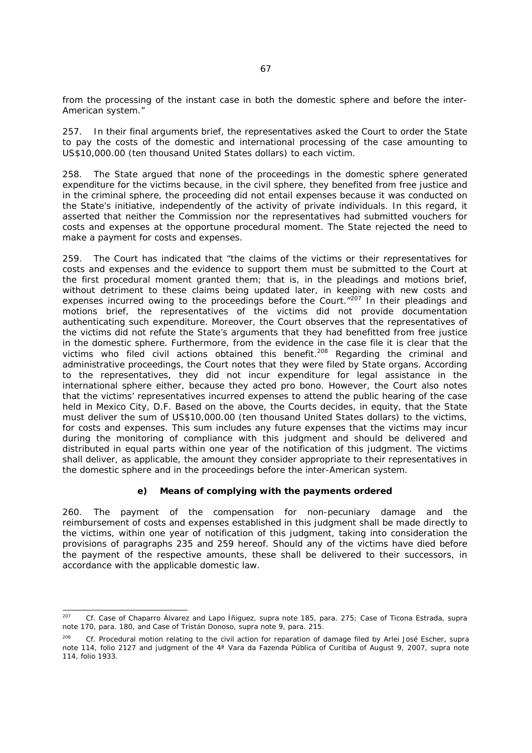from the processing of the instant case in both the domestic sphere and before the inter-American system."

257. In their final arguments brief, the representatives asked the Court to order the State to pay the costs of the domestic and international processing of the case amounting to US$10,000.00 (ten thousand United States dollars) to each victim.

258. The State argued that none of the proceedings in the domestic sphere generated expenditure for the victims because, in the civil sphere, they benefited from free justice and in the criminal sphere, the proceeding did not entail expenses because it was conducted on the State's initiative, independently of the activity of private individuals. In this regard, it asserted that neither the Commission nor the representatives had submitted vouchers for costs and expenses at the opportune procedural moment. The State rejected the need to make a payment for costs and expenses.

259. The Court has indicated that "the claims of the victims or their representatives for costs and expenses and the evidence to support them must be submitted to the Court at the first procedural moment granted them; that is, in the pleadings and motions brief, without detriment to these claims being updated later, in keeping with new costs and expenses incurred owing to the proceedings before the Court."[207] In their pleadings and motions brief, the representatives of the victims did not provide documentation authenticating such expenditure. Moreover, the Court observes that the representatives of the victims did not refute the State's arguments that they had benefitted from free justice in the domestic sphere. Furthermore, from the evidence in the case file it is clear that the victims who filed civil actions obtained this benefit.[208] Regarding the criminal and administrative proceedings, the Court notes that they were filed by State organs. According to the representatives, they did not incur expenditure for legal assistance in the international sphere either, because they acted pro bono. However, the Court also notes that the victims' representatives incurred expenses to attend the public hearing of the case held in Mexico City, D.F. Based on the above, the Courts decides, in equity, that the State must deliver the sum of US$10,000.00 (ten thousand United States dollars) to the victims, for costs and expenses. This sum includes any future expenses that the victims may incur during the monitoring of compliance with this judgment and should be delivered and distributed in equal parts within one year of the notification of this judgment. The victims shall deliver, as applicable, the amount they consider appropriate to their representatives in the domestic sphere and in the proceedings before the inter-American system.

#### e) Means of complying with the payments ordered

260. The payment of the compensation for non-pecuniary damage and the reimbursement of costs and expenses established in this judgment shall be made directly to the victims, within one year of notification of this judgment, taking into consideration the provisions of paragraphs 235 and 259 hereof. Should any of the victims have died before the payment of the respective amounts, these shall be delivered to their successors, in accordance with the applicable domestic law.

---

[207] *Cf. Case of Chaparro Álvarez and Lapo Íñiguez*, *supra* note 185, para. 275; *Case of Ticona Estrada*, *supra* note 170, para. 180, and *Case of Tristán Donoso*, *supra* note 9, para. 215.

[208] *Cf.* Procedural motion relating to the civil action for reparation of damage filed by Arlei José Escher, *supra* note 114, folio 2127 and judgment of the 4ª Vara da Fazenda Pública of Curitiba of August 9, 2007, *supra* note 114, folio 1933.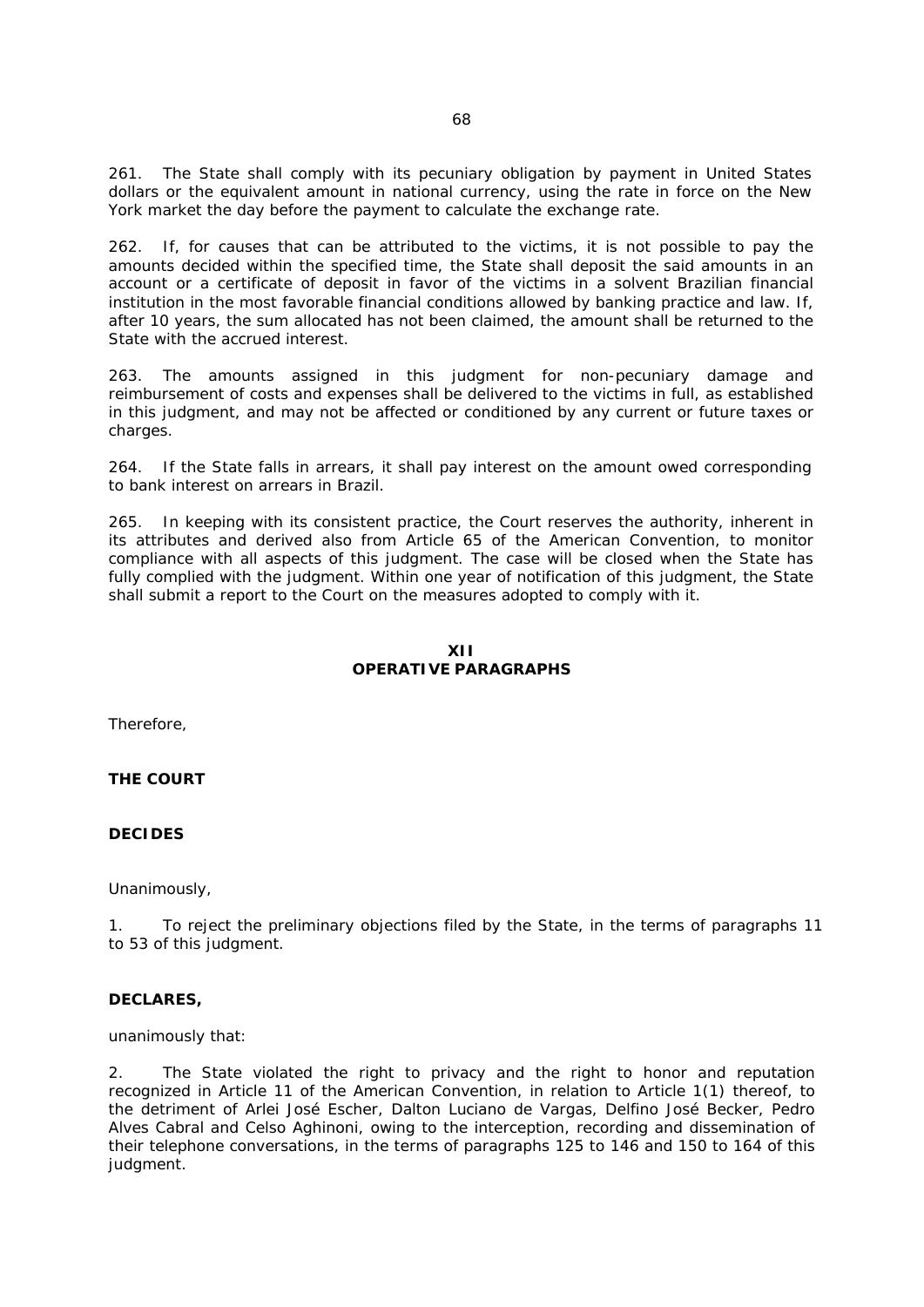261. The State shall comply with its pecuniary obligation by payment in United States dollars or the equivalent amount in national currency, using the rate in force on the New York market the day before the payment to calculate the exchange rate.

262. If, for causes that can be attributed to the victims, it is not possible to pay the amounts decided within the specified time, the State shall deposit the said amounts in an account or a certificate of deposit in favor of the victims in a solvent Brazilian financial institution in the most favorable financial conditions allowed by banking practice and law. If, after 10 years, the sum allocated has not been claimed, the amount shall be returned to the State with the accrued interest.

263. The amounts assigned in this judgment for non-pecuniary damage and reimbursement of costs and expenses shall be delivered to the victims in full, as established in this judgment, and may not be affected or conditioned by any current or future taxes or charges.

264. If the State falls in arrears, it shall pay interest on the amount owed corresponding to bank interest on arrears in Brazil.

265. In keeping with its consistent practice, the Court reserves the authority, inherent in its attributes and derived also from Article 65 of the American Convention, to monitor compliance with all aspects of this judgment. The case will be closed when the State has fully complied with the judgment. Within one year of notification of this judgment, the State shall submit a report to the Court on the measures adopted to comply with it.

## XII
## OPERATIVE PARAGRAPHS

Therefore,

**THE COURT**

**DECIDES**

Unanimously,

1. To reject the preliminary objections filed by the State, in the terms of paragraphs 11 to 53 of this judgment.

**DECLARES,**

unanimously that:

2. The State violated the right to privacy and the right to honor and reputation recognized in Article 11 of the American Convention, in relation to Article 1(1) thereof, to the detriment of Arlei José Escher, Dalton Luciano de Vargas, Delfino José Becker, Pedro Alves Cabral and Celso Aghinoni, owing to the interception, recording and dissemination of their telephone conversations, in the terms of paragraphs 125 to 146 and 150 to 164 of this judgment.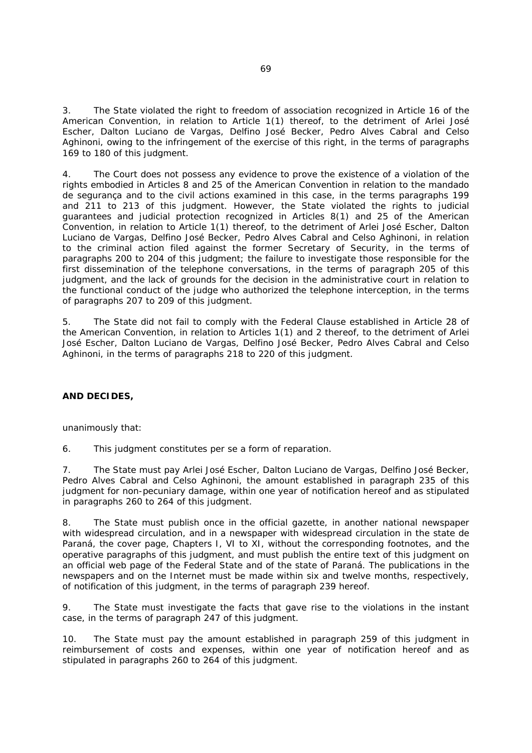3. The State violated the right to freedom of association recognized in Article 16 of the American Convention, in relation to Article 1(1) thereof, to the detriment of Arlei José Escher, Dalton Luciano de Vargas, Delfino José Becker, Pedro Alves Cabral and Celso Aghinoni, owing to the infringement of the exercise of this right, in the terms of paragraphs 169 to 180 of this judgment.

4. The Court does not possess any evidence to prove the existence of a violation of the rights embodied in Articles 8 and 25 of the American Convention in relation to the mandado de segurança and to the civil actions examined in this case, in the terms paragraphs 199 and 211 to 213 of this judgment. However, the State violated the rights to judicial guarantees and judicial protection recognized in Articles 8(1) and 25 of the American Convention, in relation to Article 1(1) thereof, to the detriment of Arlei José Escher, Dalton Luciano de Vargas, Delfino José Becker, Pedro Alves Cabral and Celso Aghinoni, in relation to the criminal action filed against the former Secretary of Security, in the terms of paragraphs 200 to 204 of this judgment; the failure to investigate those responsible for the first dissemination of the telephone conversations, in the terms of paragraph 205 of this judgment, and the lack of grounds for the decision in the administrative court in relation to the functional conduct of the judge who authorized the telephone interception, in the terms of paragraphs 207 to 209 of this judgment.

5. The State did not fail to comply with the Federal Clause established in Article 28 of the American Convention, in relation to Articles 1(1) and 2 thereof, to the detriment of Arlei José Escher, Dalton Luciano de Vargas, Delfino José Becker, Pedro Alves Cabral and Celso Aghinoni, in the terms of paragraphs 218 to 220 of this judgment.

**AND DECIDES,**

unanimously that:

6. This judgment constitutes per se a form of reparation.

7. The State must pay Arlei José Escher, Dalton Luciano de Vargas, Delfino José Becker, Pedro Alves Cabral and Celso Aghinoni, the amount established in paragraph 235 of this judgment for non-pecuniary damage, within one year of notification hereof and as stipulated in paragraphs 260 to 264 of this judgment.

8. The State must publish once in the official gazette, in another national newspaper with widespread circulation, and in a newspaper with widespread circulation in the state de Paraná, the cover page, Chapters I, VI to XI, without the corresponding footnotes, and the operative paragraphs of this judgment, and must publish the entire text of this judgment on an official web page of the Federal State and of the state of Paraná. The publications in the newspapers and on the Internet must be made within six and twelve months, respectively, of notification of this judgment, in the terms of paragraph 239 hereof.

9. The State must investigate the facts that gave rise to the violations in the instant case, in the terms of paragraph 247 of this judgment.

10. The State must pay the amount established in paragraph 259 of this judgment in reimbursement of costs and expenses, within one year of notification hereof and as stipulated in paragraphs 260 to 264 of this judgment.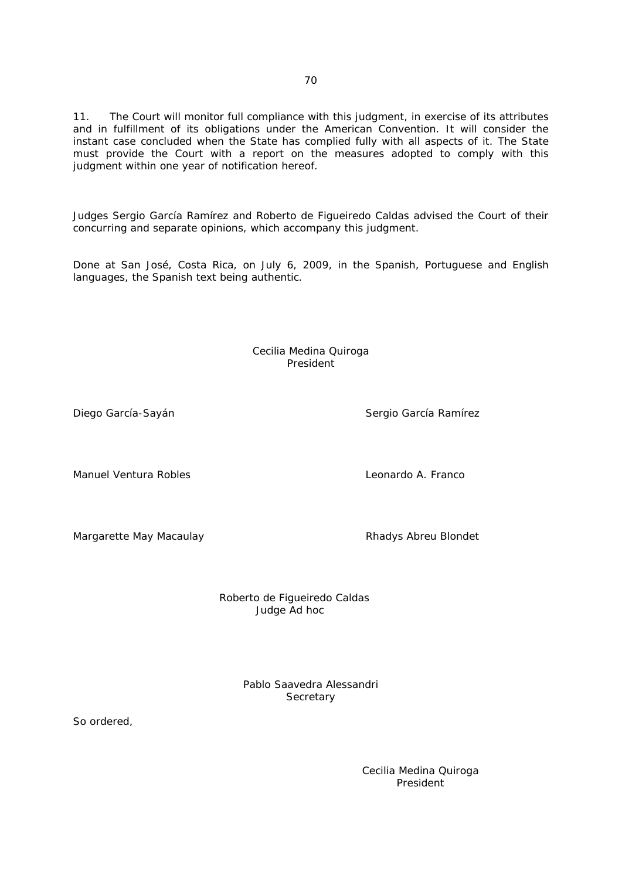11. The Court will monitor full compliance with this judgment, in exercise of its attributes and in fulfillment of its obligations under the American Convention. It will consider the instant case concluded when the State has complied fully with all aspects of it. The State must provide the Court with a report on the measures adopted to comply with this judgment within one year of notification hereof.

Judges Sergio García Ramírez and Roberto de Figueiredo Caldas advised the Court of their concurring and separate opinions, which accompany this judgment.

Done at San José, Costa Rica, on July 6, 2009, in the Spanish, Portuguese and English languages, the Spanish text being authentic.

Cecilia Medina Quiroga
President

Diego García-Sayán

Sergio García Ramírez

Manuel Ventura Robles

Leonardo A. Franco

Margarette May Macaulay

Rhadys Abreu Blondet

Roberto de Figueiredo Caldas
Judge Ad hoc

Pablo Saavedra Alessandri
Secretary

So ordered,

Cecilia Medina Quiroga
President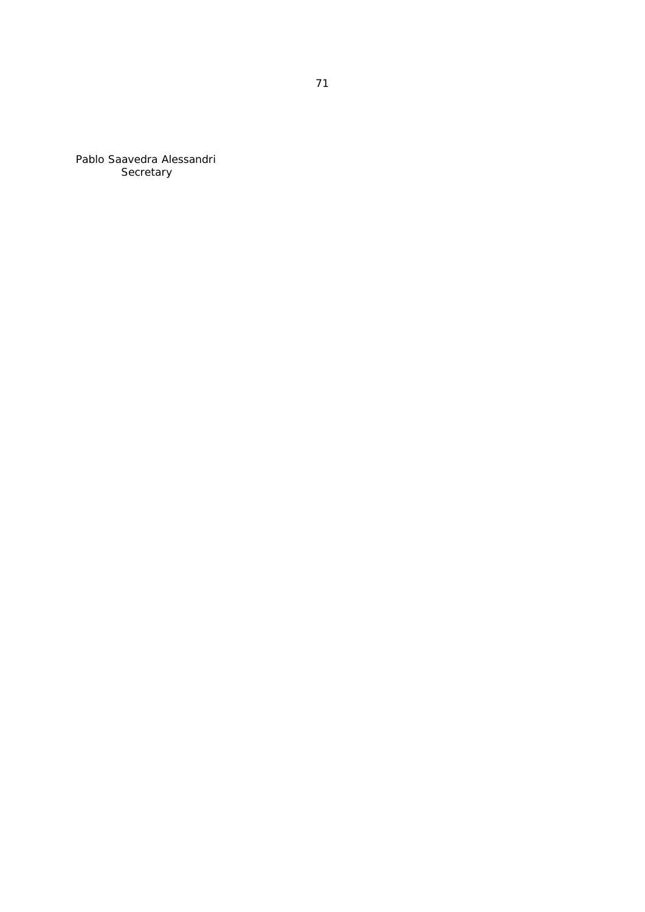Pablo Saavedra Alessandri
Secretary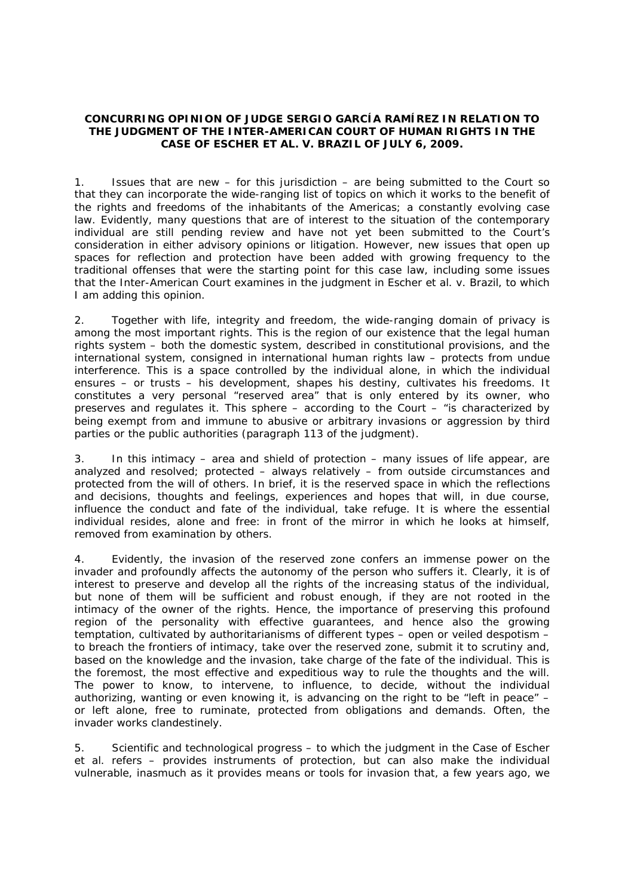**CONCURRING OPINION OF JUDGE SERGIO GARCÍA RAMÍREZ IN RELATION TO THE JUDGMENT OF THE INTER-AMERICAN COURT OF HUMAN RIGHTS IN THE CASE OF ESCHER ET AL. V. BRAZIL OF JULY 6, 2009.**

1. Issues that are new – for this jurisdiction – are being submitted to the Court so that they can incorporate the wide-ranging list of topics on which it works to the benefit of the rights and freedoms of the inhabitants of the Americas; a constantly evolving case law. Evidently, many questions that are of interest to the situation of the contemporary individual are still pending review and have not yet been submitted to the Court's consideration in either advisory opinions or litigation. However, new issues that open up spaces for reflection and protection have been added with growing frequency to the traditional offenses that were the starting point for this case law, including some issues that the Inter-American Court examines in the judgment in Escher et al. v. Brazil, to which I am adding this opinion.

2. Together with life, integrity and freedom, the wide-ranging domain of privacy is among the most important rights. This is the region of our existence that the legal human rights system – both the domestic system, described in constitutional provisions, and the international system, consigned in international human rights law – protects from undue interference. This is a space controlled by the individual alone, in which the individual ensures – or trusts – his development, shapes his destiny, cultivates his freedoms. It constitutes a very personal "reserved area" that is only entered by its owner, who preserves and regulates it. This sphere – according to the Court – "is characterized by being exempt from and immune to abusive or arbitrary invasions or aggression by third parties or the public authorities (paragraph 113 of the judgment).

3. In this intimacy – area and shield of protection – many issues of life appear, are analyzed and resolved; protected – always relatively – from outside circumstances and protected from the will of others. In brief, it is the reserved space in which the reflections and decisions, thoughts and feelings, experiences and hopes that will, in due course, influence the conduct and fate of the individual, take refuge. It is where the essential individual resides, alone and free: in front of the mirror in which he looks at himself, removed from examination by others.

4. Evidently, the invasion of the reserved zone confers an immense power on the invader and profoundly affects the autonomy of the person who suffers it. Clearly, it is of interest to preserve and develop all the rights of the increasing status of the individual, but none of them will be sufficient and robust enough, if they are not rooted in the intimacy of the owner of the rights. Hence, the importance of preserving this profound region of the personality with effective guarantees, and hence also the growing temptation, cultivated by authoritarianisms of different types – open or veiled despotism – to breach the frontiers of intimacy, take over the reserved zone, submit it to scrutiny and, based on the knowledge and the invasion, take charge of the fate of the individual. This is the foremost, the most effective and expeditious way to rule the thoughts and the will. The power to know, to intervene, to influence, to decide, without the individual authorizing, wanting or even knowing it, is advancing on the right to be "left in peace" – or left alone, free to ruminate, protected from obligations and demands. Often, the invader works clandestinely.

5. Scientific and technological progress – to which the judgment in the Case of Escher et al. refers – provides instruments of protection, but can also make the individual vulnerable, inasmuch as it provides means or tools for invasion that, a few years ago, we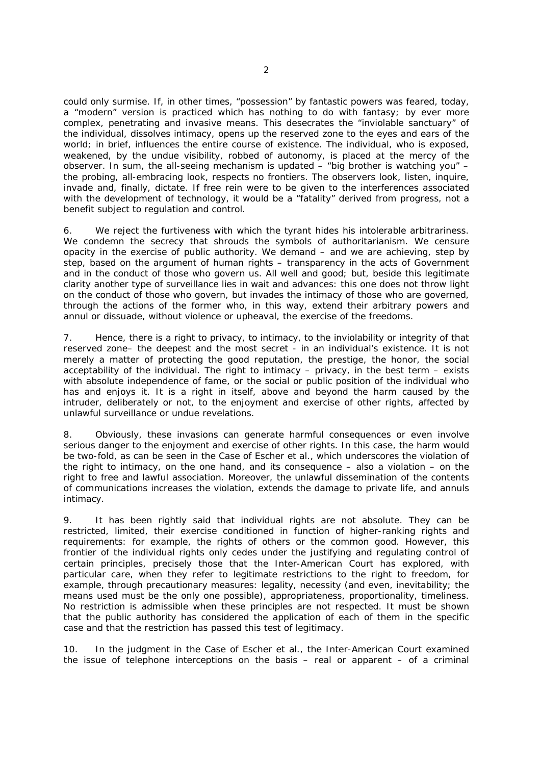could only surmise. If, in other times, "possession" by fantastic powers was feared, today, a "modern" version is practiced which has nothing to do with fantasy; by ever more complex, penetrating and invasive means. This desecrates the "inviolable sanctuary" of the individual, dissolves intimacy, opens up the reserved zone to the eyes and ears of the world; in brief, influences the entire course of existence. The individual, who is exposed, weakened, by the undue visibility, robbed of autonomy, is placed at the mercy of the observer. In sum, the all-seeing mechanism is updated – "big brother is watching you" – the probing, all-embracing look, respects no frontiers. The observers look, listen, inquire, invade and, finally, dictate. If free rein were to be given to the interferences associated with the development of technology, it would be a "fatality" derived from progress, not a benefit subject to regulation and control.

6. We reject the furtiveness with which the tyrant hides his intolerable arbitrariness. We condemn the secrecy that shrouds the symbols of authoritarianism. We censure opacity in the exercise of public authority. We demand – and we are achieving, step by step, based on the argument of human rights – transparency in the acts of Government and in the conduct of those who govern us. All well and good; but, beside this legitimate clarity another type of surveillance lies in wait and advances: this one does not throw light on the conduct of those who govern, but invades the intimacy of those who are governed, through the actions of the former who, in this way, extend their arbitrary powers and annul or dissuade, without violence or upheaval, the exercise of the freedoms.

7. Hence, there is a right to privacy, to intimacy, to the inviolability or integrity of that reserved zone– the deepest and the most secret - in an individual's existence. It is not merely a matter of protecting the good reputation, the prestige, the honor, the social acceptability of the individual. The right to intimacy – privacy, in the best term – exists with absolute independence of fame, or the social or public position of the individual who has and enjoys it. It is a right in itself, above and beyond the harm caused by the intruder, deliberately or not, to the enjoyment and exercise of other rights, affected by unlawful surveillance or undue revelations.

8. Obviously, these invasions can generate harmful consequences or even involve serious danger to the enjoyment and exercise of other rights. In this case, the harm would be two-fold, as can be seen in the Case of Escher et al., which underscores the violation of the right to intimacy, on the one hand, and its consequence – also a violation – on the right to free and lawful association. Moreover, the unlawful dissemination of the contents of communications increases the violation, extends the damage to private life, and annuls intimacy.

9. It has been rightly said that individual rights are not absolute. They can be restricted, limited, their exercise conditioned in function of higher-ranking rights and requirements: for example, the rights of others or the common good. However, this frontier of the individual rights only cedes under the justifying and regulating control of certain principles, precisely those that the Inter-American Court has explored, with particular care, when they refer to legitimate restrictions to the right to freedom, for example, through precautionary measures: legality, necessity (and even, inevitability; the means used must be the only one possible), appropriateness, proportionality, timeliness. No restriction is admissible when these principles are not respected. It must be shown that the public authority has considered the application of each of them in the specific case and that the restriction has passed this test of legitimacy.

10. In the judgment in the Case of Escher et al., the Inter-American Court examined the issue of telephone interceptions on the basis – real or apparent – of a criminal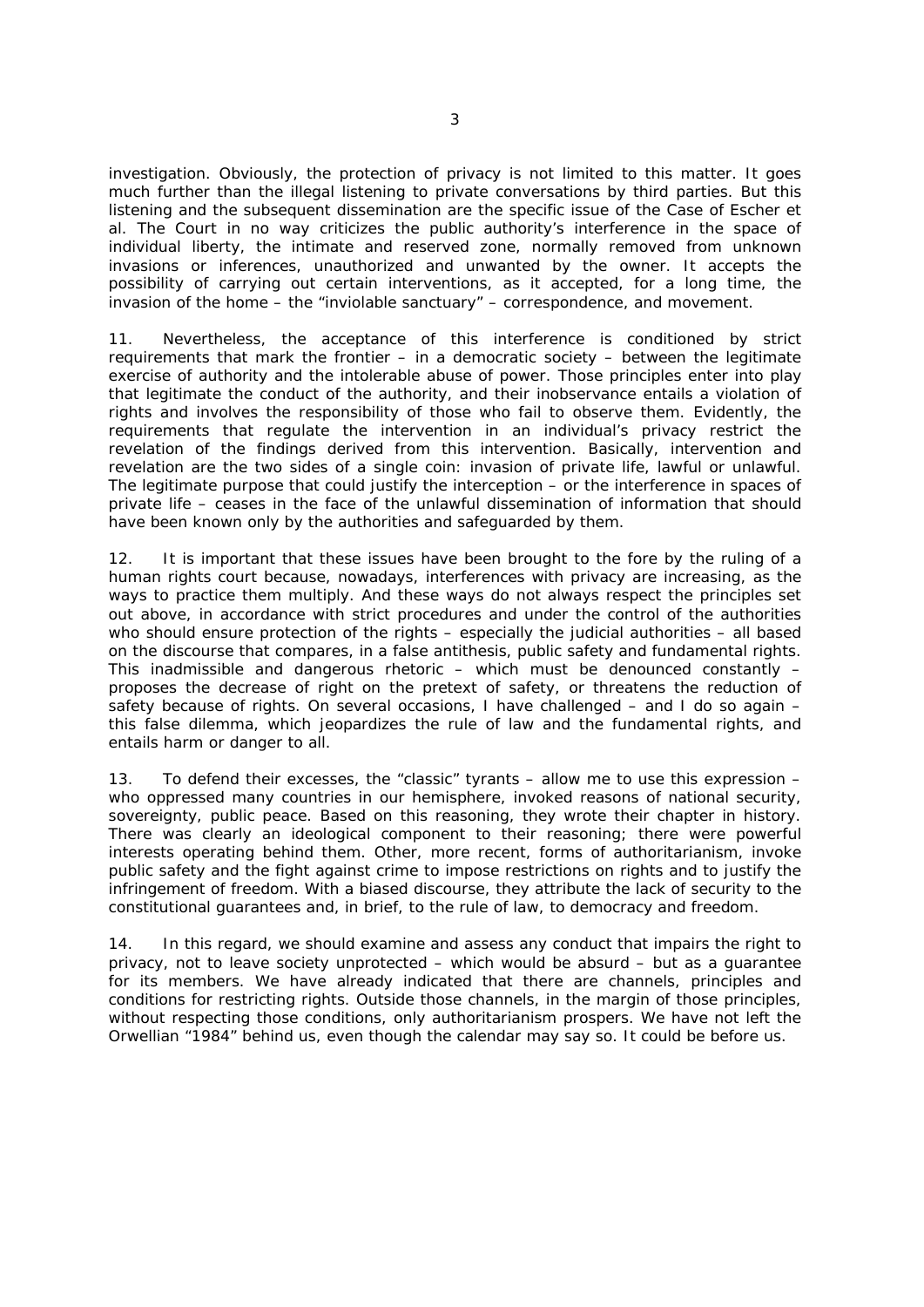investigation. Obviously, the protection of privacy is not limited to this matter. It goes much further than the illegal listening to private conversations by third parties. But this listening and the subsequent dissemination are the specific issue of the Case of Escher et al. The Court in no way criticizes the public authority's interference in the space of individual liberty, the intimate and reserved zone, normally removed from unknown invasions or inferences, unauthorized and unwanted by the owner. It accepts the possibility of carrying out certain interventions, as it accepted, for a long time, the invasion of the home – the "inviolable sanctuary" – correspondence, and movement.

11. Nevertheless, the acceptance of this interference is conditioned by strict requirements that mark the frontier – in a democratic society – between the legitimate exercise of authority and the intolerable abuse of power. Those principles enter into play that legitimate the conduct of the authority, and their inobservance entails a violation of rights and involves the responsibility of those who fail to observe them. Evidently, the requirements that regulate the intervention in an individual's privacy restrict the revelation of the findings derived from this intervention. Basically, intervention and revelation are the two sides of a single coin: invasion of private life, lawful or unlawful. The legitimate purpose that could justify the interception – or the interference in spaces of private life – ceases in the face of the unlawful dissemination of information that should have been known only by the authorities and safeguarded by them.

12. It is important that these issues have been brought to the fore by the ruling of a human rights court because, nowadays, interferences with privacy are increasing, as the ways to practice them multiply. And these ways do not always respect the principles set out above, in accordance with strict procedures and under the control of the authorities who should ensure protection of the rights – especially the judicial authorities – all based on the discourse that compares, in a false antithesis, public safety and fundamental rights. This inadmissible and dangerous rhetoric – which must be denounced constantly – proposes the decrease of right on the pretext of safety, or threatens the reduction of safety because of rights. On several occasions, I have challenged – and I do so again – this false dilemma, which jeopardizes the rule of law and the fundamental rights, and entails harm or danger to all.

13. To defend their excesses, the "classic" tyrants – allow me to use this expression – who oppressed many countries in our hemisphere, invoked reasons of national security, sovereignty, public peace. Based on this reasoning, they wrote their chapter in history. There was clearly an ideological component to their reasoning; there were powerful interests operating behind them. Other, more recent, forms of authoritarianism, invoke public safety and the fight against crime to impose restrictions on rights and to justify the infringement of freedom. With a biased discourse, they attribute the lack of security to the constitutional guarantees and, in brief, to the rule of law, to democracy and freedom.

14. In this regard, we should examine and assess any conduct that impairs the right to privacy, not to leave society unprotected – which would be absurd – but as a guarantee for its members. We have already indicated that there are channels, principles and conditions for restricting rights. Outside those channels, in the margin of those principles, without respecting those conditions, only authoritarianism prospers. We have not left the Orwellian "1984" behind us, even though the calendar may say so. It could be before us.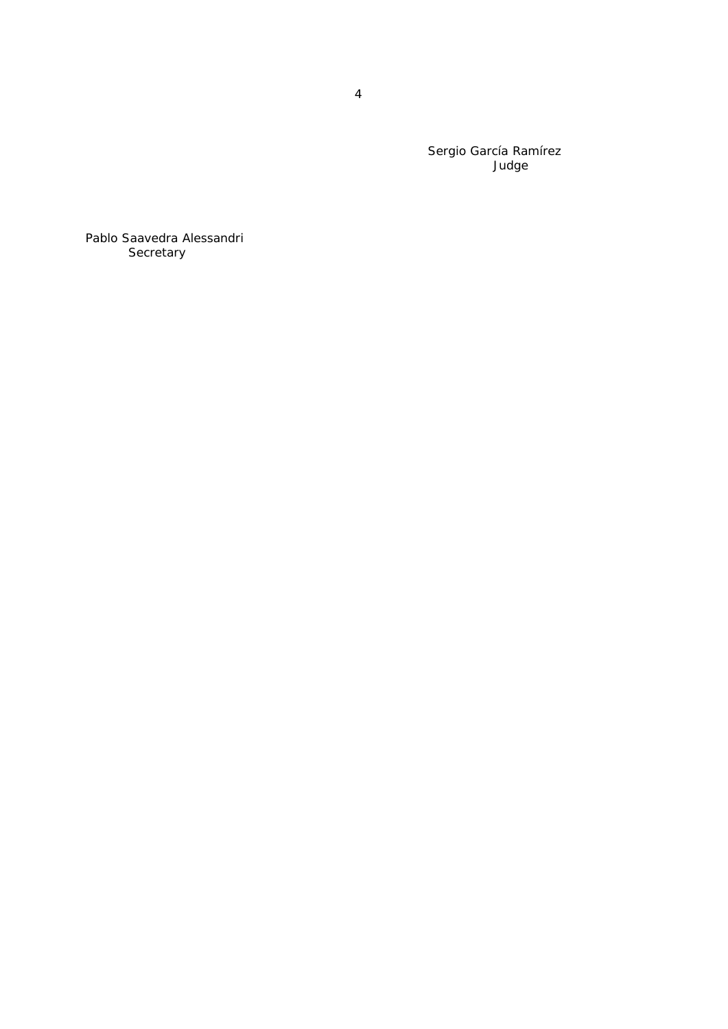Sergio García Ramírez
Judge

Pablo Saavedra Alessandri
Secretary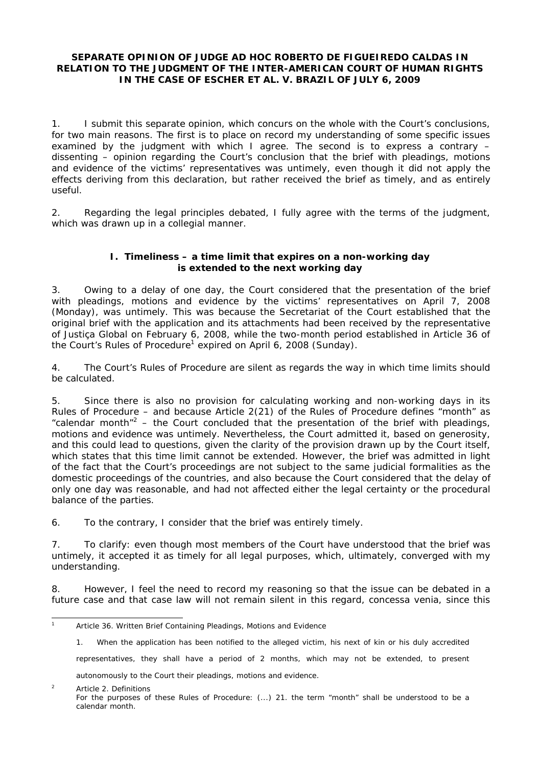**SEPARATE OPINION OF JUDGE AD HOC ROBERTO DE FIGUEIREDO CALDAS IN RELATION TO THE JUDGMENT OF THE INTER-AMERICAN COURT OF HUMAN RIGHTS IN THE CASE OF ESCHER ET AL. V. BRAZIL OF JULY 6, 2009**

1. I submit this separate opinion, which concurs on the whole with the Court's conclusions, for two main reasons. The first is to place on record my understanding of some specific issues examined by the judgment with which I agree. The second is to express a contrary – dissenting – opinion regarding the Court's conclusion that the brief with pleadings, motions and evidence of the victims' representatives was untimely, even though it did not apply the effects deriving from this declaration, but rather received the brief as timely, and as entirely useful.

2. Regarding the legal principles debated, I fully agree with the terms of the judgment, which was drawn up in a collegial manner.

**I. Timeliness – a time limit that expires on a non-working day is extended to the next working day**

3. Owing to a delay of one day, the Court considered that the presentation of the brief with pleadings, motions and evidence by the victims' representatives on April 7, 2008 (Monday), was untimely. This was because the Secretariat of the Court established that the original brief with the application and its attachments had been received by the representative of Justiça Global on February 6, 2008, while the two-month period established in Article 36 of the Court's Rules of Procedure[1] expired on April 6, 2008 (Sunday).

4. The Court's Rules of Procedure are silent as regards the way in which time limits should be calculated.

5. Since there is also no provision for calculating working and non-working days in its Rules of Procedure – and because Article 2(21) of the Rules of Procedure defines "month" as "calendar month"[2] – the Court concluded that the presentation of the brief with pleadings, motions and evidence was untimely. Nevertheless, the Court admitted it, based on generosity, and this could lead to questions, given the clarity of the provision drawn up by the Court itself, which states that this time limit cannot be extended. However, the brief was admitted in light of the fact that the Court's proceedings are not subject to the same judicial formalities as the domestic proceedings of the countries, and also because the Court considered that the delay of only one day was reasonable, and had not affected either the legal certainty or the procedural balance of the parties.

6. To the contrary, I consider that the brief was entirely timely.

7. To clarify: even though most members of the Court have understood that the brief was untimely, it accepted it as timely for all legal purposes, which, ultimately, converged with my understanding.

8. However, I feel the need to record my reasoning so that the issue can be debated in a future case and that case law will not remain silent in this regard, *concessa venia*, since this

---

[1] Article 36. Written Brief Containing Pleadings, Motions and Evidence

1. When the application has been notified to the alleged victim, his next of kin or his duly accredited representatives, they shall have a period of 2 months, which may not be extended, to present autonomously to the Court their pleadings, motions and evidence.

[2] Article 2. Definitions
For the purposes of these Rules of Procedure: (...) 21. the term "month" shall be understood to be a calendar month.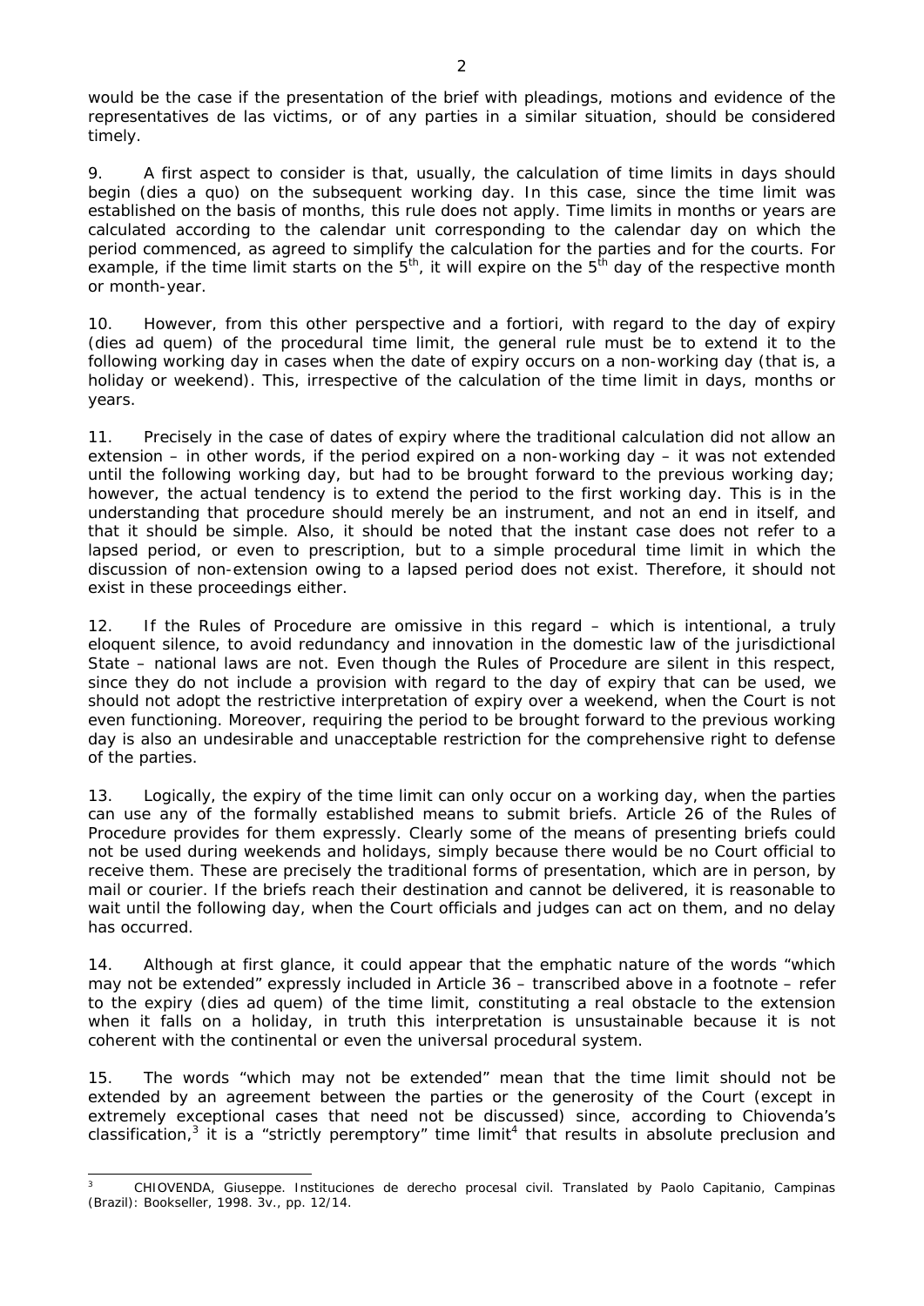would be the case if the presentation of the brief with pleadings, motions and evidence of the representatives de las victims, or of any parties in a similar situation, should be considered timely.

9. A first aspect to consider is that, usually, the calculation of time limits in days should begin (*dies a quo*) on the subsequent working day. In this case, since the time limit was established on the basis of months, this rule does not apply. Time limits in months or years are calculated according to the calendar unit corresponding to the calendar day on which the period commenced, as agreed to simplify the calculation for the parties and for the courts. For example, if the time limit starts on the 5th, it will expire on the 5th day of the respective month or month-year.

10. However, from this other perspective and *a fortiori*, with regard to the day of expiry (*dies ad quem*) of the procedural time limit, the general rule must be to extend it to the following working day in cases when the date of expiry occurs on a non-working day (that is, a holiday or weekend). This, irrespective of the calculation of the time limit in days, months or years.

11. Precisely in the case of dates of expiry where the traditional calculation did not allow an extension – in other words, if the period expired on a non-working day – it was not extended until the following working day, but had to be brought forward to the previous working day; however, the actual tendency is to extend the period to the first working day. This is in the understanding that procedure should merely be an instrument, and not an end in itself, and that it should be simple. Also, it should be noted that the instant case does not refer to a lapsed period, or even to prescription, but to a simple procedural time limit in which the discussion of non-extension owing to a lapsed period does not exist. Therefore, it should not exist in these proceedings either.

12. If the Rules of Procedure are omissive in this regard – which is intentional, a truly eloquent silence, to avoid redundancy and innovation in the domestic law of the jurisdictional State – national laws are not. Even though the Rules of Procedure are silent in this respect, since they do not include a provision with regard to the day of expiry that can be used, we should not adopt the restrictive interpretation of expiry over a weekend, when the Court is not even functioning. Moreover, requiring the period to be brought forward to the previous working day is also an undesirable and unacceptable restriction for the comprehensive right to defense of the parties.

13. Logically, the expiry of the time limit can only occur on a working day, when the parties can use any of the formally established means to submit briefs. Article 26 of the Rules of Procedure provides for them expressly. Clearly some of the means of presenting briefs could not be used during weekends and holidays, simply because there would be no Court official to receive them. These are precisely the traditional forms of presentation, which are in person, by mail or courier. If the briefs reach their destination and cannot be delivered, it is reasonable to wait until the following day, when the Court officials and judges can act on them, and no delay has occurred.

14. Although at first glance, it could appear that the emphatic nature of the words "which may not be extended" expressly included in Article 36 – transcribed above in a footnote – refer to the expiry (*dies ad quem*) of the time limit, constituting a real obstacle to the extension when it falls on a holiday, in truth this interpretation is unsustainable because it is not coherent with the continental or even the universal procedural system.

15. The words "which may not be extended" mean that the time limit should not be extended by an agreement between the parties or the generosity of the Court (except in extremely exceptional cases that need not be discussed) since, according to Chiovenda's classification,[3] it is a "strictly peremptory" time limit[4] that results in absolute preclusion and

---

[3] CHIOVENDA, Giuseppe. *Instituciones de derecho procesal civil*. Translated by Paolo Capitanio, Campinas (Brazil): Bookseller, 1998. 3v., pp. 12/14.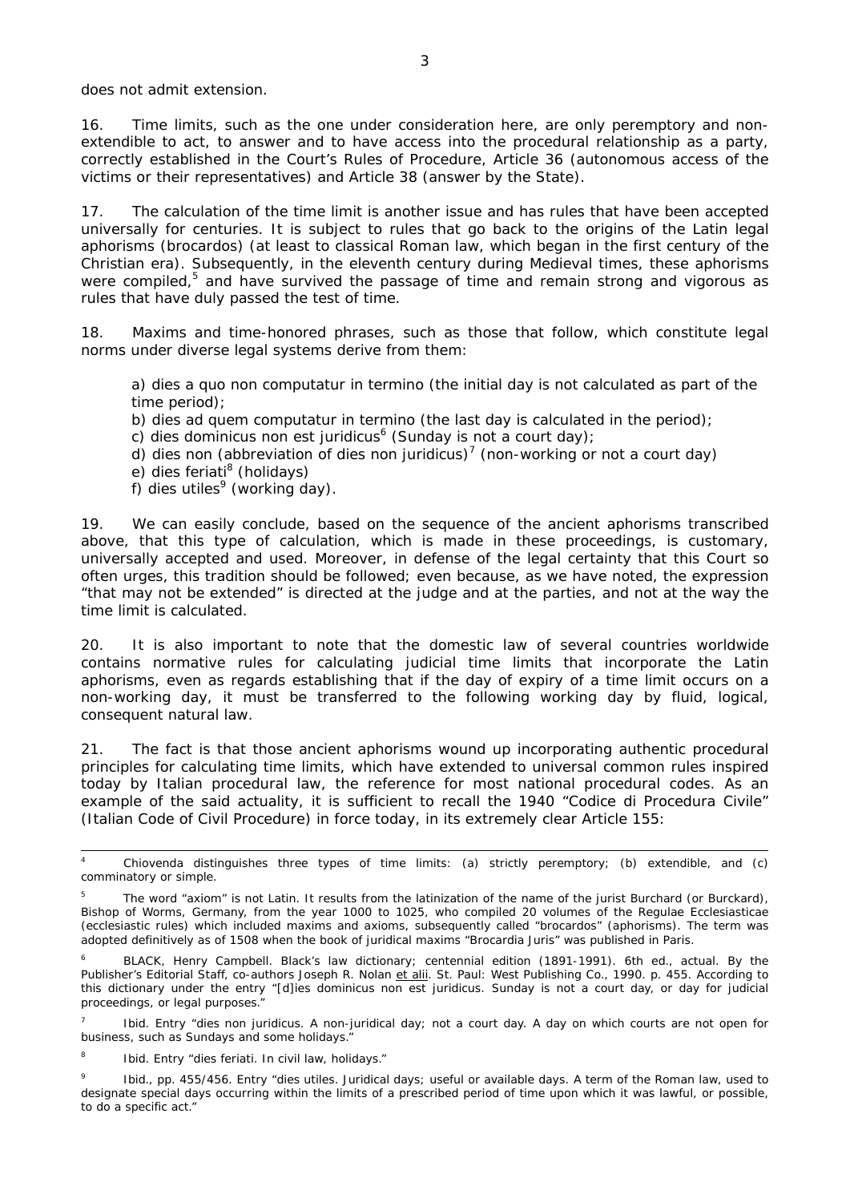does not admit extension.

16. Time limits, such as the one under consideration here, are only peremptory and non-extendible to act, to answer and to have access into the procedural relationship as a party, correctly established in the Court's Rules of Procedure, Article 36 (autonomous access of the victims or their representatives) and Article 38 (answer by the State).

17. The calculation of the time limit is another issue and has rules that have been accepted universally for centuries. It is subject to rules that go back to the origins of the Latin legal aphorisms (brocardos) (at least to classical Roman law, which began in the first century of the Christian era). Subsequently, in the eleventh century during Medieval times, these aphorisms were compiled,[5] and have survived the passage of time and remain strong and vigorous as rules that have duly passed the test of time.

18. Maxims and time-honored phrases, such as those that follow, which constitute legal norms under diverse legal systems derive from them:

> a) dies a quo non computatur in termino (the initial day is not calculated as part of the time period);
> b) dies ad quem computatur in termino (the last day is calculated in the period);
> c) dies dominicus non est juridicus[6] (Sunday is not a court day);
> d) dies non (abbreviation of dies non juridicus)[7] (non-working or not a court day)
> e) dies feriati[8] (holidays)
> f) dies utiles[9] (working day).

19. We can easily conclude, based on the sequence of the ancient aphorisms transcribed above, that this type of calculation, which is made in these proceedings, is customary, universally accepted and used. Moreover, in defense of the legal certainty that this Court so often urges, this tradition should be followed; even because, as we have noted, the expression "that may not be extended" is directed at the judge and at the parties, and not at the way the time limit is calculated.

20. It is also important to note that the domestic law of several countries worldwide contains normative rules for calculating judicial time limits that incorporate the Latin aphorisms, even as regards establishing that if the day of expiry of a time limit occurs on a non-working day, it must be transferred to the following working day by fluid, logical, consequent natural law.

21. The fact is that those ancient aphorisms wound up incorporating authentic procedural principles for calculating time limits, which have extended to universal common rules inspired today by Italian procedural law, the reference for most national procedural codes. As an example of the said actuality, it is sufficient to recall the 1940 "Codice di Procedura Civile" (Italian Code of Civil Procedure) in force today, in its extremely clear Article 155:

---

[4] Chiovenda distinguishes three types of time limits: (a) strictly peremptory; (b) extendible, and (c) comminatory or simple.

[5] The word "axiom" is not Latin. It results from the latinization of the name of the jurist Burchard (or Burckard), Bishop of Worms, Germany, from the year 1000 to 1025, who compiled 20 volumes of the Regulae Ecclesiasticae (ecclesiastic rules) which included maxims and axioms, subsequently called "brocardos" (aphorisms). The term was adopted definitively as of 1508 when the book of juridical maxims "Brocardia Juris" was published in Paris.

[6] BLACK, Henry Campbell. Black's law dictionary; centennial edition (1891-1991). 6th ed., actual. By the Publisher's Editorial Staff, co-authors Joseph R. Nolan et alii. St. Paul: West Publishing Co., 1990. p. 455. According to this dictionary under the entry "[d]ies dominicus non est juridicus. Sunday is not a court day, or day for judicial proceedings, or legal purposes."

[7] Ibid. Entry "dies non juridicus. A non-juridical day; not a court day. A day on which courts are not open for business, such as Sundays and some holidays."

[8] Ibid. Entry "dies feriati. In civil law, holidays."

[9] Ibid., pp. 455/456. Entry "dies utiles. Juridical days; useful or available days. A term of the Roman law, used to designate special days occurring within the limits of a prescribed period of time upon which it was lawful, or possible, to do a specific act."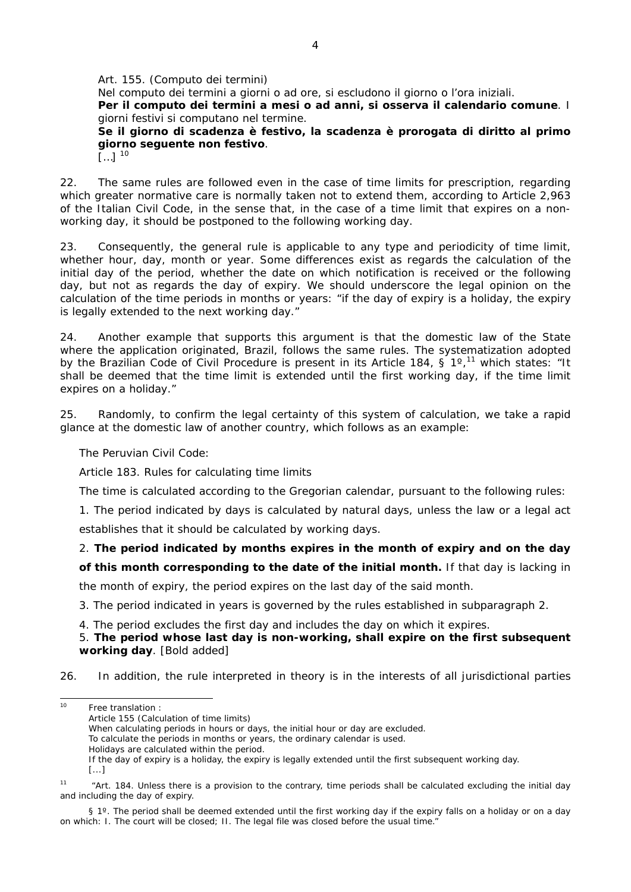Art. 155. (Computo dei termini)

Nel computo dei termini a giorni o ad ore, si escludono il giorno o l'ora iniziali.

**Per il computo dei termini a mesi o ad anni, si osserva il calendario comune**. I giorni festivi si computano nel termine.

**Se il giorno di scadenza è festivo, la scadenza è prorogata di diritto al primo giorno seguente non festivo**.

[...] [10]

22. The same rules are followed even in the case of time limits for prescription, regarding which greater normative care is normally taken not to extend them, according to Article 2,963 of the Italian Civil Code, in the sense that, in the case of a time limit that expires on a non-working day, it should be postponed to the following working day.

23. Consequently, the general rule is applicable to any type and periodicity of time limit, whether hour, day, month or year. Some differences exist as regards the calculation of the initial day of the period, whether the date on which notification is received or the following day, but not as regards the day of expiry. We should underscore the legal opinion on the calculation of the time periods in months or years: "if the day of expiry is a holiday, the expiry is legally extended to the next working day."

24. Another example that supports this argument is that the domestic law of the State where the application originated, Brazil, follows the same rules. The systematization adopted by the Brazilian Code of Civil Procedure is present in its Article 184, § 1º,[11] which states: "It shall be deemed that the time limit is extended until the first working day, if the time limit expires on a holiday."

25. Randomly, to confirm the legal certainty of this system of calculation, we take a rapid glance at the domestic law of another country, which follows as an example:

The Peruvian Civil Code:

Article 183. Rules for calculating time limits

The time is calculated according to the Gregorian calendar, pursuant to the following rules:

1. The period indicated by days is calculated by natural days, unless the law or a legal act establishes that it should be calculated by working days.
2. **The period indicated by months expires in the month of expiry and on the day of this month corresponding to the date of the initial month.** If that day is lacking in the month of expiry, the period expires on the last day of the said month.
3. The period indicated in years is governed by the rules established in subparagraph 2.
4. The period excludes the first day and includes the day on which it expires.
5. **The period whose last day is non-working, shall expire on the first subsequent working day**. [Bold added]

26. In addition, the rule interpreted in theory is in the interests of all jurisdictional parties

---

[10] Free translation :
Article 155 (Calculation of time limits)
When calculating periods in hours or days, the initial hour or day are excluded.
To calculate the periods in months or years, the ordinary calendar is used.
Holidays are calculated within the period.
If the day of expiry is a holiday, the expiry is legally extended until the first subsequent working day.
[...]

[11] "Art. 184. Unless there is a provision to the contrary, time periods shall be calculated excluding the initial day and including the day of expiry.

§ 1º. The period shall be deemed extended until the first working day if the expiry falls on a holiday or on a day on which: I. The court will be closed; II. The legal file was closed before the usual time."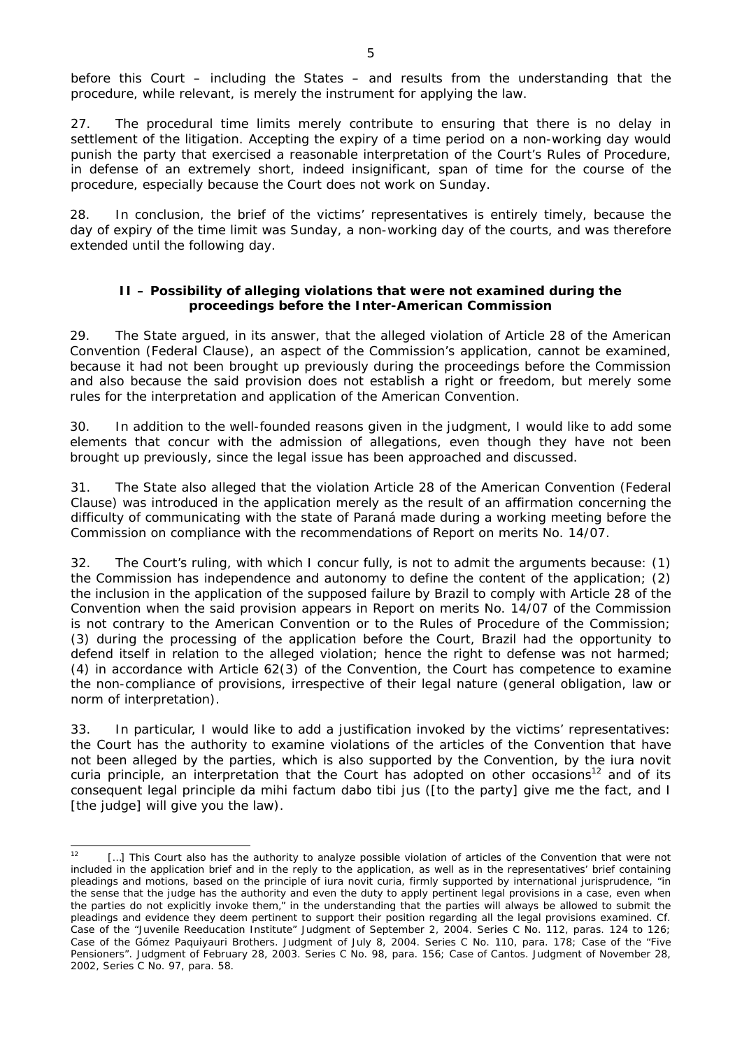before this Court – including the States – and results from the understanding that the procedure, while relevant, is merely the instrument for applying the law.

27. The procedural time limits merely contribute to ensuring that there is no delay in settlement of the litigation. Accepting the expiry of a time period on a non-working day would punish the party that exercised a reasonable interpretation of the Court's Rules of Procedure, in defense of an extremely short, indeed insignificant, span of time for the course of the procedure, especially because the Court does not work on Sunday.

28. In conclusion, the brief of the victims' representatives is entirely timely, because the day of expiry of the time limit was Sunday, a non-working day of the courts, and was therefore extended until the following day.

### II – Possibility of alleging violations that were not examined during the proceedings before the Inter-American Commission

29. The State argued, in its answer, that the alleged violation of Article 28 of the American Convention (Federal Clause), an aspect of the Commission's application, cannot be examined, because it had not been brought up previously during the proceedings before the Commission and also because the said provision does not establish a right or freedom, but merely some rules for the interpretation and application of the American Convention.

30. In addition to the well-founded reasons given in the judgment, I would like to add some elements that concur with the admission of allegations, even though they have not been brought up previously, since the legal issue has been approached and discussed.

31. The State also alleged that the violation Article 28 of the American Convention (Federal Clause) was introduced in the application merely as the result of an affirmation concerning the difficulty of communicating with the state of Paraná made during a working meeting before the Commission on compliance with the recommendations of Report on merits No. 14/07.

32. The Court's ruling, with which I concur fully, is not to admit the arguments because: (1) the Commission has independence and autonomy to define the content of the application; (2) the inclusion in the application of the supposed failure by Brazil to comply with Article 28 of the Convention when the said provision appears in Report on merits No. 14/07 of the Commission is not contrary to the American Convention or to the Rules of Procedure of the Commission; (3) during the processing of the application before the Court, Brazil had the opportunity to defend itself in relation to the alleged violation; hence the right to defense was not harmed; (4) in accordance with Article 62(3) of the Convention, the Court has competence to examine the non-compliance of provisions, irrespective of their legal nature (general obligation, law or norm of interpretation).

33. In particular, I would like to add a justification invoked by the victims' representatives: the Court has the authority to examine violations of the articles of the Convention that have not been alleged by the parties, which is also supported by the Convention, by the *iura novit curia* principle, an interpretation that the Court has adopted on other occasions[12] and of its consequent legal principle *da mihi factum dabo tibi jus* ([to the party] give me the fact, and I [the judge] will give you the law).

---

[12] […] This Court also has the authority to analyze possible violation of articles of the Convention that were not included in the application brief and in the reply to the application, as well as in the representatives' brief containing pleadings and motions, based on the principle of *iura novit curia*, firmly supported by international jurisprudence, "in the sense that the judge has the authority and even the duty to apply pertinent legal provisions in a case, even when the parties do not explicitly invoke them," in the understanding that the parties will always be allowed to submit the pleadings and evidence they deem pertinent to support their position regarding all the legal provisions examined. Cf. *Case of the "Juvenile Reeducation Institute"* Judgment of September 2, 2004. Series C No. 112, paras. 124 to 126; *Case of the Gómez Paquiyauri Brothers.* Judgment of July 8, 2004. Series C No. 110, para. 178; *Case of the "Five Pensioners"*. Judgment of February 28, 2003. Series C No. 98, para. 156; *Case of Cantos.* Judgment of November 28, 2002, Series C No. 97, para. 58.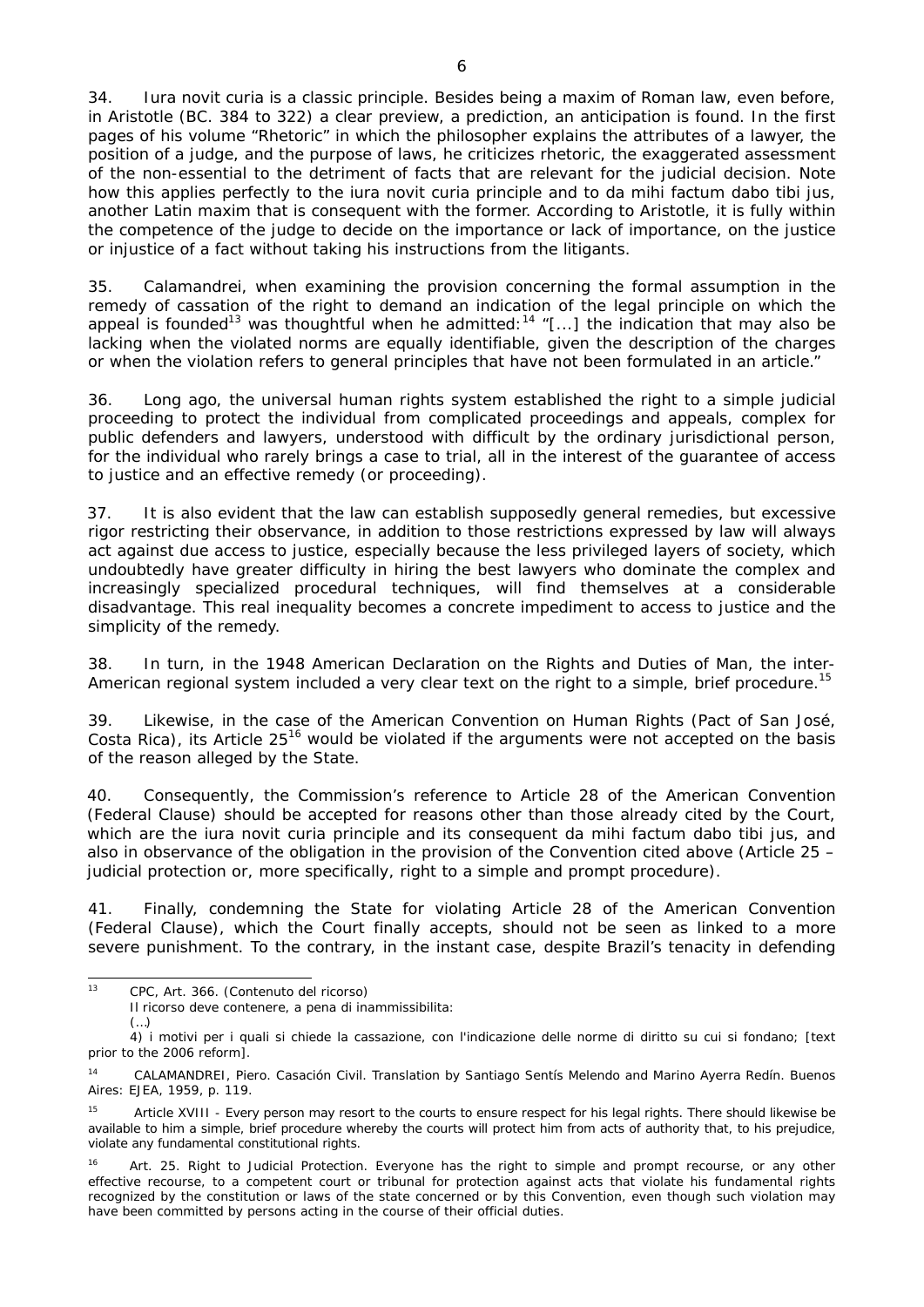34. Iura novit curia is a classic principle. Besides being a maxim of Roman law, even before, in Aristotle (BC. 384 to 322) a clear preview, a prediction, an anticipation is found. In the first pages of his volume "Rhetoric" in which the philosopher explains the attributes of a lawyer, the position of a judge, and the purpose of laws, he criticizes rhetoric, the exaggerated assessment of the non-essential to the detriment of facts that are relevant for the judicial decision. Note how this applies perfectly to the iura novit curia principle and to da mihi factum dabo tibi jus, another Latin maxim that is consequent with the former. According to Aristotle, it is fully within the competence of the judge to decide on the importance or lack of importance, on the justice or injustice of a fact without taking his instructions from the litigants.

35. Calamandrei, when examining the provision concerning the formal assumption in the remedy of cassation of the right to demand an indication of the legal principle on which the appeal is founded[13] was thoughtful when he admitted:[14] "[...] the indication that may also be lacking when the violated norms are equally identifiable, given the description of the charges or when the violation refers to general principles that have not been formulated in an article."

36. Long ago, the universal human rights system established the right to a simple judicial proceeding to protect the individual from complicated proceedings and appeals, complex for public defenders and lawyers, understood with difficult by the ordinary jurisdictional person, for the individual who rarely brings a case to trial, all in the interest of the guarantee of access to justice and an effective remedy (or proceeding).

37. It is also evident that the law can establish supposedly general remedies, but excessive rigor restricting their observance, in addition to those restrictions expressed by law will always act against due access to justice, especially because the less privileged layers of society, which undoubtedly have greater difficulty in hiring the best lawyers who dominate the complex and increasingly specialized procedural techniques, will find themselves at a considerable disadvantage. This real inequality becomes a concrete impediment to access to justice and the simplicity of the remedy.

38. In turn, in the 1948 American Declaration on the Rights and Duties of Man, the inter-American regional system included a very clear text on the right to a simple, brief procedure.[15]

39. Likewise, in the case of the American Convention on Human Rights (Pact of San José, Costa Rica), its Article 25[16] would be violated if the arguments were not accepted on the basis of the reason alleged by the State.

40. Consequently, the Commission's reference to Article 28 of the American Convention (Federal Clause) should be accepted for reasons other than those already cited by the Court, which are the iura novit curia principle and its consequent da mihi factum dabo tibi jus, and also in observance of the obligation in the provision of the Convention cited above (Article 25 – judicial protection or, more specifically, right to a simple and prompt procedure).

41. Finally, condemning the State for violating Article 28 of the American Convention (Federal Clause), which the Court finally accepts, should not be seen as linked to a more severe punishment. To the contrary, in the instant case, despite Brazil's tenacity in defending

---

[13] CPC, Art. 366. (Contenuto del ricorso)
Il ricorso deve contenere, a pena di inammissibilita:
(...)
4) i motivi per i quali si chiede la cassazione, con l'indicazione delle norme di diritto su cui si fondano; [text prior to the 2006 reform].

[14] CALAMANDREI, Piero. Casación Civil. Translation by Santiago Sentís Melendo and Marino Ayerra Redín. Buenos Aires: EJEA, 1959, p. 119.

[15] Article XVIII - Every person may resort to the courts to ensure respect for his legal rights. There should likewise be available to him a simple, brief procedure whereby the courts will protect him from acts of authority that, to his prejudice, violate any fundamental constitutional rights.

[16] Art. 25. Right to Judicial Protection. Everyone has the right to simple and prompt recourse, or any other effective recourse, to a competent court or tribunal for protection against acts that violate his fundamental rights recognized by the constitution or laws of the state concerned or by this Convention, even though such violation may have been committed by persons acting in the course of their official duties.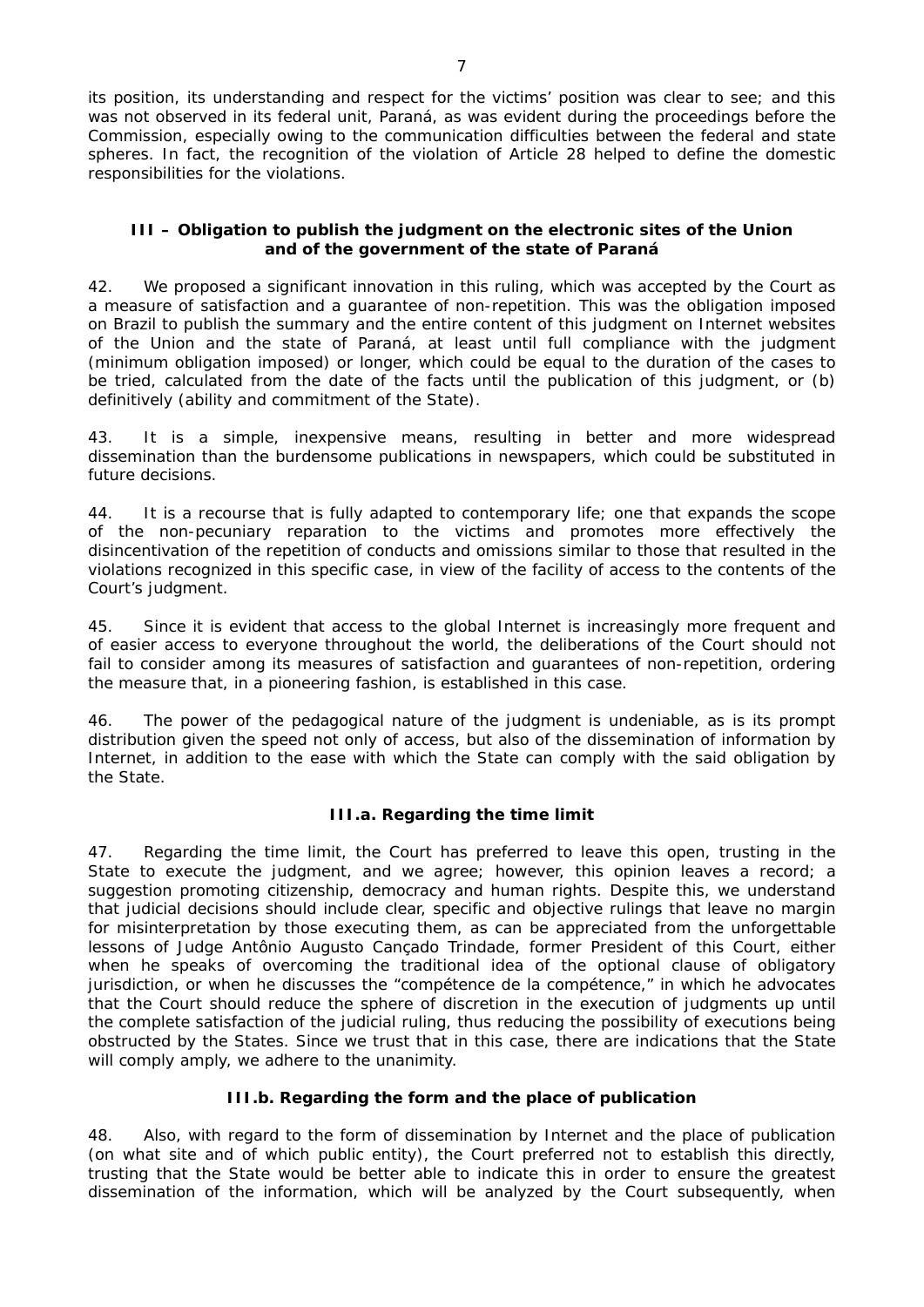its position, its understanding and respect for the victims' position was clear to see; and this was not observed in its federal unit, Paraná, as was evident during the proceedings before the Commission, especially owing to the communication difficulties between the federal and state spheres. In fact, the recognition of the violation of Article 28 helped to define the domestic responsibilities for the violations.

### III – Obligation to publish the judgment on the electronic sites of the Union and of the government of the state of Paraná

42. We proposed a significant innovation in this ruling, which was accepted by the Court as a measure of satisfaction and a guarantee of non-repetition. This was the obligation imposed on Brazil to publish the summary and the entire content of this judgment on Internet websites of the Union and the state of Paraná, at least until full compliance with the judgment (minimum obligation imposed) or longer, which could be equal to the duration of the cases to be tried, calculated from the date of the facts until the publication of this judgment, or (b) definitively (ability and commitment of the State).

43. It is a simple, inexpensive means, resulting in better and more widespread dissemination than the burdensome publications in newspapers, which could be substituted in future decisions.

44. It is a recourse that is fully adapted to contemporary life; one that expands the scope of the non-pecuniary reparation to the victims and promotes more effectively the disincentivation of the repetition of conducts and omissions similar to those that resulted in the violations recognized in this specific case, in view of the facility of access to the contents of the Court's judgment.

45. Since it is evident that access to the global Internet is increasingly more frequent and of easier access to everyone throughout the world, the deliberations of the Court should not fail to consider among its measures of satisfaction and guarantees of non-repetition, ordering the measure that, in a pioneering fashion, is established in this case.

46. The power of the pedagogical nature of the judgment is undeniable, as is its prompt distribution given the speed not only of access, but also of the dissemination of information by Internet, in addition to the ease with which the State can comply with the said obligation by the State.

#### III.a. Regarding the time limit

47. Regarding the time limit, the Court has preferred to leave this open, trusting in the State to execute the judgment, and we agree; however, this opinion leaves a record; a suggestion promoting citizenship, democracy and human rights. Despite this, we understand that judicial decisions should include clear, specific and objective rulings that leave no margin for misinterpretation by those executing them, as can be appreciated from the unforgettable lessons of Judge Antônio Augusto Cançado Trindade, former President of this Court, either when he speaks of overcoming the traditional idea of the optional clause of obligatory jurisdiction, or when he discusses the "compétence de la compétence," in which he advocates that the Court should reduce the sphere of discretion in the execution of judgments up until the complete satisfaction of the judicial ruling, thus reducing the possibility of executions being obstructed by the States. Since we trust that in this case, there are indications that the State will comply amply, we adhere to the unanimity.

#### III.b. Regarding the form and the place of publication

48. Also, with regard to the form of dissemination by Internet and the place of publication (on what site and of which public entity), the Court preferred not to establish this directly, trusting that the State would be better able to indicate this in order to ensure the greatest dissemination of the information, which will be analyzed by the Court subsequently, when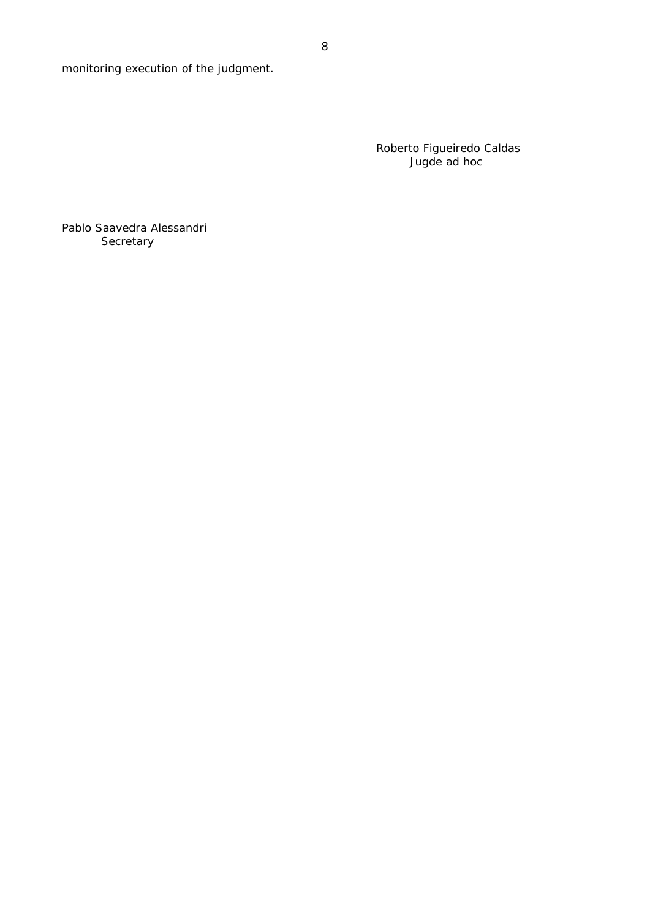monitoring execution of the judgment.

Roberto Figueiredo Caldas
Jugde ad hoc

Pablo Saavedra Alessandri
Secretary